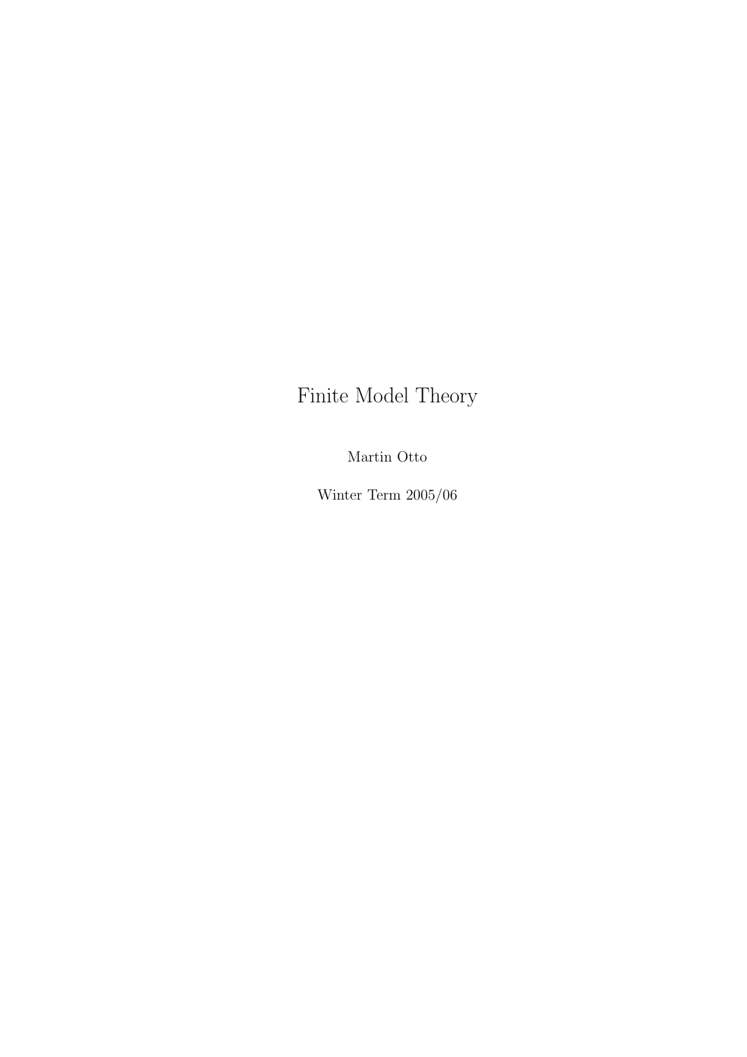# Finite Model Theory

Martin Otto

Winter Term 2005/06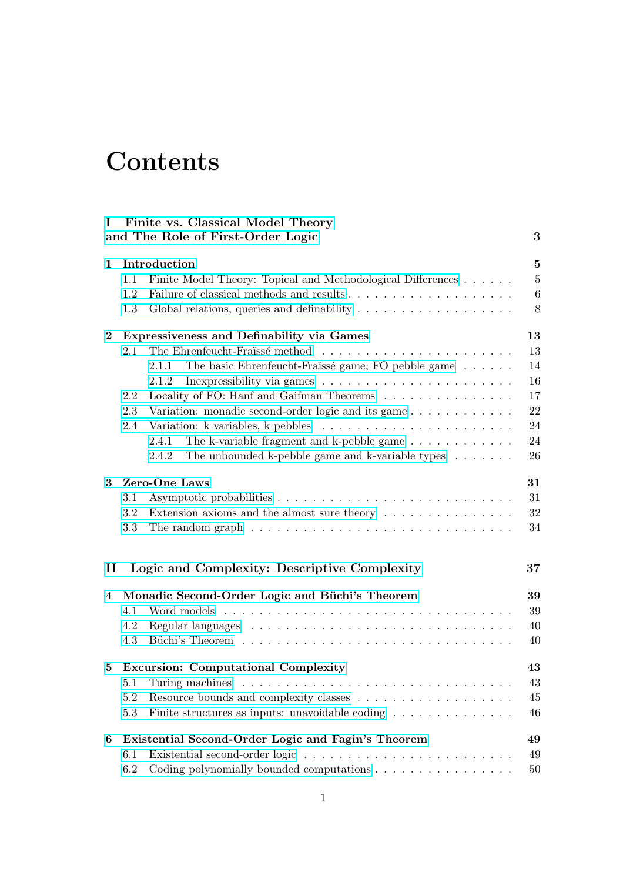# Contents

**I Finite vs. Classical Model Theory and The Role of First-Order Logic** — **3**

**1 Introduction** — **5**

- 1.1 Finite Model Theory: Topical and Methodological Differences . . . . . . 5
- 1.2 Failure of classical methods and results . . . . . . . . . . . . . . . . . . . 6
- 1.3 Global relations, queries and definability . . . . . . . . . . . . . . . . . . 8

**2 Expressiveness and Definability via Games** — **13**

- 2.1 The Ehrenfeucht-Fraïssé method . . . . . . . . . . . . . . . . . . . . . . 13
  - 2.1.1 The basic Ehrenfeucht-Fraïssé game; FO pebble game . . . . . . 14
  - 2.1.2 Inexpressibility via games . . . . . . . . . . . . . . . . . . . . . 16
- 2.2 Locality of FO: Hanf and Gaifman Theorems . . . . . . . . . . . . . . . 17
- 2.3 Variation: monadic second-order logic and its game . . . . . . . . . . . . 22
- 2.4 Variation: k variables, k pebbles . . . . . . . . . . . . . . . . . . . . . . 24
  - 2.4.1 The k-variable fragment and k-pebble game . . . . . . . . . . . . 24
  - 2.4.2 The unbounded k-pebble game and k-variable types . . . . . . . 26

**3 Zero-One Laws** — **31**

- 3.1 Asymptotic probabilities . . . . . . . . . . . . . . . . . . . . . . . . . . . 31
- 3.2 Extension axioms and the almost sure theory . . . . . . . . . . . . . . . 32
- 3.3 The random graph . . . . . . . . . . . . . . . . . . . . . . . . . . . . . . 34

**II Logic and Complexity: Descriptive Complexity** — **37**

**4 Monadic Second-Order Logic and Büchi's Theorem** — **39**

- 4.1 Word models . . . . . . . . . . . . . . . . . . . . . . . . . . . . . . . . . 39
- 4.2 Regular languages . . . . . . . . . . . . . . . . . . . . . . . . . . . . . . 40
- 4.3 Büchi's Theorem . . . . . . . . . . . . . . . . . . . . . . . . . . . . . . . 40

**5 Excursion: Computational Complexity** — **43**

- 5.1 Turing machines . . . . . . . . . . . . . . . . . . . . . . . . . . . . . . . 43
- 5.2 Resource bounds and complexity classes . . . . . . . . . . . . . . . . . . 45
- 5.3 Finite structures as inputs: unavoidable coding . . . . . . . . . . . . . . 46

**6 Existential Second-Order Logic and Fagin's Theorem** — **49**

- 6.1 Existential second-order logic . . . . . . . . . . . . . . . . . . . . . . . . 49
- 6.2 Coding polynomially bounded computations . . . . . . . . . . . . . . . . 50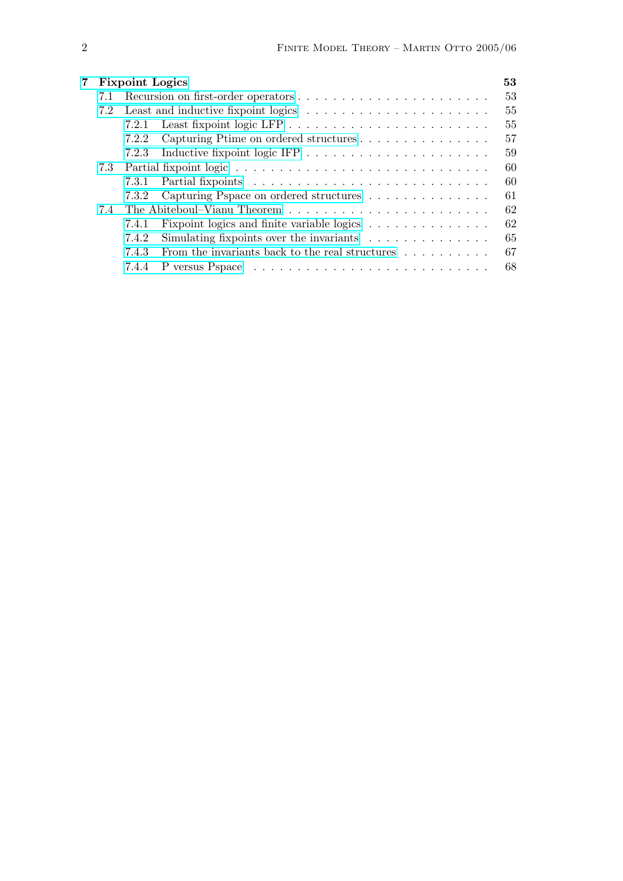**7 Fixpoint Logics** **53**

- 7.1 Recursion on first-order operators . . . . . . . . . . . . . . . . . . . . . . 53
- 7.2 Least and inductive fixpoint logics . . . . . . . . . . . . . . . . . . . . . 55
  - 7.2.1 Least fixpoint logic LFP . . . . . . . . . . . . . . . . . . . . . 55
  - 7.2.2 Capturing Ptime on ordered structures . . . . . . . . . . . . . . . 57
  - 7.2.3 Inductive fixpoint logic IFP . . . . . . . . . . . . . . . . . . . . 59
- 7.3 Partial fixpoint logic . . . . . . . . . . . . . . . . . . . . . . . . . . . 60
  - 7.3.1 Partial fixpoints . . . . . . . . . . . . . . . . . . . . . . . . . . 60
  - 7.3.2 Capturing Pspace on ordered structures . . . . . . . . . . . . . . 61
- 7.4 The Abiteboul–Vianu Theorem . . . . . . . . . . . . . . . . . . . . . . . 62
  - 7.4.1 Fixpoint logics and finite variable logics . . . . . . . . . . . . . . 62
  - 7.4.2 Simulating fixpoints over the invariants . . . . . . . . . . . . . . 65
  - 7.4.3 From the invariants back to the real structures . . . . . . . . . . 67
  - 7.4.4 P versus Pspace . . . . . . . . . . . . . . . . . . . . . . . . . . 68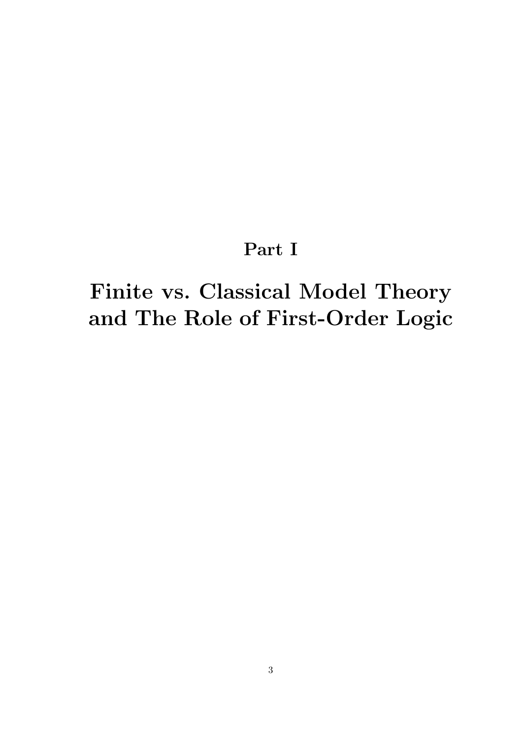# Part I

# Finite vs. Classical Model Theory and The Role of First-Order Logic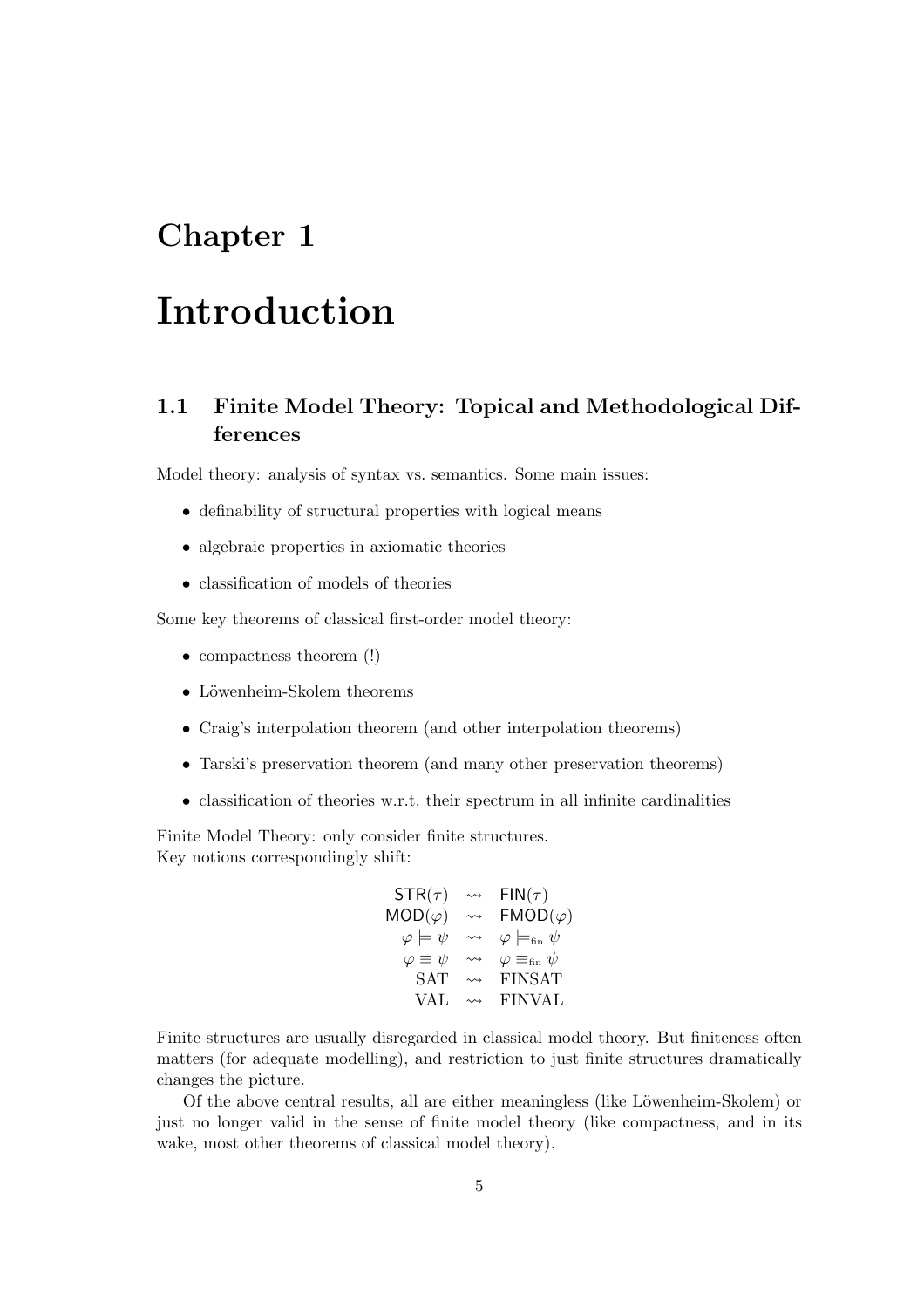# Chapter 1

# Introduction

## 1.1 Finite Model Theory: Topical and Methodological Differences

Model theory: analysis of syntax vs. semantics. Some main issues:

- definability of structural properties with logical means
- algebraic properties in axiomatic theories
- classification of models of theories

Some key theorems of classical first-order model theory:

- compactness theorem (!)
- Löwenheim-Skolem theorems
- Craig's interpolation theorem (and other interpolation theorems)
- Tarski's preservation theorem (and many other preservation theorems)
- classification of theories w.r.t. their spectrum in all infinite cardinalities

Finite Model Theory: only consider finite structures.
Key notions correspondingly shift:

$$
\begin{array}{rcl}
\mathsf{STR}(\tau) & \rightsquigarrow & \mathsf{FIN}(\tau) \\
\mathsf{MOD}(\varphi) & \rightsquigarrow & \mathsf{FMOD}(\varphi) \\
\varphi \models \psi & \rightsquigarrow & \varphi \models_{\mathrm{fin}} \psi \\
\varphi \equiv \psi & \rightsquigarrow & \varphi \equiv_{\mathrm{fin}} \psi \\
\mathrm{SAT} & \rightsquigarrow & \mathrm{FINSAT} \\
\mathrm{VAL} & \rightsquigarrow & \mathrm{FINVAL}
\end{array}
$$

Finite structures are usually disregarded in classical model theory. But finiteness often matters (for adequate modelling), and restriction to just finite structures dramatically changes the picture.

Of the above central results, all are either meaningless (like Löwenheim-Skolem) or just no longer valid in the sense of finite model theory (like compactness, and in its wake, most other theorems of classical model theory).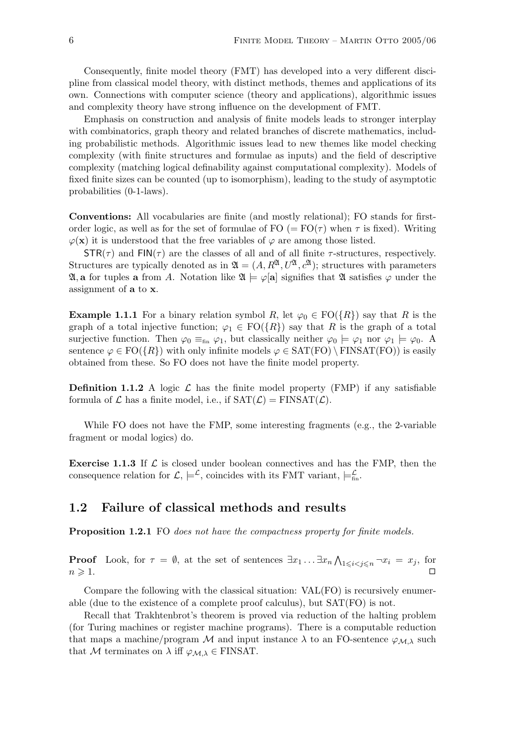Consequently, finite model theory (FMT) has developed into a very different discipline from classical model theory, with distinct methods, themes and applications of its own. Connections with computer science (theory and applications), algorithmic issues and complexity theory have strong influence on the development of FMT.

Emphasis on construction and analysis of finite models leads to stronger interplay with combinatorics, graph theory and related branches of discrete mathematics, including probabilistic methods. Algorithmic issues lead to new themes like model checking complexity (with finite structures and formulae as inputs) and the field of descriptive complexity (matching logical definability against computational complexity). Models of fixed finite sizes can be counted (up to isomorphism), leading to the study of asymptotic probabilities (0-1-laws).

**Conventions:** All vocabularies are finite (and mostly relational); FO stands for first-order logic, as well as for the set of formulae of FO ($= \mathrm{FO}(\tau)$ when $\tau$ is fixed). Writing $\varphi(\mathbf{x})$ it is understood that the free variables of $\varphi$ are among those listed.

$\mathsf{STR}(\tau)$ and $\mathsf{FIN}(\tau)$ are the classes of all and of all finite $\tau$-structures, respectively. Structures are typically denoted as in $\mathfrak{A} = (A, R^{\mathfrak{A}}, U^{\mathfrak{A}}, c^{\mathfrak{A}})$; structures with parameters $\mathfrak{A}, \mathbf{a}$ for tuples $\mathbf{a}$ from $A$. Notation like $\mathfrak{A} \models \varphi[\mathbf{a}]$ signifies that $\mathfrak{A}$ satisfies $\varphi$ under the assignment of $\mathbf{a}$ to $\mathbf{x}$.

**Example 1.1.1** For a binary relation symbol $R$, let $\varphi_0 \in \mathrm{FO}(\{R\})$ say that $R$ is the graph of a total injective function; $\varphi_1 \in \mathrm{FO}(\{R\})$ say that $R$ is the graph of a total surjective function. Then $\varphi_0 \equiv_{\mathrm{fin}} \varphi_1$, but classically neither $\varphi_0 \models \varphi_1$ nor $\varphi_1 \models \varphi_0$. A sentence $\varphi \in \mathrm{FO}(\{R\})$ with only infinite models $\varphi \in \mathrm{SAT(FO)} \setminus \mathrm{FINSAT(FO)}$) is easily obtained from these. So FO does not have the finite model property.

**Definition 1.1.2** A logic $\mathcal{L}$ has the finite model property (FMP) if any satisfiable formula of $\mathcal{L}$ has a finite model, i.e., if $\mathrm{SAT}(\mathcal{L}) = \mathrm{FINSAT}(\mathcal{L})$.

While FO does not have the FMP, some interesting fragments (e.g., the 2-variable fragment or modal logics) do.

**Exercise 1.1.3** If $\mathcal{L}$ is closed under boolean connectives and has the FMP, then the consequence relation for $\mathcal{L}$, $\models^{\mathcal{L}}$, coincides with its FMT variant, $\models^{\mathcal{L}}_{\mathrm{fin}}$.

## 1.2 Failure of classical methods and results

**Proposition 1.2.1** FO *does not have the compactness property for finite models.*

**Proof** Look, for $\tau = \emptyset$, at the set of sentences $\exists x_1 \ldots \exists x_n \bigwedge_{1 \leqslant i < j \leqslant n} \neg x_i = x_j$, for $n \geqslant 1$. $\Box$

Compare the following with the classical situation: VAL(FO) is recursively enumerable (due to the existence of a complete proof calculus), but SAT(FO) is not.

Recall that Trakhtenbrot's theorem is proved via reduction of the halting problem (for Turing machines or register machine programs). There is a computable reduction that maps a machine/program $\mathcal{M}$ and input instance $\lambda$ to an FO-sentence $\varphi_{\mathcal{M},\lambda}$ such that $\mathcal{M}$ terminates on $\lambda$ iff $\varphi_{\mathcal{M},\lambda} \in \mathrm{FINSAT}$.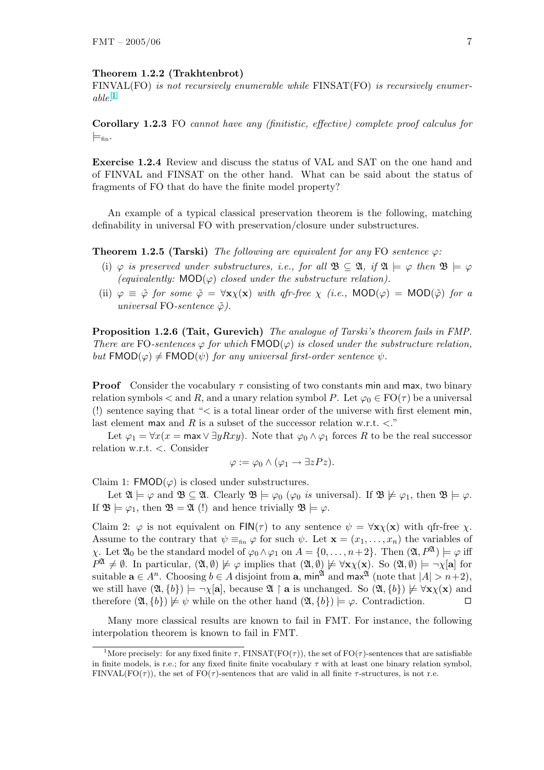**Theorem 1.2.2 (Trakhtenbrot)**
*FINVAL(FO) is not recursively enumerable while FINSAT(FO) is recursively enumerable.*[1]

**Corollary 1.2.3** *FO cannot have any (finitistic, effective) complete proof calculus for* $\models_{\text{fin}}$.

**Exercise 1.2.4** Review and discuss the status of VAL and SAT on the one hand and of FINVAL and FINSAT on the other hand. What can be said about the status of fragments of FO that do have the finite model property?

An example of a typical classical preservation theorem is the following, matching definability in universal FO with preservation/closure under substructures.

**Theorem 1.2.5 (Tarski)** *The following are equivalent for any FO sentence* $\varphi$*:*

(i) $\varphi$ *is preserved under substructures, i.e., for all* $\mathfrak{B} \subseteq \mathfrak{A}$*, if* $\mathfrak{A} \models \varphi$ *then* $\mathfrak{B} \models \varphi$ *(equivalently:* $\mathsf{MOD}(\varphi)$ *closed under the substructure relation).*

(ii) $\varphi \equiv \tilde{\varphi}$ *for some* $\tilde{\varphi} = \forall \mathbf{x} \chi(\mathbf{x})$ *with qfr-free* $\chi$ *(i.e.,* $\mathsf{MOD}(\varphi) = \mathsf{MOD}(\tilde{\varphi})$ *for a universal FO-sentence* $\tilde{\varphi}$*).*

**Proposition 1.2.6 (Tait, Gurevich)** *The analogue of Tarski's theorem fails in FMP. There are FO-sentences* $\varphi$ *for which* $\mathsf{FMOD}(\varphi)$ *is closed under the substructure relation, but* $\mathsf{FMOD}(\varphi) \neq \mathsf{FMOD}(\psi)$ *for any universal first-order sentence* $\psi$.

**Proof** Consider the vocabulary $\tau$ consisting of two constants $\mathsf{min}$ and $\mathsf{max}$, two binary relation symbols $<$ and $R$, and a unary relation symbol $P$. Let $\varphi_0 \in \mathrm{FO}(\tau)$ be a universal (!) sentence saying that "$<$ is a total linear order of the universe with first element $\mathsf{min}$, last element $\mathsf{max}$ and $R$ is a subset of the successor relation w.r.t. $<$."

Let $\varphi_1 = \forall x(x = \mathsf{max} \vee \exists y Rxy)$. Note that $\varphi_0 \wedge \varphi_1$ forces $R$ to be the real successor relation w.r.t. $<$. Consider

$$\varphi := \varphi_0 \wedge (\varphi_1 \rightarrow \exists z Pz).$$

Claim 1: $\mathsf{FMOD}(\varphi)$ is closed under substructures.

Let $\mathfrak{A} \models \varphi$ and $\mathfrak{B} \subseteq \mathfrak{A}$. Clearly $\mathfrak{B} \models \varphi_0$ ($\varphi_0$ *is* universal). If $\mathfrak{B} \not\models \varphi_1$, then $\mathfrak{B} \models \varphi$. If $\mathfrak{B} \models \varphi_1$, then $\mathfrak{B} = \mathfrak{A}$ (!) and hence trivially $\mathfrak{B} \models \varphi$.

Claim 2: $\varphi$ is not equivalent on $\mathsf{FIN}(\tau)$ to any sentence $\psi = \forall \mathbf{x} \chi(\mathbf{x})$ with qfr-free $\chi$. Assume to the contrary that $\psi \equiv_{\text{fin}} \varphi$ for such $\psi$. Let $\mathbf{x} = (x_1, \ldots, x_n)$ the variables of $\chi$. Let $\mathfrak{A}_0$ be the standard model of $\varphi_0 \wedge \varphi_1$ on $A = \{0, \ldots, n+2\}$. Then $(\mathfrak{A}, P^{\mathfrak{A}}) \models \varphi$ iff $P^{\mathfrak{A}} \neq \emptyset$. In particular, $(\mathfrak{A}, \emptyset) \not\models \varphi$ implies that $(\mathfrak{A}, \emptyset) \not\models \forall \mathbf{x} \chi(\mathbf{x})$. So $(\mathfrak{A}, \emptyset) \models \neg \chi[\mathbf{a}]$ for suitable $\mathbf{a} \in A^n$. Choosing $b \in A$ disjoint from $\mathbf{a}$, $\mathsf{min}^{\mathfrak{A}}$ and $\mathsf{max}^{\mathfrak{A}}$ (note that $|A| > n+2$), we still have $(\mathfrak{A}, \{b\}) \models \neg \chi[\mathbf{a}]$, because $\mathfrak{A} \restriction \mathbf{a}$ is unchanged. So $(\mathfrak{A}, \{b\}) \not\models \forall \mathbf{x} \chi(\mathbf{x})$ and therefore $(\mathfrak{A}, \{b\}) \not\models \psi$ while on the other hand $(\mathfrak{A}, \{b\}) \models \varphi$. Contradiction. $\Box$

Many more classical results are known to fail in FMT. For instance, the following interpolation theorem is known to fail in FMT.

---

[1] More precisely: for any fixed finite $\tau$, FINSAT(FO($\tau$)), the set of FO($\tau$)-sentences that are satisfiable in finite models, is r.e.; for any fixed finite finite vocabulary $\tau$ with at least one binary relation symbol, FINVAL(FO($\tau$)), the set of FO($\tau$)-sentences that are valid in all finite $\tau$-structures, is not r.e.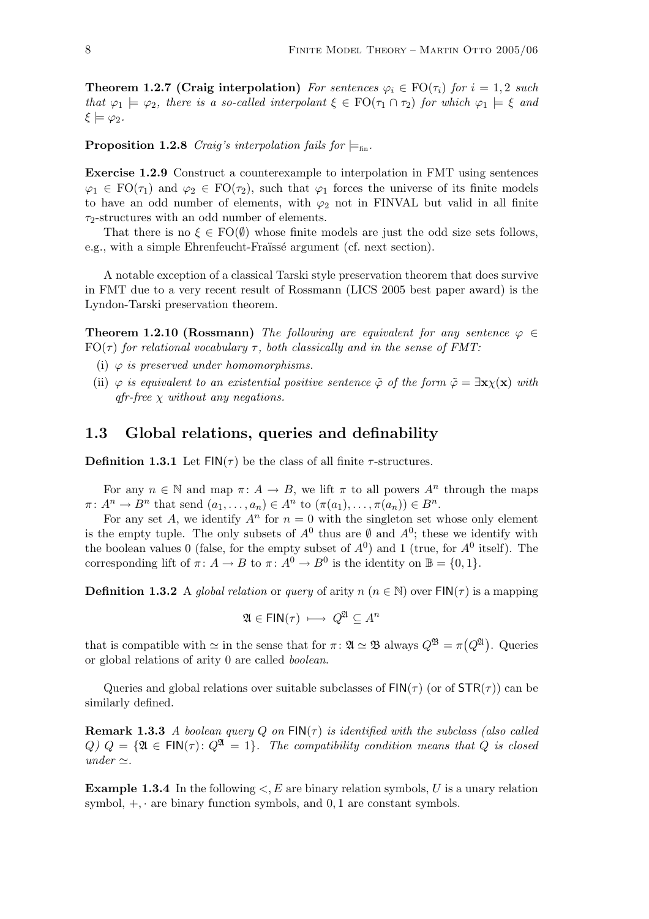**Theorem 1.2.7 (Craig interpolation)** *For sentences $\varphi_i \in \mathrm{FO}(\tau_i)$ for $i = 1, 2$ such that $\varphi_1 \models \varphi_2$, there is a so-called interpolant $\xi \in \mathrm{FO}(\tau_1 \cap \tau_2)$ for which $\varphi_1 \models \xi$ and $\xi \models \varphi_2$.*

**Proposition 1.2.8** *Craig's interpolation fails for $\models_{\mathrm{fin}}$.*

**Exercise 1.2.9** Construct a counterexample to interpolation in FMT using sentences $\varphi_1 \in \mathrm{FO}(\tau_1)$ and $\varphi_2 \in \mathrm{FO}(\tau_2)$, such that $\varphi_1$ forces the universe of its finite models to have an odd number of elements, with $\varphi_2$ not in FINVAL but valid in all finite $\tau_2$-structures with an odd number of elements.

That there is no $\xi \in \mathrm{FO}(\emptyset)$ whose finite models are just the odd size sets follows, e.g., with a simple Ehrenfeucht-Fraïssé argument (cf. next section).

A notable exception of a classical Tarski style preservation theorem that does survive in FMT due to a very recent result of Rossmann (LICS 2005 best paper award) is the Lyndon-Tarski preservation theorem.

**Theorem 1.2.10 (Rossmann)** *The following are equivalent for any sentence $\varphi \in \mathrm{FO}(\tau)$ for relational vocabulary $\tau$, both classically and in the sense of FMT:*

- (i) *$\varphi$ is preserved under homomorphisms.*
- (ii) *$\varphi$ is equivalent to an existential positive sentence $\tilde{\varphi}$ of the form $\tilde{\varphi} = \exists \mathbf{x} \chi(\mathbf{x})$ with qfr-free $\chi$ without any negations.*

## 1.3 Global relations, queries and definability

**Definition 1.3.1** Let $\mathsf{FIN}(\tau)$ be the class of all finite $\tau$-structures.

For any $n \in \mathbb{N}$ and map $\pi \colon A \to B$, we lift $\pi$ to all powers $A^n$ through the maps $\pi \colon A^n \to B^n$ that send $(a_1, \ldots, a_n) \in A^n$ to $(\pi(a_1), \ldots, \pi(a_n)) \in B^n$.

For any set $A$, we identify $A^n$ for $n = 0$ with the singleton set whose only element is the empty tuple. The only subsets of $A^0$ thus are $\emptyset$ and $A^0$; these we identify with the boolean values 0 (false, for the empty subset of $A^0$) and 1 (true, for $A^0$ itself). The corresponding lift of $\pi \colon A \to B$ to $\pi \colon A^0 \to B^0$ is the identity on $\mathbb{B} = \{0, 1\}$.

**Definition 1.3.2** A *global relation* or *query* of arity $n$ ($n \in \mathbb{N}$) over $\mathsf{FIN}(\tau)$ is a mapping

$$\mathfrak{A} \in \mathsf{FIN}(\tau) \longmapsto Q^{\mathfrak{A}} \subseteq A^n$$

that is compatible with $\simeq$ in the sense that for $\pi \colon \mathfrak{A} \simeq \mathfrak{B}$ always $Q^{\mathfrak{B}} = \pi\big(Q^{\mathfrak{A}}\big)$. Queries or global relations of arity 0 are called *boolean*.

Queries and global relations over suitable subclasses of $\mathsf{FIN}(\tau)$ (or of $\mathsf{STR}(\tau)$) can be similarly defined.

**Remark 1.3.3** *A boolean query $Q$ on $\mathsf{FIN}(\tau)$ is identified with the subclass (also called $Q$) $Q = \{\mathfrak{A} \in \mathsf{FIN}(\tau) \colon Q^{\mathfrak{A}} = 1\}$. The compatibility condition means that $Q$ is closed under $\simeq$.*

**Example 1.3.4** In the following $<, E$ are binary relation symbols, $U$ is a unary relation symbol, $+, \cdot$ are binary function symbols, and $0, 1$ are constant symbols.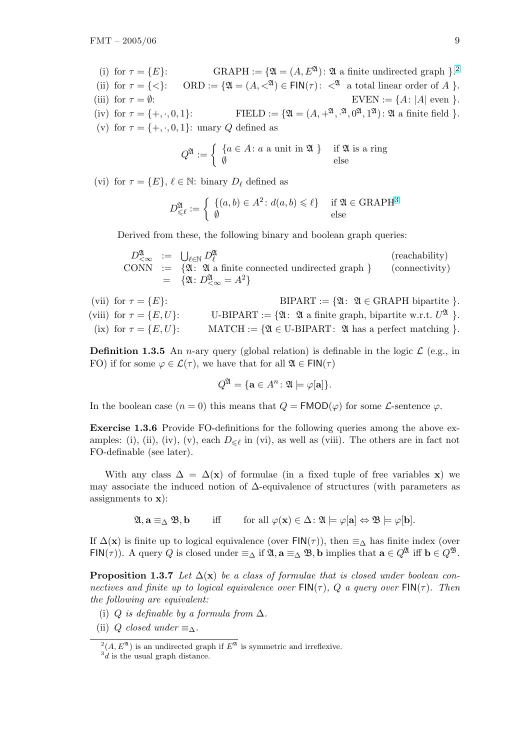(i) for $\tau = \{E\}$: GRAPH $:= \{\mathfrak{A} = (A, E^{\mathfrak{A}})\colon \mathfrak{A}$ a finite undirected graph $\}$.[2]

(ii) for $\tau = \{<\}$: ORD $:= \{\mathfrak{A} = (A, <^{\mathfrak{A}}) \in \mathsf{FIN}(\tau)\colon <^{\mathfrak{A}}$ a total linear order of $A$ $\}$.

(iii) for $\tau = \emptyset$: EVEN $:= \{A\colon |A|$ even $\}$.

(iv) for $\tau = \{+, \cdot, 0, 1\}$: FIELD $:= \{\mathfrak{A} = (A, +^{\mathfrak{A}}, \cdot^{\mathfrak{A}}, 0^{\mathfrak{A}}, 1^{\mathfrak{A}})\colon \mathfrak{A}$ a finite field $\}$.

(v) for $\tau = \{+, \cdot, 0, 1\}$: unary $Q$ defined as

$$Q^{\mathfrak{A}} := \begin{cases} \{a \in A\colon a \text{ a unit in } \mathfrak{A}\ \} & \text{if } \mathfrak{A} \text{ is a ring} \\ \emptyset & \text{else} \end{cases}$$

(vi) for $\tau = \{E\}$, $\ell \in \mathbb{N}$: binary $D_\ell$ defined as

$$D^{\mathfrak{A}}_{\leqslant \ell} := \begin{cases} \{(a,b) \in A^2\colon d(a,b) \leqslant \ell\} & \text{if } \mathfrak{A} \in \text{GRAPH}^{3} \\ \emptyset & \text{else} \end{cases}$$

Derived from these, the following binary and boolean graph queries:

$$\begin{array}{lcll} D^{\mathfrak{A}}_{<\infty} & := & \bigcup_{\ell \in \mathbb{N}} D^{\mathfrak{A}}_{\ell} & \text{(reachability)} \\ \text{CONN} & := & \{\mathfrak{A}\colon \mathfrak{A} \text{ a finite connected undirected graph}\ \} & \text{(connectivity)} \\ & = & \{\mathfrak{A}\colon D^{\mathfrak{A}}_{<\infty} = A^2\} & \end{array}$$

(vii) for $\tau = \{E\}$: BIPART $:= \{\mathfrak{A}\colon\ \mathfrak{A} \in$ GRAPH bipartite $\}$.

(viii) for $\tau = \{E, U\}$: U-BIPART $:= \{\mathfrak{A}\colon\ \mathfrak{A}$ a finite graph, bipartite w.r.t. $U^{\mathfrak{A}}$ $\}$.

(ix) for $\tau = \{E, U\}$: MATCH $:= \{\mathfrak{A} \in$ U-BIPART$\colon\ \mathfrak{A}$ has a perfect matching $\}$.

**Definition 1.3.5** An $n$-ary query (global relation) is definable in the logic $\mathcal{L}$ (e.g., in FO) if for some $\varphi \in \mathcal{L}(\tau)$, we have that for all $\mathfrak{A} \in \mathsf{FIN}(\tau)$

$$Q^{\mathfrak{A}} = \{\mathbf{a} \in A^n\colon \mathfrak{A} \models \varphi[\mathbf{a}]\}.$$

In the boolean case ($n = 0$) this means that $Q = \mathsf{FMOD}(\varphi)$ for some $\mathcal{L}$-sentence $\varphi$.

**Exercise 1.3.6** Provide FO-definitions for the following queries among the above examples: (i), (ii), (iv), (v), each $D_{\leqslant \ell}$ in (vi), as well as (viii). The others are in fact not FO-definable (see later).

With any class $\Delta = \Delta(\mathbf{x})$ of formulae (in a fixed tuple of free variables $\mathbf{x}$) we may associate the induced notion of $\Delta$-equivalence of structures (with parameters as assignments to $\mathbf{x}$):

$$\mathfrak{A}, \mathbf{a} \equiv_\Delta \mathfrak{B}, \mathbf{b} \qquad \text{iff} \qquad \text{for all } \varphi(\mathbf{x}) \in \Delta\colon \mathfrak{A} \models \varphi[\mathbf{a}] \Leftrightarrow \mathfrak{B} \models \varphi[\mathbf{b}].$$

If $\Delta(\mathbf{x})$ is finite up to logical equivalence (over $\mathsf{FIN}(\tau)$), then $\equiv_\Delta$ has finite index (over $\mathsf{FIN}(\tau)$). A query $Q$ is closed under $\equiv_\Delta$ if $\mathfrak{A}, \mathbf{a} \equiv_\Delta \mathfrak{B}, \mathbf{b}$ implies that $\mathbf{a} \in Q^{\mathfrak{A}}$ iff $\mathbf{b} \in Q^{\mathfrak{B}}$.

**Proposition 1.3.7** *Let $\Delta(\mathbf{x})$ be a class of formulae that is closed under boolean connectives and finite up to logical equivalence over $\mathsf{FIN}(\tau)$, $Q$ a query over $\mathsf{FIN}(\tau)$. Then the following are equivalent:*

(i) *$Q$ is definable by a formula from $\Delta$.*

(ii) *$Q$ closed under $\equiv_\Delta$.*

---

[2] $(A, E^{\mathfrak{A}})$ is an undirected graph if $E^{\mathfrak{A}}$ is symmetric and irreflexive.

[3] $d$ is the usual graph distance.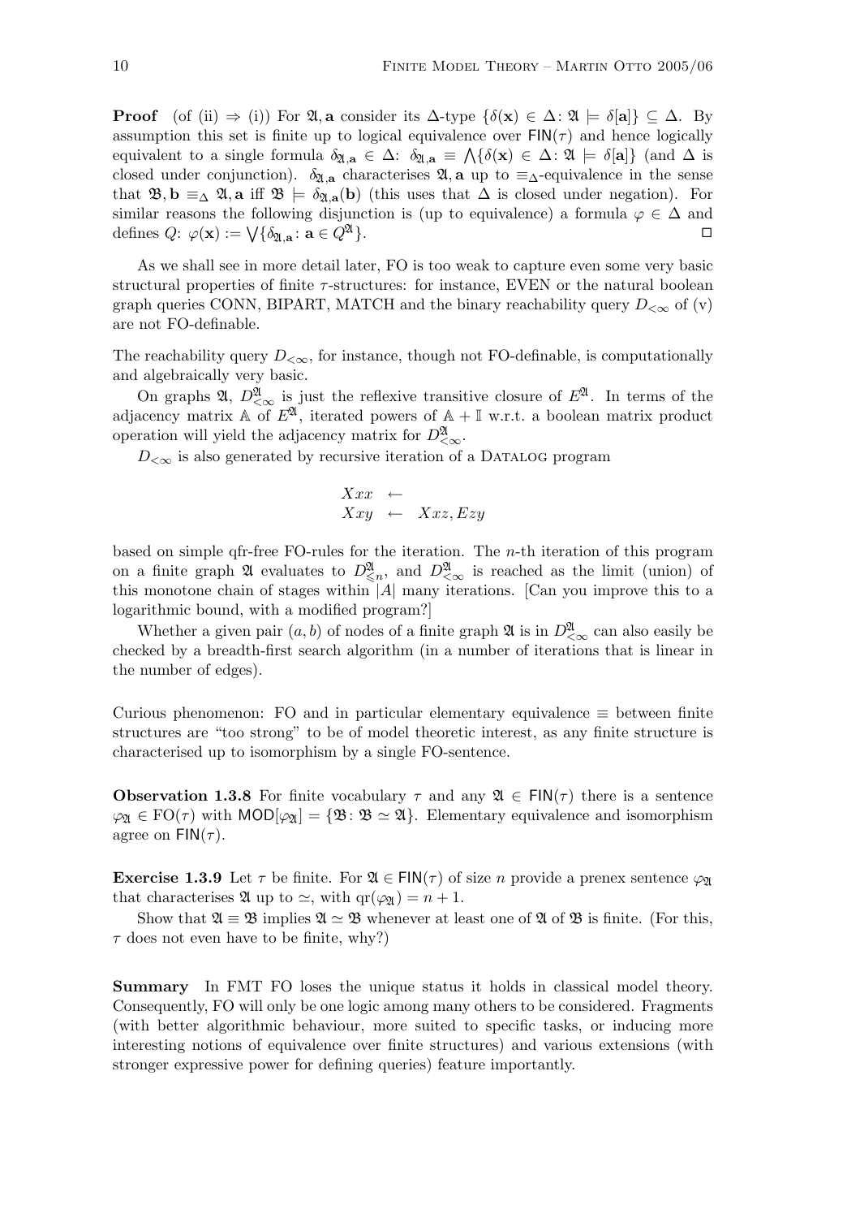**Proof** (of (ii) $\Rightarrow$ (i)) For $\mathfrak{A}, \mathbf{a}$ consider its $\Delta$-type $\{\delta(\mathbf{x}) \in \Delta \colon \mathfrak{A} \models \delta[\mathbf{a}]\} \subseteq \Delta$. By assumption this set is finite up to logical equivalence over $\mathsf{FIN}(\tau)$ and hence logically equivalent to a single formula $\delta_{\mathfrak{A},\mathbf{a}} \in \Delta$: $\delta_{\mathfrak{A},\mathbf{a}} \equiv \bigwedge\{\delta(\mathbf{x}) \in \Delta \colon \mathfrak{A} \models \delta[\mathbf{a}]\}$ (and $\Delta$ is closed under conjunction). $\delta_{\mathfrak{A},\mathbf{a}}$ characterises $\mathfrak{A}, \mathbf{a}$ up to $\equiv_\Delta$-equivalence in the sense that $\mathfrak{B}, \mathbf{b} \equiv_\Delta \mathfrak{A}, \mathbf{a}$ iff $\mathfrak{B} \models \delta_{\mathfrak{A},\mathbf{a}}(\mathbf{b})$ (this uses that $\Delta$ is closed under negation). For similar reasons the following disjunction is (up to equivalence) a formula $\varphi \in \Delta$ and defines $Q$: $\varphi(\mathbf{x}) := \bigvee\{\delta_{\mathfrak{A},\mathbf{a}} \colon \mathbf{a} \in Q^{\mathfrak{A}}\}$. □

As we shall see in more detail later, FO is too weak to capture even some very basic structural properties of finite $\tau$-structures: for instance, EVEN or the natural boolean graph queries CONN, BIPART, MATCH and the binary reachability query $D_{<\infty}$ of (v) are not FO-definable.

The reachability query $D_{<\infty}$, for instance, though not FO-definable, is computationally and algebraically very basic.

On graphs $\mathfrak{A}$, $D^{\mathfrak{A}}_{<\infty}$ is just the reflexive transitive closure of $E^{\mathfrak{A}}$. In terms of the adjacency matrix $\mathbb{A}$ of $E^{\mathfrak{A}}$, iterated powers of $\mathbb{A} + \mathbb{I}$ w.r.t. a boolean matrix product operation will yield the adjacency matrix for $D^{\mathfrak{A}}_{<\infty}$.

$D_{<\infty}$ is also generated by recursive iteration of a DATALOG program

$$
\begin{array}{lll}
Xxx & \leftarrow & \\
Xxy & \leftarrow & Xxz, Ezy
\end{array}
$$

based on simple qfr-free FO-rules for the iteration. The $n$-th iteration of this program on a finite graph $\mathfrak{A}$ evaluates to $D^{\mathfrak{A}}_{\leqslant n}$, and $D^{\mathfrak{A}}_{<\infty}$ is reached as the limit (union) of this monotone chain of stages within $|A|$ many iterations. [Can you improve this to a logarithmic bound, with a modified program?]

Whether a given pair $(a, b)$ of nodes of a finite graph $\mathfrak{A}$ is in $D^{\mathfrak{A}}_{<\infty}$ can also easily be checked by a breadth-first search algorithm (in a number of iterations that is linear in the number of edges).

Curious phenomenon: FO and in particular elementary equivalence $\equiv$ between finite structures are "too strong" to be of model theoretic interest, as any finite structure is characterised up to isomorphism by a single FO-sentence.

**Observation 1.3.8** For finite vocabulary $\tau$ and any $\mathfrak{A} \in \mathsf{FIN}(\tau)$ there is a sentence $\varphi_{\mathfrak{A}} \in \mathrm{FO}(\tau)$ with $\mathsf{MOD}[\varphi_{\mathfrak{A}}] = \{\mathfrak{B} \colon \mathfrak{B} \simeq \mathfrak{A}\}$. Elementary equivalence and isomorphism agree on $\mathsf{FIN}(\tau)$.

**Exercise 1.3.9** Let $\tau$ be finite. For $\mathfrak{A} \in \mathsf{FIN}(\tau)$ of size $n$ provide a prenex sentence $\varphi_{\mathfrak{A}}$ that characterises $\mathfrak{A}$ up to $\simeq$, with $\mathrm{qr}(\varphi_{\mathfrak{A}}) = n + 1$.

Show that $\mathfrak{A} \equiv \mathfrak{B}$ implies $\mathfrak{A} \simeq \mathfrak{B}$ whenever at least one of $\mathfrak{A}$ of $\mathfrak{B}$ is finite. (For this, $\tau$ does not even have to be finite, why?)

**Summary** In FMT FO loses the unique status it holds in classical model theory. Consequently, FO will only be one logic among many others to be considered. Fragments (with better algorithmic behaviour, more suited to specific tasks, or inducing more interesting notions of equivalence over finite structures) and various extensions (with stronger expressive power for defining queries) feature importantly.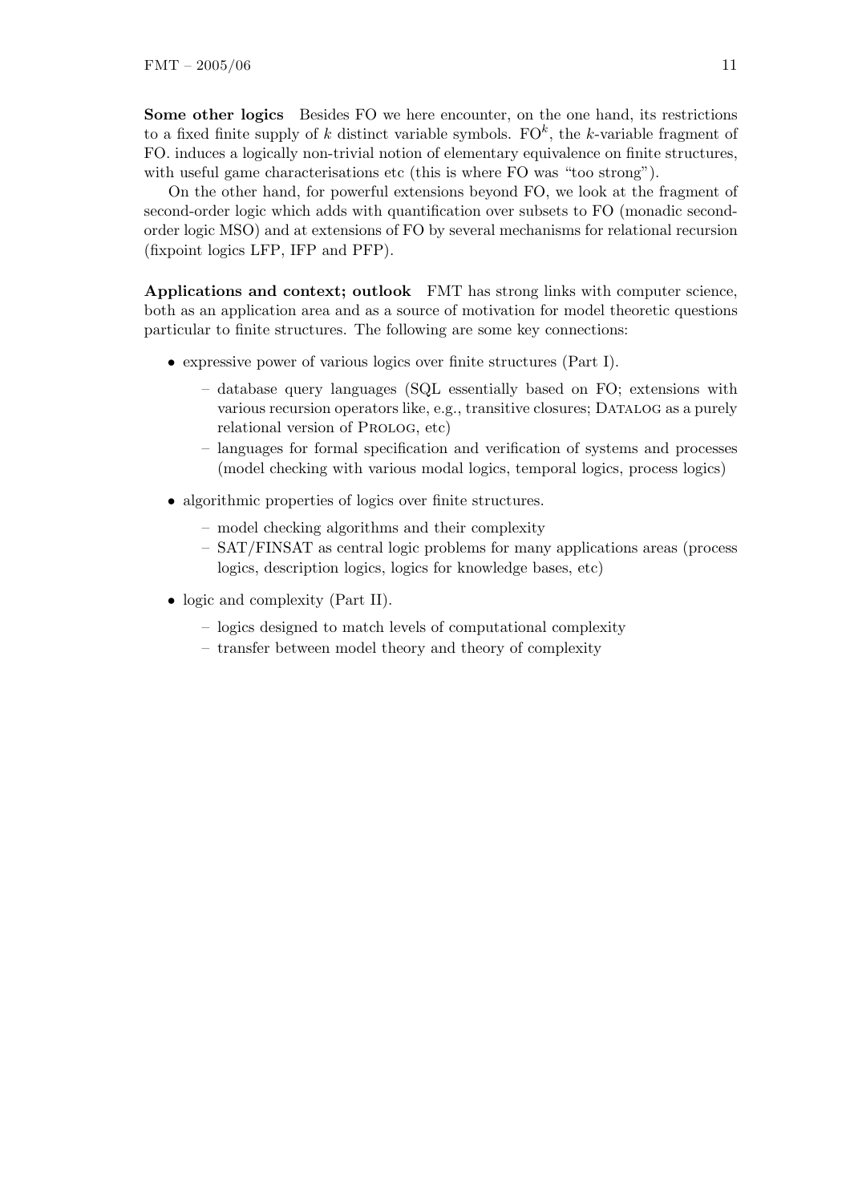**Some other logics** Besides FO we here encounter, on the one hand, its restrictions to a fixed finite supply of $k$ distinct variable symbols. $\mathrm{FO}^k$, the $k$-variable fragment of FO. induces a logically non-trivial notion of elementary equivalence on finite structures, with useful game characterisations etc (this is where FO was "too strong").

On the other hand, for powerful extensions beyond FO, we look at the fragment of second-order logic which adds with quantification over subsets to FO (monadic second-order logic MSO) and at extensions of FO by several mechanisms for relational recursion (fixpoint logics LFP, IFP and PFP).

**Applications and context; outlook** FMT has strong links with computer science, both as an application area and as a source of motivation for model theoretic questions particular to finite structures. The following are some key connections:

- expressive power of various logics over finite structures (Part I).
  - database query languages (SQL essentially based on FO; extensions with various recursion operators like, e.g., transitive closures; Datalog as a purely relational version of Prolog, etc)
  - languages for formal specification and verification of systems and processes (model checking with various modal logics, temporal logics, process logics)
- algorithmic properties of logics over finite structures.
  - model checking algorithms and their complexity
  - SAT/FINSAT as central logic problems for many applications areas (process logics, description logics, logics for knowledge bases, etc)
- logic and complexity (Part II).
  - logics designed to match levels of computational complexity
  - transfer between model theory and theory of complexity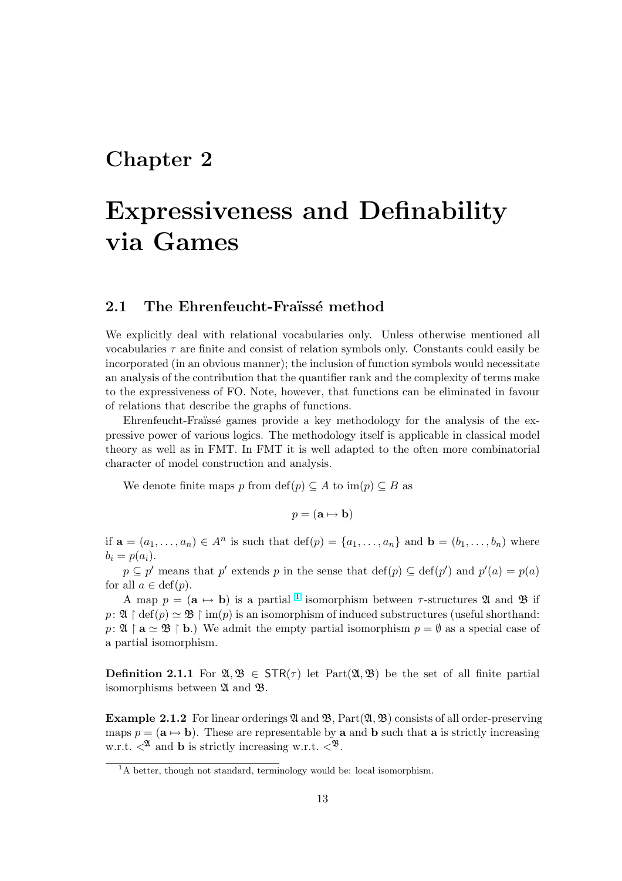# Chapter 2

# Expressiveness and Definability via Games

## 2.1 The Ehrenfeucht-Fraïssé method

We explicitly deal with relational vocabularies only. Unless otherwise mentioned all vocabularies $\tau$ are finite and consist of relation symbols only. Constants could easily be incorporated (in an obvious manner); the inclusion of function symbols would necessitate an analysis of the contribution that the quantifier rank and the complexity of terms make to the expressiveness of FO. Note, however, that functions can be eliminated in favour of relations that describe the graphs of functions.

Ehrenfeucht-Fraïssé games provide a key methodology for the analysis of the expressive power of various logics. The methodology itself is applicable in classical model theory as well as in FMT. In FMT it is well adapted to the often more combinatorial character of model construction and analysis.

We denote finite maps $p$ from $\mathrm{def}(p) \subseteq A$ to $\mathrm{im}(p) \subseteq B$ as

$$p = (\mathbf{a} \mapsto \mathbf{b})$$

if $\mathbf{a} = (a_1, \ldots, a_n) \in A^n$ is such that $\mathrm{def}(p) = \{a_1, \ldots, a_n\}$ and $\mathbf{b} = (b_1, \ldots, b_n)$ where $b_i = p(a_i)$.

$p \subseteq p'$ means that $p'$ extends $p$ in the sense that $\mathrm{def}(p) \subseteq \mathrm{def}(p')$ and $p'(a) = p(a)$ for all $a \in \mathrm{def}(p)$.

A map $p = (\mathbf{a} \mapsto \mathbf{b})$ is a partial [1] isomorphism between $\tau$-structures $\mathfrak{A}$ and $\mathfrak{B}$ if $p \colon \mathfrak{A} \restriction \mathrm{def}(p) \simeq \mathfrak{B} \restriction \mathrm{im}(p)$ is an isomorphism of induced substructures (useful shorthand: $p \colon \mathfrak{A} \restriction \mathbf{a} \simeq \mathfrak{B} \restriction \mathbf{b}$.) We admit the empty partial isomorphism $p = \emptyset$ as a special case of a partial isomorphism.

**Definition 2.1.1** For $\mathfrak{A}, \mathfrak{B} \in \mathsf{STR}(\tau)$ let $\mathrm{Part}(\mathfrak{A}, \mathfrak{B})$ be the set of all finite partial isomorphisms between $\mathfrak{A}$ and $\mathfrak{B}$.

**Example 2.1.2** For linear orderings $\mathfrak{A}$ and $\mathfrak{B}$, $\mathrm{Part}(\mathfrak{A}, \mathfrak{B})$ consists of all order-preserving maps $p = (\mathbf{a} \mapsto \mathbf{b})$. These are representable by $\mathbf{a}$ and $\mathbf{b}$ such that $\mathbf{a}$ is strictly increasing w.r.t. $<^{\mathfrak{A}}$ and $\mathbf{b}$ is strictly increasing w.r.t. $<^{\mathfrak{B}}$.

[1] A better, though not standard, terminology would be: local isomorphism.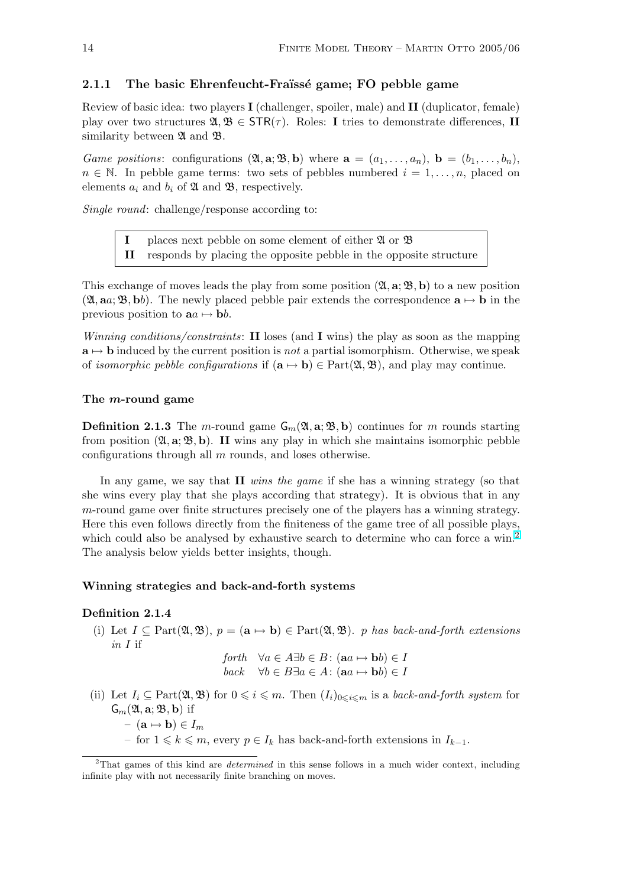### 2.1.1 The basic Ehrenfeucht-Fraïssé game; FO pebble game

Review of basic idea: two players **I** (challenger, spoiler, male) and **II** (duplicator, female) play over two structures $\mathfrak{A}, \mathfrak{B} \in \mathsf{STR}(\tau)$. Roles: **I** tries to demonstrate differences, **II** similarity between $\mathfrak{A}$ and $\mathfrak{B}$.

*Game positions*: configurations $(\mathfrak{A}, \mathbf{a}; \mathfrak{B}, \mathbf{b})$ where $\mathbf{a} = (a_1, \ldots, a_n)$, $\mathbf{b} = (b_1, \ldots, b_n)$, $n \in \mathbb{N}$. In pebble game terms: two sets of pebbles numbered $i = 1, \ldots, n$, placed on elements $a_i$ and $b_i$ of $\mathfrak{A}$ and $\mathfrak{B}$, respectively.

*Single round*: challenge/response according to:

| | |
|---|---|
| **I** | places next pebble on some element of either $\mathfrak{A}$ or $\mathfrak{B}$ |
| **II** | responds by placing the opposite pebble in the opposite structure |

This exchange of moves leads the play from some position $(\mathfrak{A}, \mathbf{a}; \mathfrak{B}, \mathbf{b})$ to a new position $(\mathfrak{A}, \mathbf{a}a; \mathfrak{B}, \mathbf{b}b)$. The newly placed pebble pair extends the correspondence $\mathbf{a} \mapsto \mathbf{b}$ in the previous position to $\mathbf{a}a \mapsto \mathbf{b}b$.

*Winning conditions/constraints*: **II** loses (and **I** wins) the play as soon as the mapping $\mathbf{a} \mapsto \mathbf{b}$ induced by the current position is *not* a partial isomorphism. Otherwise, we speak of *isomorphic pebble configurations* if $(\mathbf{a} \mapsto \mathbf{b}) \in \mathrm{Part}(\mathfrak{A}, \mathfrak{B})$, and play may continue.

#### The $m$-round game

**Definition 2.1.3** The $m$-round game $\mathsf{G}_m(\mathfrak{A}, \mathbf{a}; \mathfrak{B}, \mathbf{b})$ continues for $m$ rounds starting from position $(\mathfrak{A}, \mathbf{a}; \mathfrak{B}, \mathbf{b})$. **II** wins any play in which she maintains isomorphic pebble configurations through all $m$ rounds, and loses otherwise.

In any game, we say that **II** *wins the game* if she has a winning strategy (so that she wins every play that she plays according that strategy). It is obvious that in any $m$-round game over finite structures precisely one of the players has a winning strategy. Here this even follows directly from the finiteness of the game tree of all possible plays, which could also be analysed by exhaustive search to determine who can force a win.[2] The analysis below yields better insights, though.

#### Winning strategies and back-and-forth systems

**Definition 2.1.4**

(i) Let $I \subseteq \mathrm{Part}(\mathfrak{A}, \mathfrak{B})$, $p = (\mathbf{a} \mapsto \mathbf{b}) \in \mathrm{Part}(\mathfrak{A}, \mathfrak{B})$. *$p$ has back-and-forth extensions in $I$* if

$$\begin{array}{ll} \textit{forth} & \forall a \in A \exists b \in B\colon (\mathbf{a}a \mapsto \mathbf{b}b) \in I \\ \textit{back} & \forall b \in B \exists a \in A\colon (\mathbf{a}a \mapsto \mathbf{b}b) \in I \end{array}$$

(ii) Let $I_i \subseteq \mathrm{Part}(\mathfrak{A}, \mathfrak{B})$ for $0 \leqslant i \leqslant m$. Then $(I_i)_{0 \leqslant i \leqslant m}$ is a *back-and-forth system* for $\mathsf{G}_m(\mathfrak{A}, \mathbf{a}; \mathfrak{B}, \mathbf{b})$ if

- $(\mathbf{a} \mapsto \mathbf{b}) \in I_m$
- for $1 \leqslant k \leqslant m$, every $p \in I_k$ has back-and-forth extensions in $I_{k-1}$.

[2] That games of this kind are *determined* in this sense follows in a much wider context, including infinite play with not necessarily finite branching on moves.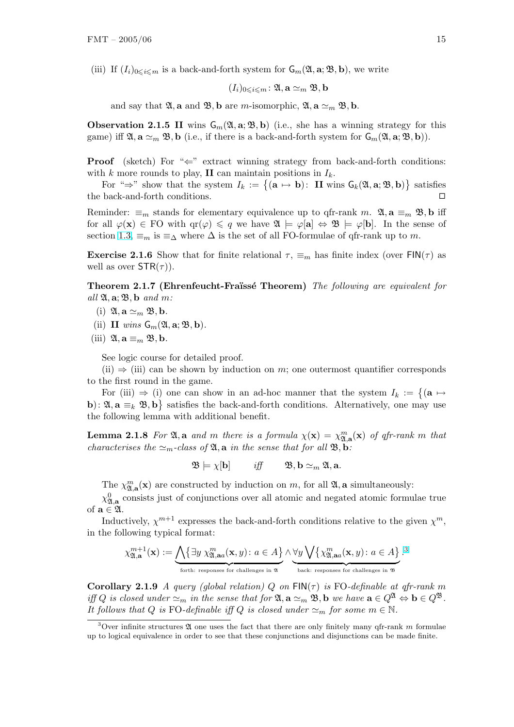(iii) If $(I_i)_{0 \leqslant i \leqslant m}$ is a back-and-forth system for $\mathsf{G}_m(\mathfrak{A}, \mathbf{a}; \mathfrak{B}, \mathbf{b})$, we write

$$(I_i)_{0 \leqslant i \leqslant m} \colon \mathfrak{A}, \mathbf{a} \simeq_m \mathfrak{B}, \mathbf{b}$$

and say that $\mathfrak{A}, \mathbf{a}$ and $\mathfrak{B}, \mathbf{b}$ are $m$-isomorphic, $\mathfrak{A}, \mathbf{a} \simeq_m \mathfrak{B}, \mathbf{b}$.

**Observation 2.1.5** **II** wins $\mathsf{G}_m(\mathfrak{A}, \mathbf{a}; \mathfrak{B}, \mathbf{b})$ (i.e., she has a winning strategy for this game) iff $\mathfrak{A}, \mathbf{a} \simeq_m \mathfrak{B}, \mathbf{b}$ (i.e., if there is a back-and-forth system for $\mathsf{G}_m(\mathfrak{A}, \mathbf{a}; \mathfrak{B}, \mathbf{b})$).

**Proof** (sketch) For "$\Leftarrow$" extract winning strategy from back-and-forth conditions: with $k$ more rounds to play, **II** can maintain positions in $I_k$.

For "$\Rightarrow$" show that the system $I_k := \{(\mathbf{a} \mapsto \mathbf{b}) \colon \text{ II wins } \mathsf{G}_k(\mathfrak{A}, \mathbf{a}; \mathfrak{B}, \mathbf{b})\}$ satisfies the back-and-forth conditions. $\square$

Reminder: $\equiv_m$ stands for elementary equivalence up to qfr-rank $m$. $\mathfrak{A}, \mathbf{a} \equiv_m \mathfrak{B}, \mathbf{b}$ iff for all $\varphi(\mathbf{x}) \in \mathrm{FO}$ with $\mathrm{qr}(\varphi) \leqslant q$ we have $\mathfrak{A} \models \varphi[\mathbf{a}] \Leftrightarrow \mathfrak{B} \models \varphi[\mathbf{b}]$. In the sense of section 1.3, $\equiv_m$ is $\equiv_\Delta$ where $\Delta$ is the set of all FO-formulae of qfr-rank up to $m$.

**Exercise 2.1.6** Show that for finite relational $\tau$, $\equiv_m$ has finite index (over $\mathsf{FIN}(\tau)$ as well as over $\mathsf{STR}(\tau)$).

**Theorem 2.1.7 (Ehrenfeucht-Fraïssé Theorem)** *The following are equivalent for all $\mathfrak{A}, \mathbf{a}; \mathfrak{B}, \mathbf{b}$ and $m$:*

(i) $\mathfrak{A}, \mathbf{a} \simeq_m \mathfrak{B}, \mathbf{b}$.

(ii) **II** *wins* $\mathsf{G}_m(\mathfrak{A}, \mathbf{a}; \mathfrak{B}, \mathbf{b})$.

(iii) $\mathfrak{A}, \mathbf{a} \equiv_m \mathfrak{B}, \mathbf{b}$.

See logic course for detailed proof.

(ii) $\Rightarrow$ (iii) can be shown by induction on $m$; one outermost quantifier corresponds to the first round in the game.

For (iii) $\Rightarrow$ (i) one can show in an ad-hoc manner that the system $I_k := \{(\mathbf{a} \mapsto \mathbf{b}) \colon \mathfrak{A}, \mathbf{a} \equiv_k \mathfrak{B}, \mathbf{b}\}$ satisfies the back-and-forth conditions. Alternatively, one may use the following lemma with additional benefit.

**Lemma 2.1.8** *For $\mathfrak{A}, \mathbf{a}$ and $m$ there is a formula $\chi(\mathbf{x}) = \chi^m_{\mathfrak{A},\mathbf{a}}(\mathbf{x})$ of qfr-rank $m$ that characterises the $\simeq_m$-class of $\mathfrak{A}, \mathbf{a}$ in the sense that for all $\mathfrak{B}, \mathbf{b}$:*

$$\mathfrak{B} \models \chi[\mathbf{b}] \qquad \textit{iff} \qquad \mathfrak{B}, \mathbf{b} \simeq_m \mathfrak{A}, \mathbf{a}.$$

The $\chi^m_{\mathfrak{A},\mathbf{a}}(\mathbf{x})$ are constructed by induction on $m$, for all $\mathfrak{A}, \mathbf{a}$ simultaneously:

$\chi^0_{\mathfrak{A},\mathbf{a}}$ consists just of conjunctions over all atomic and negated atomic formulae true of $\mathbf{a} \in \mathfrak{A}$.

Inductively, $\chi^{m+1}$ expresses the back-and-forth conditions relative to the given $\chi^m$, in the following typical format:

$$\chi^{m+1}_{\mathfrak{A},\mathbf{a}}(\mathbf{x}) := \underbrace{\bigwedge\{\exists y\, \chi^m_{\mathfrak{A},\mathbf{a}a}(\mathbf{x}, y) \colon a \in A\}}_{\text{forth: responses for challenges in } \mathfrak{A}} \wedge \underbrace{\forall y \bigvee\{\chi^m_{\mathfrak{A},\mathbf{a}a}(\mathbf{x}, y) \colon a \in A\}}_{\text{back: responses for challenges in } \mathfrak{B}}.[3]$$

**Corollary 2.1.9** *A query (global relation) $Q$ on $\mathsf{FIN}(\tau)$ is* FO*-definable at qfr-rank $m$ iff $Q$ is closed under $\simeq_m$ in the sense that for $\mathfrak{A}, \mathbf{a} \simeq_m \mathfrak{B}, \mathbf{b}$ we have $\mathbf{a} \in Q^{\mathfrak{A}} \Leftrightarrow \mathbf{b} \in Q^{\mathfrak{B}}$. It follows that $Q$ is* FO*-definable iff $Q$ is closed under $\simeq_m$ for some $m \in \mathbb{N}$.*

[3] Over infinite structures $\mathfrak{A}$ one uses the fact that there are only finitely many qfr-rank $m$ formulae up to logical equivalence in order to see that these conjunctions and disjunctions can be made finite.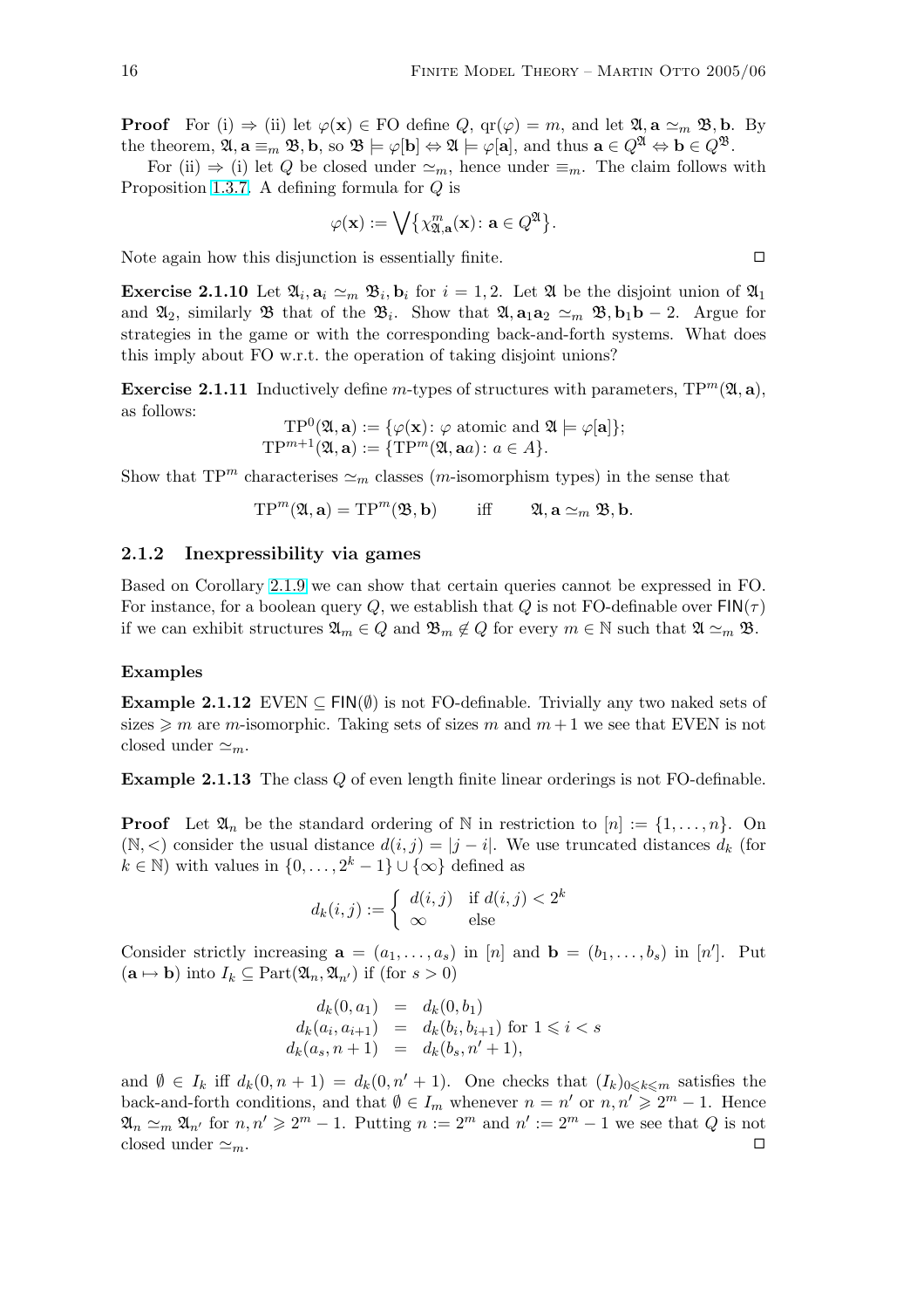**Proof** For (i) ⇒ (ii) let $\varphi(\mathbf{x}) \in \mathrm{FO}$ define $Q$, $\mathrm{qr}(\varphi) = m$, and let $\mathfrak{A}, \mathbf{a} \simeq_m \mathfrak{B}, \mathbf{b}$. By the theorem, $\mathfrak{A}, \mathbf{a} \equiv_m \mathfrak{B}, \mathbf{b}$, so $\mathfrak{B} \models \varphi[\mathbf{b}] \Leftrightarrow \mathfrak{A} \models \varphi[\mathbf{a}]$, and thus $\mathbf{a} \in Q^{\mathfrak{A}} \Leftrightarrow \mathbf{b} \in Q^{\mathfrak{B}}$.

For (ii) ⇒ (i) let $Q$ be closed under $\simeq_m$, hence under $\equiv_m$. The claim follows with Proposition 1.3.7. A defining formula for $Q$ is

$$\varphi(\mathbf{x}) := \bigvee \{ \chi^m_{\mathfrak{A},\mathbf{a}}(\mathbf{x}) \colon \mathbf{a} \in Q^{\mathfrak{A}} \}.$$

Note again how this disjunction is essentially finite. □

**Exercise 2.1.10** Let $\mathfrak{A}_i, \mathbf{a}_i \simeq_m \mathfrak{B}_i, \mathbf{b}_i$ for $i = 1, 2$. Let $\mathfrak{A}$ be the disjoint union of $\mathfrak{A}_1$ and $\mathfrak{A}_2$, similarly $\mathfrak{B}$ that of the $\mathfrak{B}_i$. Show that $\mathfrak{A}, \mathbf{a}_1\mathbf{a}_2 \simeq_m \mathfrak{B}, \mathbf{b}_1\mathbf{b} - 2$. Argue for strategies in the game or with the corresponding back-and-forth systems. What does this imply about FO w.r.t. the operation of taking disjoint unions?

**Exercise 2.1.11** Inductively define $m$-types of structures with parameters, $\mathrm{TP}^m(\mathfrak{A}, \mathbf{a})$, as follows:

$$\mathrm{TP}^0(\mathfrak{A}, \mathbf{a}) := \{\varphi(\mathbf{x}) \colon \varphi \text{ atomic and } \mathfrak{A} \models \varphi[\mathbf{a}]\};$$
$$\mathrm{TP}^{m+1}(\mathfrak{A}, \mathbf{a}) := \{\mathrm{TP}^m(\mathfrak{A}, \mathbf{a}a) \colon a \in A\}.$$

Show that $\mathrm{TP}^m$ characterises $\simeq_m$ classes ($m$-isomorphism types) in the sense that

$$\mathrm{TP}^m(\mathfrak{A}, \mathbf{a}) = \mathrm{TP}^m(\mathfrak{B}, \mathbf{b}) \quad \text{iff} \quad \mathfrak{A}, \mathbf{a} \simeq_m \mathfrak{B}, \mathbf{b}.$$

### 2.1.2 Inexpressibility via games

Based on Corollary 2.1.9 we can show that certain queries cannot be expressed in FO. For instance, for a boolean query $Q$, we establish that $Q$ is not FO-definable over $\mathsf{FIN}(\tau)$ if we can exhibit structures $\mathfrak{A}_m \in Q$ and $\mathfrak{B}_m \notin Q$ for every $m \in \mathbb{N}$ such that $\mathfrak{A} \simeq_m \mathfrak{B}$.

#### Examples

**Example 2.1.12** EVEN $\subseteq \mathsf{FIN}(\emptyset)$ is not FO-definable. Trivially any two naked sets of sizes $\geqslant m$ are $m$-isomorphic. Taking sets of sizes $m$ and $m+1$ we see that EVEN is not closed under $\simeq_m$.

**Example 2.1.13** The class $Q$ of even length finite linear orderings is not FO-definable.

**Proof** Let $\mathfrak{A}_n$ be the standard ordering of $\mathbb{N}$ in restriction to $[n] := \{1, \ldots, n\}$. On $(\mathbb{N}, <)$ consider the usual distance $d(i, j) = |j - i|$. We use truncated distances $d_k$ (for $k \in \mathbb{N}$) with values in $\{0, \ldots, 2^k - 1\} \cup \{\infty\}$ defined as

$$d_k(i, j) := \begin{cases} d(i, j) & \text{if } d(i, j) < 2^k \\ \infty & \text{else} \end{cases}$$

Consider strictly increasing $\mathbf{a} = (a_1, \ldots, a_s)$ in $[n]$ and $\mathbf{b} = (b_1, \ldots, b_s)$ in $[n']$. Put $(\mathbf{a} \mapsto \mathbf{b})$ into $I_k \subseteq \mathrm{Part}(\mathfrak{A}_n, \mathfrak{A}_{n'})$ if (for $s > 0$)

$$\begin{aligned} d_k(0, a_1) &= d_k(0, b_1) \\ d_k(a_i, a_{i+1}) &= d_k(b_i, b_{i+1}) \text{ for } 1 \leqslant i < s \\ d_k(a_s, n+1) &= d_k(b_s, n'+1), \end{aligned}$$

and $\emptyset \in I_k$ iff $d_k(0, n+1) = d_k(0, n'+1)$. One checks that $(I_k)_{0 \leqslant k \leqslant m}$ satisfies the back-and-forth conditions, and that $\emptyset \in I_m$ whenever $n = n'$ or $n, n' \geqslant 2^m - 1$. Hence $\mathfrak{A}_n \simeq_m \mathfrak{A}_{n'}$ for $n, n' \geqslant 2^m - 1$. Putting $n := 2^m$ and $n' := 2^m - 1$ we see that $Q$ is not closed under $\simeq_m$. □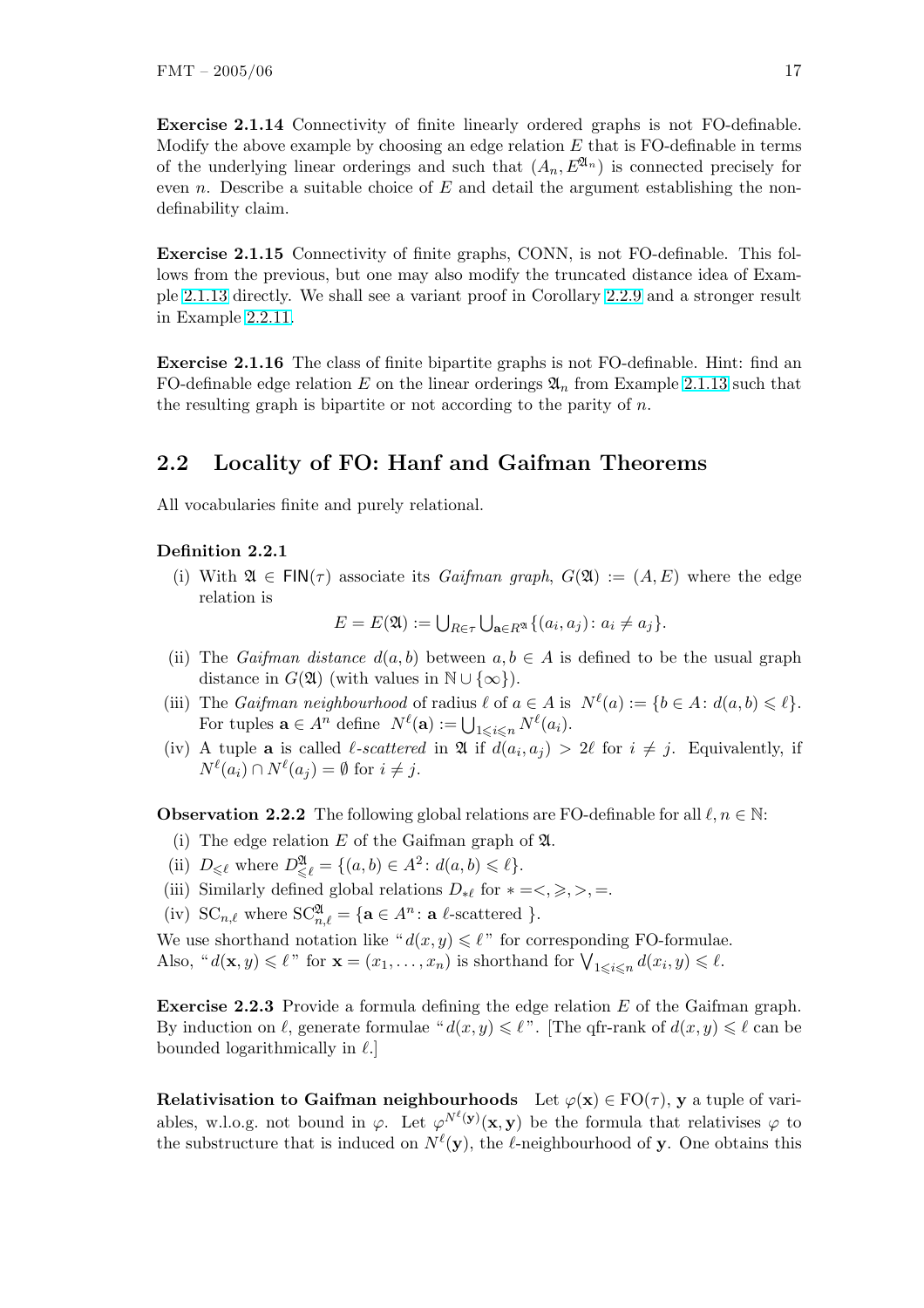**Exercise 2.1.14** Connectivity of finite linearly ordered graphs is not FO-definable. Modify the above example by choosing an edge relation $E$ that is FO-definable in terms of the underlying linear orderings and such that $(A_n, E^{\mathfrak{A}_n})$ is connected precisely for even $n$. Describe a suitable choice of $E$ and detail the argument establishing the non-definability claim.

**Exercise 2.1.15** Connectivity of finite graphs, CONN, is not FO-definable. This follows from the previous, but one may also modify the truncated distance idea of Example 2.1.13 directly. We shall see a variant proof in Corollary 2.2.9 and a stronger result in Example 2.2.11.

**Exercise 2.1.16** The class of finite bipartite graphs is not FO-definable. Hint: find an FO-definable edge relation $E$ on the linear orderings $\mathfrak{A}_n$ from Example 2.1.13 such that the resulting graph is bipartite or not according to the parity of $n$.

## 2.2 Locality of FO: Hanf and Gaifman Theorems

All vocabularies finite and purely relational.

**Definition 2.2.1**

(i) With $\mathfrak{A} \in \mathsf{FIN}(\tau)$ associate its *Gaifman graph*, $G(\mathfrak{A}) := (A, E)$ where the edge relation is

$$E = E(\mathfrak{A}) := \bigcup_{R \in \tau} \bigcup_{\mathbf{a} \in R^{\mathfrak{A}}} \{(a_i, a_j) \colon a_i \neq a_j\}.$$

(ii) The *Gaifman distance* $d(a, b)$ between $a, b \in A$ is defined to be the usual graph distance in $G(\mathfrak{A})$ (with values in $\mathbb{N} \cup \{\infty\}$).

(iii) The *Gaifman neighbourhood* of radius $\ell$ of $a \in A$ is $N^\ell(a) := \{b \in A \colon d(a, b) \leqslant \ell\}$. For tuples $\mathbf{a} \in A^n$ define $N^\ell(\mathbf{a}) := \bigcup_{1 \leqslant i \leqslant n} N^\ell(a_i)$.

(iv) A tuple $\mathbf{a}$ is called *$\ell$-scattered* in $\mathfrak{A}$ if $d(a_i, a_j) > 2\ell$ for $i \neq j$. Equivalently, if $N^\ell(a_i) \cap N^\ell(a_j) = \emptyset$ for $i \neq j$.

**Observation 2.2.2** The following global relations are FO-definable for all $\ell, n \in \mathbb{N}$:

(i) The edge relation $E$ of the Gaifman graph of $\mathfrak{A}$.

(ii) $D_{\leqslant \ell}$ where $D^{\mathfrak{A}}_{\leqslant \ell} = \{(a, b) \in A^2 \colon d(a, b) \leqslant \ell\}$.

(iii) Similarly defined global relations $D_{*\ell}$ for $* = <, \geqslant, >, =$.

(iv) $\mathrm{SC}_{n,\ell}$ where $\mathrm{SC}^{\mathfrak{A}}_{n,\ell} = \{\mathbf{a} \in A^n \colon \mathbf{a}\ \ell\text{-scattered}\ \}$.

We use shorthand notation like "$d(x, y) \leqslant \ell$" for corresponding FO-formulae. Also, "$d(\mathbf{x}, y) \leqslant \ell$" for $\mathbf{x} = (x_1, \ldots, x_n)$ is shorthand for $\bigvee_{1 \leqslant i \leqslant n} d(x_i, y) \leqslant \ell$.

**Exercise 2.2.3** Provide a formula defining the edge relation $E$ of the Gaifman graph. By induction on $\ell$, generate formulae "$d(x, y) \leqslant \ell$". [The qfr-rank of $d(x, y) \leqslant \ell$ can be bounded logarithmically in $\ell$.]

**Relativisation to Gaifman neighbourhoods** Let $\varphi(\mathbf{x}) \in \mathrm{FO}(\tau)$, $\mathbf{y}$ a tuple of variables, w.l.o.g. not bound in $\varphi$. Let $\varphi^{N^\ell(\mathbf{y})}(\mathbf{x}, \mathbf{y})$ be the formula that relativises $\varphi$ to the substructure that is induced on $N^\ell(\mathbf{y})$, the $\ell$-neighbourhood of $\mathbf{y}$. One obtains this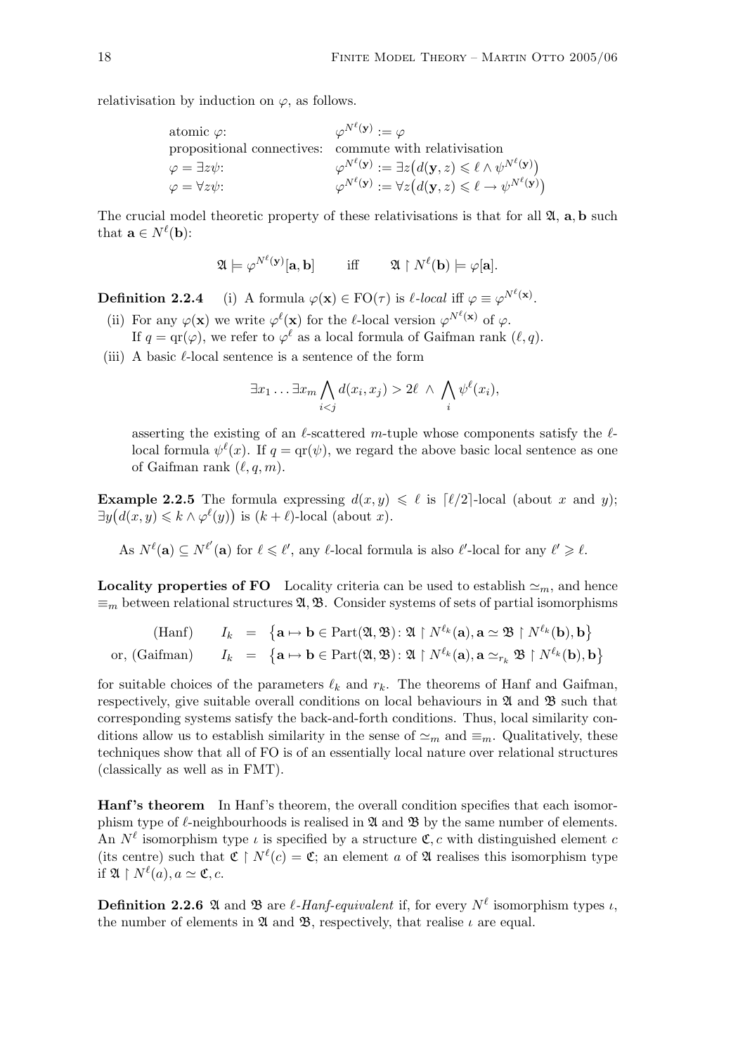relativisation by induction on $\varphi$, as follows.

| | |
|---|---|
| atomic $\varphi$: | $\varphi^{N^\ell(\mathbf{y})} := \varphi$ |
| propositional connectives: | commute with relativisation |
| $\varphi = \exists z\psi$: | $\varphi^{N^\ell(\mathbf{y})} := \exists z\big(d(\mathbf{y}, z) \leqslant \ell \wedge \psi^{N^\ell(\mathbf{y})}\big)$ |
| $\varphi = \forall z\psi$: | $\varphi^{N^\ell(\mathbf{y})} := \forall z\big(d(\mathbf{y}, z) \leqslant \ell \rightarrow \psi^{N^\ell(\mathbf{y})}\big)$ |

The crucial model theoretic property of these relativisations is that for all $\mathfrak{A}$, $\mathbf{a}, \mathbf{b}$ such that $\mathbf{a} \in N^\ell(\mathbf{b})$:

$$\mathfrak{A} \models \varphi^{N^\ell(\mathbf{y})}[\mathbf{a}, \mathbf{b}] \qquad \text{iff} \qquad \mathfrak{A} \upharpoonright N^\ell(\mathbf{b}) \models \varphi[\mathbf{a}].$$

**Definition 2.2.4** (i) A formula $\varphi(\mathbf{x}) \in \mathrm{FO}(\tau)$ is *$\ell$-local* iff $\varphi \equiv \varphi^{N^\ell(\mathbf{x})}$.

(ii) For any $\varphi(\mathbf{x})$ we write $\varphi^\ell(\mathbf{x})$ for the $\ell$-local version $\varphi^{N^\ell(\mathbf{x})}$ of $\varphi$. If $q = \mathrm{qr}(\varphi)$, we refer to $\varphi^\ell$ as a local formula of Gaifman rank $(\ell, q)$.

(iii) A basic $\ell$-local sentence is a sentence of the form

$$\exists x_1 \ldots \exists x_m \bigwedge_{i<j} d(x_i, x_j) > 2\ell \;\wedge\; \bigwedge_i \psi^\ell(x_i),$$

asserting the existing of an $\ell$-scattered $m$-tuple whose components satisfy the $\ell$-local formula $\psi^\ell(x)$. If $q = \mathrm{qr}(\psi)$, we regard the above basic local sentence as one of Gaifman rank $(\ell, q, m)$.

**Example 2.2.5** The formula expressing $d(x, y) \leqslant \ell$ is $\lceil \ell/2 \rceil$-local (about $x$ and $y$); $\exists y\big(d(x, y) \leqslant k \wedge \varphi^\ell(y)\big)$ is $(k + \ell)$-local (about $x$).

As $N^\ell(\mathbf{a}) \subseteq N^{\ell'}(\mathbf{a})$ for $\ell \leqslant \ell'$, any $\ell$-local formula is also $\ell'$-local for any $\ell' \geqslant \ell$.

**Locality properties of FO** Locality criteria can be used to establish $\simeq_m$, and hence $\equiv_m$ between relational structures $\mathfrak{A}, \mathfrak{B}$. Consider systems of sets of partial isomorphisms

$$\begin{array}{lrcl} \text{(Hanf)} & I_k & = & \big\{\mathbf{a} \mapsto \mathbf{b} \in \mathrm{Part}(\mathfrak{A}, \mathfrak{B}) \colon \mathfrak{A} \upharpoonright N^{\ell_k}(\mathbf{a}), \mathbf{a} \simeq \mathfrak{B} \upharpoonright N^{\ell_k}(\mathbf{b}), \mathbf{b}\big\} \\ \text{or, (Gaifman)} & I_k & = & \big\{\mathbf{a} \mapsto \mathbf{b} \in \mathrm{Part}(\mathfrak{A}, \mathfrak{B}) \colon \mathfrak{A} \upharpoonright N^{\ell_k}(\mathbf{a}), \mathbf{a} \simeq_{r_k} \mathfrak{B} \upharpoonright N^{\ell_k}(\mathbf{b}), \mathbf{b}\big\} \end{array}$$

for suitable choices of the parameters $\ell_k$ and $r_k$. The theorems of Hanf and Gaifman, respectively, give suitable overall conditions on local behaviours in $\mathfrak{A}$ and $\mathfrak{B}$ such that corresponding systems satisfy the back-and-forth conditions. Thus, local similarity conditions allow us to establish similarity in the sense of $\simeq_m$ and $\equiv_m$. Qualitatively, these techniques show that all of FO is of an essentially local nature over relational structures (classically as well as in FMT).

**Hanf's theorem** In Hanf's theorem, the overall condition specifies that each isomorphism type of $\ell$-neighbourhoods is realised in $\mathfrak{A}$ and $\mathfrak{B}$ by the same number of elements. An $N^\ell$ isomorphism type $\iota$ is specified by a structure $\mathfrak{C}, c$ with distinguished element $c$ (its centre) such that $\mathfrak{C} \upharpoonright N^\ell(c) = \mathfrak{C}$; an element $a$ of $\mathfrak{A}$ realises this isomorphism type if $\mathfrak{A} \upharpoonright N^\ell(a), a \simeq \mathfrak{C}, c$.

**Definition 2.2.6** $\mathfrak{A}$ and $\mathfrak{B}$ are *$\ell$-Hanf-equivalent* if, for every $N^\ell$ isomorphism types $\iota$, the number of elements in $\mathfrak{A}$ and $\mathfrak{B}$, respectively, that realise $\iota$ are equal.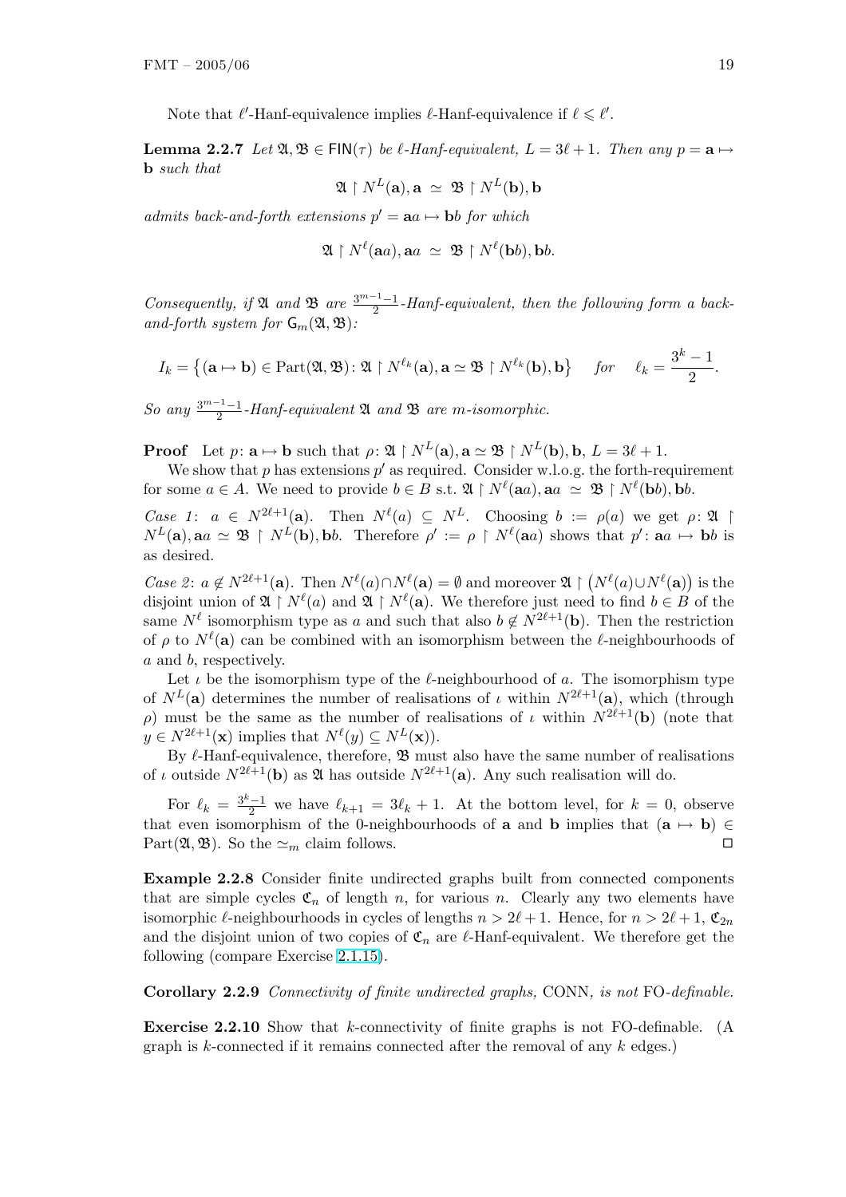Note that $\ell'$-Hanf-equivalence implies $\ell$-Hanf-equivalence if $\ell \leqslant \ell'$.

**Lemma 2.2.7** *Let $\mathfrak{A}, \mathfrak{B} \in \mathsf{FIN}(\tau)$ be $\ell$-Hanf-equivalent, $L = 3\ell + 1$. Then any $p = \mathbf{a} \mapsto \mathbf{b}$ such that*

$$\mathfrak{A} \restriction N^L(\mathbf{a}), \mathbf{a} \simeq \mathfrak{B} \restriction N^L(\mathbf{b}), \mathbf{b}$$

*admits back-and-forth extensions $p' = \mathbf{a}a \mapsto \mathbf{b}b$ for which*

$$\mathfrak{A} \restriction N^\ell(\mathbf{a}a), \mathbf{a}a \simeq \mathfrak{B} \restriction N^\ell(\mathbf{b}b), \mathbf{b}b.$$

*Consequently, if $\mathfrak{A}$ and $\mathfrak{B}$ are $\frac{3^{m-1}-1}{2}$-Hanf-equivalent, then the following form a back-and-forth system for $\mathsf{G}_m(\mathfrak{A}, \mathfrak{B})$:*

$$I_k = \big\{ (\mathbf{a} \mapsto \mathbf{b}) \in \mathrm{Part}(\mathfrak{A}, \mathfrak{B}) \colon \mathfrak{A} \restriction N^{\ell_k}(\mathbf{a}), \mathbf{a} \simeq \mathfrak{B} \restriction N^{\ell_k}(\mathbf{b}), \mathbf{b} \big\} \quad \text{for} \quad \ell_k = \frac{3^k - 1}{2}.$$

*So any $\frac{3^{m-1}-1}{2}$-Hanf-equivalent $\mathfrak{A}$ and $\mathfrak{B}$ are $m$-isomorphic.*

**Proof** Let $p \colon \mathbf{a} \mapsto \mathbf{b}$ such that $\rho \colon \mathfrak{A} \restriction N^L(\mathbf{a}), \mathbf{a} \simeq \mathfrak{B} \restriction N^L(\mathbf{b}), \mathbf{b}$, $L = 3\ell + 1$.

We show that $p$ has extensions $p'$ as required. Consider w.l.o.g. the forth-requirement for some $a \in A$. We need to provide $b \in B$ s.t. $\mathfrak{A} \restriction N^\ell(\mathbf{a}a), \mathbf{a}a \simeq \mathfrak{B} \restriction N^\ell(\mathbf{b}b), \mathbf{b}b$.

*Case 1*: $a \in N^{2\ell+1}(\mathbf{a})$. Then $N^\ell(a) \subseteq N^L$. Choosing $b := \rho(a)$ we get $\rho \colon \mathfrak{A} \restriction N^L(\mathbf{a}), \mathbf{a}a \simeq \mathfrak{B} \restriction N^L(\mathbf{b}), \mathbf{b}b$. Therefore $\rho' := \rho \restriction N^\ell(\mathbf{a}a)$ shows that $p' \colon \mathbf{a}a \mapsto \mathbf{b}b$ is as desired.

*Case 2*: $a \notin N^{2\ell+1}(\mathbf{a})$. Then $N^\ell(a) \cap N^\ell(\mathbf{a}) = \emptyset$ and moreover $\mathfrak{A} \restriction \big(N^\ell(a) \cup N^\ell(\mathbf{a})\big)$ is the disjoint union of $\mathfrak{A} \restriction N^\ell(a)$ and $\mathfrak{A} \restriction N^\ell(\mathbf{a})$. We therefore just need to find $b \in B$ of the same $N^\ell$ isomorphism type as $a$ and such that also $b \notin N^{2\ell+1}(\mathbf{b})$. Then the restriction of $\rho$ to $N^\ell(\mathbf{a})$ can be combined with an isomorphism between the $\ell$-neighbourhoods of $a$ and $b$, respectively.

Let $\iota$ be the isomorphism type of the $\ell$-neighbourhood of $a$. The isomorphism type of $N^L(\mathbf{a})$ determines the number of realisations of $\iota$ within $N^{2\ell+1}(\mathbf{a})$, which (through $\rho$) must be the same as the number of realisations of $\iota$ within $N^{2\ell+1}(\mathbf{b})$ (note that $y \in N^{2\ell+1}(\mathbf{x})$ implies that $N^\ell(y) \subseteq N^L(\mathbf{x})$).

By $\ell$-Hanf-equivalence, therefore, $\mathfrak{B}$ must also have the same number of realisations of $\iota$ outside $N^{2\ell+1}(\mathbf{b})$ as $\mathfrak{A}$ has outside $N^{2\ell+1}(\mathbf{a})$. Any such realisation will do.

For $\ell_k = \frac{3^k-1}{2}$ we have $\ell_{k+1} = 3\ell_k + 1$. At the bottom level, for $k = 0$, observe that even isomorphism of the 0-neighbourhoods of $\mathbf{a}$ and $\mathbf{b}$ implies that $(\mathbf{a} \mapsto \mathbf{b}) \in \mathrm{Part}(\mathfrak{A}, \mathfrak{B})$. So the $\simeq_m$ claim follows. □

**Example 2.2.8** Consider finite undirected graphs built from connected components that are simple cycles $\mathfrak{C}_n$ of length $n$, for various $n$. Clearly any two elements have isomorphic $\ell$-neighbourhoods in cycles of lengths $n > 2\ell + 1$. Hence, for $n > 2\ell + 1$, $\mathfrak{C}_{2n}$ and the disjoint union of two copies of $\mathfrak{C}_n$ are $\ell$-Hanf-equivalent. We therefore get the following (compare Exercise 2.1.15).

**Corollary 2.2.9** *Connectivity of finite undirected graphs,* CONN*, is not* FO*-definable.*

**Exercise 2.2.10** Show that $k$-connectivity of finite graphs is not FO-definable. (A graph is $k$-connected if it remains connected after the removal of any $k$ edges.)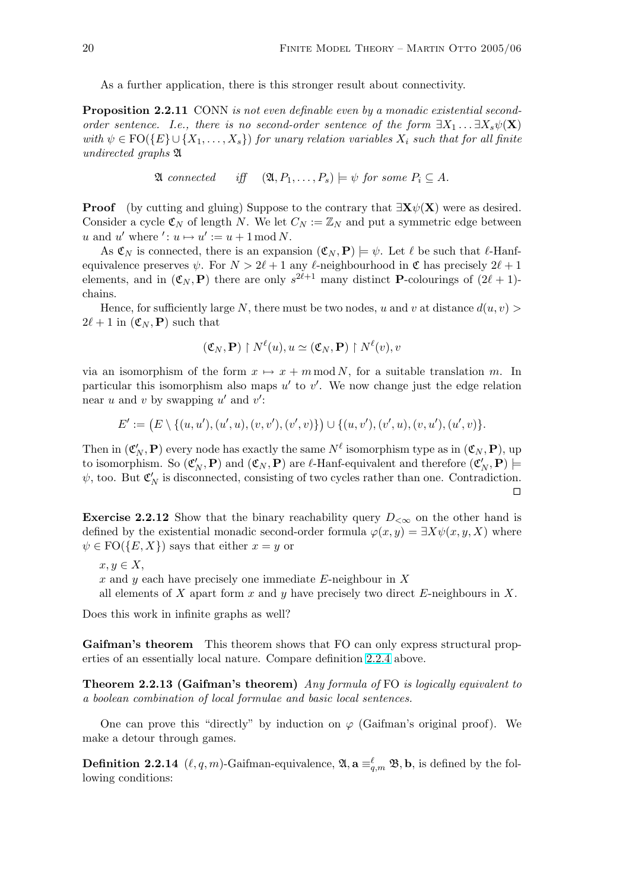As a further application, there is this stronger result about connectivity.

**Proposition 2.2.11** CONN *is not even definable even by a monadic existential second-order sentence. I.e., there is no second-order sentence of the form $\exists X_1 \ldots \exists X_s \psi(\mathbf{X})$ with $\psi \in \mathrm{FO}(\{E\} \cup \{X_1, \ldots, X_s\})$ for unary relation variables $X_i$ such that for all finite undirected graphs $\mathfrak{A}$*

$$\mathfrak{A} \text{ connected} \quad \text{iff} \quad (\mathfrak{A}, P_1, \ldots, P_s) \models \psi \text{ for some } P_i \subseteq A.$$

**Proof** (by cutting and gluing) Suppose to the contrary that $\exists \mathbf{X} \psi(\mathbf{X})$ were as desired. Consider a cycle $\mathfrak{C}_N$ of length $N$. We let $C_N := \mathbb{Z}_N$ and put a symmetric edge between $u$ and $u'$ where $' \colon u \mapsto u' := u + 1 \bmod N$.

As $\mathfrak{C}_N$ is connected, there is an expansion $(\mathfrak{C}_N, \mathbf{P}) \models \psi$. Let $\ell$ be such that $\ell$-Hanf-equivalence preserves $\psi$. For $N > 2\ell + 1$ any $\ell$-neighbourhood in $\mathfrak{C}$ has precisely $2\ell + 1$ elements, and in $(\mathfrak{C}_N, \mathbf{P})$ there are only $s^{2\ell+1}$ many distinct $\mathbf{P}$-colourings of $(2\ell + 1)$-chains.

Hence, for sufficiently large $N$, there must be two nodes, $u$ and $v$ at distance $d(u, v) > 2\ell + 1$ in $(\mathfrak{C}_N, \mathbf{P})$ such that

$$(\mathfrak{C}_N, \mathbf{P}) \upharpoonright N^\ell(u), u \simeq (\mathfrak{C}_N, \mathbf{P}) \upharpoonright N^\ell(v), v$$

via an isomorphism of the form $x \mapsto x + m \bmod N$, for a suitable translation $m$. In particular this isomorphism also maps $u'$ to $v'$. We now change just the edge relation near $u$ and $v$ by swapping $u'$ and $v'$:

$$E' := \big(E \setminus \{(u, u'), (u', u), (v, v'), (v', v)\}\big) \cup \{(u, v'), (v', u), (v, u'), (u', v)\}.$$

Then in $(\mathfrak{C}'_N, \mathbf{P})$ every node has exactly the same $N^\ell$ isomorphism type as in $(\mathfrak{C}_N, \mathbf{P})$, up to isomorphism. So $(\mathfrak{C}'_N, \mathbf{P})$ and $(\mathfrak{C}_N, \mathbf{P})$ are $\ell$-Hanf-equivalent and therefore $(\mathfrak{C}'_N, \mathbf{P}) \models \psi$, too. But $\mathfrak{C}'_N$ is disconnected, consisting of two cycles rather than one. Contradiction. $\square$

**Exercise 2.2.12** Show that the binary reachability query $D_{<\infty}$ on the other hand is defined by the existential monadic second-order formula $\varphi(x, y) = \exists X \psi(x, y, X)$ where $\psi \in \mathrm{FO}(\{E, X\})$ says that either $x = y$ or

$x, y \in X$,
$x$ and $y$ each have precisely one immediate $E$-neighbour in $X$
all elements of $X$ apart form $x$ and $y$ have precisely two direct $E$-neighbours in $X$.

Does this work in infinite graphs as well?

**Gaifman's theorem** This theorem shows that FO can only express structural properties of an essentially local nature. Compare definition 2.2.4 above.

**Theorem 2.2.13 (Gaifman's theorem)** *Any formula of* FO *is logically equivalent to a boolean combination of local formulae and basic local sentences.*

One can prove this "directly" by induction on $\varphi$ (Gaifman's original proof). We make a detour through games.

**Definition 2.2.14** $(\ell, q, m)$-Gaifman-equivalence, $\mathfrak{A}, \mathbf{a} \equiv^\ell_{q,m} \mathfrak{B}, \mathbf{b}$, is defined by the following conditions: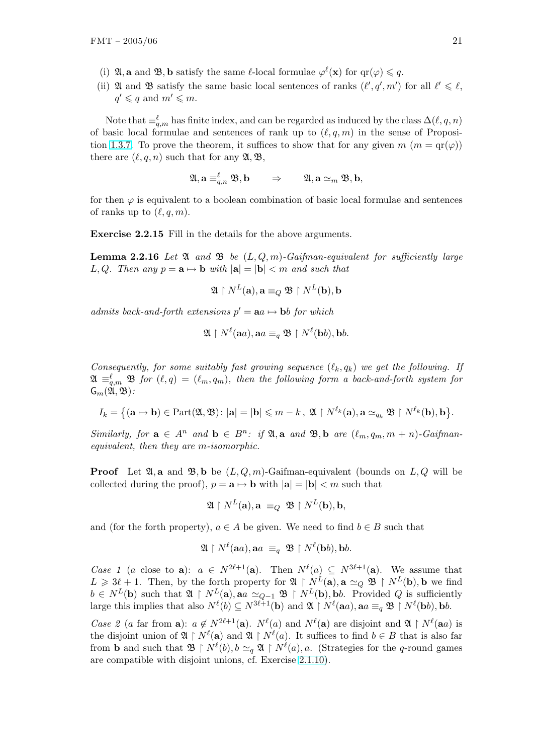(i) $\mathfrak{A}, \mathbf{a}$ and $\mathfrak{B}, \mathbf{b}$ satisfy the same $\ell$-local formulae $\varphi^\ell(\mathbf{x})$ for $\mathrm{qr}(\varphi) \leqslant q$.

(ii) $\mathfrak{A}$ and $\mathfrak{B}$ satisfy the same basic local sentences of ranks $(\ell', q', m')$ for all $\ell' \leqslant \ell$, $q' \leqslant q$ and $m' \leqslant m$.

Note that $\equiv^\ell_{q,m}$ has finite index, and can be regarded as induced by the class $\Delta(\ell, q, n)$ of basic local formulae and sentences of rank up to $(\ell, q, m)$ in the sense of Proposition 1.3.7. To prove the theorem, it suffices to show that for any given $m$ ($m = \mathrm{qr}(\varphi)$) there are $(\ell, q, n)$ such that for any $\mathfrak{A}, \mathfrak{B}$,

$$\mathfrak{A}, \mathbf{a} \equiv^\ell_{q,n} \mathfrak{B}, \mathbf{b} \qquad \Rightarrow \qquad \mathfrak{A}, \mathbf{a} \simeq_m \mathfrak{B}, \mathbf{b},$$

for then $\varphi$ is equivalent to a boolean combination of basic local formulae and sentences of ranks up to $(\ell, q, m)$.

**Exercise 2.2.15** Fill in the details for the above arguments.

**Lemma 2.2.16** *Let $\mathfrak{A}$ and $\mathfrak{B}$ be $(L, Q, m)$-Gaifman-equivalent for sufficiently large $L, Q$. Then any $p = \mathbf{a} \mapsto \mathbf{b}$ with $|\mathbf{a}| = |\mathbf{b}| < m$ and such that*

$$\mathfrak{A} \restriction N^L(\mathbf{a}), \mathbf{a} \equiv_Q \mathfrak{B} \restriction N^L(\mathbf{b}), \mathbf{b}$$

*admits back-and-forth extensions $p' = \mathbf{a}a \mapsto \mathbf{b}b$ for which*

$$\mathfrak{A} \restriction N^\ell(\mathbf{a}a), \mathbf{a}a \equiv_q \mathfrak{B} \restriction N^\ell(\mathbf{b}b), \mathbf{b}b.$$

*Consequently, for some suitably fast growing sequence $(\ell_k, q_k)$ we get the following. If $\mathfrak{A} \equiv^\ell_{q,m} \mathfrak{B}$ for $(\ell, q) = (\ell_m, q_m)$, then the following form a back-and-forth system for $\mathsf{G}_m(\mathfrak{A}, \mathfrak{B})$:*

$$I_k = \big\{(\mathbf{a} \mapsto \mathbf{b}) \in \mathrm{Part}(\mathfrak{A}, \mathfrak{B}) \colon |\mathbf{a}| = |\mathbf{b}| \leqslant m - k\,,\ \mathfrak{A} \restriction N^{\ell_k}(\mathbf{a}), \mathbf{a} \simeq_{q_k} \mathfrak{B} \restriction N^{\ell_k}(\mathbf{b}), \mathbf{b}\big\}.$$

*Similarly, for $\mathbf{a} \in A^n$ and $\mathbf{b} \in B^n$: if $\mathfrak{A}, \mathbf{a}$ and $\mathfrak{B}, \mathbf{b}$ are $(\ell_m, q_m, m + n)$-Gaifman-equivalent, then they are $m$-isomorphic.*

**Proof** Let $\mathfrak{A}, \mathbf{a}$ and $\mathfrak{B}, \mathbf{b}$ be $(L, Q, m)$-Gaifman-equivalent (bounds on $L, Q$ will be collected during the proof), $p = \mathbf{a} \mapsto \mathbf{b}$ with $|\mathbf{a}| = |\mathbf{b}| < m$ such that

$$\mathfrak{A} \restriction N^L(\mathbf{a}), \mathbf{a} \ \equiv_Q \ \mathfrak{B} \restriction N^L(\mathbf{b}), \mathbf{b},$$

and (for the forth property), $a \in A$ be given. We need to find $b \in B$ such that

$$\mathfrak{A} \restriction N^\ell(\mathbf{a}a), \mathbf{a}a \ \equiv_q \ \mathfrak{B} \restriction N^\ell(\mathbf{b}b), \mathbf{b}b.$$

*Case 1* ($a$ close to $\mathbf{a}$): $a \in N^{2\ell+1}(\mathbf{a})$. Then $N^\ell(a) \subseteq N^{3\ell+1}(\mathbf{a})$. We assume that $L \geqslant 3\ell + 1$. Then, by the forth property for $\mathfrak{A} \restriction N^L(\mathbf{a}), \mathbf{a} \simeq_Q \mathfrak{B} \restriction N^L(\mathbf{b}), \mathbf{b}$ we find $b \in N^L(\mathbf{b})$ such that $\mathfrak{A} \restriction N^L(\mathbf{a}), \mathbf{a}a \simeq_{Q-1} \mathfrak{B} \restriction N^L(\mathbf{b}), \mathbf{b}b$. Provided $Q$ is sufficiently large this implies that also $N^\ell(b) \subseteq N^{3\ell+1}(\mathbf{b})$ and $\mathfrak{A} \restriction N^\ell(\mathbf{a}a), \mathbf{a}a \equiv_q \mathfrak{B} \restriction N^\ell(\mathbf{b}b), \mathbf{b}b$.

*Case 2* ($a$ far from $\mathbf{a}$): $a \notin N^{2\ell+1}(\mathbf{a})$. $N^\ell(a)$ and $N^\ell(\mathbf{a})$ are disjoint and $\mathfrak{A} \restriction N^\ell(\mathbf{a}a)$ is the disjoint union of $\mathfrak{A} \restriction N^\ell(\mathbf{a})$ and $\mathfrak{A} \restriction N^\ell(a)$. It suffices to find $b \in B$ that is also far from $\mathbf{b}$ and such that $\mathfrak{B} \restriction N^\ell(b), b \simeq_q \mathfrak{A} \restriction N^\ell(a), a$. (Strategies for the $q$-round games are compatible with disjoint unions, cf. Exercise 2.1.10).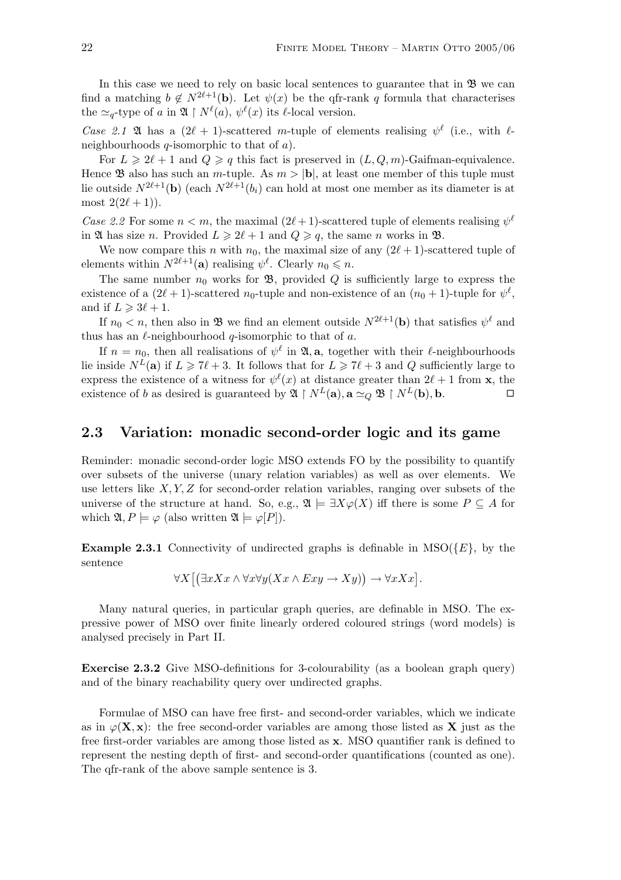In this case we need to rely on basic local sentences to guarantee that in $\mathfrak{B}$ we can find a matching $b \notin N^{2\ell+1}(\mathbf{b})$. Let $\psi(x)$ be the qfr-rank $q$ formula that characterises the $\simeq_q$-type of $a$ in $\mathfrak{A} \upharpoonright N^\ell(a)$, $\psi^\ell(x)$ its $\ell$-local version.

*Case 2.1* $\mathfrak{A}$ has a $(2\ell+1)$-scattered $m$-tuple of elements realising $\psi^\ell$ (i.e., with $\ell$-neighbourhoods $q$-isomorphic to that of $a$).

For $L \geqslant 2\ell+1$ and $Q \geqslant q$ this fact is preserved in $(L, Q, m)$-Gaifman-equivalence. Hence $\mathfrak{B}$ also has such an $m$-tuple. As $m > |\mathbf{b}|$, at least one member of this tuple must lie outside $N^{2\ell+1}(\mathbf{b})$ (each $N^{2\ell+1}(b_i)$ can hold at most one member as its diameter is at most $2(2\ell+1)$).

*Case 2.2* For some $n < m$, the maximal $(2\ell+1)$-scattered tuple of elements realising $\psi^\ell$ in $\mathfrak{A}$ has size $n$. Provided $L \geqslant 2\ell+1$ and $Q \geqslant q$, the same $n$ works in $\mathfrak{B}$.

We now compare this $n$ with $n_0$, the maximal size of any $(2\ell+1)$-scattered tuple of elements within $N^{2\ell+1}(\mathbf{a})$ realising $\psi^\ell$. Clearly $n_0 \leqslant n$.

The same number $n_0$ works for $\mathfrak{B}$, provided $Q$ is sufficiently large to express the existence of a $(2\ell+1)$-scattered $n_0$-tuple and non-existence of an $(n_0+1)$-tuple for $\psi^\ell$, and if $L \geqslant 3\ell+1$.

If $n_0 < n$, then also in $\mathfrak{B}$ we find an element outside $N^{2\ell+1}(\mathbf{b})$ that satisfies $\psi^\ell$ and thus has an $\ell$-neighbourhood $q$-isomorphic to that of $a$.

If $n = n_0$, then all realisations of $\psi^\ell$ in $\mathfrak{A}, \mathbf{a}$, together with their $\ell$-neighbourhoods lie inside $N^L(\mathbf{a})$ if $L \geqslant 7\ell+3$. It follows that for $L \geqslant 7\ell+3$ and $Q$ sufficiently large to express the existence of a witness for $\psi^\ell(x)$ at distance greater than $2\ell+1$ from $\mathbf{x}$, the existence of $b$ as desired is guaranteed by $\mathfrak{A} \upharpoonright N^L(\mathbf{a}), \mathbf{a} \simeq_Q \mathfrak{B} \upharpoonright N^L(\mathbf{b}), \mathbf{b}$. $\square$

## 2.3 Variation: monadic second-order logic and its game

Reminder: monadic second-order logic MSO extends FO by the possibility to quantify over subsets of the universe (unary relation variables) as well as over elements. We use letters like $X, Y, Z$ for second-order relation variables, ranging over subsets of the universe of the structure at hand. So, e.g., $\mathfrak{A} \models \exists X \varphi(X)$ iff there is some $P \subseteq A$ for which $\mathfrak{A}, P \models \varphi$ (also written $\mathfrak{A} \models \varphi[P]$).

**Example 2.3.1** Connectivity of undirected graphs is definable in MSO($\{E\}$), by the sentence

$$\forall X \big[ \big( \exists x Xx \wedge \forall x \forall y (Xx \wedge Exy \rightarrow Xy) \big) \rightarrow \forall x Xx \big].$$

Many natural queries, in particular graph queries, are definable in MSO. The expressive power of MSO over finite linearly ordered coloured strings (word models) is analysed precisely in Part II.

**Exercise 2.3.2** Give MSO-definitions for 3-colourability (as a boolean graph query) and of the binary reachability query over undirected graphs.

Formulae of MSO can have free first- and second-order variables, which we indicate as in $\varphi(\mathbf{X}, \mathbf{x})$: the free second-order variables are among those listed as $\mathbf{X}$ just as the free first-order variables are among those listed as $\mathbf{x}$. MSO quantifier rank is defined to represent the nesting depth of first- and second-order quantifications (counted as one). The qfr-rank of the above sample sentence is 3.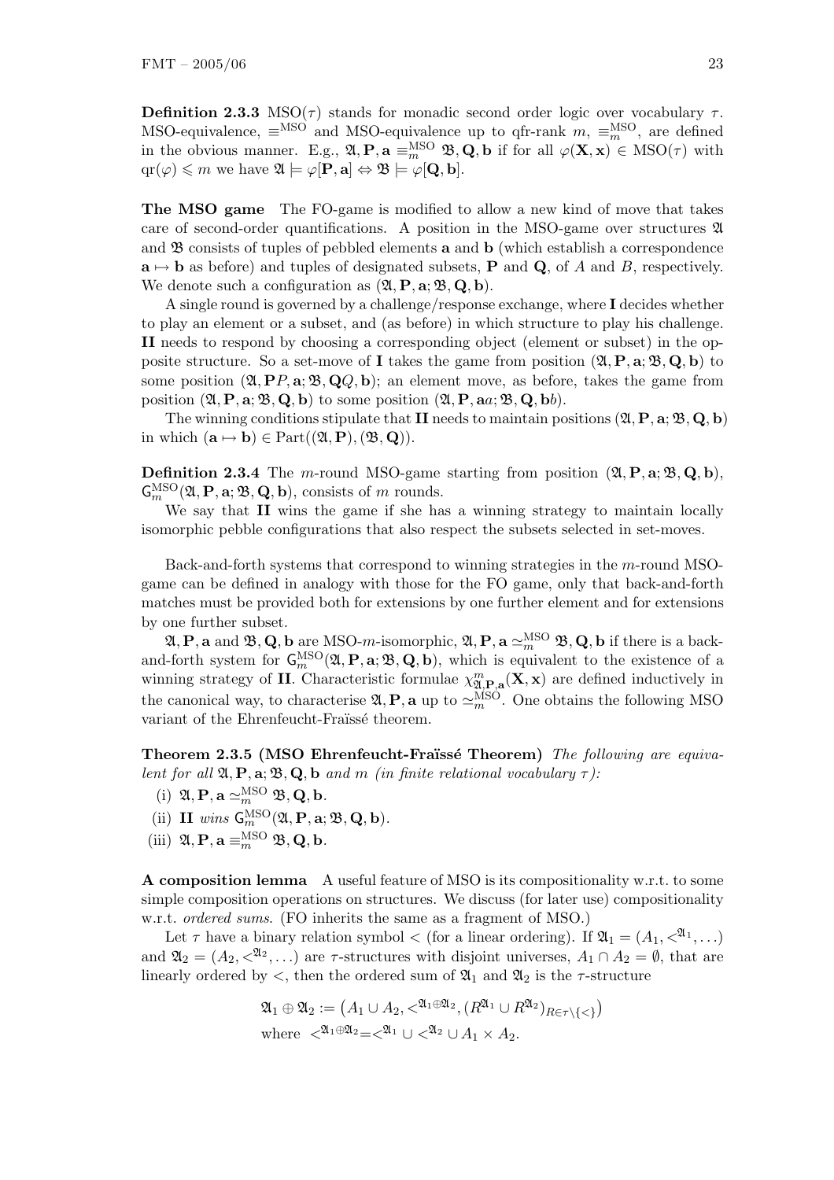**Definition 2.3.3** MSO($\tau$) stands for monadic second order logic over vocabulary $\tau$. MSO-equivalence, $\equiv^{\mathrm{MSO}}$ and MSO-equivalence up to qfr-rank $m$, $\equiv^{\mathrm{MSO}}_m$, are defined in the obvious manner. E.g., $\mathfrak{A}, \mathbf{P}, \mathbf{a} \equiv^{\mathrm{MSO}}_m \mathfrak{B}, \mathbf{Q}, \mathbf{b}$ if for all $\varphi(\mathbf{X}, \mathbf{x}) \in \mathrm{MSO}(\tau)$ with $\mathrm{qr}(\varphi) \leqslant m$ we have $\mathfrak{A} \models \varphi[\mathbf{P}, \mathbf{a}] \Leftrightarrow \mathfrak{B} \models \varphi[\mathbf{Q}, \mathbf{b}]$.

**The MSO game** The FO-game is modified to allow a new kind of move that takes care of second-order quantifications. A position in the MSO-game over structures $\mathfrak{A}$ and $\mathfrak{B}$ consists of tuples of pebbled elements $\mathbf{a}$ and $\mathbf{b}$ (which establish a correspondence $\mathbf{a} \mapsto \mathbf{b}$ as before) and tuples of designated subsets, $\mathbf{P}$ and $\mathbf{Q}$, of $A$ and $B$, respectively. We denote such a configuration as $(\mathfrak{A}, \mathbf{P}, \mathbf{a}; \mathfrak{B}, \mathbf{Q}, \mathbf{b})$.

A single round is governed by a challenge/response exchange, where **I** decides whether to play an element or a subset, and (as before) in which structure to play his challenge. **II** needs to respond by choosing a corresponding object (element or subset) in the opposite structure. So a set-move of **I** takes the game from position $(\mathfrak{A}, \mathbf{P}, \mathbf{a}; \mathfrak{B}, \mathbf{Q}, \mathbf{b})$ to some position $(\mathfrak{A}, \mathbf{P}P, \mathbf{a}; \mathfrak{B}, \mathbf{Q}Q, \mathbf{b})$; an element move, as before, takes the game from position $(\mathfrak{A}, \mathbf{P}, \mathbf{a}; \mathfrak{B}, \mathbf{Q}, \mathbf{b})$ to some position $(\mathfrak{A}, \mathbf{P}, \mathbf{a}a; \mathfrak{B}, \mathbf{Q}, \mathbf{b}b)$.

The winning conditions stipulate that **II** needs to maintain positions $(\mathfrak{A}, \mathbf{P}, \mathbf{a}; \mathfrak{B}, \mathbf{Q}, \mathbf{b})$ in which $(\mathbf{a} \mapsto \mathbf{b}) \in \mathrm{Part}((\mathfrak{A}, \mathbf{P}), (\mathfrak{B}, \mathbf{Q}))$.

**Definition 2.3.4** The $m$-round MSO-game starting from position $(\mathfrak{A}, \mathbf{P}, \mathbf{a}; \mathfrak{B}, \mathbf{Q}, \mathbf{b})$, $\mathsf{G}^{\mathrm{MSO}}_m(\mathfrak{A}, \mathbf{P}, \mathbf{a}; \mathfrak{B}, \mathbf{Q}, \mathbf{b})$, consists of $m$ rounds.

We say that **II** wins the game if she has a winning strategy to maintain locally isomorphic pebble configurations that also respect the subsets selected in set-moves.

Back-and-forth systems that correspond to winning strategies in the $m$-round MSO-game can be defined in analogy with those for the FO game, only that back-and-forth matches must be provided both for extensions by one further element and for extensions by one further subset.

$\mathfrak{A}, \mathbf{P}, \mathbf{a}$ and $\mathfrak{B}, \mathbf{Q}, \mathbf{b}$ are MSO-$m$-isomorphic, $\mathfrak{A}, \mathbf{P}, \mathbf{a} \simeq^{\mathrm{MSO}}_m \mathfrak{B}, \mathbf{Q}, \mathbf{b}$ if there is a back-and-forth system for $\mathsf{G}^{\mathrm{MSO}}_m(\mathfrak{A}, \mathbf{P}, \mathbf{a}; \mathfrak{B}, \mathbf{Q}, \mathbf{b})$, which is equivalent to the existence of a winning strategy of **II**. Characteristic formulae $\chi^m_{\mathfrak{A},\mathbf{P},\mathbf{a}}(\mathbf{X}, \mathbf{x})$ are defined inductively in the canonical way, to characterise $\mathfrak{A}, \mathbf{P}, \mathbf{a}$ up to $\simeq^{\mathrm{MSO}}_m$. One obtains the following MSO variant of the Ehrenfeucht-Fraïssé theorem.

**Theorem 2.3.5 (MSO Ehrenfeucht-Fraïssé Theorem)** *The following are equivalent for all $\mathfrak{A}, \mathbf{P}, \mathbf{a}; \mathfrak{B}, \mathbf{Q}, \mathbf{b}$ and $m$ (in finite relational vocabulary $\tau$):*

(i) $\mathfrak{A}, \mathbf{P}, \mathbf{a} \simeq^{\mathrm{MSO}}_m \mathfrak{B}, \mathbf{Q}, \mathbf{b}$.

(ii) **II** *wins* $\mathsf{G}^{\mathrm{MSO}}_m(\mathfrak{A}, \mathbf{P}, \mathbf{a}; \mathfrak{B}, \mathbf{Q}, \mathbf{b})$.

(iii) $\mathfrak{A}, \mathbf{P}, \mathbf{a} \equiv^{\mathrm{MSO}}_m \mathfrak{B}, \mathbf{Q}, \mathbf{b}$.

**A composition lemma** A useful feature of MSO is its compositionality w.r.t. to some simple composition operations on structures. We discuss (for later use) compositionality w.r.t. *ordered sums*. (FO inherits the same as a fragment of MSO.)

Let $\tau$ have a binary relation symbol $<$ (for a linear ordering). If $\mathfrak{A}_1 = (A_1, <^{\mathfrak{A}_1}, \ldots)$ and $\mathfrak{A}_2 = (A_2, <^{\mathfrak{A}_2}, \ldots)$ are $\tau$-structures with disjoint universes, $A_1 \cap A_2 = \emptyset$, that are linearly ordered by $<$, then the ordered sum of $\mathfrak{A}_1$ and $\mathfrak{A}_2$ is the $\tau$-structure

$$\mathfrak{A}_1 \oplus \mathfrak{A}_2 := \big(A_1 \cup A_2, <^{\mathfrak{A}_1 \oplus \mathfrak{A}_2}, (R^{\mathfrak{A}_1} \cup R^{\mathfrak{A}_2})_{R \in \tau \setminus \{<\}}\big)$$
$$\text{where } <^{\mathfrak{A}_1 \oplus \mathfrak{A}_2} = <^{\mathfrak{A}_1} \cup <^{\mathfrak{A}_2} \cup A_1 \times A_2.$$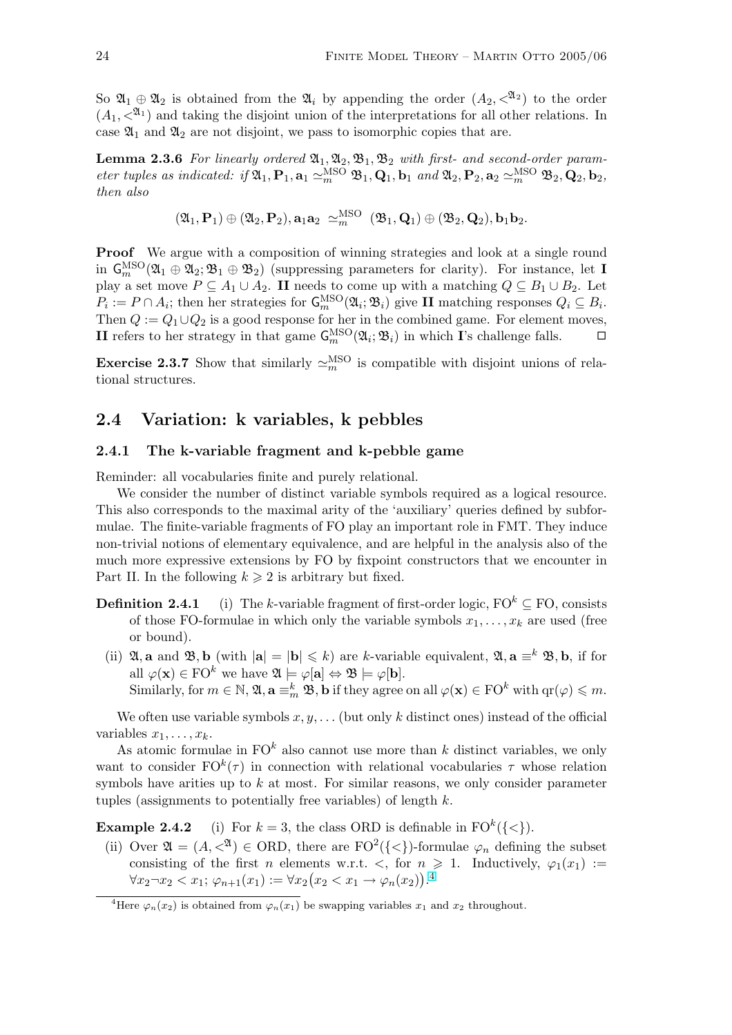So $\mathfrak{A}_1 \oplus \mathfrak{A}_2$ is obtained from the $\mathfrak{A}_i$ by appending the order $(A_2, <^{\mathfrak{A}_2})$ to the order $(A_1, <^{\mathfrak{A}_1})$ and taking the disjoint union of the interpretations for all other relations. In case $\mathfrak{A}_1$ and $\mathfrak{A}_2$ are not disjoint, we pass to isomorphic copies that are.

**Lemma 2.3.6** *For linearly ordered $\mathfrak{A}_1, \mathfrak{A}_2, \mathfrak{B}_1, \mathfrak{B}_2$ with first- and second-order parameter tuples as indicated: if $\mathfrak{A}_1, \mathbf{P}_1, \mathbf{a}_1 \simeq_m^{\mathrm{MSO}} \mathfrak{B}_1, \mathbf{Q}_1, \mathbf{b}_1$ and $\mathfrak{A}_2, \mathbf{P}_2, \mathbf{a}_2 \simeq_m^{\mathrm{MSO}} \mathfrak{B}_2, \mathbf{Q}_2, \mathbf{b}_2$, then also*

$$(\mathfrak{A}_1, \mathbf{P}_1) \oplus (\mathfrak{A}_2, \mathbf{P}_2), \mathbf{a}_1\mathbf{a}_2 \ \simeq_m^{\mathrm{MSO}} \ (\mathfrak{B}_1, \mathbf{Q}_1) \oplus (\mathfrak{B}_2, \mathbf{Q}_2), \mathbf{b}_1\mathbf{b}_2.$$

**Proof** We argue with a composition of winning strategies and look at a single round in $\mathsf{G}_m^{\mathrm{MSO}}(\mathfrak{A}_1 \oplus \mathfrak{A}_2; \mathfrak{B}_1 \oplus \mathfrak{B}_2)$ (suppressing parameters for clarity). For instance, let **I** play a set move $P \subseteq A_1 \cup A_2$. **II** needs to come up with a matching $Q \subseteq B_1 \cup B_2$. Let $P_i := P \cap A_i$; then her strategies for $\mathsf{G}_m^{\mathrm{MSO}}(\mathfrak{A}_i; \mathfrak{B}_i)$ give **II** matching responses $Q_i \subseteq B_i$. Then $Q := Q_1 \cup Q_2$ is a good response for her in the combined game. For element moves, **II** refers to her strategy in that game $\mathsf{G}_m^{\mathrm{MSO}}(\mathfrak{A}_i; \mathfrak{B}_i)$ in which **I**'s challenge falls. ☐

**Exercise 2.3.7** Show that similarly $\simeq_m^{\mathrm{MSO}}$ is compatible with disjoint unions of relational structures.

## 2.4 Variation: k variables, k pebbles

### 2.4.1 The k-variable fragment and k-pebble game

Reminder: all vocabularies finite and purely relational.

We consider the number of distinct variable symbols required as a logical resource. This also corresponds to the maximal arity of the 'auxiliary' queries defined by subformulae. The finite-variable fragments of FO play an important role in FMT. They induce non-trivial notions of elementary equivalence, and are helpful in the analysis also of the much more expressive extensions by FO by fixpoint constructors that we encounter in Part II. In the following $k \geqslant 2$ is arbitrary but fixed.

**Definition 2.4.1** (i) The $k$-variable fragment of first-order logic, $\mathrm{FO}^k \subseteq \mathrm{FO}$, consists of those FO-formulae in which only the variable symbols $x_1, \ldots, x_k$ are used (free or bound).

(ii) $\mathfrak{A}, \mathbf{a}$ and $\mathfrak{B}, \mathbf{b}$ (with $|\mathbf{a}| = |\mathbf{b}| \leqslant k$) are $k$-variable equivalent, $\mathfrak{A}, \mathbf{a} \equiv^k \mathfrak{B}, \mathbf{b}$, if for all $\varphi(\mathbf{x}) \in \mathrm{FO}^k$ we have $\mathfrak{A} \models \varphi[\mathbf{a}] \Leftrightarrow \mathfrak{B} \models \varphi[\mathbf{b}]$.
Similarly, for $m \in \mathbb{N}$, $\mathfrak{A}, \mathbf{a} \equiv_m^k \mathfrak{B}, \mathbf{b}$ if they agree on all $\varphi(\mathbf{x}) \in \mathrm{FO}^k$ with $\mathrm{qr}(\varphi) \leqslant m$.

We often use variable symbols $x, y, \ldots$ (but only $k$ distinct ones) instead of the official variables $x_1, \ldots, x_k$.

As atomic formulae in $\mathrm{FO}^k$ also cannot use more than $k$ distinct variables, we only want to consider $\mathrm{FO}^k(\tau)$ in connection with relational vocabularies $\tau$ whose relation symbols have arities up to $k$ at most. For similar reasons, we only consider parameter tuples (assignments to potentially free variables) of length $k$.

**Example 2.4.2** (i) For $k = 3$, the class ORD is definable in $\mathrm{FO}^k(\{<\})$.

(ii) Over $\mathfrak{A} = (A, <^{\mathfrak{A}}) \in \mathrm{ORD}$, there are $\mathrm{FO}^2(\{<\})$-formulae $\varphi_n$ defining the subset consisting of the first $n$ elements w.r.t. $<$, for $n \geqslant 1$. Inductively, $\varphi_1(x_1) := \forall x_2 \neg x_2 < x_1$; $\varphi_{n+1}(x_1) := \forall x_2 \big(x_2 < x_1 \rightarrow \varphi_n(x_2)\big)$.[4]

[4] Here $\varphi_n(x_2)$ is obtained from $\varphi_n(x_1)$ be swapping variables $x_1$ and $x_2$ throughout.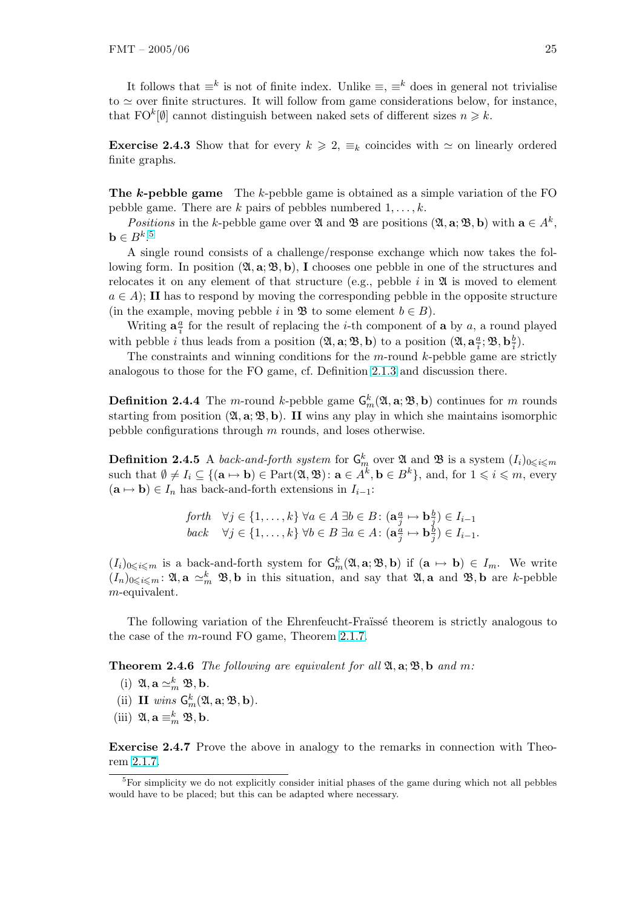It follows that $\equiv^k$ is not of finite index. Unlike $\equiv$, $\equiv^k$ does in general not trivialise to $\simeq$ over finite structures. It will follow from game considerations below, for instance, that $\mathrm{FO}^k[\emptyset]$ cannot distinguish between naked sets of different sizes $n \geqslant k$.

**Exercise 2.4.3** Show that for every $k \geqslant 2$, $\equiv_k$ coincides with $\simeq$ on linearly ordered finite graphs.

**The *k*-pebble game** The $k$-pebble game is obtained as a simple variation of the FO pebble game. There are $k$ pairs of pebbles numbered $1, \dots, k$.

*Positions* in the $k$-pebble game over $\mathfrak{A}$ and $\mathfrak{B}$ are positions $(\mathfrak{A}, \mathbf{a}; \mathfrak{B}, \mathbf{b})$ with $\mathbf{a} \in A^k$, $\mathbf{b} \in B^k$.[5]

A single round consists of a challenge/response exchange which now takes the following form. In position $(\mathfrak{A}, \mathbf{a}; \mathfrak{B}, \mathbf{b})$, **I** chooses one pebble in one of the structures and relocates it on any element of that structure (e.g., pebble $i$ in $\mathfrak{A}$ is moved to element $a \in A$); **II** has to respond by moving the corresponding pebble in the opposite structure (in the example, moving pebble $i$ in $\mathfrak{B}$ to some element $b \in B$).

Writing $\mathbf{a}\frac{a}{i}$ for the result of replacing the $i$-th component of $\mathbf{a}$ by $a$, a round played with pebble $i$ thus leads from a position $(\mathfrak{A}, \mathbf{a}; \mathfrak{B}, \mathbf{b})$ to a position $(\mathfrak{A}, \mathbf{a}\frac{a}{i}; \mathfrak{B}, \mathbf{b}\frac{b}{i})$.

The constraints and winning conditions for the $m$-round $k$-pebble game are strictly analogous to those for the FO game, cf. Definition 2.1.3 and discussion there.

**Definition 2.4.4** The $m$-round $k$-pebble game $\mathsf{G}^k_m(\mathfrak{A}, \mathbf{a}; \mathfrak{B}, \mathbf{b})$ continues for $m$ rounds starting from position $(\mathfrak{A}, \mathbf{a}; \mathfrak{B}, \mathbf{b})$. **II** wins any play in which she maintains isomorphic pebble configurations through $m$ rounds, and loses otherwise.

**Definition 2.4.5** A *back-and-forth system* for $\mathsf{G}^k_m$ over $\mathfrak{A}$ and $\mathfrak{B}$ is a system $(I_i)_{0 \leqslant i \leqslant m}$ such that $\emptyset \neq I_i \subseteq \{(\mathbf{a} \mapsto \mathbf{b}) \in \mathrm{Part}(\mathfrak{A}, \mathfrak{B}) \colon \mathbf{a} \in A^k, \mathbf{b} \in B^k\}$, and, for $1 \leqslant i \leqslant m$, every $(\mathbf{a} \mapsto \mathbf{b}) \in I_n$ has back-and-forth extensions in $I_{i-1}$:

$$\begin{array}{ll} \textit{forth} & \forall j \in \{1, \dots, k\}\ \forall a \in A\ \exists b \in B \colon (\mathbf{a}\frac{a}{j} \mapsto \mathbf{b}\frac{b}{j}) \in I_{i-1} \\ \textit{back} & \forall j \in \{1, \dots, k\}\ \forall b \in B\ \exists a \in A \colon (\mathbf{a}\frac{a}{j} \mapsto \mathbf{b}\frac{b}{j}) \in I_{i-1}. \end{array}$$

$(I_i)_{0 \leqslant i \leqslant m}$ is a back-and-forth system for $\mathsf{G}^k_m(\mathfrak{A}, \mathbf{a}; \mathfrak{B}, \mathbf{b})$ if $(\mathbf{a} \mapsto \mathbf{b}) \in I_m$. We write $(I_n)_{0 \leqslant i \leqslant m} \colon \mathfrak{A}, \mathbf{a} \simeq^k_m \mathfrak{B}, \mathbf{b}$ in this situation, and say that $\mathfrak{A}, \mathbf{a}$ and $\mathfrak{B}, \mathbf{b}$ are $k$-pebble $m$-equivalent.

The following variation of the Ehrenfeucht-Fraïssé theorem is strictly analogous to the case of the $m$-round FO game, Theorem 2.1.7.

**Theorem 2.4.6** *The following are equivalent for all* $\mathfrak{A}, \mathbf{a}; \mathfrak{B}, \mathbf{b}$ *and* $m$*:*

(i) $\mathfrak{A}, \mathbf{a} \simeq^k_m \mathfrak{B}, \mathbf{b}$.

(ii) **II** *wins* $\mathsf{G}^k_m(\mathfrak{A}, \mathbf{a}; \mathfrak{B}, \mathbf{b})$.

(iii) $\mathfrak{A}, \mathbf{a} \equiv^k_m \mathfrak{B}, \mathbf{b}$.

**Exercise 2.4.7** Prove the above in analogy to the remarks in connection with Theorem 2.1.7.

[5] For simplicity we do not explicitly consider initial phases of the game during which not all pebbles would have to be placed; but this can be adapted where necessary.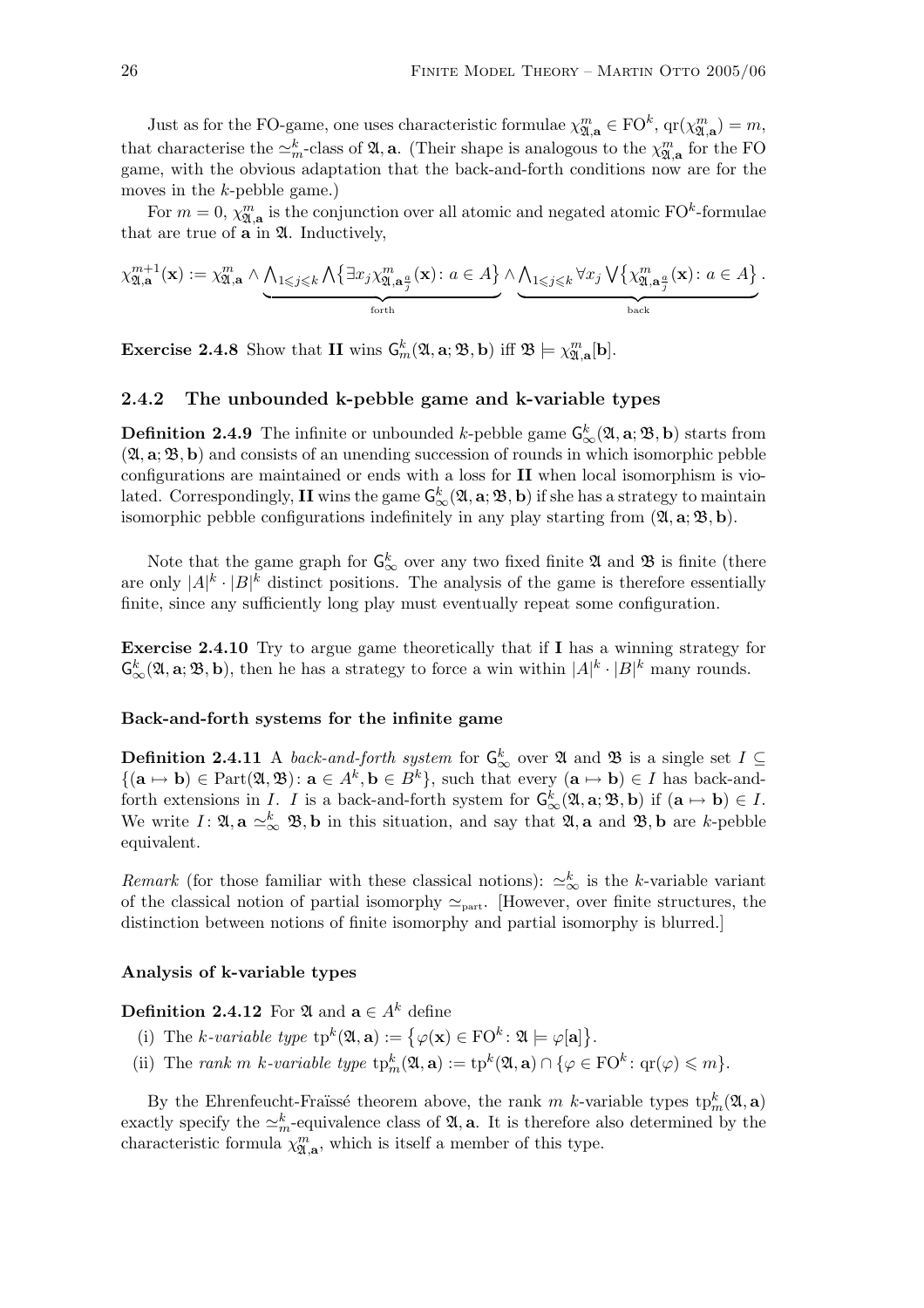Just as for the FO-game, one uses characteristic formulae $\chi^m_{\mathfrak{A},\mathbf{a}} \in \mathrm{FO}^k$, $\mathrm{qr}(\chi^m_{\mathfrak{A},\mathbf{a}}) = m$, that characterise the $\simeq^k_m$-class of $\mathfrak{A}, \mathbf{a}$. (Their shape is analogous to the $\chi^m_{\mathfrak{A},\mathbf{a}}$ for the FO game, with the obvious adaptation that the back-and-forth conditions now are for the moves in the $k$-pebble game.)

For $m = 0$, $\chi^m_{\mathfrak{A},\mathbf{a}}$ is the conjunction over all atomic and negated atomic $\mathrm{FO}^k$-formulae that are true of $\mathbf{a}$ in $\mathfrak{A}$. Inductively,

$$\chi^{m+1}_{\mathfrak{A},\mathbf{a}}(\mathbf{x}) := \chi^m_{\mathfrak{A},\mathbf{a}} \wedge \underbrace{\bigwedge_{1 \leqslant j \leqslant k} \bigwedge \big\{ \exists x_j \chi^m_{\mathfrak{A},\mathbf{a}\frac{a}{j}}(\mathbf{x}) \colon a \in A \big\}}_{\text{forth}} \wedge \underbrace{\bigwedge_{1 \leqslant j \leqslant k} \forall x_j \bigvee \big\{ \chi^m_{\mathfrak{A},\mathbf{a}\frac{a}{j}}(\mathbf{x}) \colon a \in A \big\}}_{\text{back}}.$$

**Exercise 2.4.8** Show that **II** wins $\mathsf{G}^k_m(\mathfrak{A}, \mathbf{a}; \mathfrak{B}, \mathbf{b})$ iff $\mathfrak{B} \models \chi^m_{\mathfrak{A},\mathbf{a}}[\mathbf{b}]$.

### 2.4.2 The unbounded k-pebble game and k-variable types

**Definition 2.4.9** The infinite or unbounded $k$-pebble game $\mathsf{G}^k_\infty(\mathfrak{A}, \mathbf{a}; \mathfrak{B}, \mathbf{b})$ starts from $(\mathfrak{A}, \mathbf{a}; \mathfrak{B}, \mathbf{b})$ and consists of an unending succession of rounds in which isomorphic pebble configurations are maintained or ends with a loss for **II** when local isomorphism is violated. Correspondingly, **II** wins the game $\mathsf{G}^k_\infty(\mathfrak{A}, \mathbf{a}; \mathfrak{B}, \mathbf{b})$ if she has a strategy to maintain isomorphic pebble configurations indefinitely in any play starting from $(\mathfrak{A}, \mathbf{a}; \mathfrak{B}, \mathbf{b})$.

Note that the game graph for $\mathsf{G}^k_\infty$ over any two fixed finite $\mathfrak{A}$ and $\mathfrak{B}$ is finite (there are only $|A|^k \cdot |B|^k$ distinct positions. The analysis of the game is therefore essentially finite, since any sufficiently long play must eventually repeat some configuration.

**Exercise 2.4.10** Try to argue game theoretically that if **I** has a winning strategy for $\mathsf{G}^k_\infty(\mathfrak{A}, \mathbf{a}; \mathfrak{B}, \mathbf{b})$, then he has a strategy to force a win within $|A|^k \cdot |B|^k$ many rounds.

#### Back-and-forth systems for the infinite game

**Definition 2.4.11** A *back-and-forth system* for $\mathsf{G}^k_\infty$ over $\mathfrak{A}$ and $\mathfrak{B}$ is a single set $I \subseteq \{(\mathbf{a} \mapsto \mathbf{b}) \in \mathrm{Part}(\mathfrak{A}, \mathfrak{B}) \colon \mathbf{a} \in A^k, \mathbf{b} \in B^k\}$, such that every $(\mathbf{a} \mapsto \mathbf{b}) \in I$ has back-and-forth extensions in $I$. $I$ is a back-and-forth system for $\mathsf{G}^k_\infty(\mathfrak{A}, \mathbf{a}; \mathfrak{B}, \mathbf{b})$ if $(\mathbf{a} \mapsto \mathbf{b}) \in I$. We write $I \colon \mathfrak{A}, \mathbf{a} \simeq^k_\infty \mathfrak{B}, \mathbf{b}$ in this situation, and say that $\mathfrak{A}, \mathbf{a}$ and $\mathfrak{B}, \mathbf{b}$ are $k$-pebble equivalent.

*Remark* (for those familiar with these classical notions): $\simeq^k_\infty$ is the $k$-variable variant of the classical notion of partial isomorphy $\simeq_{\mathrm{part}}$. [However, over finite structures, the distinction between notions of finite isomorphy and partial isomorphy is blurred.]

#### Analysis of k-variable types

**Definition 2.4.12** For $\mathfrak{A}$ and $\mathbf{a} \in A^k$ define

(i) The *k-variable type* $\mathrm{tp}^k(\mathfrak{A}, \mathbf{a}) := \big\{ \varphi(\mathbf{x}) \in \mathrm{FO}^k \colon \mathfrak{A} \models \varphi[\mathbf{a}] \big\}$.

(ii) The *rank m k-variable type* $\mathrm{tp}^k_m(\mathfrak{A}, \mathbf{a}) := \mathrm{tp}^k(\mathfrak{A}, \mathbf{a}) \cap \{ \varphi \in \mathrm{FO}^k \colon \mathrm{qr}(\varphi) \leqslant m \}$.

By the Ehrenfeucht-Fraïssé theorem above, the rank $m$ $k$-variable types $\mathrm{tp}^k_m(\mathfrak{A}, \mathbf{a})$ exactly specify the $\simeq^k_m$-equivalence class of $\mathfrak{A}, \mathbf{a}$. It is therefore also determined by the characteristic formula $\chi^m_{\mathfrak{A},\mathbf{a}}$, which is itself a member of this type.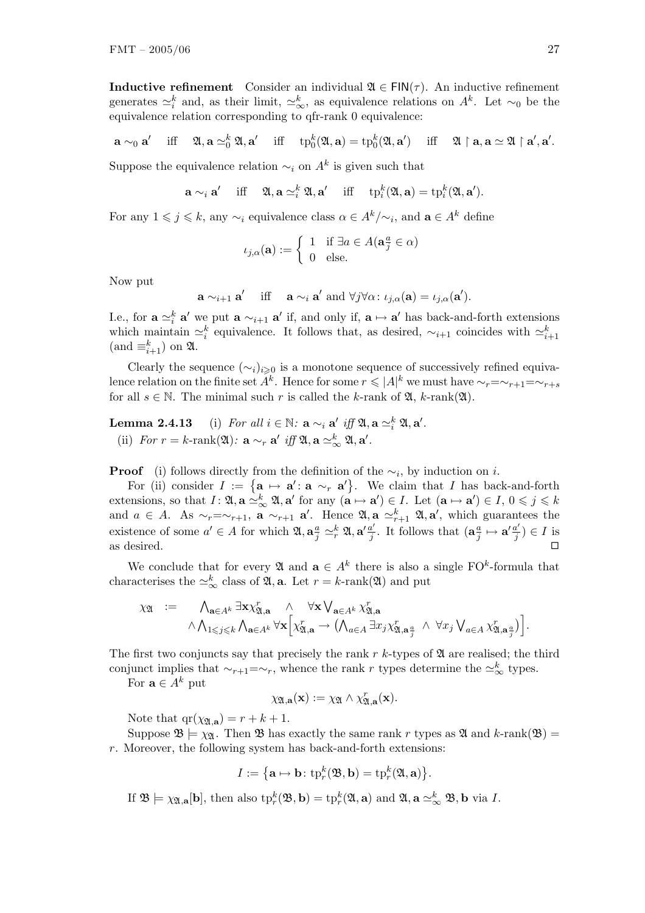**Inductive refinement** Consider an individual $\mathfrak{A} \in \mathsf{FIN}(\tau)$. An inductive refinement generates $\simeq_i^k$ and, as their limit, $\simeq_\infty^k$, as equivalence relations on $A^k$. Let $\sim_0$ be the equivalence relation corresponding to qfr-rank 0 equivalence:

$$\mathbf{a} \sim_0 \mathbf{a}' \quad \text{iff} \quad \mathfrak{A}, \mathbf{a} \simeq_0^k \mathfrak{A}, \mathbf{a}' \quad \text{iff} \quad \mathrm{tp}_0^k(\mathfrak{A}, \mathbf{a}) = \mathrm{tp}_0^k(\mathfrak{A}, \mathbf{a}') \quad \text{iff} \quad \mathfrak{A} \restriction \mathbf{a}, \mathbf{a} \simeq \mathfrak{A} \restriction \mathbf{a}', \mathbf{a}'.$$

Suppose the equivalence relation $\sim_i$ on $A^k$ is given such that

$$\mathbf{a} \sim_i \mathbf{a}' \quad \text{iff} \quad \mathfrak{A}, \mathbf{a} \simeq_i^k \mathfrak{A}, \mathbf{a}' \quad \text{iff} \quad \mathrm{tp}_i^k(\mathfrak{A}, \mathbf{a}) = \mathrm{tp}_i^k(\mathfrak{A}, \mathbf{a}').$$

For any $1 \leqslant j \leqslant k$, any $\sim_i$ equivalence class $\alpha \in A^k/\sim_i$, and $\mathbf{a} \in A^k$ define

$$\iota_{j,\alpha}(\mathbf{a}) := \begin{cases} 1 & \text{if } \exists a \in A(\mathbf{a}\tfrac{a}{j} \in \alpha) \\ 0 & \text{else.} \end{cases}$$

Now put

$$\mathbf{a} \sim_{i+1} \mathbf{a}' \quad \text{iff} \quad \mathbf{a} \sim_i \mathbf{a}' \text{ and } \forall j \forall \alpha \colon \iota_{j,\alpha}(\mathbf{a}) = \iota_{j,\alpha}(\mathbf{a}').$$

I.e., for $\mathbf{a} \simeq_i^k \mathbf{a}'$ we put $\mathbf{a} \sim_{i+1} \mathbf{a}'$ if, and only if, $\mathbf{a} \mapsto \mathbf{a}'$ has back-and-forth extensions which maintain $\simeq_i^k$ equivalence. It follows that, as desired, $\sim_{i+1}$ coincides with $\simeq_{i+1}^k$ (and $\equiv_{i+1}^k$) on $\mathfrak{A}$.

Clearly the sequence $(\sim_i)_{i \geqslant 0}$ is a monotone sequence of successively refined equivalence relation on the finite set $A^k$. Hence for some $r \leqslant |A|^k$ we must have $\sim_r = \sim_{r+1} = \sim_{r+s}$ for all $s \in \mathbb{N}$. The minimal such $r$ is called the $k$-rank of $\mathfrak{A}$, $k$-rank$(\mathfrak{A})$.

**Lemma 2.4.13** (i) *For all $i \in \mathbb{N}$: $\mathbf{a} \sim_i \mathbf{a}'$ iff $\mathfrak{A}, \mathbf{a} \simeq_i^k \mathfrak{A}, \mathbf{a}'$.*
(ii) *For $r = k$-rank$(\mathfrak{A})$: $\mathbf{a} \sim_r \mathbf{a}'$ iff $\mathfrak{A}, \mathbf{a} \simeq_\infty^k \mathfrak{A}, \mathbf{a}'$.*

**Proof** (i) follows directly from the definition of the $\sim_i$, by induction on $i$.

For (ii) consider $I := \{\mathbf{a} \mapsto \mathbf{a}' \colon \mathbf{a} \sim_r \mathbf{a}'\}$. We claim that $I$ has back-and-forth extensions, so that $I \colon \mathfrak{A}, \mathbf{a} \simeq_\infty^k \mathfrak{A}, \mathbf{a}'$ for any $(\mathbf{a} \mapsto \mathbf{a}') \in I$. Let $(\mathbf{a} \mapsto \mathbf{a}') \in I$, $0 \leqslant j \leqslant k$ and $a \in A$. As $\sim_r = \sim_{r+1}$, $\mathbf{a} \sim_{r+1} \mathbf{a}'$. Hence $\mathfrak{A}, \mathbf{a} \simeq_{r+1}^k \mathfrak{A}, \mathbf{a}'$, which guarantees the existence of some $a' \in A$ for which $\mathfrak{A}, \mathbf{a}\frac{a}{j} \simeq_r^k \mathfrak{A}, \mathbf{a}'\frac{a'}{j}$. It follows that $(\mathbf{a}\frac{a}{j} \mapsto \mathbf{a}'\frac{a'}{j}) \in I$ is as desired. $\Box$

We conclude that for every $\mathfrak{A}$ and $\mathbf{a} \in A^k$ there is also a single $\mathrm{FO}^k$-formula that characterises the $\simeq_\infty^k$ class of $\mathfrak{A}, \mathbf{a}$. Let $r = k$-rank$(\mathfrak{A})$ and put

$$\begin{array}{rcl} \chi_{\mathfrak{A}} & := & \bigwedge_{\mathbf{a} \in A^k} \exists \mathbf{x} \chi_{\mathfrak{A},\mathbf{a}}^r \quad \wedge \quad \forall \mathbf{x} \bigvee_{\mathbf{a} \in A^k} \chi_{\mathfrak{A},\mathbf{a}}^r \\ & & \wedge \bigwedge_{1 \leqslant j \leqslant k} \bigwedge_{\mathbf{a} \in A^k} \forall \mathbf{x} \Big[ \chi_{\mathfrak{A},\mathbf{a}}^r \rightarrow \big( \bigwedge_{a \in A} \exists x_j \chi_{\mathfrak{A},\mathbf{a}\frac{a}{j}}^r \ \wedge \ \forall x_j \bigvee_{a \in A} \chi_{\mathfrak{A},\mathbf{a}\frac{a}{j}}^r \big) \Big]. \end{array}$$

The first two conjuncts say that precisely the rank $r$ $k$-types of $\mathfrak{A}$ are realised; the third conjunct implies that $\sim_{r+1} = \sim_r$, whence the rank $r$ types determine the $\simeq_\infty^k$ types.

For $\mathbf{a} \in A^k$ put

$$\chi_{\mathfrak{A},\mathbf{a}}(\mathbf{x}) := \chi_{\mathfrak{A}} \wedge \chi_{\mathfrak{A},\mathbf{a}}^r(\mathbf{x}).$$

Note that $\mathrm{qr}(\chi_{\mathfrak{A},\mathbf{a}}) = r + k + 1$.

Suppose $\mathfrak{B} \models \chi_{\mathfrak{A}}$. Then $\mathfrak{B}$ has exactly the same rank $r$ types as $\mathfrak{A}$ and $k$-rank$(\mathfrak{B}) = r$. Moreover, the following system has back-and-forth extensions:

$$I := \{\mathbf{a} \mapsto \mathbf{b} \colon \mathrm{tp}_r^k(\mathfrak{B}, \mathbf{b}) = \mathrm{tp}_r^k(\mathfrak{A}, \mathbf{a})\}.$$

If $\mathfrak{B} \models \chi_{\mathfrak{A},\mathbf{a}}[\mathbf{b}]$, then also $\mathrm{tp}_r^k(\mathfrak{B}, \mathbf{b}) = \mathrm{tp}_r^k(\mathfrak{A}, \mathbf{a})$ and $\mathfrak{A}, \mathbf{a} \simeq_\infty^k \mathfrak{B}, \mathbf{b}$ via $I$.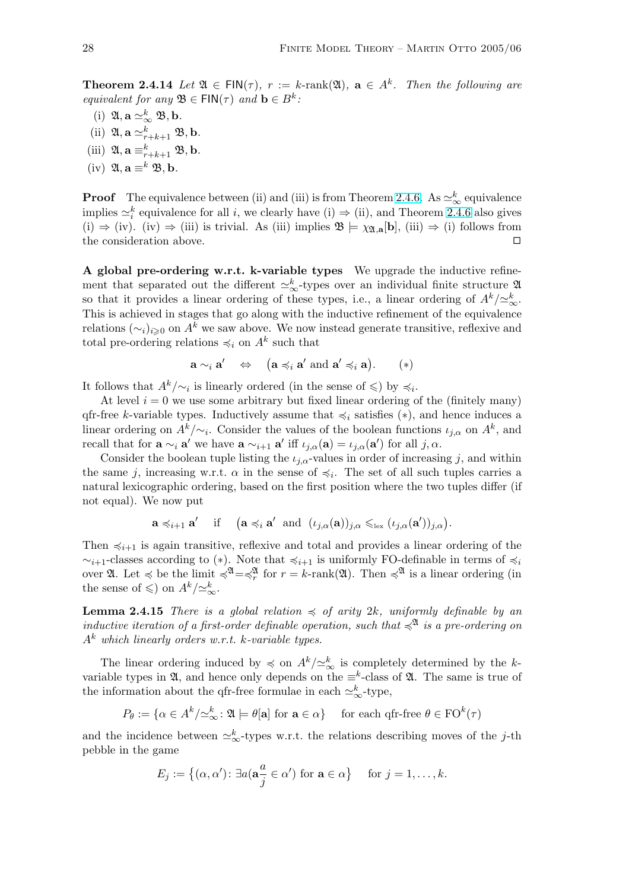**Theorem 2.4.14** *Let $\mathfrak{A} \in \mathsf{FIN}(\tau)$, $r := k\text{-rank}(\mathfrak{A})$, $\mathbf{a} \in A^k$. Then the following are equivalent for any $\mathfrak{B} \in \mathsf{FIN}(\tau)$ and $\mathbf{b} \in B^k$:*

(i) $\mathfrak{A}, \mathbf{a} \simeq^k_\infty \mathfrak{B}, \mathbf{b}$.

(ii) $\mathfrak{A}, \mathbf{a} \simeq^k_{r+k+1} \mathfrak{B}, \mathbf{b}$.

(iii) $\mathfrak{A}, \mathbf{a} \equiv^k_{r+k+1} \mathfrak{B}, \mathbf{b}$.

(iv) $\mathfrak{A}, \mathbf{a} \equiv^k \mathfrak{B}, \mathbf{b}$.

**Proof** The equivalence between (ii) and (iii) is from Theorem 2.4.6. As $\simeq^k_\infty$ equivalence implies $\simeq^k_i$ equivalence for all $i$, we clearly have (i) $\Rightarrow$ (ii), and Theorem 2.4.6 also gives (i) $\Rightarrow$ (iv). (iv) $\Rightarrow$ (iii) is trivial. As (iii) implies $\mathfrak{B} \models \chi_{\mathfrak{A},\mathbf{a}}[\mathbf{b}]$, (iii) $\Rightarrow$ (i) follows from the consideration above. $\Box$

**A global pre-ordering w.r.t. k-variable types** We upgrade the inductive refinement that separated out the different $\simeq^k_\infty$-types over an individual finite structure $\mathfrak{A}$ so that it provides a linear ordering of these types, i.e., a linear ordering of $A^k/\simeq^k_\infty$. This is achieved in stages that go along with the inductive refinement of the equivalence relations $(\sim_i)_{i\geqslant 0}$ on $A^k$ we saw above. We now instead generate transitive, reflexive and total pre-ordering relations $\preccurlyeq_i$ on $A^k$ such that

$$\mathbf{a} \sim_i \mathbf{a}' \quad \Leftrightarrow \quad \big(\mathbf{a} \preccurlyeq_i \mathbf{a}' \text{ and } \mathbf{a}' \preccurlyeq_i \mathbf{a}\big). \qquad (*)$$

It follows that $A^k/\sim_i$ is linearly ordered (in the sense of $\leqslant$) by $\preccurlyeq_i$.

At level $i = 0$ we use some arbitrary but fixed linear ordering of the (finitely many) qfr-free $k$-variable types. Inductively assume that $\preccurlyeq_i$ satisfies $(*)$, and hence induces a linear ordering on $A^k/\sim_i$. Consider the values of the boolean functions $\iota_{j,\alpha}$ on $A^k$, and recall that for $\mathbf{a} \sim_i \mathbf{a}'$ we have $\mathbf{a} \sim_{i+1} \mathbf{a}'$ iff $\iota_{j,\alpha}(\mathbf{a}) = \iota_{j,\alpha}(\mathbf{a}')$ for all $j, \alpha$.

Consider the boolean tuple listing the $\iota_{j,\alpha}$-values in order of increasing $j$, and within the same $j$, increasing w.r.t. $\alpha$ in the sense of $\preccurlyeq_i$. The set of all such tuples carries a natural lexicographic ordering, based on the first position where the two tuples differ (if not equal). We now put

$$\mathbf{a} \preccurlyeq_{i+1} \mathbf{a}' \quad \text{if} \quad \big(\mathbf{a} \preccurlyeq_i \mathbf{a}' \text{ and } (\iota_{j,\alpha}(\mathbf{a}))_{j,\alpha} \leqslant_{\text{lex}} (\iota_{j,\alpha}(\mathbf{a}'))_{j,\alpha}\big).$$

Then $\preccurlyeq_{i+1}$ is again transitive, reflexive and total and provides a linear ordering of the $\sim_{i+1}$-classes according to $(*)$. Note that $\preccurlyeq_{i+1}$ is uniformly FO-definable in terms of $\preccurlyeq_i$ over $\mathfrak{A}$. Let $\preccurlyeq$ be the limit $\preccurlyeq^{\mathfrak{A}} = \preccurlyeq^{\mathfrak{A}}_r$ for $r = k\text{-rank}(\mathfrak{A})$. Then $\preccurlyeq^{\mathfrak{A}}$ is a linear ordering (in the sense of $\leqslant$) on $A^k/\simeq^k_\infty$.

**Lemma 2.4.15** *There is a global relation $\preccurlyeq$ of arity $2k$, uniformly definable by an inductive iteration of a first-order definable operation, such that $\preccurlyeq^{\mathfrak{A}}$ is a pre-ordering on $A^k$ which linearly orders w.r.t. $k$-variable types.*

The linear ordering induced by $\preccurlyeq$ on $A^k/\simeq^k_\infty$ is completely determined by the $k$-variable types in $\mathfrak{A}$, and hence only depends on the $\equiv^k$-class of $\mathfrak{A}$. The same is true of the information about the qfr-free formulae in each $\simeq^k_\infty$-type,

$$P_\theta := \{\alpha \in A^k/\simeq^k_\infty \colon \mathfrak{A} \models \theta[\mathbf{a}] \text{ for } \mathbf{a} \in \alpha\} \quad \text{for each qfr-free } \theta \in \mathrm{FO}^k(\tau)$$

and the incidence between $\simeq^k_\infty$-types w.r.t. the relations describing moves of the $j$-th pebble in the game

$$E_j := \big\{(\alpha, \alpha') \colon \exists a (\mathbf{a}\tfrac{a}{j} \in \alpha') \text{ for } \mathbf{a} \in \alpha\big\} \quad \text{for } j = 1, \ldots, k.$$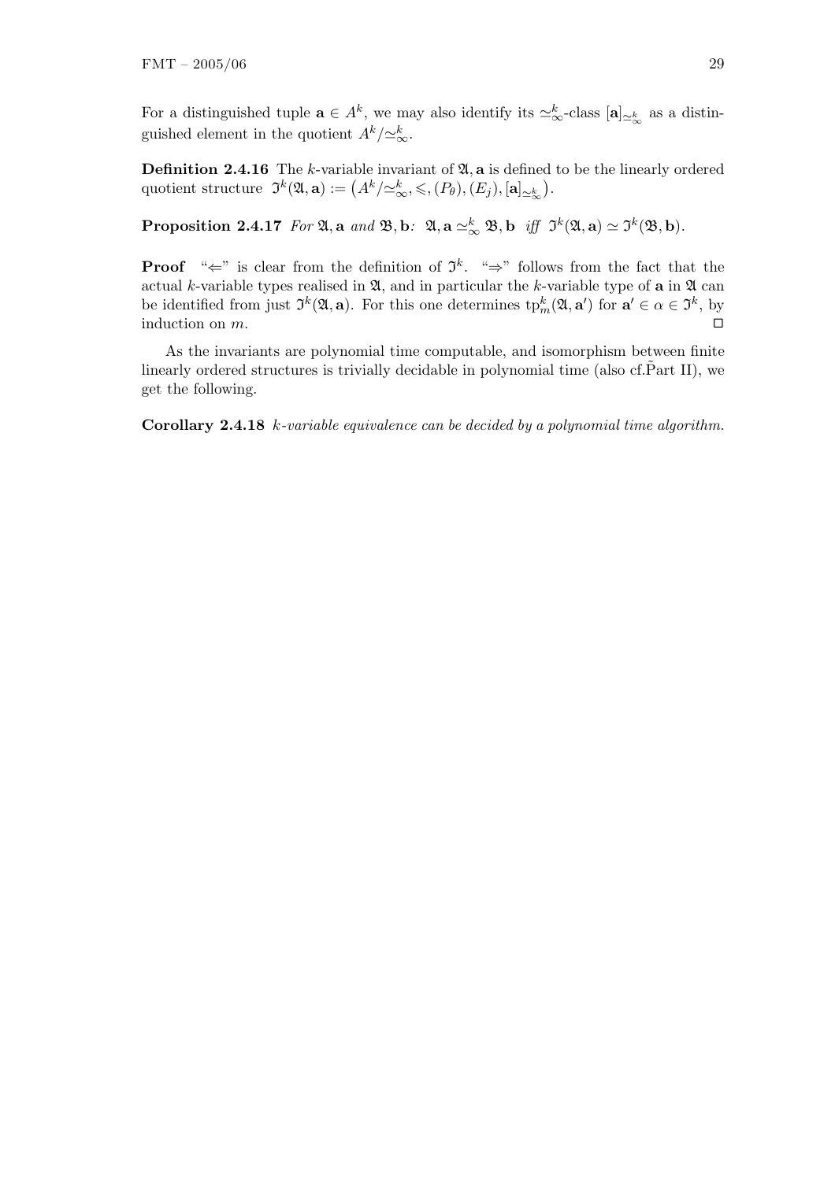For a distinguished tuple $\mathbf{a} \in A^k$, we may also identify its $\simeq^k_\infty$-class $[\mathbf{a}]_{\simeq^k_\infty}$ as a distinguished element in the quotient $A^k/\simeq^k_\infty$.

**Definition 2.4.16** The $k$-variable invariant of $\mathfrak{A}, \mathbf{a}$ is defined to be the linearly ordered quotient structure $\mathfrak{I}^k(\mathfrak{A}, \mathbf{a}) := \big(A^k/\simeq^k_\infty, \leqslant, (P_\theta), (E_j), [\mathbf{a}]_{\simeq^k_\infty}\big)$.

**Proposition 2.4.17** *For* $\mathfrak{A}, \mathbf{a}$ *and* $\mathfrak{B}, \mathbf{b}$*:* $\mathfrak{A}, \mathbf{a} \simeq^k_\infty \mathfrak{B}, \mathbf{b}$ *iff* $\mathfrak{I}^k(\mathfrak{A}, \mathbf{a}) \simeq \mathfrak{I}^k(\mathfrak{B}, \mathbf{b})$.

**Proof** "$\Leftarrow$" is clear from the definition of $\mathfrak{I}^k$. "$\Rightarrow$" follows from the fact that the actual $k$-variable types realised in $\mathfrak{A}$, and in particular the $k$-variable type of $\mathbf{a}$ in $\mathfrak{A}$ can be identified from just $\mathfrak{I}^k(\mathfrak{A}, \mathbf{a})$. For this one determines $\mathrm{tp}^k_m(\mathfrak{A}, \mathbf{a}')$ for $\mathbf{a}' \in \alpha \in \mathfrak{I}^k$, by induction on $m$. ◻

As the invariants are polynomial time computable, and isomorphism between finite linearly ordered structures is trivially decidable in polynomial time (also cf.P̃art II), we get the following.

**Corollary 2.4.18** *$k$-variable equivalence can be decided by a polynomial time algorithm.*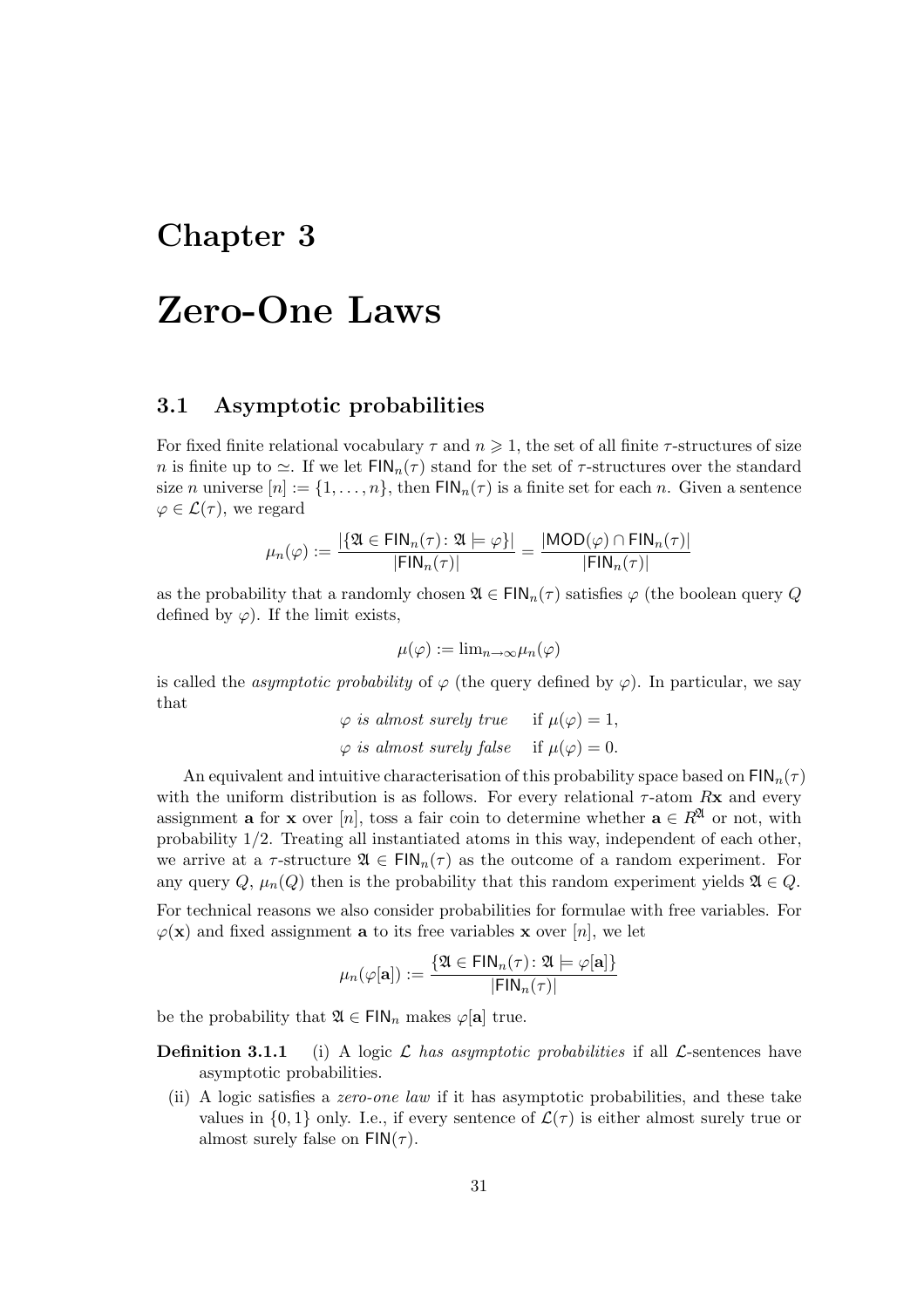# Chapter 3

# Zero-One Laws

## 3.1 Asymptotic probabilities

For fixed finite relational vocabulary $\tau$ and $n \geqslant 1$, the set of all finite $\tau$-structures of size $n$ is finite up to $\simeq$. If we let $\mathsf{FIN}_n(\tau)$ stand for the set of $\tau$-structures over the standard size $n$ universe $[n] := \{1, \ldots, n\}$, then $\mathsf{FIN}_n(\tau)$ is a finite set for each $n$. Given a sentence $\varphi \in \mathcal{L}(\tau)$, we regard

$$\mu_n(\varphi) := \frac{|\{\mathfrak{A} \in \mathsf{FIN}_n(\tau) \colon \mathfrak{A} \models \varphi\}|}{|\mathsf{FIN}_n(\tau)|} = \frac{|\mathsf{MOD}(\varphi) \cap \mathsf{FIN}_n(\tau)|}{|\mathsf{FIN}_n(\tau)|}$$

as the probability that a randomly chosen $\mathfrak{A} \in \mathsf{FIN}_n(\tau)$ satisfies $\varphi$ (the boolean query $Q$ defined by $\varphi$). If the limit exists,

$$\mu(\varphi) := \lim_{n\to\infty} \mu_n(\varphi)$$

is called the *asymptotic probability* of $\varphi$ (the query defined by $\varphi$). In particular, we say that

$$\begin{aligned} &\varphi \textit{ is almost surely true} \quad \text{if } \mu(\varphi) = 1, \\ &\varphi \textit{ is almost surely false} \quad \text{if } \mu(\varphi) = 0. \end{aligned}$$

An equivalent and intuitive characterisation of this probability space based on $\mathsf{FIN}_n(\tau)$ with the uniform distribution is as follows. For every relational $\tau$-atom $R\mathbf{x}$ and every assignment $\mathbf{a}$ for $\mathbf{x}$ over $[n]$, toss a fair coin to determine whether $\mathbf{a} \in R^{\mathfrak{A}}$ or not, with probability $1/2$. Treating all instantiated atoms in this way, independent of each other, we arrive at a $\tau$-structure $\mathfrak{A} \in \mathsf{FIN}_n(\tau)$ as the outcome of a random experiment. For any query $Q$, $\mu_n(Q)$ then is the probability that this random experiment yields $\mathfrak{A} \in Q$.

For technical reasons we also consider probabilities for formulae with free variables. For $\varphi(\mathbf{x})$ and fixed assignment $\mathbf{a}$ to its free variables $\mathbf{x}$ over $[n]$, we let

$$\mu_n(\varphi[\mathbf{a}]) := \frac{\{\mathfrak{A} \in \mathsf{FIN}_n(\tau) \colon \mathfrak{A} \models \varphi[\mathbf{a}]\}}{|\mathsf{FIN}_n(\tau)|}$$

be the probability that $\mathfrak{A} \in \mathsf{FIN}_n$ makes $\varphi[\mathbf{a}]$ true.

**Definition 3.1.1** (i) A logic $\mathcal{L}$ *has asymptotic probabilities* if all $\mathcal{L}$-sentences have asymptotic probabilities.

(ii) A logic satisfies a *zero-one law* if it has asymptotic probabilities, and these take values in $\{0, 1\}$ only. I.e., if every sentence of $\mathcal{L}(\tau)$ is either almost surely true or almost surely false on $\mathsf{FIN}(\tau)$.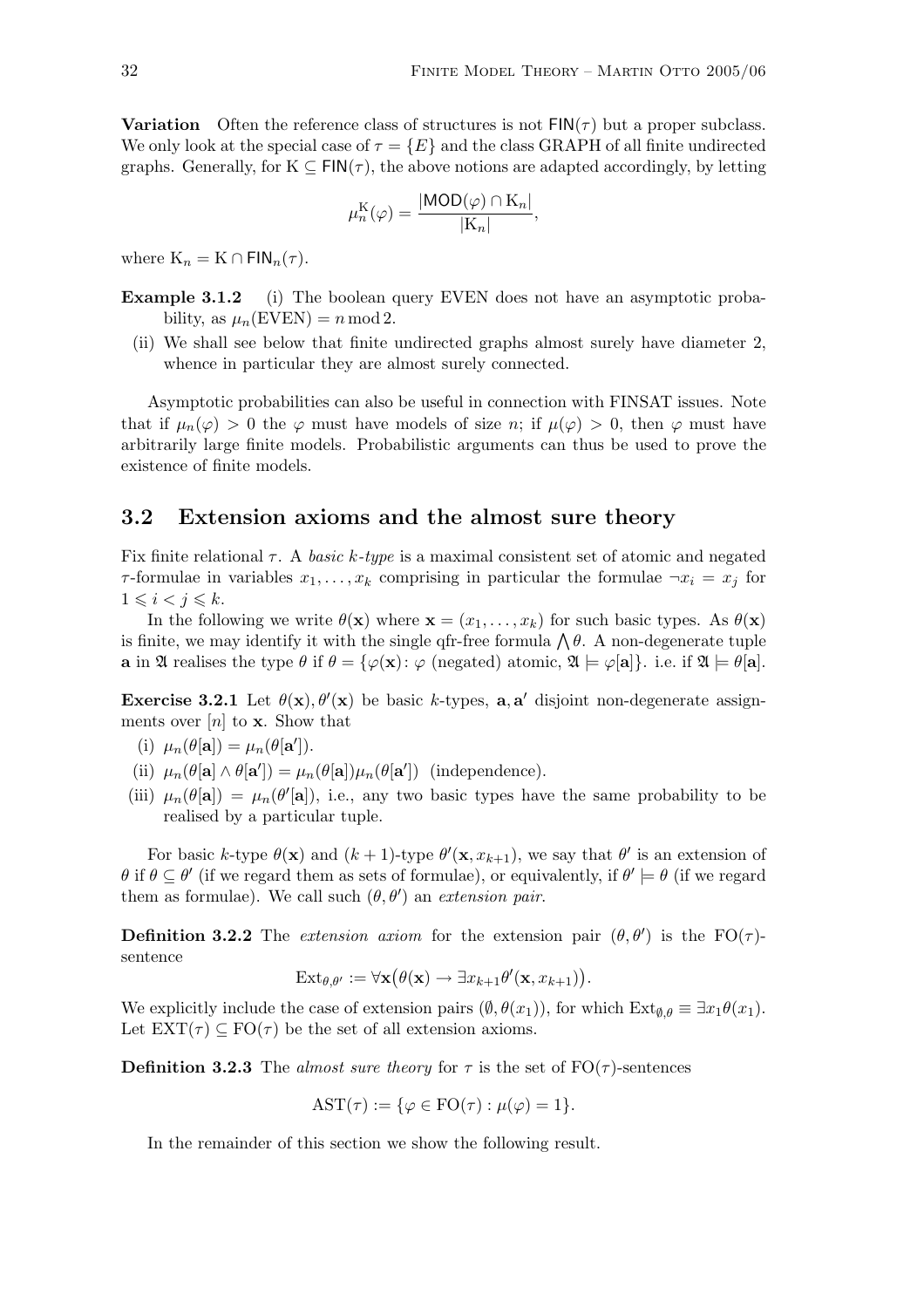**Variation** Often the reference class of structures is not $\mathsf{FIN}(\tau)$ but a proper subclass. We only look at the special case of $\tau = \{E\}$ and the class GRAPH of all finite undirected graphs. Generally, for $\mathrm{K} \subseteq \mathsf{FIN}(\tau)$, the above notions are adapted accordingly, by letting

$$\mu_n^{\mathrm{K}}(\varphi) = \frac{|\mathsf{MOD}(\varphi) \cap \mathrm{K}_n|}{|\mathrm{K}_n|},$$

where $\mathrm{K}_n = \mathrm{K} \cap \mathsf{FIN}_n(\tau)$.

**Example 3.1.2** (i) The boolean query EVEN does not have an asymptotic probability, as $\mu_n(\mathrm{EVEN}) = n \bmod 2$.

(ii) We shall see below that finite undirected graphs almost surely have diameter 2, whence in particular they are almost surely connected.

Asymptotic probabilities can also be useful in connection with FINSAT issues. Note that if $\mu_n(\varphi) > 0$ the $\varphi$ must have models of size $n$; if $\mu(\varphi) > 0$, then $\varphi$ must have arbitrarily large finite models. Probabilistic arguments can thus be used to prove the existence of finite models.

## 3.2 Extension axioms and the almost sure theory

Fix finite relational $\tau$. A *basic $k$-type* is a maximal consistent set of atomic and negated $\tau$-formulae in variables $x_1, \ldots, x_k$ comprising in particular the formulae $\neg x_i = x_j$ for $1 \leqslant i < j \leqslant k$.

In the following we write $\theta(\mathbf{x})$ where $\mathbf{x} = (x_1, \ldots, x_k)$ for such basic types. As $\theta(\mathbf{x})$ is finite, we may identify it with the single qfr-free formula $\bigwedge \theta$. A non-degenerate tuple $\mathbf{a}$ in $\mathfrak{A}$ realises the type $\theta$ if $\theta = \{\varphi(\mathbf{x}) \colon \varphi \text{ (negated) atomic}, \mathfrak{A} \models \varphi[\mathbf{a}]\}$. i.e. if $\mathfrak{A} \models \theta[\mathbf{a}]$.

**Exercise 3.2.1** Let $\theta(\mathbf{x}), \theta'(\mathbf{x})$ be basic $k$-types, $\mathbf{a}, \mathbf{a}'$ disjoint non-degenerate assignments over $[n]$ to $\mathbf{x}$. Show that

(i) $\mu_n(\theta[\mathbf{a}]) = \mu_n(\theta[\mathbf{a}'])$.

(ii) $\mu_n(\theta[\mathbf{a}] \wedge \theta[\mathbf{a}']) = \mu_n(\theta[\mathbf{a}])\mu_n(\theta[\mathbf{a}'])$ (independence).

(iii) $\mu_n(\theta[\mathbf{a}]) = \mu_n(\theta'[\mathbf{a}])$, i.e., any two basic types have the same probability to be realised by a particular tuple.

For basic $k$-type $\theta(\mathbf{x})$ and $(k+1)$-type $\theta'(\mathbf{x}, x_{k+1})$, we say that $\theta'$ is an extension of $\theta$ if $\theta \subseteq \theta'$ (if we regard them as sets of formulae), or equivalently, if $\theta' \models \theta$ (if we regard them as formulae). We call such $(\theta, \theta')$ an *extension pair*.

**Definition 3.2.2** The *extension axiom* for the extension pair $(\theta, \theta')$ is the $\mathrm{FO}(\tau)$-sentence

$$\mathrm{Ext}_{\theta,\theta'} := \forall \mathbf{x}\big(\theta(\mathbf{x}) \rightarrow \exists x_{k+1} \theta'(\mathbf{x}, x_{k+1})\big).$$

We explicitly include the case of extension pairs $(\emptyset, \theta(x_1))$, for which $\mathrm{Ext}_{\emptyset,\theta} \equiv \exists x_1 \theta(x_1)$. Let $\mathrm{EXT}(\tau) \subseteq \mathrm{FO}(\tau)$ be the set of all extension axioms.

**Definition 3.2.3** The *almost sure theory* for $\tau$ is the set of $\mathrm{FO}(\tau)$-sentences

$$\mathrm{AST}(\tau) := \{\varphi \in \mathrm{FO}(\tau) : \mu(\varphi) = 1\}.$$

In the remainder of this section we show the following result.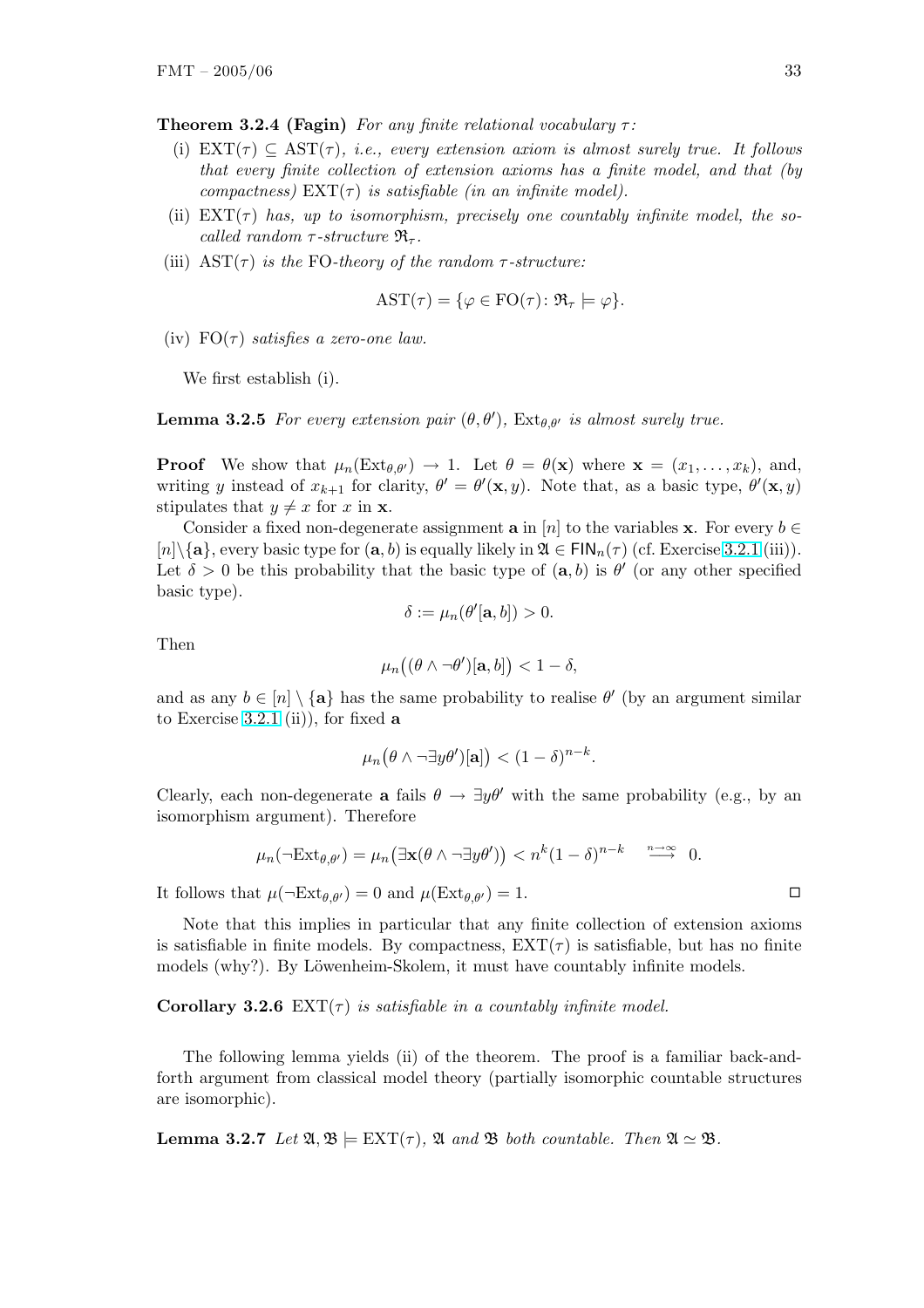**Theorem 3.2.4 (Fagin)** *For any finite relational vocabulary $\tau$:*

(i) $\mathrm{EXT}(\tau) \subseteq \mathrm{AST}(\tau)$*, i.e., every extension axiom is almost surely true. It follows that every finite collection of extension axioms has a finite model, and that (by compactness)* $\mathrm{EXT}(\tau)$ *is satisfiable (in an infinite model).*

(ii) $\mathrm{EXT}(\tau)$ *has, up to isomorphism, precisely one countably infinite model, the so-called random $\tau$-structure* $\mathfrak{R}_\tau$.

(iii) $\mathrm{AST}(\tau)$ *is the* FO*-theory of the random $\tau$-structure:*

$$\mathrm{AST}(\tau) = \{\varphi \in \mathrm{FO}(\tau) \colon \mathfrak{R}_\tau \models \varphi\}.$$

(iv) $\mathrm{FO}(\tau)$ *satisfies a zero-one law.*

We first establish (i).

**Lemma 3.2.5** *For every extension pair $(\theta, \theta')$,* $\mathrm{Ext}_{\theta,\theta'}$ *is almost surely true.*

**Proof** We show that $\mu_n(\mathrm{Ext}_{\theta,\theta'}) \to 1$. Let $\theta = \theta(\mathbf{x})$ where $\mathbf{x} = (x_1, \ldots, x_k)$, and, writing $y$ instead of $x_{k+1}$ for clarity, $\theta' = \theta'(\mathbf{x}, y)$. Note that, as a basic type, $\theta'(\mathbf{x}, y)$ stipulates that $y \neq x$ for $x$ in $\mathbf{x}$.

Consider a fixed non-degenerate assignment $\mathbf{a}$ in $[n]$ to the variables $\mathbf{x}$. For every $b \in [n] \setminus \{\mathbf{a}\}$, every basic type for $(\mathbf{a}, b)$ is equally likely in $\mathfrak{A} \in \mathsf{FIN}_n(\tau)$ (cf. Exercise 3.2.1 (iii)). Let $\delta > 0$ be this probability that the basic type of $(\mathbf{a}, b)$ is $\theta'$ (or any other specified basic type).

$$\delta := \mu_n(\theta'[\mathbf{a}, b]) > 0.$$

Then

$$\mu_n\big((\theta \wedge \neg\theta')[\mathbf{a}, b]\big) < 1 - \delta,$$

and as any $b \in [n] \setminus \{\mathbf{a}\}$ has the same probability to realise $\theta'$ (by an argument similar to Exercise 3.2.1 (ii)), for fixed $\mathbf{a}$

$$\mu_n\big(\theta \wedge \neg\exists y \theta')[\mathbf{a}]\big) < (1 - \delta)^{n-k}.$$

Clearly, each non-degenerate $\mathbf{a}$ fails $\theta \to \exists y \theta'$ with the same probability (e.g., by an isomorphism argument). Therefore

$$\mu_n(\neg\mathrm{Ext}_{\theta,\theta'}) = \mu_n\big(\exists \mathbf{x}(\theta \wedge \neg\exists y \theta')\big) < n^k(1 - \delta)^{n-k} \quad \overset{n \to \infty}{\longrightarrow} \quad 0.$$

It follows that $\mu(\neg\mathrm{Ext}_{\theta,\theta'}) = 0$ and $\mu(\mathrm{Ext}_{\theta,\theta'}) = 1$. $\square$

Note that this implies in particular that any finite collection of extension axioms is satisfiable in finite models. By compactness, $\mathrm{EXT}(\tau)$ is satisfiable, but has no finite models (why?). By Löwenheim-Skolem, it must have countably infinite models.

**Corollary 3.2.6** $\mathrm{EXT}(\tau)$ *is satisfiable in a countably infinite model.*

The following lemma yields (ii) of the theorem. The proof is a familiar back-and-forth argument from classical model theory (partially isomorphic countable structures are isomorphic).

**Lemma 3.2.7** *Let $\mathfrak{A}, \mathfrak{B} \models \mathrm{EXT}(\tau)$, $\mathfrak{A}$ and $\mathfrak{B}$ both countable. Then $\mathfrak{A} \simeq \mathfrak{B}$.*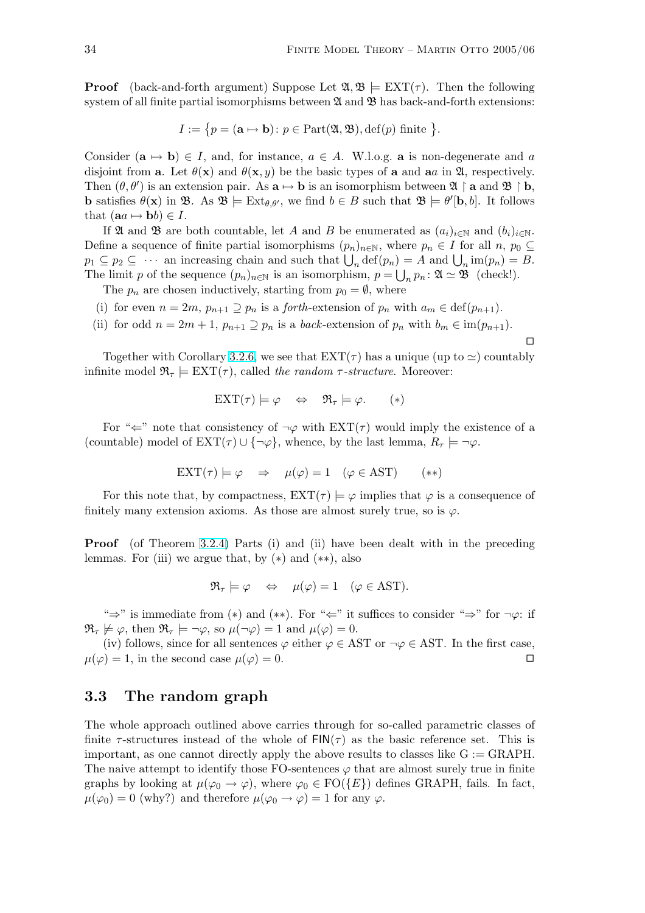**Proof** (back-and-forth argument) Suppose Let $\mathfrak{A}, \mathfrak{B} \models \mathrm{EXT}(\tau)$. Then the following system of all finite partial isomorphisms between $\mathfrak{A}$ and $\mathfrak{B}$ has back-and-forth extensions:

$$I := \{ p = (\mathbf{a} \mapsto \mathbf{b}) \colon p \in \mathrm{Part}(\mathfrak{A}, \mathfrak{B}), \mathrm{def}(p) \text{ finite } \}.$$

Consider $(\mathbf{a} \mapsto \mathbf{b}) \in I$, and, for instance, $a \in A$. W.l.o.g. $\mathbf{a}$ is non-degenerate and $a$ disjoint from $\mathbf{a}$. Let $\theta(\mathbf{x})$ and $\theta(\mathbf{x}, y)$ be the basic types of $\mathbf{a}$ and $\mathbf{a}a$ in $\mathfrak{A}$, respectively. Then $(\theta, \theta')$ is an extension pair. As $\mathbf{a} \mapsto \mathbf{b}$ is an isomorphism between $\mathfrak{A} \restriction \mathbf{a}$ and $\mathfrak{B} \restriction \mathbf{b}$, $\mathbf{b}$ satisfies $\theta(\mathbf{x})$ in $\mathfrak{B}$. As $\mathfrak{B} \models \mathrm{Ext}_{\theta,\theta'}$, we find $b \in B$ such that $\mathfrak{B} \models \theta'[\mathbf{b}, b]$. It follows that $(\mathbf{a}a \mapsto \mathbf{b}b) \in I$.

If $\mathfrak{A}$ and $\mathfrak{B}$ are both countable, let $A$ and $B$ be enumerated as $(a_i)_{i \in \mathbb{N}}$ and $(b_i)_{i \in \mathbb{N}}$. Define a sequence of finite partial isomorphisms $(p_n)_{n \in \mathbb{N}}$, where $p_n \in I$ for all $n$, $p_0 \subseteq p_1 \subseteq p_2 \subseteq \cdots$ an increasing chain and such that $\bigcup_n \mathrm{def}(p_n) = A$ and $\bigcup_n \mathrm{im}(p_n) = B$. The limit $p$ of the sequence $(p_n)_{n \in \mathbb{N}}$ is an isomorphism, $p = \bigcup_n p_n \colon \mathfrak{A} \simeq \mathfrak{B}$ (check!).

The $p_n$ are chosen inductively, starting from $p_0 = \emptyset$, where

(i) for even $n = 2m$, $p_{n+1} \supseteq p_n$ is a *forth*-extension of $p_n$ with $a_m \in \mathrm{def}(p_{n+1})$.

(ii) for odd $n = 2m + 1$, $p_{n+1} \supseteq p_n$ is a *back*-extension of $p_n$ with $b_m \in \mathrm{im}(p_{n+1})$.

∎

Together with Corollary 3.2.6, we see that $\mathrm{EXT}(\tau)$ has a unique (up to $\simeq$) countably infinite model $\mathfrak{R}_\tau \models \mathrm{EXT}(\tau)$, called *the random $\tau$-structure*. Moreover:

$$\mathrm{EXT}(\tau) \models \varphi \quad \Leftrightarrow \quad \mathfrak{R}_\tau \models \varphi. \qquad (*)$$

For "$\Leftarrow$" note that consistency of $\neg\varphi$ with $\mathrm{EXT}(\tau)$ would imply the existence of a (countable) model of $\mathrm{EXT}(\tau) \cup \{\neg\varphi\}$, whence, by the last lemma, $R_\tau \models \neg\varphi$.

$$\mathrm{EXT}(\tau) \models \varphi \quad \Rightarrow \quad \mu(\varphi) = 1 \quad (\varphi \in \mathrm{AST}) \qquad (**)$$

For this note that, by compactness, $\mathrm{EXT}(\tau) \models \varphi$ implies that $\varphi$ is a consequence of finitely many extension axioms. As those are almost surely true, so is $\varphi$.

**Proof** (of Theorem 3.2.4) Parts (i) and (ii) have been dealt with in the preceding lemmas. For (iii) we argue that, by $(*)$ and $(**)$, also

$$\mathfrak{R}_\tau \models \varphi \quad \Leftrightarrow \quad \mu(\varphi) = 1 \quad (\varphi \in \mathrm{AST}).$$

"$\Rightarrow$" is immediate from $(*)$ and $(**)$. For "$\Leftarrow$" it suffices to consider "$\Rightarrow$" for $\neg\varphi$: if $\mathfrak{R}_\tau \not\models \varphi$, then $\mathfrak{R}_\tau \models \neg\varphi$, so $\mu(\neg\varphi) = 1$ and $\mu(\varphi) = 0$.

(iv) follows, since for all sentences $\varphi$ either $\varphi \in \mathrm{AST}$ or $\neg\varphi \in \mathrm{AST}$. In the first case, $\mu(\varphi) = 1$, in the second case $\mu(\varphi) = 0$. ∎

## 3.3 The random graph

The whole approach outlined above carries through for so-called parametric classes of finite $\tau$-structures instead of the whole of $\mathsf{FIN}(\tau)$ as the basic reference set. This is important, as one cannot directly apply the above results to classes like $\mathrm{G} := \mathrm{GRAPH}$. The naive attempt to identify those FO-sentences $\varphi$ that are almost surely true in finite graphs by looking at $\mu(\varphi_0 \rightarrow \varphi)$, where $\varphi_0 \in \mathrm{FO}(\{E\})$ defines GRAPH, fails. In fact, $\mu(\varphi_0) = 0$ (why?) and therefore $\mu(\varphi_0 \rightarrow \varphi) = 1$ for any $\varphi$.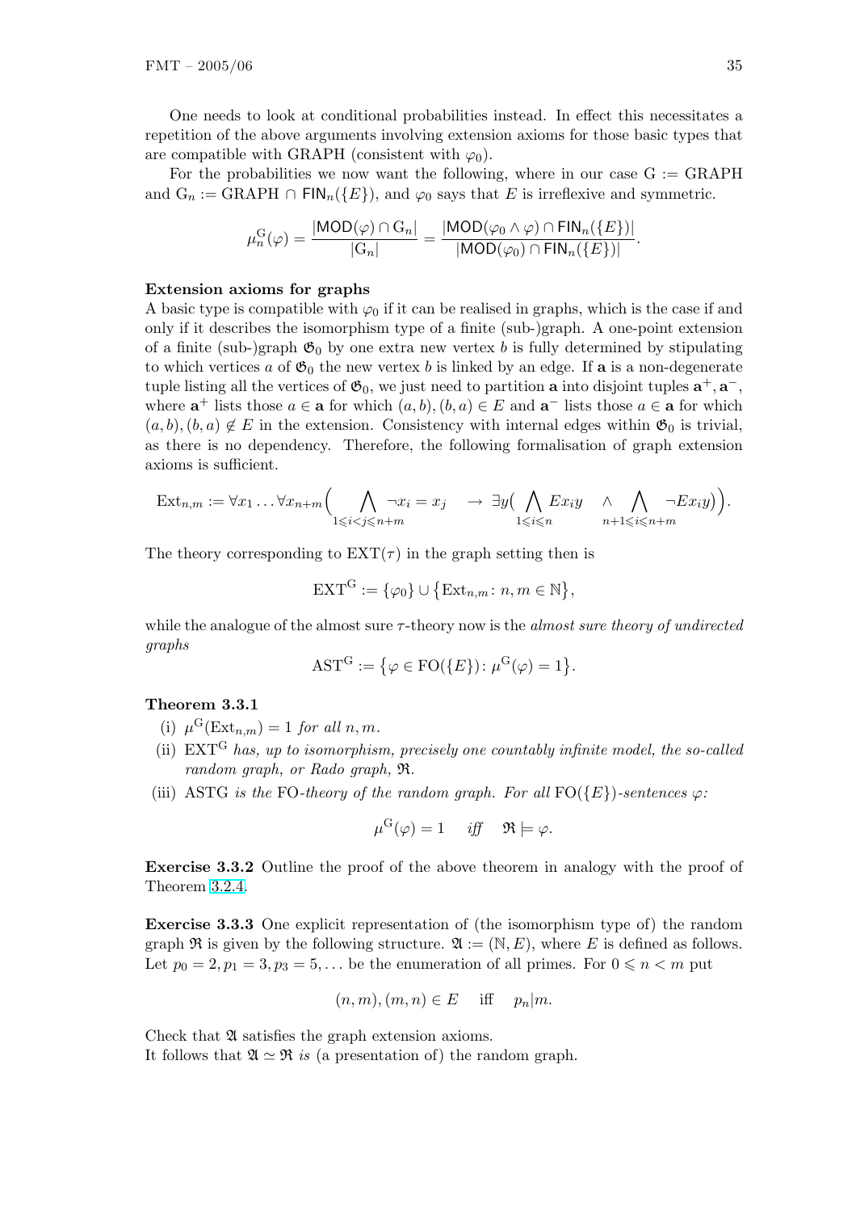One needs to look at conditional probabilities instead. In effect this necessitates a repetition of the above arguments involving extension axioms for those basic types that are compatible with GRAPH (consistent with $\varphi_0$).

For the probabilities we now want the following, where in our case $\mathrm{G} := \mathrm{GRAPH}$ and $\mathrm{G}_n := \mathrm{GRAPH} \cap \mathsf{FIN}_n(\{E\})$, and $\varphi_0$ says that $E$ is irreflexive and symmetric.

$$\mu_n^{\mathrm{G}}(\varphi) = \frac{|\mathsf{MOD}(\varphi) \cap \mathrm{G}_n|}{|\mathrm{G}_n|} = \frac{|\mathsf{MOD}(\varphi_0 \wedge \varphi) \cap \mathsf{FIN}_n(\{E\})|}{|\mathsf{MOD}(\varphi_0) \cap \mathsf{FIN}_n(\{E\})|}.$$

**Extension axioms for graphs**

A basic type is compatible with $\varphi_0$ if it can be realised in graphs, which is the case if and only if it describes the isomorphism type of a finite (sub-)graph. A one-point extension of a finite (sub-)graph $\mathfrak{G}_0$ by one extra new vertex $b$ is fully determined by stipulating to which vertices $a$ of $\mathfrak{G}_0$ the new vertex $b$ is linked by an edge. If $\mathbf{a}$ is a non-degenerate tuple listing all the vertices of $\mathfrak{G}_0$, we just need to partition $\mathbf{a}$ into disjoint tuples $\mathbf{a}^+, \mathbf{a}^-$, where $\mathbf{a}^+$ lists those $a \in \mathbf{a}$ for which $(a,b),(b,a) \in E$ and $\mathbf{a}^-$ lists those $a \in \mathbf{a}$ for which $(a,b),(b,a) \notin E$ in the extension. Consistency with internal edges within $\mathfrak{G}_0$ is trivial, as there is no dependency. Therefore, the following formalisation of graph extension axioms is sufficient.

$$\mathrm{Ext}_{n,m} := \forall x_1 \ldots \forall x_{n+m} \Big( \bigwedge_{1 \leqslant i < j \leqslant n+m} \neg x_i = x_j \quad \rightarrow \exists y \big( \bigwedge_{1 \leqslant i \leqslant n} E x_i y \quad \wedge \bigwedge_{n+1 \leqslant i \leqslant n+m} \neg E x_i y \big) \Big).$$

The theory corresponding to $\mathrm{EXT}(\tau)$ in the graph setting then is

$$\mathrm{EXT}^{\mathrm{G}} := \{\varphi_0\} \cup \big\{ \mathrm{Ext}_{n,m} \colon n, m \in \mathbb{N} \big\},$$

while the analogue of the almost sure $\tau$-theory now is the *almost sure theory of undirected graphs*

$$\mathrm{AST}^{\mathrm{G}} := \big\{ \varphi \in \mathrm{FO}(\{E\}) \colon \mu^{\mathrm{G}}(\varphi) = 1 \big\}.$$

**Theorem 3.3.1**

(i) $\mu^{\mathrm{G}}(\mathrm{Ext}_{n,m}) = 1$ *for all* $n, m$.

(ii) $\mathrm{EXT}^{\mathrm{G}}$ *has, up to isomorphism, precisely one countably infinite model, the so-called random graph, or Rado graph,* $\mathfrak{R}$.

(iii) ASTG *is the* FO*-theory of the random graph. For all* $\mathrm{FO}(\{E\})$*-sentences* $\varphi$*:*

$$\mu^{\mathrm{G}}(\varphi) = 1 \quad \textit{iff} \quad \mathfrak{R} \models \varphi.$$

**Exercise 3.3.2** Outline the proof of the above theorem in analogy with the proof of Theorem 3.2.4.

**Exercise 3.3.3** One explicit representation of (the isomorphism type of) the random graph $\mathfrak{R}$ is given by the following structure. $\mathfrak{A} := (\mathbb{N}, E)$, where $E$ is defined as follows. Let $p_0 = 2, p_1 = 3, p_3 = 5, \ldots$ be the enumeration of all primes. For $0 \leqslant n < m$ put

$$(n, m), (m, n) \in E \quad \text{iff} \quad p_n | m.$$

Check that $\mathfrak{A}$ satisfies the graph extension axioms.
It follows that $\mathfrak{A} \simeq \mathfrak{R}$ *is* (a presentation of) the random graph.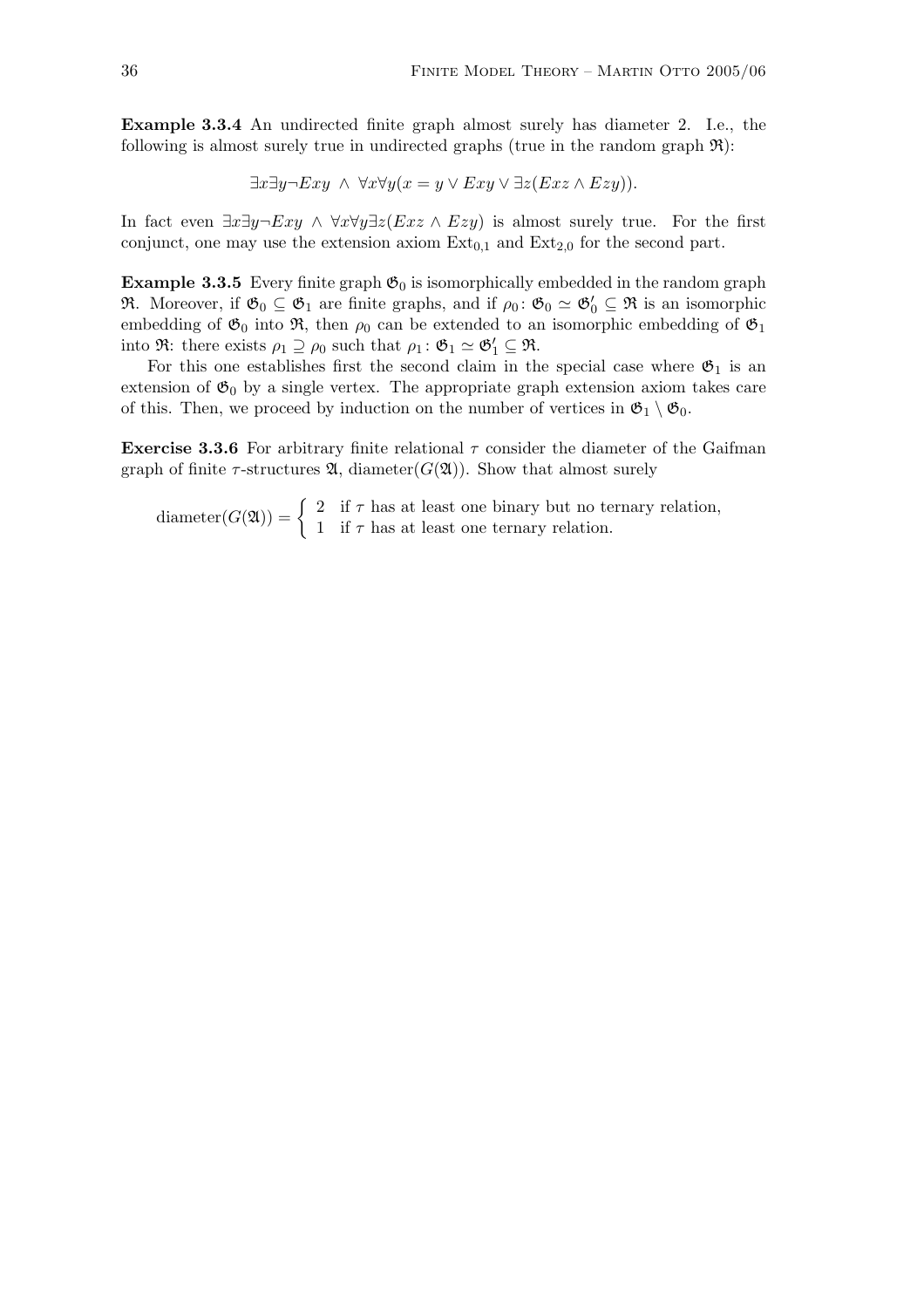**Example 3.3.4** An undirected finite graph almost surely has diameter 2. I.e., the following is almost surely true in undirected graphs (true in the random graph $\mathfrak{R}$):

$$\exists x \exists y \neg Exy \;\wedge\; \forall x \forall y (x = y \vee Exy \vee \exists z (Exz \wedge Ezy)).$$

In fact even $\exists x \exists y \neg Exy \;\wedge\; \forall x \forall y \exists z (Exz \wedge Ezy)$ is almost surely true. For the first conjunct, one may use the extension axiom $\mathrm{Ext}_{0,1}$ and $\mathrm{Ext}_{2,0}$ for the second part.

**Example 3.3.5** Every finite graph $\mathfrak{G}_0$ is isomorphically embedded in the random graph $\mathfrak{R}$. Moreover, if $\mathfrak{G}_0 \subseteq \mathfrak{G}_1$ are finite graphs, and if $\rho_0 \colon \mathfrak{G}_0 \simeq \mathfrak{G}_0' \subseteq \mathfrak{R}$ is an isomorphic embedding of $\mathfrak{G}_0$ into $\mathfrak{R}$, then $\rho_0$ can be extended to an isomorphic embedding of $\mathfrak{G}_1$ into $\mathfrak{R}$: there exists $\rho_1 \supseteq \rho_0$ such that $\rho_1 \colon \mathfrak{G}_1 \simeq \mathfrak{G}_1' \subseteq \mathfrak{R}$.

For this one establishes first the second claim in the special case where $\mathfrak{G}_1$ is an extension of $\mathfrak{G}_0$ by a single vertex. The appropriate graph extension axiom takes care of this. Then, we proceed by induction on the number of vertices in $\mathfrak{G}_1 \setminus \mathfrak{G}_0$.

**Exercise 3.3.6** For arbitrary finite relational $\tau$ consider the diameter of the Gaifman graph of finite $\tau$-structures $\mathfrak{A}$, $\mathrm{diameter}(G(\mathfrak{A}))$. Show that almost surely

$$\mathrm{diameter}(G(\mathfrak{A})) = \begin{cases} 2 & \text{if } \tau \text{ has at least one binary but no ternary relation,} \\ 1 & \text{if } \tau \text{ has at least one ternary relation.} \end{cases}$$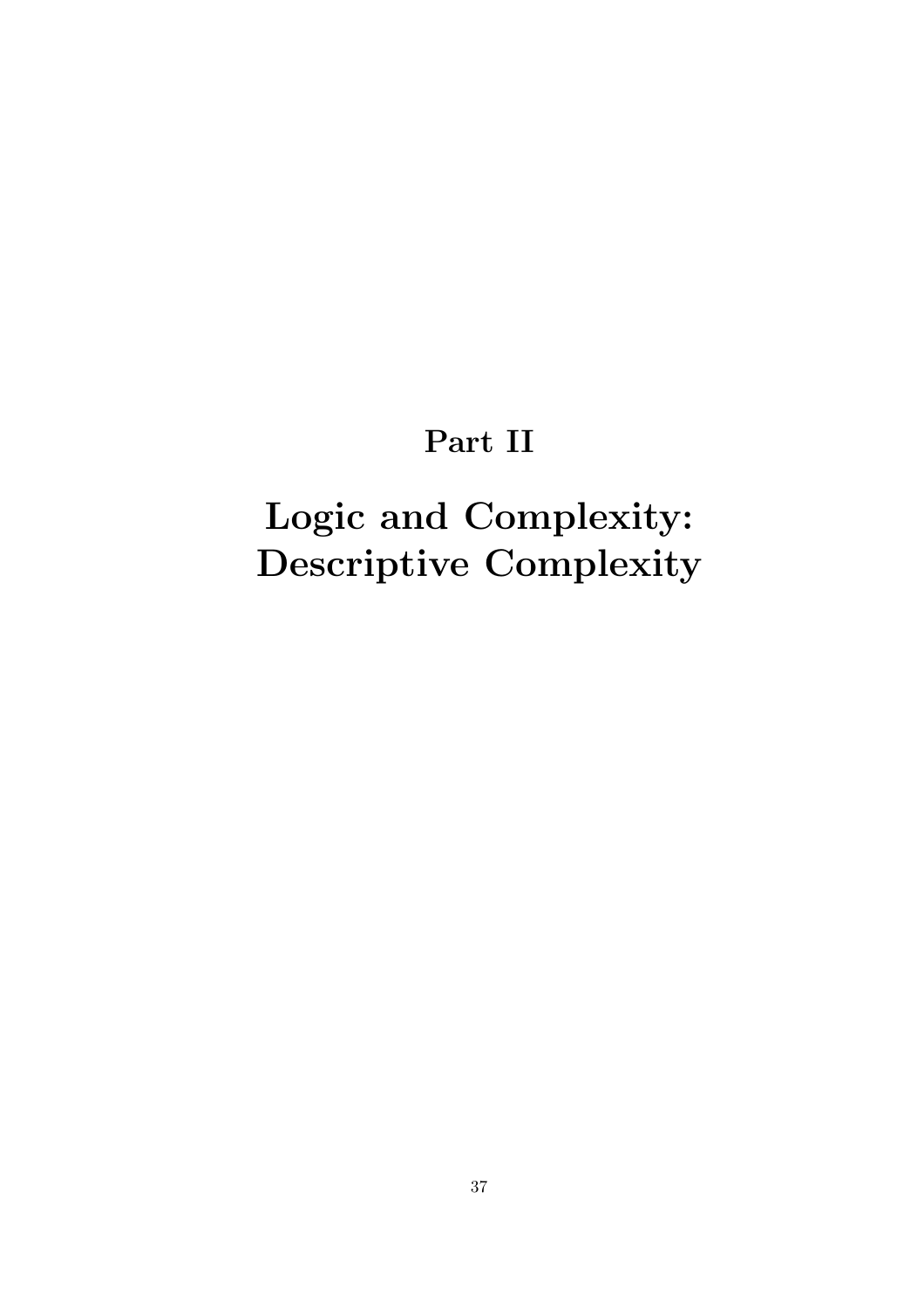# Part II

# Logic and Complexity: Descriptive Complexity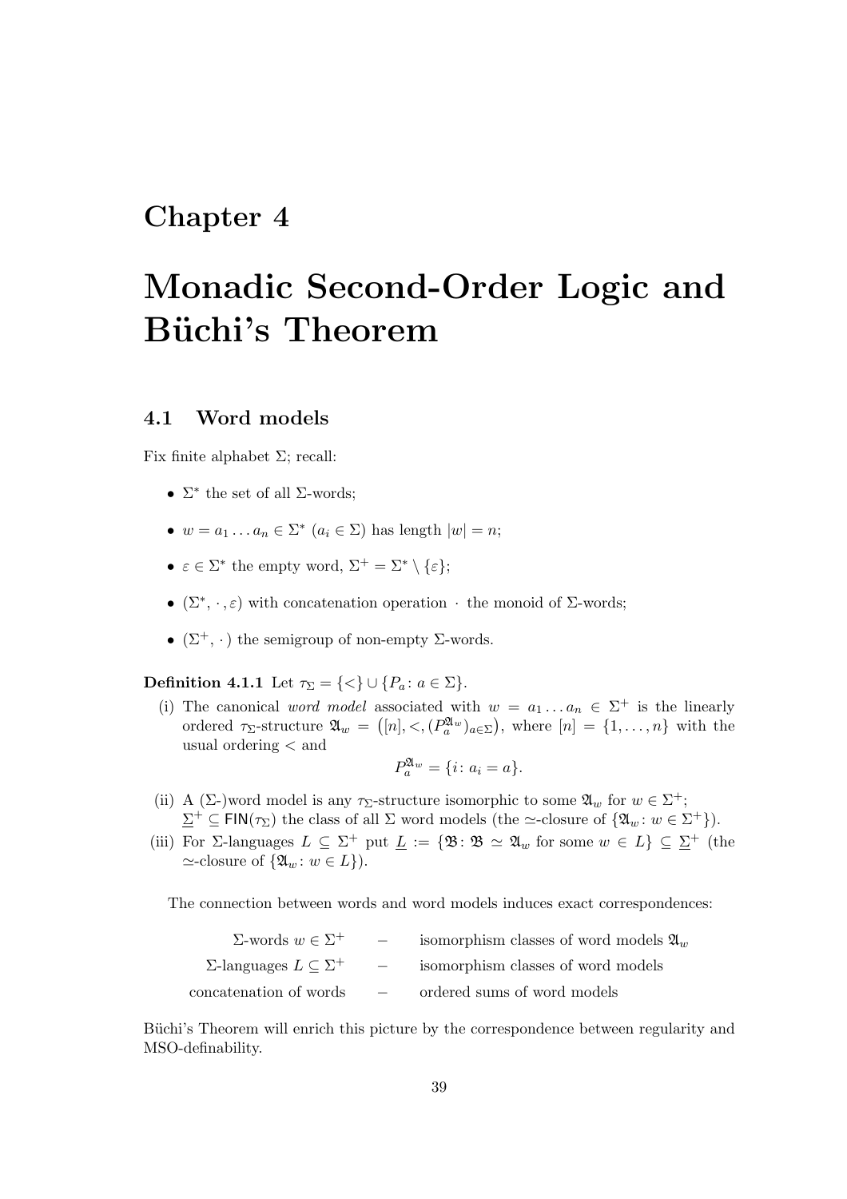# Chapter 4

# Monadic Second-Order Logic and Büchi's Theorem

## 4.1 Word models

Fix finite alphabet $\Sigma$; recall:

- $\Sigma^*$ the set of all $\Sigma$-words;
- $w = a_1 \dots a_n \in \Sigma^*$ ($a_i \in \Sigma$) has length $|w| = n$;
- $\varepsilon \in \Sigma^*$ the empty word, $\Sigma^+ = \Sigma^* \setminus \{\varepsilon\}$;
- $(\Sigma^*, \cdot, \varepsilon)$ with concatenation operation $\cdot$ the monoid of $\Sigma$-words;
- $(\Sigma^+, \cdot)$ the semigroup of non-empty $\Sigma$-words.

**Definition 4.1.1** Let $\tau_\Sigma = \{<\} \cup \{P_a : a \in \Sigma\}$.

(i) The canonical *word model* associated with $w = a_1 \dots a_n \in \Sigma^+$ is the linearly ordered $\tau_\Sigma$-structure $\mathfrak{A}_w = \big([n], <, (P_a^{\mathfrak{A}_w})_{a \in \Sigma}\big)$, where $[n] = \{1, \dots, n\}$ with the usual ordering $<$ and

$$P_a^{\mathfrak{A}_w} = \{i : a_i = a\}.$$

(ii) A ($\Sigma$-)word model is any $\tau_\Sigma$-structure isomorphic to some $\mathfrak{A}_w$ for $w \in \Sigma^+$; $\underline{\Sigma}^+ \subseteq \mathsf{FIN}(\tau_\Sigma)$ the class of all $\Sigma$ word models (the $\simeq$-closure of $\{\mathfrak{A}_w : w \in \Sigma^+\}$).

(iii) For $\Sigma$-languages $L \subseteq \Sigma^+$ put $\underline{L} := \{\mathfrak{B} : \mathfrak{B} \simeq \mathfrak{A}_w \text{ for some } w \in L\} \subseteq \underline{\Sigma}^+$ (the $\simeq$-closure of $\{\mathfrak{A}_w : w \in L\}$).

The connection between words and word models induces exact correspondences:

| | | |
|---|---|---|
| $\Sigma$-words $w \in \Sigma^+$ | – | isomorphism classes of word models $\mathfrak{A}_w$ |
| $\Sigma$-languages $L \subseteq \Sigma^+$ | – | isomorphism classes of word models |
| concatenation of words | – | ordered sums of word models |

Büchi's Theorem will enrich this picture by the correspondence between regularity and MSO-definability.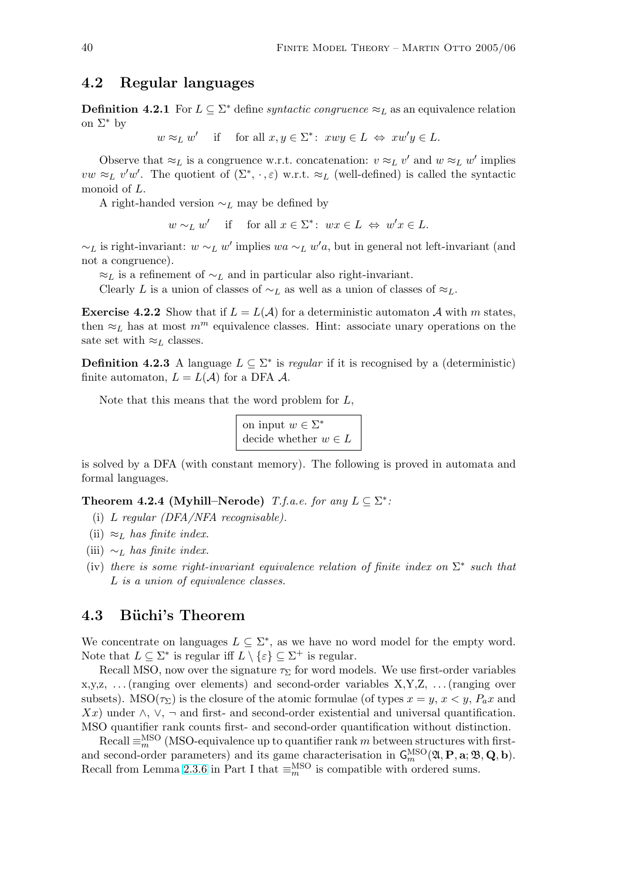## 4.2 Regular languages

**Definition 4.2.1** For $L \subseteq \Sigma^*$ define *syntactic congruence* $\approx_L$ as an equivalence relation on $\Sigma^*$ by

$$w \approx_L w' \quad \text{if} \quad \text{for all } x, y \in \Sigma^*\colon\ xwy \in L \ \Leftrightarrow\ xw'y \in L.$$

Observe that $\approx_L$ is a congruence w.r.t. concatenation: $v \approx_L v'$ and $w \approx_L w'$ implies $vw \approx_L v'w'$. The quotient of $(\Sigma^*, \cdot, \varepsilon)$ w.r.t. $\approx_L$ (well-defined) is called the syntactic monoid of $L$.

A right-handed version $\sim_L$ may be defined by

$$w \sim_L w' \quad \text{if} \quad \text{for all } x \in \Sigma^*\colon\ wx \in L \ \Leftrightarrow\ w'x \in L.$$

$\sim_L$ is right-invariant: $w \sim_L w'$ implies $wa \sim_L w'a$, but in general not left-invariant (and not a congruence).

$\approx_L$ is a refinement of $\sim_L$ and in particular also right-invariant.

Clearly $L$ is a union of classes of $\sim_L$ as well as a union of classes of $\approx_L$.

**Exercise 4.2.2** Show that if $L = L(\mathcal{A})$ for a deterministic automaton $\mathcal{A}$ with $m$ states, then $\approx_L$ has at most $m^m$ equivalence classes. Hint: associate unary operations on the sate set with $\approx_L$ classes.

**Definition 4.2.3** A language $L \subseteq \Sigma^*$ is *regular* if it is recognised by a (deterministic) finite automaton, $L = L(\mathcal{A})$ for a DFA $\mathcal{A}$.

Note that this means that the word problem for $L$,

| on input $w \in \Sigma^*$ decide whether $w \in L$ |
|---|

is solved by a DFA (with constant memory). The following is proved in automata and formal languages.

**Theorem 4.2.4 (Myhill–Nerode)** *T.f.a.e. for any $L \subseteq \Sigma^*$:*

- (i) *$L$ regular (DFA/NFA recognisable).*
- (ii) *$\approx_L$ has finite index.*
- (iii) *$\sim_L$ has finite index.*
- (iv) *there is some right-invariant equivalence relation of finite index on $\Sigma^*$ such that $L$ is a union of equivalence classes.*

## 4.3 Büchi's Theorem

We concentrate on languages $L \subseteq \Sigma^*$, as we have no word model for the empty word. Note that $L \subseteq \Sigma^*$ is regular iff $L \setminus \{\varepsilon\} \subseteq \Sigma^+$ is regular.

Recall MSO, now over the signature $\tau_\Sigma$ for word models. We use first-order variables x,y,z, ... (ranging over elements) and second-order variables X,Y,Z, ... (ranging over subsets). $\mathrm{MSO}(\tau_\Sigma)$ is the closure of the atomic formulae (of types $x = y$, $x < y$, $P_a x$ and $Xx$) under $\wedge$, $\vee$, $\neg$ and first- and second-order existential and universal quantification. MSO quantifier rank counts first- and second-order quantification without distinction.

Recall $\equiv_m^{\mathrm{MSO}}$ (MSO-equivalence up to quantifier rank $m$ between structures with first- and second-order parameters) and its game characterisation in $\mathsf{G}_m^{\mathrm{MSO}}(\mathfrak{A}, \mathbf{P}, \mathbf{a}; \mathfrak{B}, \mathbf{Q}, \mathbf{b})$. Recall from Lemma 2.3.6 in Part I that $\equiv_m^{\mathrm{MSO}}$ is compatible with ordered sums.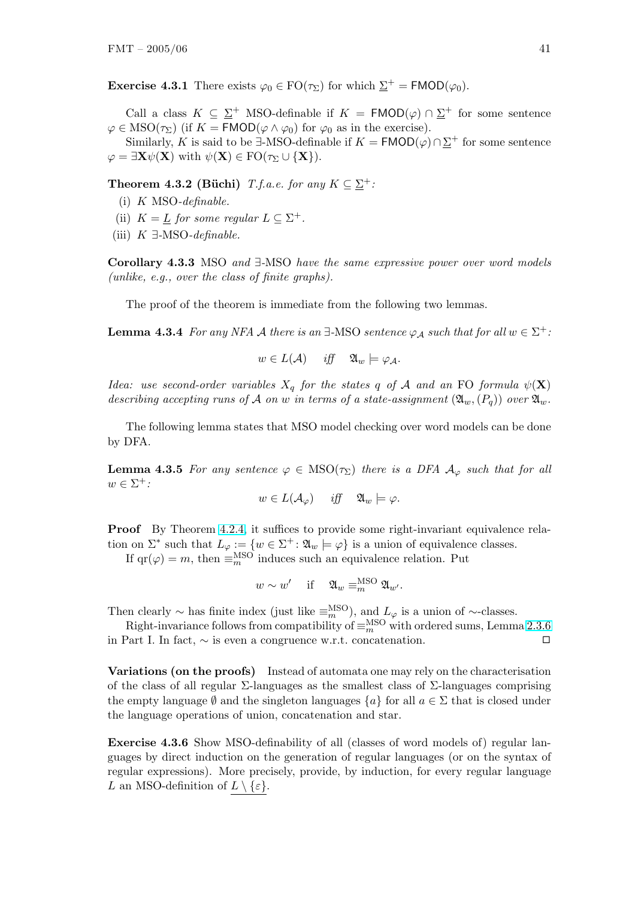**Exercise 4.3.1** There exists $\varphi_0 \in \mathrm{FO}(\tau_\Sigma)$ for which $\underline{\Sigma}^+ = \mathsf{FMOD}(\varphi_0)$.

Call a class $K \subseteq \underline{\Sigma}^+$ MSO-definable if $K = \mathsf{FMOD}(\varphi) \cap \underline{\Sigma}^+$ for some sentence $\varphi \in \mathrm{MSO}(\tau_\Sigma)$ (if $K = \mathsf{FMOD}(\varphi \wedge \varphi_0)$ for $\varphi_0$ as in the exercise).

Similarly, $K$ is said to be $\exists$-MSO-definable if $K = \mathsf{FMOD}(\varphi) \cap \underline{\Sigma}^+$ for some sentence $\varphi = \exists \mathbf{X} \psi(\mathbf{X})$ with $\psi(\mathbf{X}) \in \mathrm{FO}(\tau_\Sigma \cup \{\mathbf{X}\})$.

**Theorem 4.3.2 (Büchi)** *T.f.a.e. for any $K \subseteq \underline{\Sigma}^+$:*

(i) *$K$ MSO-definable.*

(ii) *$K = \underline{L}$ for some regular $L \subseteq \Sigma^+$.*

(iii) *$K$ $\exists$-MSO-definable.*

**Corollary 4.3.3** MSO *and* $\exists$-MSO *have the same expressive power over word models (unlike, e.g., over the class of finite graphs).*

The proof of the theorem is immediate from the following two lemmas.

**Lemma 4.3.4** *For any NFA $\mathcal{A}$ there is an $\exists$-MSO sentence $\varphi_\mathcal{A}$ such that for all $w \in \Sigma^+$:*

$$w \in L(\mathcal{A}) \quad \textit{iff} \quad \mathfrak{A}_w \models \varphi_\mathcal{A}.$$

*Idea: use second-order variables $X_q$ for the states $q$ of $\mathcal{A}$ and an* FO *formula $\psi(\mathbf{X})$ describing accepting runs of $\mathcal{A}$ on $w$ in terms of a state-assignment $(\mathfrak{A}_w, (P_q))$ over $\mathfrak{A}_w$.*

The following lemma states that MSO model checking over word models can be done by DFA.

**Lemma 4.3.5** *For any sentence $\varphi \in \mathrm{MSO}(\tau_\Sigma)$ there is a DFA $\mathcal{A}_\varphi$ such that for all $w \in \Sigma^+$:*

$$w \in L(\mathcal{A}_\varphi) \quad \textit{iff} \quad \mathfrak{A}_w \models \varphi.$$

**Proof** By Theorem 4.2.4, it suffices to provide some right-invariant equivalence relation on $\Sigma^*$ such that $L_\varphi := \{w \in \Sigma^+ : \mathfrak{A}_w \models \varphi\}$ is a union of equivalence classes.

If $\mathrm{qr}(\varphi) = m$, then $\equiv_m^{\mathrm{MSO}}$ induces such an equivalence relation. Put

$$w \sim w' \quad \text{if} \quad \mathfrak{A}_w \equiv_m^{\mathrm{MSO}} \mathfrak{A}_{w'}.$$

Then clearly $\sim$ has finite index (just like $\equiv_m^{\mathrm{MSO}}$), and $L_\varphi$ is a union of $\sim$-classes.

Right-invariance follows from compatibility of $\equiv_m^{\mathrm{MSO}}$ with ordered sums, Lemma 2.3.6 in Part I. In fact, $\sim$ is even a congruence w.r.t. concatenation. $\Box$

**Variations (on the proofs)** Instead of automata one may rely on the characterisation of the class of all regular $\Sigma$-languages as the smallest class of $\Sigma$-languages comprising the empty language $\emptyset$ and the singleton languages $\{a\}$ for all $a \in \Sigma$ that is closed under the language operations of union, concatenation and star.

**Exercise 4.3.6** Show MSO-definability of all (classes of word models of) regular languages by direct induction on the generation of regular languages (or on the syntax of regular expressions). More precisely, provide, by induction, for every regular language $L$ an MSO-definition of $\underline{L \setminus \{\varepsilon\}}$.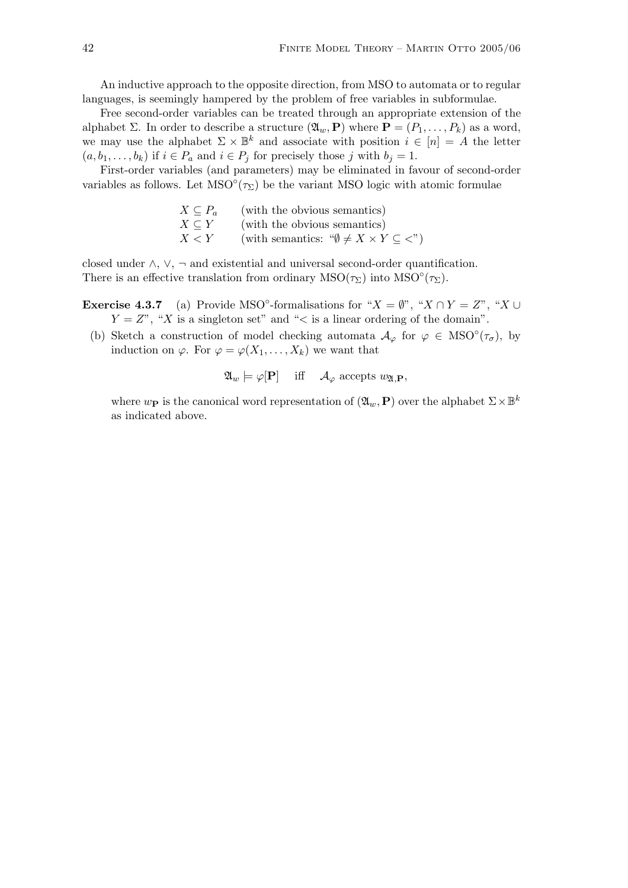An inductive approach to the opposite direction, from MSO to automata or to regular languages, is seemingly hampered by the problem of free variables in subformulae.

Free second-order variables can be treated through an appropriate extension of the alphabet $\Sigma$. In order to describe a structure $(\mathfrak{A}_w, \mathbf{P})$ where $\mathbf{P} = (P_1, \ldots, P_k)$ as a word, we may use the alphabet $\Sigma \times \mathbb{B}^k$ and associate with position $i \in [n] = A$ the letter $(a, b_1, \ldots, b_k)$ if $i \in P_a$ and $i \in P_j$ for precisely those $j$ with $b_j = 1$.

First-order variables (and parameters) may be eliminated in favour of second-order variables as follows. Let $\mathrm{MSO}^\circ(\tau_\Sigma)$ be the variant MSO logic with atomic formulae

| | |
|---|---|
| $X \subseteq P_a$ | (with the obvious semantics) |
| $X \subseteq Y$ | (with the obvious semantics) |
| $X < Y$ | (with semantics: "$\emptyset \neq X \times Y \subseteq <$") |

closed under $\wedge$, $\vee$, $\neg$ and existential and universal second-order quantification. There is an effective translation from ordinary $\mathrm{MSO}(\tau_\Sigma)$ into $\mathrm{MSO}^\circ(\tau_\Sigma)$.

**Exercise 4.3.7** (a) Provide $\mathrm{MSO}^\circ$-formalisations for "$X = \emptyset$", "$X \cap Y = Z$", "$X \cup Y = Z$", "$X$ is a singleton set" and "$<$ is a linear ordering of the domain".

(b) Sketch a construction of model checking automata $\mathcal{A}_\varphi$ for $\varphi \in \mathrm{MSO}^\circ(\tau_\sigma)$, by induction on $\varphi$. For $\varphi = \varphi(X_1, \ldots, X_k)$ we want that

$$\mathfrak{A}_w \models \varphi[\mathbf{P}] \quad \text{iff} \quad \mathcal{A}_\varphi \text{ accepts } w_{\mathfrak{A},\mathbf{P}},$$

where $w_{\mathbf{P}}$ is the canonical word representation of $(\mathfrak{A}_w, \mathbf{P})$ over the alphabet $\Sigma \times \mathbb{B}^k$ as indicated above.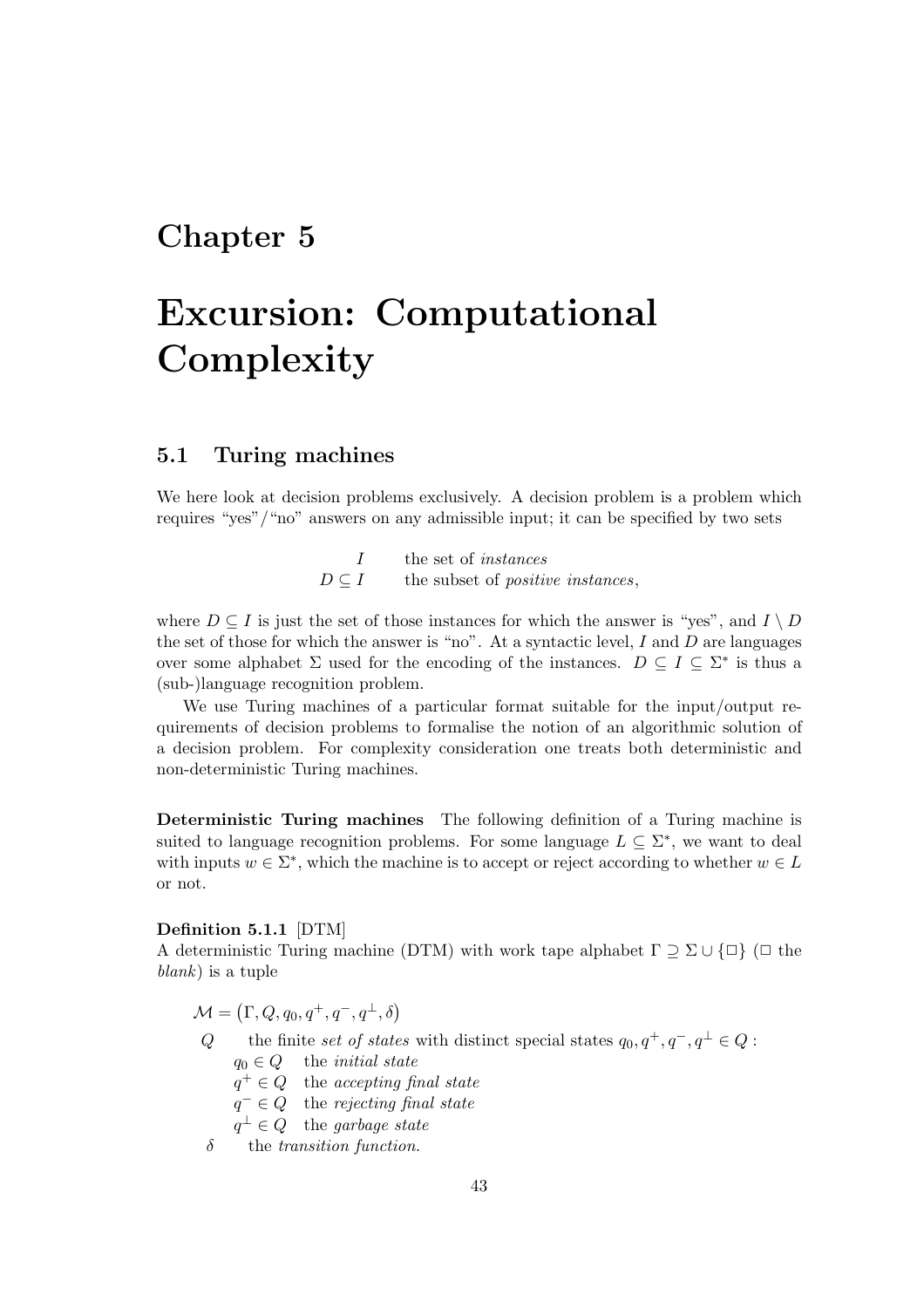# Chapter 5

# Excursion: Computational Complexity

## 5.1 Turing machines

We here look at decision problems exclusively. A decision problem is a problem which requires "yes"/"no" answers on any admissible input; it can be specified by two sets

$$
\begin{array}{rl}
I & \text{the set of } \textit{instances} \\
D \subseteq I & \text{the subset of } \textit{positive instances},
\end{array}
$$

where $D \subseteq I$ is just the set of those instances for which the answer is "yes", and $I \setminus D$ the set of those for which the answer is "no". At a syntactic level, $I$ and $D$ are languages over some alphabet $\Sigma$ used for the encoding of the instances. $D \subseteq I \subseteq \Sigma^*$ is thus a (sub-)language recognition problem.

We use Turing machines of a particular format suitable for the input/output requirements of decision problems to formalise the notion of an algorithmic solution of a decision problem. For complexity consideration one treats both deterministic and non-deterministic Turing machines.

**Deterministic Turing machines** The following definition of a Turing machine is suited to language recognition problems. For some language $L \subseteq \Sigma^*$, we want to deal with inputs $w \in \Sigma^*$, which the machine is to accept or reject according to whether $w \in L$ or not.

**Definition 5.1.1** [DTM]
A deterministic Turing machine (DTM) with work tape alphabet $\Gamma \supseteq \Sigma \cup \{\Box\}$ ($\Box$ the *blank*) is a tuple

$$\mathcal{M} = \big(\Gamma, Q, q_0, q^+, q^-, q^\perp, \delta\big)$$

- $Q$ the finite *set of states* with distinct special states $q_0, q^+, q^-, q^\perp \in Q$:
  - $q_0 \in Q$ the *initial state*
  - $q^+ \in Q$ the *accepting final state*
  - $q^- \in Q$ the *rejecting final state*
  - $q^\perp \in Q$ the *garbage state*
- $\delta$ the *transition function.*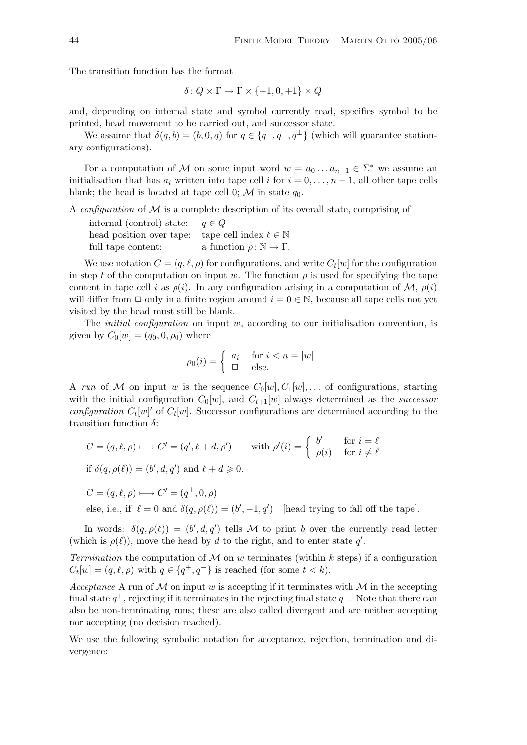The transition function has the format

$$\delta \colon Q \times \Gamma \rightarrow \Gamma \times \{-1, 0, +1\} \times Q$$

and, depending on internal state and symbol currently read, specifies symbol to be printed, head movement to be carried out, and successor state.

We assume that $\delta(q, b) = (b, 0, q)$ for $q \in \{q^+, q^-, q^\perp\}$ (which will guarantee stationary configurations).

For a computation of $\mathcal{M}$ on some input word $w = a_0 \dots a_{n-1} \in \Sigma^*$ we assume an initialisation that has $a_i$ written into tape cell $i$ for $i = 0, \dots, n-1$, all other tape cells blank; the head is located at tape cell 0; $\mathcal{M}$ in state $q_0$.

A *configuration* of $\mathcal{M}$ is a complete description of its overall state, comprising of

| | |
|---|---|
| internal (control) state: | $q \in Q$ |
| head position over tape: | tape cell index $\ell \in \mathbb{N}$ |
| full tape content: | a function $\rho \colon \mathbb{N} \rightarrow \Gamma$. |

We use notation $C = (q, \ell, \rho)$ for configurations, and write $C_t[w]$ for the configuration in step $t$ of the computation on input $w$. The function $\rho$ is used for specifying the tape content in tape cell $i$ as $\rho(i)$. In any configuration arising in a computation of $\mathcal{M}$, $\rho(i)$ will differ from $\Box$ only in a finite region around $i = 0 \in \mathbb{N}$, because all tape cells not yet visited by the head must still be blank.

The *initial configuration* on input $w$, according to our initialisation convention, is given by $C_0[w] = (q_0, 0, \rho_0)$ where

$$\rho_0(i) = \begin{cases} a_i & \text{for } i < n = |w| \\ \Box & \text{else.} \end{cases}$$

A *run* of $\mathcal{M}$ on input $w$ is the sequence $C_0[w], C_1[w], \dots$ of configurations, starting with the initial configuration $C_0[w]$, and $C_{t+1}[w]$ always determined as the *successor configuration* $C_t[w]'$ of $C_t[w]$. Successor configurations are determined according to the transition function $\delta$:

$$C = (q, \ell, \rho) \longmapsto C' = (q', \ell + d, \rho') \qquad \text{with } \rho'(i) = \begin{cases} b' & \text{for } i = \ell \\ \rho(i) & \text{for } i \neq \ell \end{cases}$$

if $\delta(q, \rho(\ell)) = (b', d, q')$ and $\ell + d \geqslant 0$.

$$C = (q, \ell, \rho) \longmapsto C' = (q^\perp, 0, \rho)$$

else, i.e., if $\ell = 0$ and $\delta(q, \rho(\ell)) = (b', -1, q')$ [head trying to fall off the tape].

In words: $\delta(q, \rho(\ell)) = (b', d, q')$ tells $\mathcal{M}$ to print $b$ over the currently read letter (which is $\rho(\ell)$), move the head by $d$ to the right, and to enter state $q'$.

*Termination* the computation of $\mathcal{M}$ on $w$ terminates (within $k$ steps) if a configuration $C_t[w] = (q, \ell, \rho)$ with $q \in \{q^+, q^-\}$ is reached (for some $t < k$).

*Acceptance* A run of $\mathcal{M}$ on input $w$ is accepting if it terminates with $\mathcal{M}$ in the accepting final state $q^+$, rejecting if it terminates in the rejecting final state $q^-$. Note that there can also be non-terminating runs; these are also called divergent and are neither accepting nor accepting (no decision reached).

We use the following symbolic notation for acceptance, rejection, termination and divergence: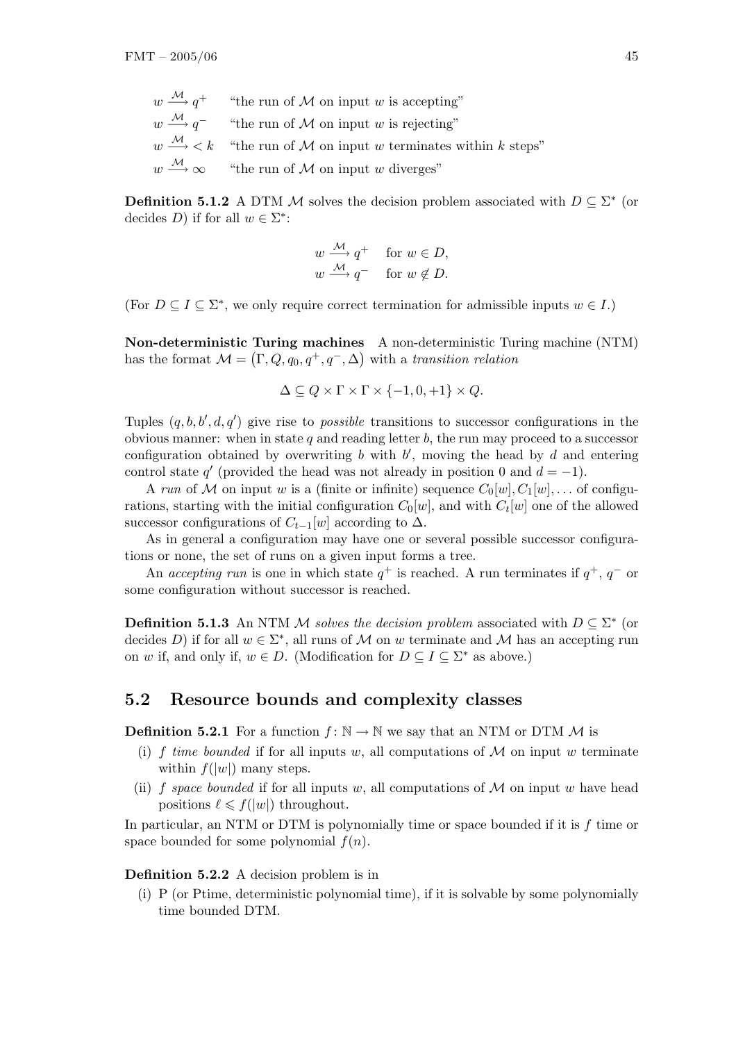| | |
|---|---|
| $w \xrightarrow{\mathcal{M}} q^+$ | "the run of $\mathcal{M}$ on input $w$ is accepting" |
| $w \xrightarrow{\mathcal{M}} q^-$ | "the run of $\mathcal{M}$ on input $w$ is rejecting" |
| $w \xrightarrow{\mathcal{M}} < k$ | "the run of $\mathcal{M}$ on input $w$ terminates within $k$ steps" |
| $w \xrightarrow{\mathcal{M}} \infty$ | "the run of $\mathcal{M}$ on input $w$ diverges" |

**Definition 5.1.2** A DTM $\mathcal{M}$ solves the decision problem associated with $D \subseteq \Sigma^*$ (or decides $D$) if for all $w \in \Sigma^*$:

$$
\begin{aligned}
w \xrightarrow{\mathcal{M}} q^+ \quad & \text{for } w \in D, \\
w \xrightarrow{\mathcal{M}} q^- \quad & \text{for } w \notin D.
\end{aligned}
$$

(For $D \subseteq I \subseteq \Sigma^*$, we only require correct termination for admissible inputs $w \in I$.)

**Non-deterministic Turing machines** A non-deterministic Turing machine (NTM) has the format $\mathcal{M} = \big(\Gamma, Q, q_0, q^+, q^-, \Delta\big)$ with a *transition relation*

$$\Delta \subseteq Q \times \Gamma \times \Gamma \times \{-1, 0, +1\} \times Q.$$

Tuples $(q, b, b', d, q')$ give rise to *possible* transitions to successor configurations in the obvious manner: when in state $q$ and reading letter $b$, the run may proceed to a successor configuration obtained by overwriting $b$ with $b'$, moving the head by $d$ and entering control state $q'$ (provided the head was not already in position 0 and $d = -1$).

A *run* of $\mathcal{M}$ on input $w$ is a (finite or infinite) sequence $C_0[w], C_1[w], \ldots$ of configurations, starting with the initial configuration $C_0[w]$, and with $C_t[w]$ one of the allowed successor configurations of $C_{t-1}[w]$ according to $\Delta$.

As in general a configuration may have one or several possible successor configurations or none, the set of runs on a given input forms a tree.

An *accepting run* is one in which state $q^+$ is reached. A run terminates if $q^+$, $q^-$ or some configuration without successor is reached.

**Definition 5.1.3** An NTM $\mathcal{M}$ *solves the decision problem* associated with $D \subseteq \Sigma^*$ (or decides $D$) if for all $w \in \Sigma^*$, all runs of $\mathcal{M}$ on $w$ terminate and $\mathcal{M}$ has an accepting run on $w$ if, and only if, $w \in D$. (Modification for $D \subseteq I \subseteq \Sigma^*$ as above.)

## 5.2 Resource bounds and complexity classes

**Definition 5.2.1** For a function $f \colon \mathbb{N} \to \mathbb{N}$ we say that an NTM or DTM $\mathcal{M}$ is

(i) $f$ *time bounded* if for all inputs $w$, all computations of $\mathcal{M}$ on input $w$ terminate within $f(|w|)$ many steps.

(ii) $f$ *space bounded* if for all inputs $w$, all computations of $\mathcal{M}$ on input $w$ have head positions $\ell \leqslant f(|w|)$ throughout.

In particular, an NTM or DTM is polynomially time or space bounded if it is $f$ time or space bounded for some polynomial $f(n)$.

**Definition 5.2.2** A decision problem is in

(i) P (or Ptime, deterministic polynomial time), if it is solvable by some polynomially time bounded DTM.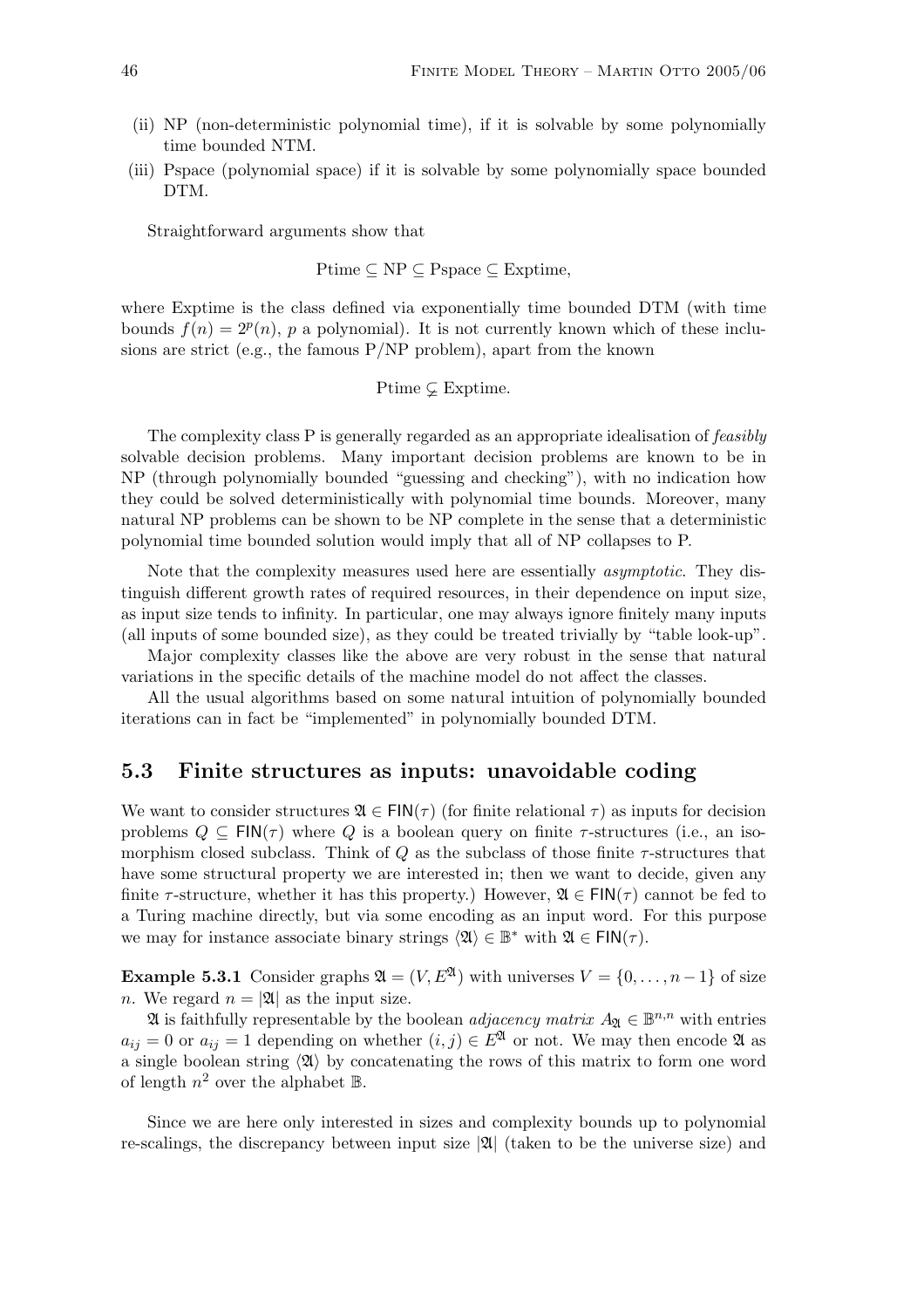(ii) NP (non-deterministic polynomial time), if it is solvable by some polynomially time bounded NTM.

(iii) Pspace (polynomial space) if it is solvable by some polynomially space bounded DTM.

Straightforward arguments show that

$$\text{Ptime} \subseteq \text{NP} \subseteq \text{Pspace} \subseteq \text{Exptime},$$

where Exptime is the class defined via exponentially time bounded DTM (with time bounds $f(n) = 2^p(n)$, $p$ a polynomial). It is not currently known which of these inclusions are strict (e.g., the famous P/NP problem), apart from the known

$$\text{Ptime} \subsetneq \text{Exptime}.$$

The complexity class P is generally regarded as an appropriate idealisation of *feasibly* solvable decision problems. Many important decision problems are known to be in NP (through polynomially bounded "guessing and checking"), with no indication how they could be solved deterministically with polynomial time bounds. Moreover, many natural NP problems can be shown to be NP complete in the sense that a deterministic polynomial time bounded solution would imply that all of NP collapses to P.

Note that the complexity measures used here are essentially *asymptotic*. They distinguish different growth rates of required resources, in their dependence on input size, as input size tends to infinity. In particular, one may always ignore finitely many inputs (all inputs of some bounded size), as they could be treated trivially by "table look-up".

Major complexity classes like the above are very robust in the sense that natural variations in the specific details of the machine model do not affect the classes.

All the usual algorithms based on some natural intuition of polynomially bounded iterations can in fact be "implemented" in polynomially bounded DTM.

## 5.3 Finite structures as inputs: unavoidable coding

We want to consider structures $\mathfrak{A} \in \mathsf{FIN}(\tau)$ (for finite relational $\tau$) as inputs for decision problems $Q \subseteq \mathsf{FIN}(\tau)$ where $Q$ is a boolean query on finite $\tau$-structures (i.e., an isomorphism closed subclass. Think of $Q$ as the subclass of those finite $\tau$-structures that have some structural property we are interested in; then we want to decide, given any finite $\tau$-structure, whether it has this property.) However, $\mathfrak{A} \in \mathsf{FIN}(\tau)$ cannot be fed to a Turing machine directly, but via some encoding as an input word. For this purpose we may for instance associate binary strings $\langle \mathfrak{A} \rangle \in \mathbb{B}^*$ with $\mathfrak{A} \in \mathsf{FIN}(\tau)$.

**Example 5.3.1** Consider graphs $\mathfrak{A} = (V, E^{\mathfrak{A}})$ with universes $V = \{0, \ldots, n-1\}$ of size $n$. We regard $n = |\mathfrak{A}|$ as the input size.

$\mathfrak{A}$ is faithfully representable by the boolean *adjacency matrix* $A_{\mathfrak{A}} \in \mathbb{B}^{n,n}$ with entries $a_{ij} = 0$ or $a_{ij} = 1$ depending on whether $(i, j) \in E^{\mathfrak{A}}$ or not. We may then encode $\mathfrak{A}$ as a single boolean string $\langle \mathfrak{A} \rangle$ by concatenating the rows of this matrix to form one word of length $n^2$ over the alphabet $\mathbb{B}$.

Since we are here only interested in sizes and complexity bounds up to polynomial re-scalings, the discrepancy between input size $|\mathfrak{A}|$ (taken to be the universe size) and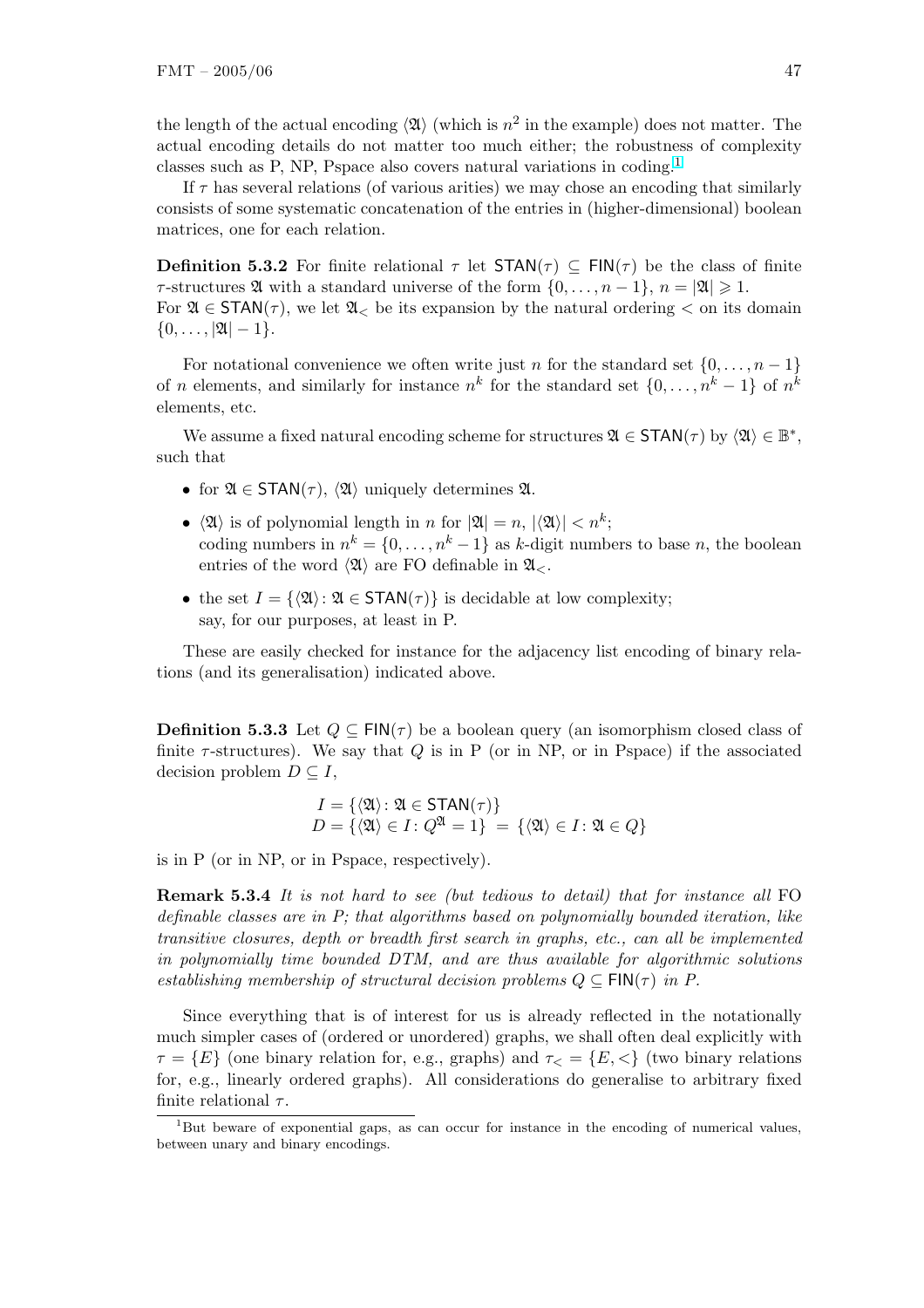the length of the actual encoding $\langle\mathfrak{A}\rangle$ (which is $n^2$ in the example) does not matter. The actual encoding details do not matter too much either; the robustness of complexity classes such as P, NP, Pspace also covers natural variations in coding.[1]

If $\tau$ has several relations (of various arities) we may chose an encoding that similarly consists of some systematic concatenation of the entries in (higher-dimensional) boolean matrices, one for each relation.

**Definition 5.3.2** For finite relational $\tau$ let $\mathsf{STAN}(\tau) \subseteq \mathsf{FIN}(\tau)$ be the class of finite $\tau$-structures $\mathfrak{A}$ with a standard universe of the form $\{0, \ldots, n-1\}$, $n = |\mathfrak{A}| \geqslant 1$.
For $\mathfrak{A} \in \mathsf{STAN}(\tau)$, we let $\mathfrak{A}_<$ be its expansion by the natural ordering $<$ on its domain $\{0, \ldots, |\mathfrak{A}| - 1\}$.

For notational convenience we often write just $n$ for the standard set $\{0, \ldots, n-1\}$ of $n$ elements, and similarly for instance $n^k$ for the standard set $\{0, \ldots, n^k - 1\}$ of $n^k$ elements, etc.

We assume a fixed natural encoding scheme for structures $\mathfrak{A} \in \mathsf{STAN}(\tau)$ by $\langle\mathfrak{A}\rangle \in \mathbb{B}^*$, such that

- for $\mathfrak{A} \in \mathsf{STAN}(\tau)$, $\langle\mathfrak{A}\rangle$ uniquely determines $\mathfrak{A}$.
- $\langle\mathfrak{A}\rangle$ is of polynomial length in $n$ for $|\mathfrak{A}| = n$, $|\langle\mathfrak{A}\rangle| < n^k$;
  coding numbers in $n^k = \{0, \ldots, n^k - 1\}$ as $k$-digit numbers to base $n$, the boolean entries of the word $\langle\mathfrak{A}\rangle$ are FO definable in $\mathfrak{A}_<$.
- the set $I = \{\langle\mathfrak{A}\rangle : \mathfrak{A} \in \mathsf{STAN}(\tau)\}$ is decidable at low complexity;
  say, for our purposes, at least in P.

These are easily checked for instance for the adjacency list encoding of binary relations (and its generalisation) indicated above.

**Definition 5.3.3** Let $Q \subseteq \mathsf{FIN}(\tau)$ be a boolean query (an isomorphism closed class of finite $\tau$-structures). We say that $Q$ is in P (or in NP, or in Pspace) if the associated decision problem $D \subseteq I$,

$$
\begin{aligned}
I &= \{\langle\mathfrak{A}\rangle : \mathfrak{A} \in \mathsf{STAN}(\tau)\} \\
D &= \{\langle\mathfrak{A}\rangle \in I : Q^{\mathfrak{A}} = 1\} \; = \; \{\langle\mathfrak{A}\rangle \in I : \mathfrak{A} \in Q\}
\end{aligned}
$$

is in P (or in NP, or in Pspace, respectively).

**Remark 5.3.4** *It is not hard to see (but tedious to detail) that for instance all* FO *definable classes are in P; that algorithms based on polynomially bounded iteration, like transitive closures, depth or breadth first search in graphs, etc., can all be implemented in polynomially time bounded DTM, and are thus available for algorithmic solutions establishing membership of structural decision problems $Q \subseteq \mathsf{FIN}(\tau)$ in P.*

Since everything that is of interest for us is already reflected in the notationally much simpler cases of (ordered or unordered) graphs, we shall often deal explicitly with $\tau = \{E\}$ (one binary relation for, e.g., graphs) and $\tau_< = \{E, <\}$ (two binary relations for, e.g., linearly ordered graphs). All considerations do generalise to arbitrary fixed finite relational $\tau$.

[1] But beware of exponential gaps, as can occur for instance in the encoding of numerical values, between unary and binary encodings.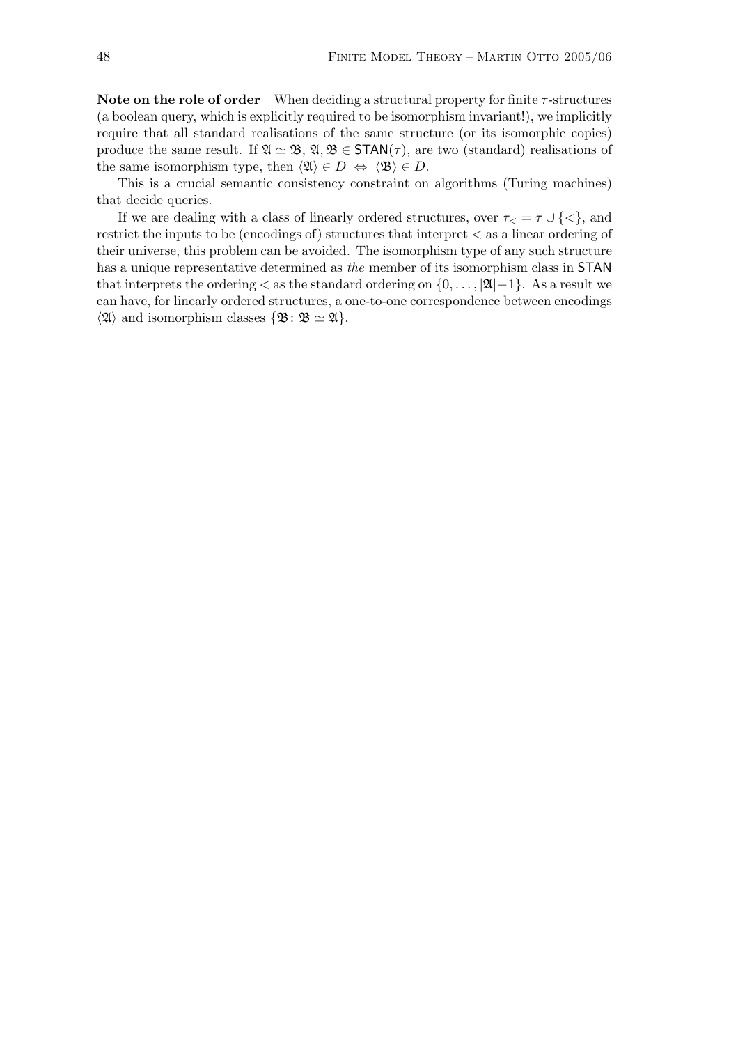**Note on the role of order** When deciding a structural property for finite $\tau$-structures (a boolean query, which is explicitly required to be isomorphism invariant!), we implicitly require that all standard realisations of the same structure (or its isomorphic copies) produce the same result. If $\mathfrak{A} \simeq \mathfrak{B}$, $\mathfrak{A}, \mathfrak{B} \in \mathsf{STAN}(\tau)$, are two (standard) realisations of the same isomorphism type, then $\langle \mathfrak{A} \rangle \in D \Leftrightarrow \langle \mathfrak{B} \rangle \in D$.

This is a crucial semantic consistency constraint on algorithms (Turing machines) that decide queries.

If we are dealing with a class of linearly ordered structures, over $\tau_< = \tau \cup \{<\}$, and restrict the inputs to be (encodings of) structures that interpret $<$ as a linear ordering of their universe, this problem can be avoided. The isomorphism type of any such structure has a unique representative determined as *the* member of its isomorphism class in $\mathsf{STAN}$ that interprets the ordering $<$ as the standard ordering on $\{0, \ldots, |\mathfrak{A}|-1\}$. As a result we can have, for linearly ordered structures, a one-to-one correspondence between encodings $\langle \mathfrak{A} \rangle$ and isomorphism classes $\{\mathfrak{B} \colon \mathfrak{B} \simeq \mathfrak{A}\}$.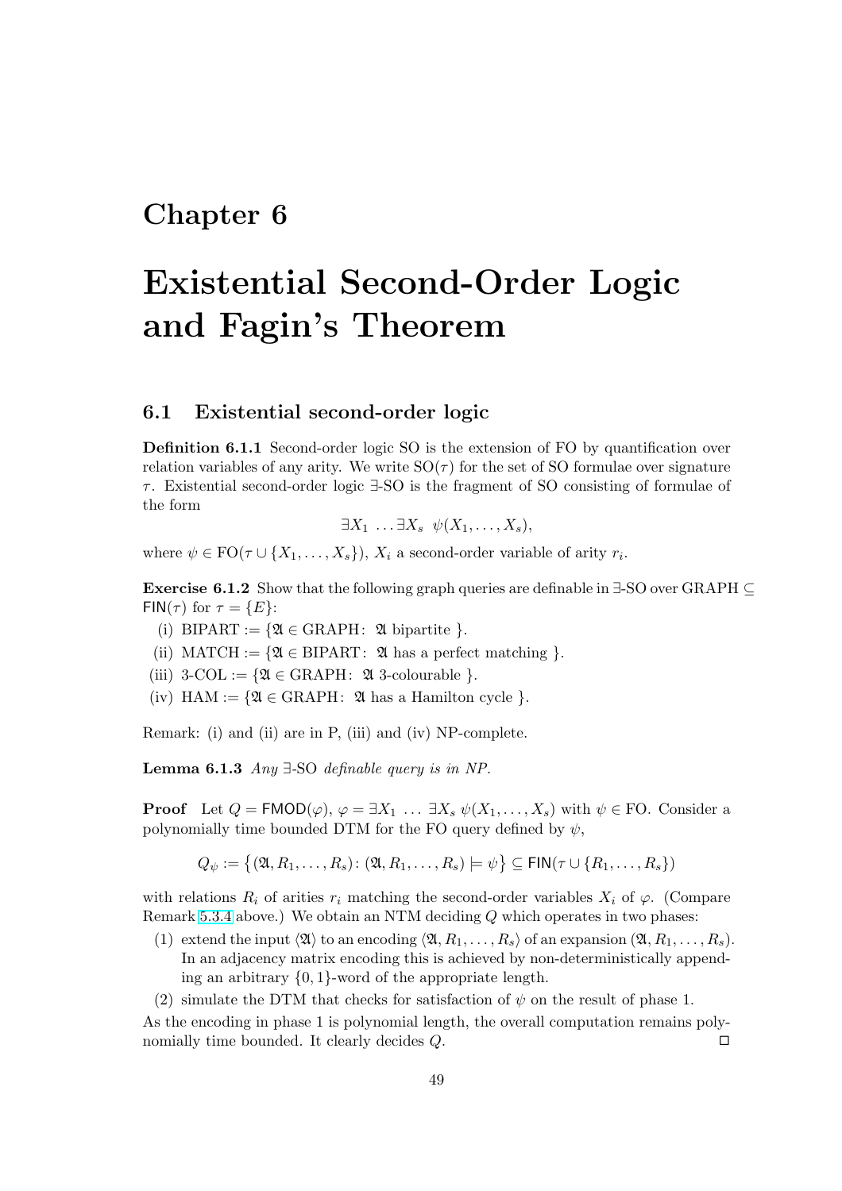# Chapter 6

# Existential Second-Order Logic and Fagin's Theorem

## 6.1 Existential second-order logic

**Definition 6.1.1** Second-order logic SO is the extension of FO by quantification over relation variables of any arity. We write $\mathrm{SO}(\tau)$ for the set of SO formulae over signature $\tau$. Existential second-order logic $\exists$-SO is the fragment of SO consisting of formulae of the form

$$\exists X_1 \ \ldots \exists X_s \ \ \psi(X_1, \ldots, X_s),$$

where $\psi \in \mathrm{FO}(\tau \cup \{X_1, \ldots, X_s\})$, $X_i$ a second-order variable of arity $r_i$.

**Exercise 6.1.2** Show that the following graph queries are definable in $\exists$-SO over GRAPH $\subseteq$ $\mathsf{FIN}(\tau)$ for $\tau = \{E\}$:

(i) $\mathrm{BIPART} := \{\mathfrak{A} \in \mathrm{GRAPH} \colon \ \mathfrak{A} \text{ bipartite } \}$.

(ii) $\mathrm{MATCH} := \{\mathfrak{A} \in \mathrm{BIPART} \colon \ \mathfrak{A} \text{ has a perfect matching } \}$.

(iii) $\text{3-COL} := \{\mathfrak{A} \in \mathrm{GRAPH} \colon \ \mathfrak{A} \text{ 3-colourable } \}$.

(iv) $\mathrm{HAM} := \{\mathfrak{A} \in \mathrm{GRAPH} \colon \ \mathfrak{A} \text{ has a Hamilton cycle } \}$.

Remark: (i) and (ii) are in P, (iii) and (iv) NP-complete.

**Lemma 6.1.3** *Any* $\exists$-SO *definable query is in NP.*

**Proof** Let $Q = \mathsf{FMOD}(\varphi)$, $\varphi = \exists X_1 \ \ldots \ \exists X_s \ \psi(X_1, \ldots, X_s)$ with $\psi \in \mathrm{FO}$. Consider a polynomially time bounded DTM for the FO query defined by $\psi$,

$$Q_\psi := \big\{ (\mathfrak{A}, R_1, \ldots, R_s) \colon (\mathfrak{A}, R_1, \ldots, R_s) \models \psi \big\} \subseteq \mathsf{FIN}(\tau \cup \{R_1, \ldots, R_s\})$$

with relations $R_i$ of arities $r_i$ matching the second-order variables $X_i$ of $\varphi$. (Compare Remark 5.3.4 above.) We obtain an NTM deciding $Q$ which operates in two phases:

(1) extend the input $\langle \mathfrak{A} \rangle$ to an encoding $\langle \mathfrak{A}, R_1, \ldots, R_s \rangle$ of an expansion $(\mathfrak{A}, R_1, \ldots, R_s)$. In an adjacency matrix encoding this is achieved by non-deterministically appending an arbitrary $\{0, 1\}$-word of the appropriate length.

(2) simulate the DTM that checks for satisfaction of $\psi$ on the result of phase 1.

As the encoding in phase 1 is polynomial length, the overall computation remains polynomially time bounded. It clearly decides $Q$. $\square$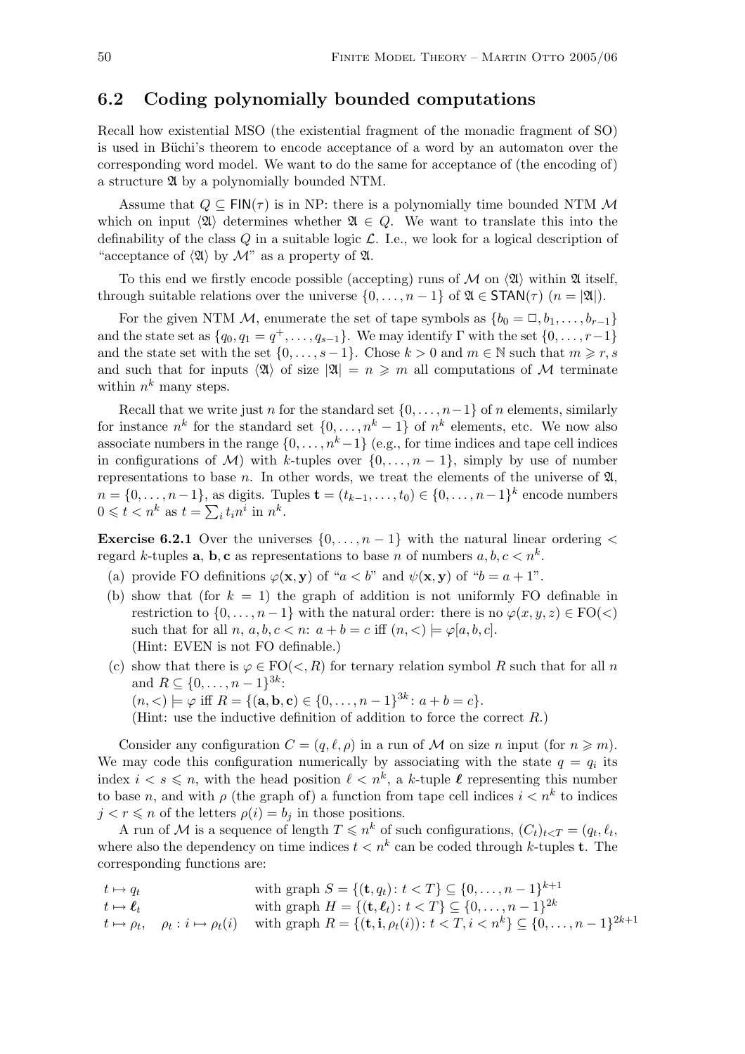## 6.2 Coding polynomially bounded computations

Recall how existential MSO (the existential fragment of the monadic fragment of SO) is used in Büchi's theorem to encode acceptance of a word by an automaton over the corresponding word model. We want to do the same for acceptance of (the encoding of) a structure $\mathfrak{A}$ by a polynomially bounded NTM.

Assume that $Q \subseteq \mathsf{FIN}(\tau)$ is in NP: there is a polynomially time bounded NTM $\mathcal{M}$ which on input $\langle\mathfrak{A}\rangle$ determines whether $\mathfrak{A} \in Q$. We want to translate this into the definability of the class $Q$ in a suitable logic $\mathcal{L}$. I.e., we look for a logical description of "acceptance of $\langle\mathfrak{A}\rangle$ by $\mathcal{M}$" as a property of $\mathfrak{A}$.

To this end we firstly encode possible (accepting) runs of $\mathcal{M}$ on $\langle\mathfrak{A}\rangle$ within $\mathfrak{A}$ itself, through suitable relations over the universe $\{0,\dots,n-1\}$ of $\mathfrak{A} \in \mathsf{STAN}(\tau)$ ($n = |\mathfrak{A}|$).

For the given NTM $\mathcal{M}$, enumerate the set of tape symbols as $\{b_0 = \Box, b_1, \dots, b_{r-1}\}$ and the state set as $\{q_0, q_1 = q^+, \dots, q_{s-1}\}$. We may identify $\Gamma$ with the set $\{0,\dots,r-1\}$ and the state set with the set $\{0,\dots,s-1\}$. Chose $k > 0$ and $m \in \mathbb{N}$ such that $m \geqslant r, s$ and such that for inputs $\langle\mathfrak{A}\rangle$ of size $|\mathfrak{A}| = n \geqslant m$ all computations of $\mathcal{M}$ terminate within $n^k$ many steps.

Recall that we write just $n$ for the standard set $\{0,\dots,n-1\}$ of $n$ elements, similarly for instance $n^k$ for the standard set $\{0,\dots,n^k-1\}$ of $n^k$ elements, etc. We now also associate numbers in the range $\{0,\dots,n^k-1\}$ (e.g., for time indices and tape cell indices in configurations of $\mathcal{M}$) with $k$-tuples over $\{0,\dots,n-1\}$, simply by use of number representations to base $n$. In other words, we treat the elements of the universe of $\mathfrak{A}$, $n = \{0,\dots,n-1\}$, as digits. Tuples $\mathbf{t} = (t_{k-1},\dots,t_0) \in \{0,\dots,n-1\}^k$ encode numbers $0 \leqslant t < n^k$ as $t = \sum_i t_i n^i$ in $n^k$.

**Exercise 6.2.1** Over the universes $\{0,\dots,n-1\}$ with the natural linear ordering $<$ regard $k$-tuples $\mathbf{a}$, $\mathbf{b}, \mathbf{c}$ as representations to base $n$ of numbers $a, b, c < n^k$.

(a) provide FO definitions $\varphi(\mathbf{x},\mathbf{y})$ of "$a < b$" and $\psi(\mathbf{x},\mathbf{y})$ of "$b = a+1$".

(b) show that (for $k = 1$) the graph of addition is not uniformly FO definable in restriction to $\{0,\dots,n-1\}$ with the natural order: there is no $\varphi(x,y,z) \in \mathrm{FO}(<)$ such that for all $n$, $a,b,c < n$: $a + b = c$ iff $(n,<) \models \varphi[a,b,c]$.
(Hint: EVEN is not FO definable.)

(c) show that there is $\varphi \in \mathrm{FO}(<,R)$ for ternary relation symbol $R$ such that for all $n$ and $R \subseteq \{0,\dots,n-1\}^{3k}$:
$(n,<) \models \varphi$ iff $R = \{(\mathbf{a},\mathbf{b},\mathbf{c}) \in \{0,\dots,n-1\}^{3k} : a + b = c\}$.
(Hint: use the inductive definition of addition to force the correct $R$.)

Consider any configuration $C = (q,\ell,\rho)$ in a run of $\mathcal{M}$ on size $n$ input (for $n \geqslant m$). We may code this configuration numerically by associating with the state $q = q_i$ its index $i < s \leqslant n$, with the head position $\ell < n^k$, a $k$-tuple $\boldsymbol{\ell}$ representing this number to base $n$, and with $\rho$ (the graph of) a function from tape cell indices $i < n^k$ to indices $j < r \leqslant n$ of the letters $\rho(i) = b_j$ in those positions.

A run of $\mathcal{M}$ is a sequence of length $T \leqslant n^k$ of such configurations, $(C_t)_{t<T} = (q_t, \ell_t,$ where also the dependency on time indices $t < n^k$ can be coded through $k$-tuples $\mathbf{t}$. The corresponding functions are:

| | |
|---|---|
| $t \mapsto q_t$ | with graph $S = \{(\mathbf{t}, q_t) : t < T\} \subseteq \{0,\dots,n-1\}^{k+1}$ |
| $t \mapsto \boldsymbol{\ell}_t$ | with graph $H = \{(\mathbf{t}, \boldsymbol{\ell}_t) : t < T\} \subseteq \{0,\dots,n-1\}^{2k}$ |
| $t \mapsto \rho_t, \quad \rho_t : i \mapsto \rho_t(i)$ | with graph $R = \{(\mathbf{t}, \mathbf{i}, \rho_t(i)) : t < T, i < n^k\} \subseteq \{0,\dots,n-1\}^{2k+1}$ |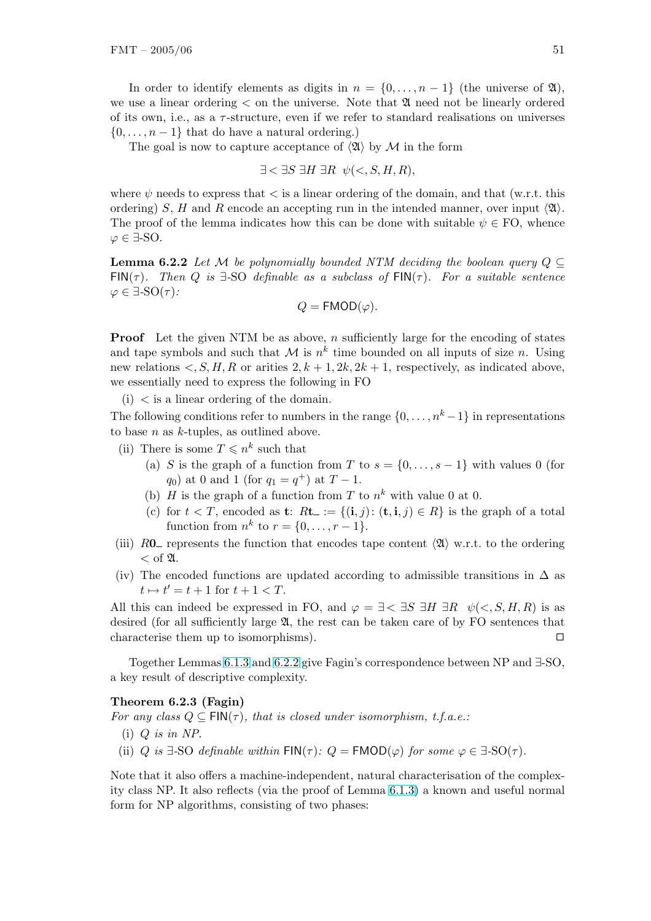In order to identify elements as digits in $n = \{0, \ldots, n-1\}$ (the universe of $\mathfrak{A}$), we use a linear ordering $<$ on the universe. Note that $\mathfrak{A}$ need not be linearly ordered of its own, i.e., as a $\tau$-structure, even if we refer to standard realisations on universes $\{0, \ldots, n-1\}$ that do have a natural ordering.)

The goal is now to capture acceptance of $\langle\mathfrak{A}\rangle$ by $\mathcal{M}$ in the form

$$\exists < \exists S \, \exists H \, \exists R \;\; \psi(<, S, H, R),$$

where $\psi$ needs to express that $<$ is a linear ordering of the domain, and that (w.r.t. this ordering) $S$, $H$ and $R$ encode an accepting run in the intended manner, over input $\langle\mathfrak{A}\rangle$. The proof of the lemma indicates how this can be done with suitable $\psi \in$ FO, whence $\varphi \in \exists$-SO.

**Lemma 6.2.2** *Let $\mathcal{M}$ be polynomially bounded NTM deciding the boolean query $Q \subseteq \mathsf{FIN}(\tau)$. Then $Q$ is $\exists$-SO definable as a subclass of $\mathsf{FIN}(\tau)$. For a suitable sentence $\varphi \in \exists\text{-SO}(\tau)$:*

$$Q = \mathsf{FMOD}(\varphi).$$

**Proof** Let the given NTM be as above, $n$ sufficiently large for the encoding of states and tape symbols and such that $\mathcal{M}$ is $n^k$ time bounded on all inputs of size $n$. Using new relations $<, S, H, R$ or arities $2, k+1, 2k, 2k+1$, respectively, as indicated above, we essentially need to express the following in FO

(i) $<$ is a linear ordering of the domain.

The following conditions refer to numbers in the range $\{0, \ldots, n^k - 1\}$ in representations to base $n$ as $k$-tuples, as outlined above.

(ii) There is some $T \leqslant n^k$ such that
   - (a) $S$ is the graph of a function from $T$ to $s = \{0, \ldots, s-1\}$ with values 0 (for $q_0$) at 0 and 1 (for $q_1 = q^+$) at $T - 1$.
   - (b) $H$ is the graph of a function from $T$ to $n^k$ with value 0 at 0.
   - (c) for $t < T$, encoded as $\mathbf{t}$: $R\mathbf{t}\_ := \{(\mathbf{i}, j) \colon (\mathbf{t}, \mathbf{i}, j) \in R\}$ is the graph of a total function from $n^k$ to $r = \{0, \ldots, r-1\}$.

(iii) $R\mathbf{0}\_$ represents the function that encodes tape content $\langle\mathfrak{A}\rangle$ w.r.t. to the ordering $<$ of $\mathfrak{A}$.

(iv) The encoded functions are updated according to admissible transitions in $\Delta$ as $t \mapsto t' = t + 1$ for $t + 1 < T$.

All this can indeed be expressed in FO, and $\varphi = \exists < \exists S \; \exists H \; \exists R \;\; \psi(<, S, H, R)$ is as desired (for all sufficiently large $\mathfrak{A}$, the rest can be taken care of by FO sentences that characterise them up to isomorphisms). $\square$

Together Lemmas 6.1.3 and 6.2.2 give Fagin's correspondence between NP and $\exists$-SO, a key result of descriptive complexity.

**Theorem 6.2.3 (Fagin)**
*For any class $Q \subseteq \mathsf{FIN}(\tau)$, that is closed under isomorphism, t.f.a.e.:*

(i) *$Q$ is in NP.*

(ii) *$Q$ is $\exists$-SO definable within $\mathsf{FIN}(\tau)$: $Q = \mathsf{FMOD}(\varphi)$ for some $\varphi \in \exists\text{-SO}(\tau)$.*

Note that it also offers a machine-independent, natural characterisation of the complexity class NP. It also reflects (via the proof of Lemma 6.1.3) a known and useful normal form for NP algorithms, consisting of two phases: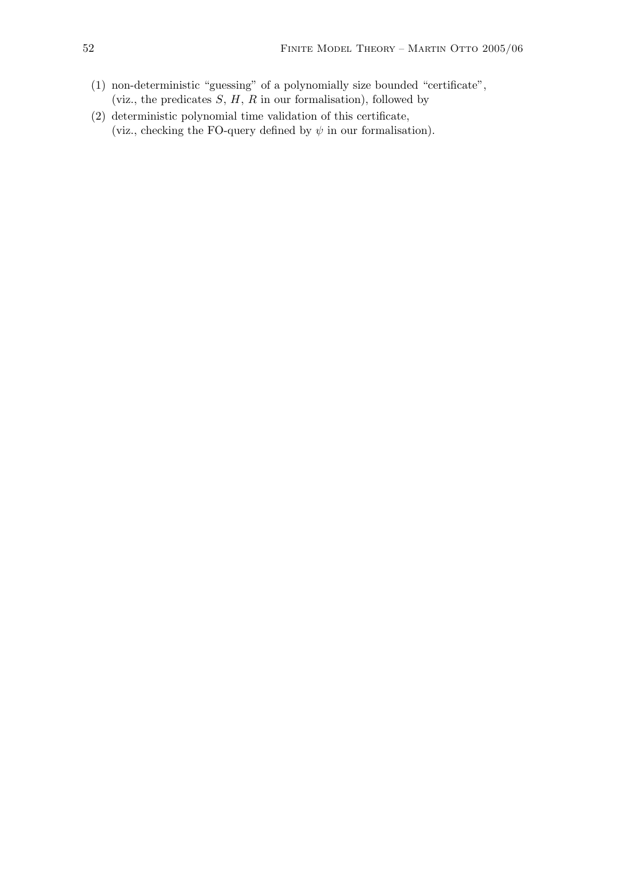(1) non-deterministic "guessing" of a polynomially size bounded "certificate", (viz., the predicates $S$, $H$, $R$ in our formalisation), followed by

(2) deterministic polynomial time validation of this certificate, (viz., checking the FO-query defined by $\psi$ in our formalisation).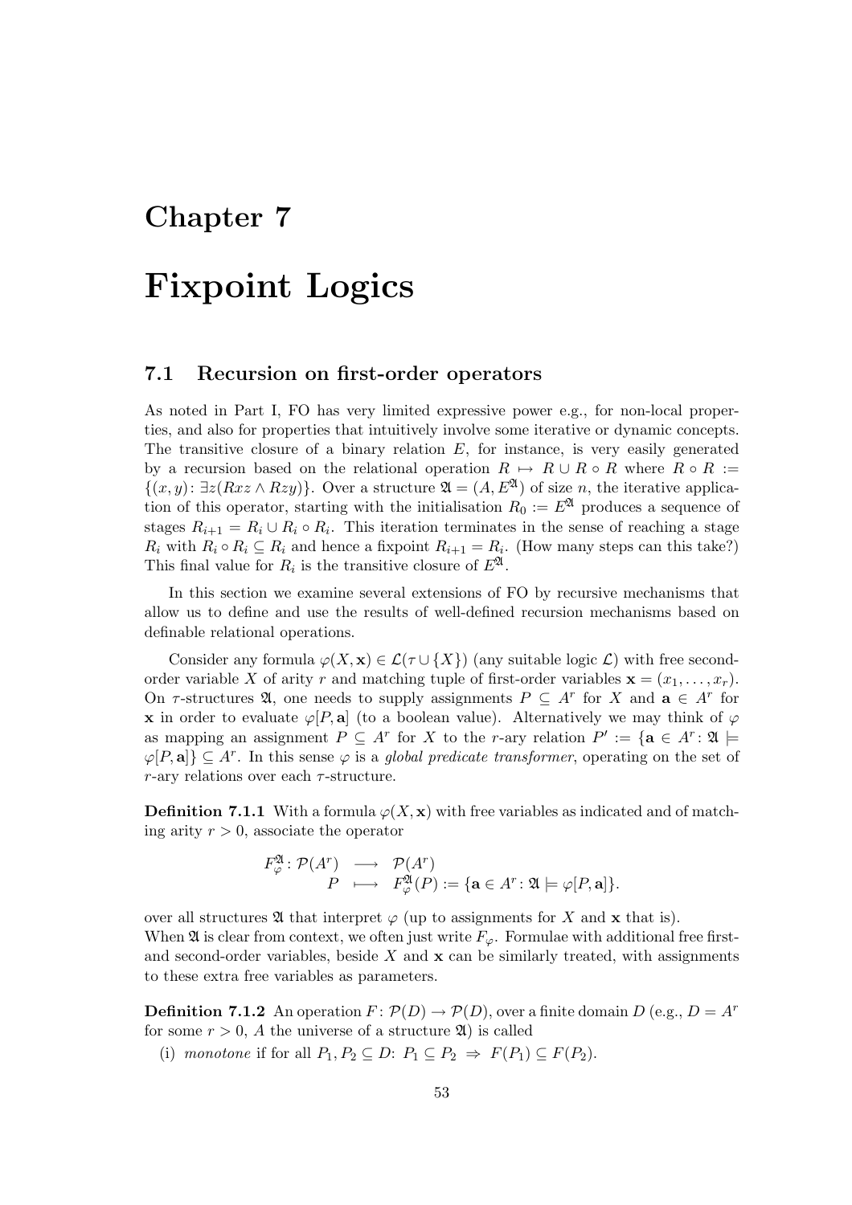# Chapter 7

# Fixpoint Logics

## 7.1 Recursion on first-order operators

As noted in Part I, FO has very limited expressive power e.g., for non-local properties, and also for properties that intuitively involve some iterative or dynamic concepts. The transitive closure of a binary relation $E$, for instance, is very easily generated by a recursion based on the relational operation $R \mapsto R \cup R \circ R$ where $R \circ R := \{(x,y) \colon \exists z(Rxz \wedge Rzy)\}$. Over a structure $\mathfrak{A} = (A, E^{\mathfrak{A}})$ of size $n$, the iterative application of this operator, starting with the initialisation $R_0 := E^{\mathfrak{A}}$ produces a sequence of stages $R_{i+1} = R_i \cup R_i \circ R_i$. This iteration terminates in the sense of reaching a stage $R_i$ with $R_i \circ R_i \subseteq R_i$ and hence a fixpoint $R_{i+1} = R_i$. (How many steps can this take?) This final value for $R_i$ is the transitive closure of $E^{\mathfrak{A}}$.

In this section we examine several extensions of FO by recursive mechanisms that allow us to define and use the results of well-defined recursion mechanisms based on definable relational operations.

Consider any formula $\varphi(X, \mathbf{x}) \in \mathcal{L}(\tau \cup \{X\})$ (any suitable logic $\mathcal{L}$) with free second-order variable $X$ of arity $r$ and matching tuple of first-order variables $\mathbf{x} = (x_1, \ldots, x_r)$. On $\tau$-structures $\mathfrak{A}$, one needs to supply assignments $P \subseteq A^r$ for $X$ and $\mathbf{a} \in A^r$ for $\mathbf{x}$ in order to evaluate $\varphi[P, \mathbf{a}]$ (to a boolean value). Alternatively we may think of $\varphi$ as mapping an assignment $P \subseteq A^r$ for $X$ to the $r$-ary relation $P' := \{\mathbf{a} \in A^r \colon \mathfrak{A} \models \varphi[P, \mathbf{a}]\} \subseteq A^r$. In this sense $\varphi$ is a *global predicate transformer*, operating on the set of $r$-ary relations over each $\tau$-structure.

**Definition 7.1.1** With a formula $\varphi(X, \mathbf{x})$ with free variables as indicated and of matching arity $r > 0$, associate the operator

$$\begin{array}{rccl} F_\varphi^{\mathfrak{A}} \colon \mathcal{P}(A^r) & \longrightarrow & \mathcal{P}(A^r) & \\ P & \longmapsto & F_\varphi^{\mathfrak{A}}(P) := \{\mathbf{a} \in A^r \colon \mathfrak{A} \models \varphi[P, \mathbf{a}]\}. \end{array}$$

over all structures $\mathfrak{A}$ that interpret $\varphi$ (up to assignments for $X$ and $\mathbf{x}$ that is).
When $\mathfrak{A}$ is clear from context, we often just write $F_\varphi$. Formulae with additional free first- and second-order variables, beside $X$ and $\mathbf{x}$ can be similarly treated, with assignments to these extra free variables as parameters.

**Definition 7.1.2** An operation $F \colon \mathcal{P}(D) \to \mathcal{P}(D)$, over a finite domain $D$ (e.g., $D = A^r$ for some $r > 0$, $A$ the universe of a structure $\mathfrak{A}$) is called

(i) *monotone* if for all $P_1, P_2 \subseteq D$: $P_1 \subseteq P_2 \Rightarrow F(P_1) \subseteq F(P_2)$.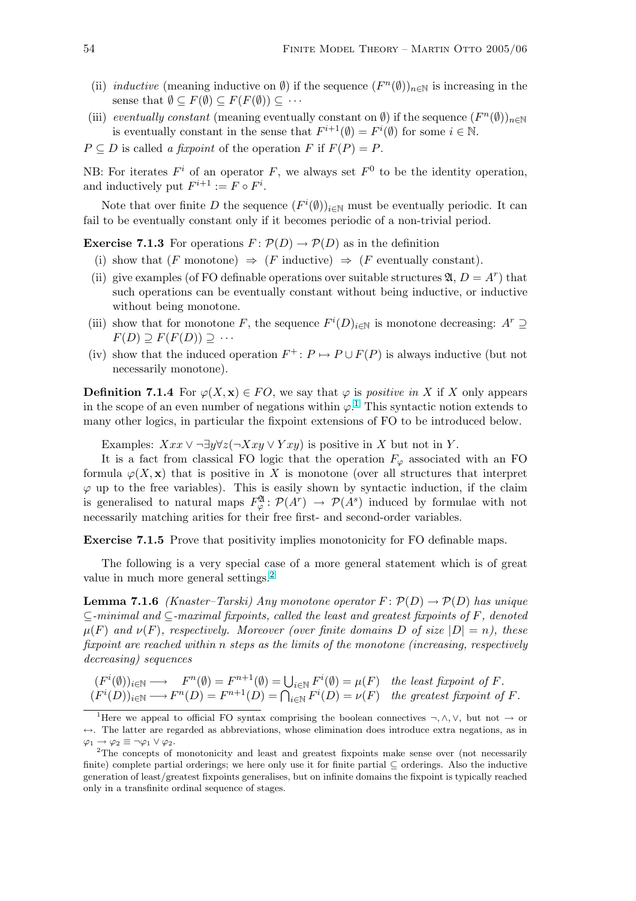(ii) *inductive* (meaning inductive on $\emptyset$) if the sequence $(F^n(\emptyset))_{n\in\mathbb{N}}$ is increasing in the sense that $\emptyset \subseteq F(\emptyset) \subseteq F(F(\emptyset)) \subseteq \cdots$

(iii) *eventually constant* (meaning eventually constant on $\emptyset$) if the sequence $(F^n(\emptyset))_{n\in\mathbb{N}}$ is eventually constant in the sense that $F^{i+1}(\emptyset) = F^i(\emptyset)$ for some $i \in \mathbb{N}$.

$P \subseteq D$ is called *a fixpoint* of the operation $F$ if $F(P) = P$.

NB: For iterates $F^i$ of an operator $F$, we always set $F^0$ to be the identity operation, and inductively put $F^{i+1} := F \circ F^i$.

Note that over finite $D$ the sequence $(F^i(\emptyset))_{i\in\mathbb{N}}$ must be eventually periodic. It can fail to be eventually constant only if it becomes periodic of a non-trivial period.

**Exercise 7.1.3** For operations $F : \mathcal{P}(D) \to \mathcal{P}(D)$ as in the definition

(i) show that ($F$ monotone) $\Rightarrow$ ($F$ inductive) $\Rightarrow$ ($F$ eventually constant).

(ii) give examples (of FO definable operations over suitable structures $\mathfrak{A}$, $D = A^r$) that such operations can be eventually constant without being inductive, or inductive without being monotone.

(iii) show that for monotone $F$, the sequence $F^i(D)_{i\in\mathbb{N}}$ is monotone decreasing: $A^r \supseteq F(D) \supseteq F(F(D)) \supseteq \cdots$

(iv) show that the induced operation $F^+ : P \mapsto P \cup F(P)$ is always inductive (but not necessarily monotone).

**Definition 7.1.4** For $\varphi(X, \mathbf{x}) \in FO$, we say that $\varphi$ is *positive in* $X$ if $X$ only appears in the scope of an even number of negations within $\varphi$.[1] This syntactic notion extends to many other logics, in particular the fixpoint extensions of FO to be introduced below.

Examples: $Xxx \vee \neg\exists y \forall z(\neg Xxy \vee Yxy)$ is positive in $X$ but not in $Y$.

It is a fact from classical FO logic that the operation $F_\varphi$ associated with an FO formula $\varphi(X, \mathbf{x})$ that is positive in $X$ is monotone (over all structures that interpret $\varphi$ up to the free variables). This is easily shown by syntactic induction, if the claim is generalised to natural maps $F^{\mathfrak{A}}_\varphi : \mathcal{P}(A^r) \to \mathcal{P}(A^s)$ induced by formulae with not necessarily matching arities for their free first- and second-order variables.

**Exercise 7.1.5** Prove that positivity implies monotonicity for FO definable maps.

The following is a very special case of a more general statement which is of great value in much more general settings.[2]

**Lemma 7.1.6** *(Knaster–Tarski) Any monotone operator $F : \mathcal{P}(D) \to \mathcal{P}(D)$ has unique $\subseteq$-minimal and $\subseteq$-maximal fixpoints, called the least and greatest fixpoints of $F$, denoted $\mu(F)$ and $\nu(F)$, respectively. Moreover (over finite domains $D$ of size $|D| = n$), these fixpoint are reached within $n$ steps as the limits of the monotone (increasing, respectively decreasing) sequences*

$$(F^i(\emptyset))_{i\in\mathbb{N}} \longrightarrow \quad F^n(\emptyset) = F^{n+1}(\emptyset) = \bigcup_{i\in\mathbb{N}} F^i(\emptyset) = \mu(F) \quad \textit{the least fixpoint of } F.$$
$$(F^i(D))_{i\in\mathbb{N}} \longrightarrow F^n(D) = F^{n+1}(D) = \bigcap_{i\in\mathbb{N}} F^i(D) = \nu(F) \quad \textit{the greatest fixpoint of } F.$$

---

[1] Here we appeal to official FO syntax comprising the boolean connectives $\neg, \wedge, \vee$, but not $\to$ or $\leftrightarrow$. The latter are regarded as abbreviations, whose elimination does introduce extra negations, as in $\varphi_1 \to \varphi_2 \equiv \neg\varphi_1 \vee \varphi_2$.

[2] The concepts of monotonicity and least and greatest fixpoints make sense over (not necessarily finite) complete partial orderings; we here only use it for finite partial $\subseteq$ orderings. Also the inductive generation of least/greatest fixpoints generalises, but on infinite domains the fixpoint is typically reached only in a transfinite ordinal sequence of stages.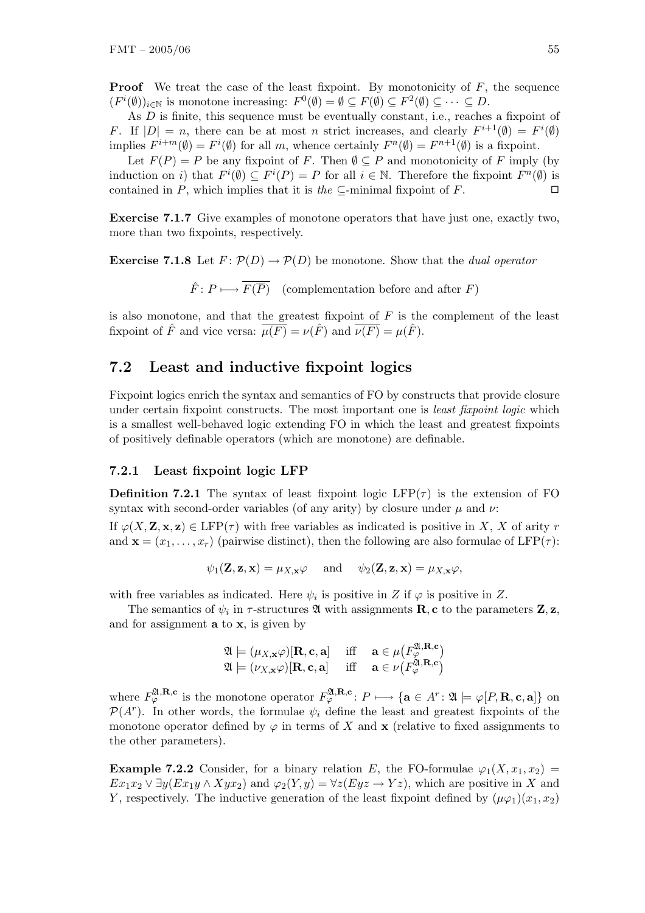**Proof** We treat the case of the least fixpoint. By monotonicity of $F$, the sequence $(F^i(\emptyset))_{i\in\mathbb{N}}$ is monotone increasing: $F^0(\emptyset) = \emptyset \subseteq F(\emptyset) \subseteq F^2(\emptyset) \subseteq \cdots \subseteq D$.

As $D$ is finite, this sequence must be eventually constant, i.e., reaches a fixpoint of $F$. If $|D| = n$, there can be at most $n$ strict increases, and clearly $F^{i+1}(\emptyset) = F^i(\emptyset)$ implies $F^{i+m}(\emptyset) = F^i(\emptyset)$ for all $m$, whence certainly $F^n(\emptyset) = F^{n+1}(\emptyset)$ is a fixpoint.

Let $F(P) = P$ be any fixpoint of $F$. Then $\emptyset \subseteq P$ and monotonicity of $F$ imply (by induction on $i$) that $F^i(\emptyset) \subseteq F^i(P) = P$ for all $i \in \mathbb{N}$. Therefore the fixpoint $F^n(\emptyset)$ is contained in $P$, which implies that it is *the* $\subseteq$-minimal fixpoint of $F$. $\Box$

**Exercise 7.1.7** Give examples of monotone operators that have just one, exactly two, more than two fixpoints, respectively.

**Exercise 7.1.8** Let $F\colon \mathcal{P}(D) \to \mathcal{P}(D)$ be monotone. Show that the *dual operator*

$$\hat{F}\colon P \longmapsto \overline{F(\overline{P})} \quad \text{(complementation before and after } F\text{)}$$

is also monotone, and that the greatest fixpoint of $F$ is the complement of the least fixpoint of $\hat{F}$ and vice versa: $\overline{\mu(F)} = \nu(\hat{F})$ and $\overline{\nu(F)} = \mu(\hat{F})$.

## 7.2 Least and inductive fixpoint logics

Fixpoint logics enrich the syntax and semantics of FO by constructs that provide closure under certain fixpoint constructs. The most important one is *least fixpoint logic* which is a smallest well-behaved logic extending FO in which the least and greatest fixpoints of positively definable operators (which are monotone) are definable.

### 7.2.1 Least fixpoint logic LFP

**Definition 7.2.1** The syntax of least fixpoint logic $\mathrm{LFP}(\tau)$ is the extension of FO syntax with second-order variables (of any arity) by closure under $\mu$ and $\nu$:

If $\varphi(X, \mathbf{Z}, \mathbf{x}, \mathbf{z}) \in \mathrm{LFP}(\tau)$ with free variables as indicated is positive in $X$, $X$ of arity $r$ and $\mathbf{x} = (x_1, \ldots, x_r)$ (pairwise distinct), then the following are also formulae of $\mathrm{LFP}(\tau)$:

$$\psi_1(\mathbf{Z}, \mathbf{z}, \mathbf{x}) = \mu_{X,\mathbf{x}}\varphi \quad \text{ and } \quad \psi_2(\mathbf{Z}, \mathbf{z}, \mathbf{x}) = \mu_{X,\mathbf{x}}\varphi,$$

with free variables as indicated. Here $\psi_i$ is positive in $Z$ if $\varphi$ is positive in $Z$.

The semantics of $\psi_i$ in $\tau$-structures $\mathfrak{A}$ with assignments $\mathbf{R}, \mathbf{c}$ to the parameters $\mathbf{Z}, \mathbf{z}$, and for assignment $\mathbf{a}$ to $\mathbf{x}$, is given by

$$\begin{aligned}
\mathfrak{A} &\models (\mu_{X,\mathbf{x}}\varphi)[\mathbf{R}, \mathbf{c}, \mathbf{a}] \quad \text{ iff } \quad \mathbf{a} \in \mu\big(F_\varphi^{\mathfrak{A},\mathbf{R},\mathbf{c}}\big) \\
\mathfrak{A} &\models (\nu_{X,\mathbf{x}}\varphi)[\mathbf{R}, \mathbf{c}, \mathbf{a}] \quad \text{ iff } \quad \mathbf{a} \in \nu\big(F_\varphi^{\mathfrak{A},\mathbf{R},\mathbf{c}}\big)
\end{aligned}$$

where $F_\varphi^{\mathfrak{A},\mathbf{R},\mathbf{c}}$ is the monotone operator $F_\varphi^{\mathfrak{A},\mathbf{R},\mathbf{c}}\colon P \longmapsto \{\mathbf{a} \in A^r \colon \mathfrak{A} \models \varphi[P, \mathbf{R}, \mathbf{c}, \mathbf{a}]\}$ on $\mathcal{P}(A^r)$. In other words, the formulae $\psi_i$ define the least and greatest fixpoints of the monotone operator defined by $\varphi$ in terms of $X$ and $\mathbf{x}$ (relative to fixed assignments to the other parameters).

**Example 7.2.2** Consider, for a binary relation $E$, the FO-formulae $\varphi_1(X, x_1, x_2) = Ex_1x_2 \vee \exists y(Ex_1y \wedge Xyx_2)$ and $\varphi_2(Y, y) = \forall z(Eyz \to Yz)$, which are positive in $X$ and $Y$, respectively. The inductive generation of the least fixpoint defined by $(\mu\varphi_1)(x_1, x_2)$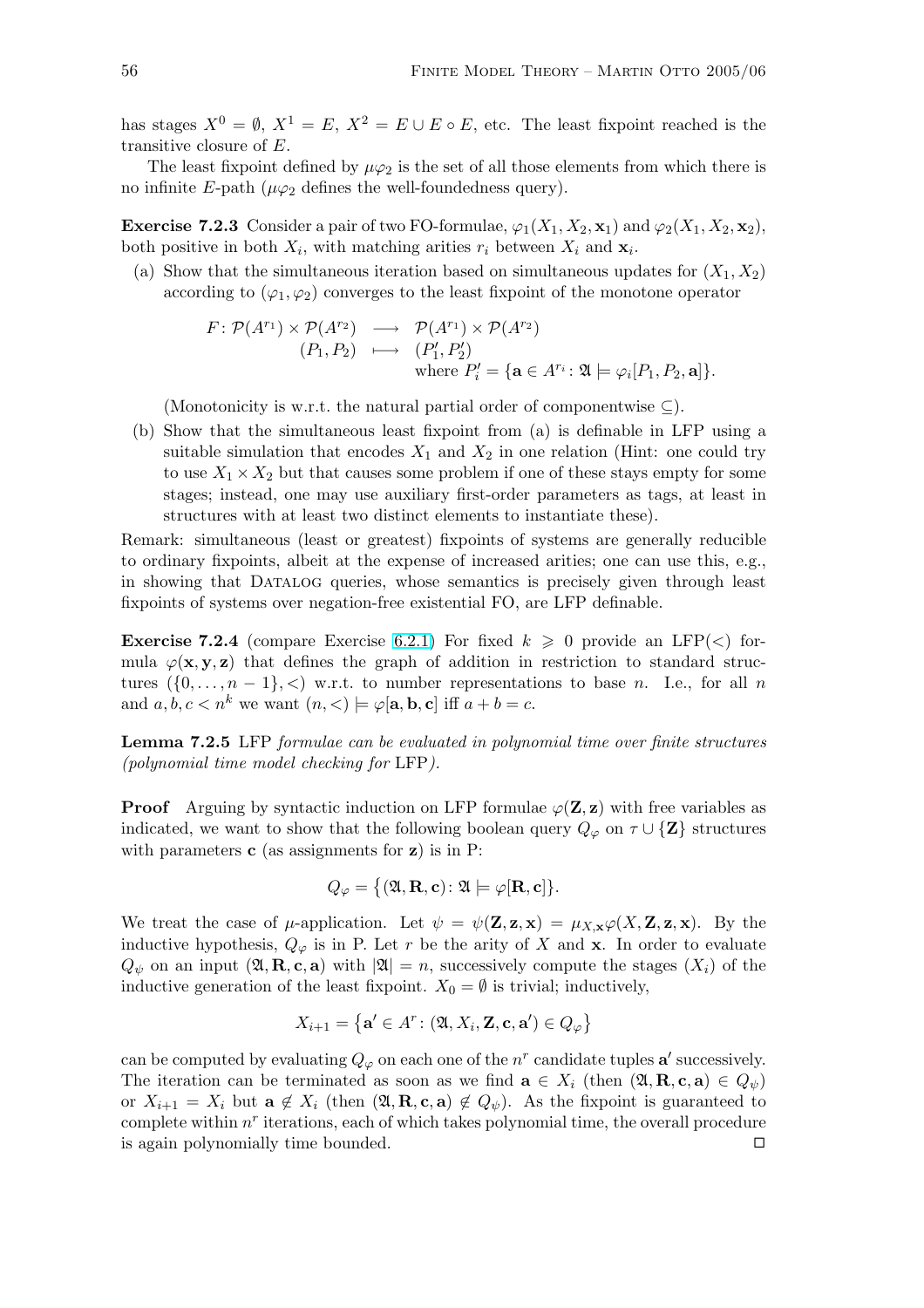has stages $X^0 = \emptyset$, $X^1 = E$, $X^2 = E \cup E \circ E$, etc. The least fixpoint reached is the transitive closure of $E$.

The least fixpoint defined by $\mu\varphi_2$ is the set of all those elements from which there is no infinite $E$-path ($\mu\varphi_2$ defines the well-foundedness query).

**Exercise 7.2.3** Consider a pair of two FO-formulae, $\varphi_1(X_1, X_2, \mathbf{x}_1)$ and $\varphi_2(X_1, X_2, \mathbf{x}_2)$, both positive in both $X_i$, with matching arities $r_i$ between $X_i$ and $\mathbf{x}_i$.

(a) Show that the simultaneous iteration based on simultaneous updates for $(X_1, X_2)$ according to $(\varphi_1, \varphi_2)$ converges to the least fixpoint of the monotone operator

$$
\begin{array}{rcl}
F\colon \mathcal{P}(A^{r_1}) \times \mathcal{P}(A^{r_2}) & \longrightarrow & \mathcal{P}(A^{r_1}) \times \mathcal{P}(A^{r_2}) \\
(P_1, P_2) & \longmapsto & (P_1', P_2') \\
 & & \text{where } P_i' = \{\mathbf{a} \in A^{r_i} \colon \mathfrak{A} \models \varphi_i[P_1, P_2, \mathbf{a}]\}.
\end{array}
$$

(Monotonicity is w.r.t. the natural partial order of componentwise $\subseteq$).

(b) Show that the simultaneous least fixpoint from (a) is definable in LFP using a suitable simulation that encodes $X_1$ and $X_2$ in one relation (Hint: one could try to use $X_1 \times X_2$ but that causes some problem if one of these stays empty for some stages; instead, one may use auxiliary first-order parameters as tags, at least in structures with at least two distinct elements to instantiate these).

Remark: simultaneous (least or greatest) fixpoints of systems are generally reducible to ordinary fixpoints, albeit at the expense of increased arities; one can use this, e.g., in showing that DATALOG queries, whose semantics is precisely given through least fixpoints of systems over negation-free existential FO, are LFP definable.

**Exercise 7.2.4** (compare Exercise 6.2.1) For fixed $k \geqslant 0$ provide an LFP($<$) formula $\varphi(\mathbf{x}, \mathbf{y}, \mathbf{z})$ that defines the graph of addition in restriction to standard structures $(\{0, \ldots, n-1\}, <)$ w.r.t. to number representations to base $n$. I.e., for all $n$ and $a, b, c < n^k$ we want $(n, <) \models \varphi[\mathbf{a}, \mathbf{b}, \mathbf{c}]$ iff $a + b = c$.

**Lemma 7.2.5** *LFP formulae can be evaluated in polynomial time over finite structures (polynomial time model checking for LFP).*

**Proof** Arguing by syntactic induction on LFP formulae $\varphi(\mathbf{Z}, \mathbf{z})$ with free variables as indicated, we want to show that the following boolean query $Q_\varphi$ on $\tau \cup \{\mathbf{Z}\}$ structures with parameters $\mathbf{c}$ (as assignments for $\mathbf{z}$) is in P:

$$
Q_\varphi = \big\{(\mathfrak{A}, \mathbf{R}, \mathbf{c}) \colon \mathfrak{A} \models \varphi[\mathbf{R}, \mathbf{c}]\big\}.
$$

We treat the case of $\mu$-application. Let $\psi = \psi(\mathbf{Z}, \mathbf{z}, \mathbf{x}) = \mu_{X,\mathbf{x}}\varphi(X, \mathbf{Z}, \mathbf{z}, \mathbf{x})$. By the inductive hypothesis, $Q_\varphi$ is in P. Let $r$ be the arity of $X$ and $\mathbf{x}$. In order to evaluate $Q_\psi$ on an input $(\mathfrak{A}, \mathbf{R}, \mathbf{c}, \mathbf{a})$ with $|\mathfrak{A}| = n$, successively compute the stages $(X_i)$ of the inductive generation of the least fixpoint. $X_0 = \emptyset$ is trivial; inductively,

$$
X_{i+1} = \big\{\mathbf{a}' \in A^r \colon (\mathfrak{A}, X_i, \mathbf{Z}, \mathbf{c}, \mathbf{a}') \in Q_\varphi\big\}
$$

can be computed by evaluating $Q_\varphi$ on each one of the $n^r$ candidate tuples $\mathbf{a}'$ successively. The iteration can be terminated as soon as we find $\mathbf{a} \in X_i$ (then $(\mathfrak{A}, \mathbf{R}, \mathbf{c}, \mathbf{a}) \in Q_\psi$) or $X_{i+1} = X_i$ but $\mathbf{a} \notin X_i$ (then $(\mathfrak{A}, \mathbf{R}, \mathbf{c}, \mathbf{a}) \notin Q_\psi$). As the fixpoint is guaranteed to complete within $n^r$ iterations, each of which takes polynomial time, the overall procedure is again polynomially time bounded. $\square$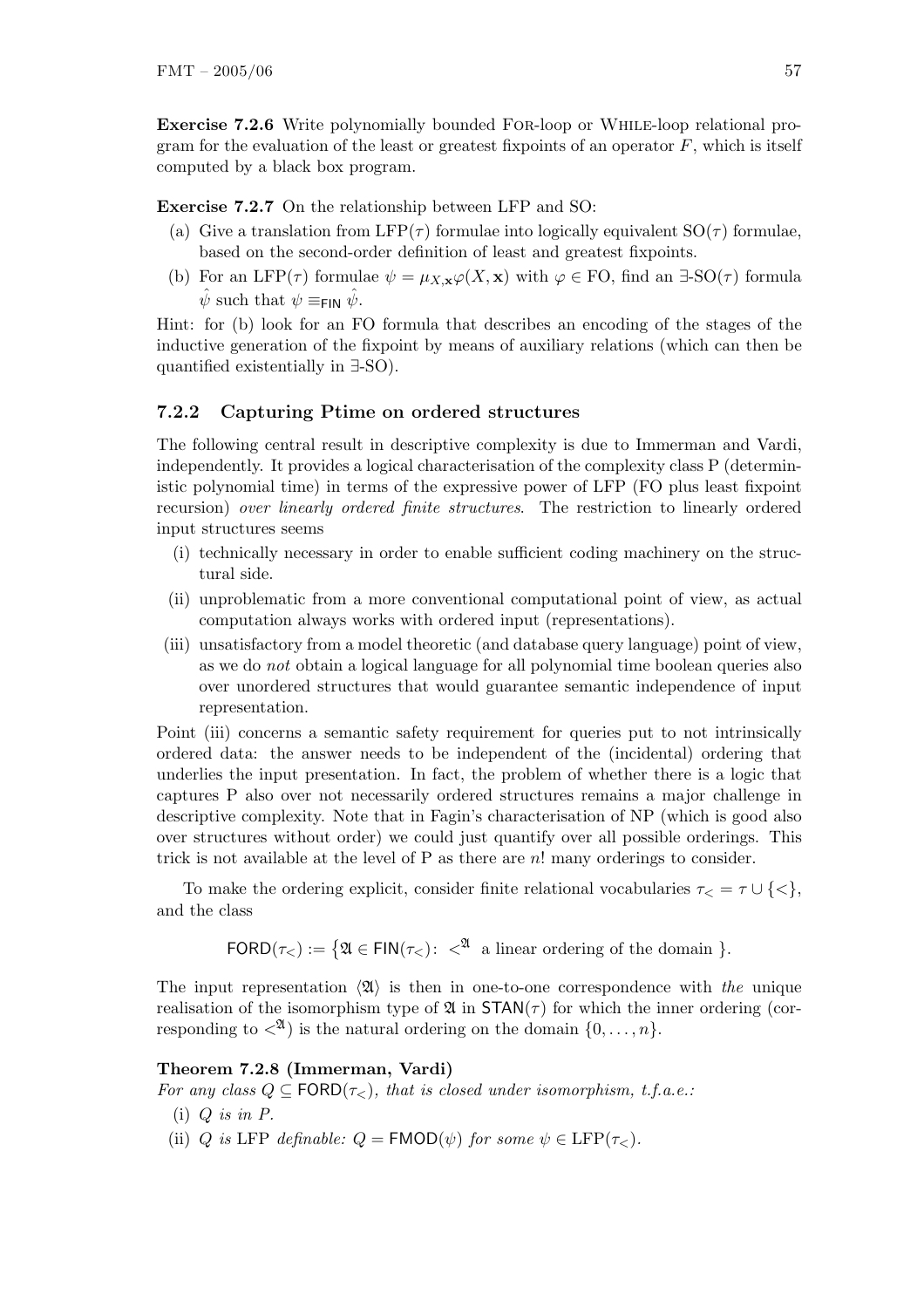**Exercise 7.2.6** Write polynomially bounded For-loop or While-loop relational program for the evaluation of the least or greatest fixpoints of an operator $F$, which is itself computed by a black box program.

**Exercise 7.2.7** On the relationship between LFP and SO:

(a) Give a translation from $\mathrm{LFP}(\tau)$ formulae into logically equivalent $\mathrm{SO}(\tau)$ formulae, based on the second-order definition of least and greatest fixpoints.

(b) For an $\mathrm{LFP}(\tau)$ formulae $\psi = \mu_{X,\mathbf{x}}\varphi(X,\mathbf{x})$ with $\varphi \in \mathrm{FO}$, find an $\exists$-$\mathrm{SO}(\tau)$ formula $\hat{\psi}$ such that $\psi \equiv_{\mathsf{FIN}} \hat{\psi}$.

Hint: for (b) look for an FO formula that describes an encoding of the stages of the inductive generation of the fixpoint by means of auxiliary relations (which can then be quantified existentially in $\exists$-SO).

### 7.2.2 Capturing Ptime on ordered structures

The following central result in descriptive complexity is due to Immerman and Vardi, independently. It provides a logical characterisation of the complexity class P (deterministic polynomial time) in terms of the expressive power of LFP (FO plus least fixpoint recursion) *over linearly ordered finite structures*. The restriction to linearly ordered input structures seems

(i) technically necessary in order to enable sufficient coding machinery on the structural side.

(ii) unproblematic from a more conventional computational point of view, as actual computation always works with ordered input (representations).

(iii) unsatisfactory from a model theoretic (and database query language) point of view, as we do *not* obtain a logical language for all polynomial time boolean queries also over unordered structures that would guarantee semantic independence of input representation.

Point (iii) concerns a semantic safety requirement for queries put to not intrinsically ordered data: the answer needs to be independent of the (incidental) ordering that underlies the input presentation. In fact, the problem of whether there is a logic that captures P also over not necessarily ordered structures remains a major challenge in descriptive complexity. Note that in Fagin's characterisation of NP (which is good also over structures without order) we could just quantify over all possible orderings. This trick is not available at the level of P as there are $n!$ many orderings to consider.

To make the ordering explicit, consider finite relational vocabularies $\tau_< = \tau \cup \{<\}$, and the class

$$\mathsf{FORD}(\tau_<) := \{\mathfrak{A} \in \mathsf{FIN}(\tau_<) \colon <^{\mathfrak{A}} \text{ a linear ordering of the domain }\}.$$

The input representation $\langle\mathfrak{A}\rangle$ is then in one-to-one correspondence with *the* unique realisation of the isomorphism type of $\mathfrak{A}$ in $\mathsf{STAN}(\tau)$ for which the inner ordering (corresponding to $<^{\mathfrak{A}}$) is the natural ordering on the domain $\{0,\ldots,n\}$.

**Theorem 7.2.8 (Immerman, Vardi)**
*For any class $Q \subseteq \mathsf{FORD}(\tau_<)$, that is closed under isomorphism, t.f.a.e.:*

(i) *$Q$ is in P.*

(ii) *$Q$ is* LFP *definable: $Q = \mathsf{FMOD}(\psi)$ for some $\psi \in \mathrm{LFP}(\tau_<)$.*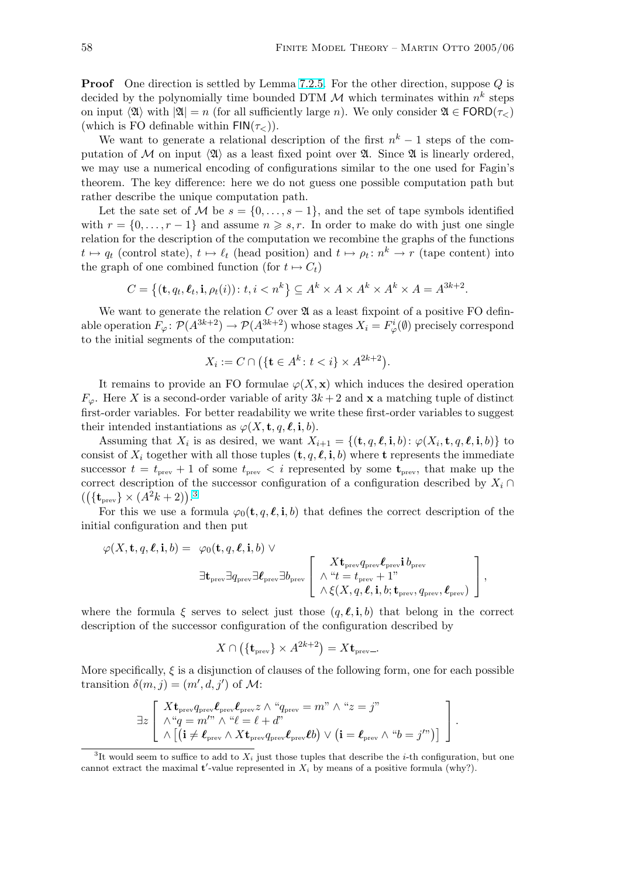**Proof** One direction is settled by Lemma 7.2.5. For the other direction, suppose $Q$ is decided by the polynomially time bounded DTM $\mathcal{M}$ which terminates within $n^k$ steps on input $\langle\mathfrak{A}\rangle$ with $|\mathfrak{A}| = n$ (for all sufficiently large $n$). We only consider $\mathfrak{A} \in \mathsf{FORD}(\tau_<)$ (which is FO definable within $\mathsf{FIN}(\tau_<)$).

We want to generate a relational description of the first $n^k - 1$ steps of the computation of $\mathcal{M}$ on input $\langle\mathfrak{A}\rangle$ as a least fixed point over $\mathfrak{A}$. Since $\mathfrak{A}$ is linearly ordered, we may use a numerical encoding of configurations similar to the one used for Fagin's theorem. The key difference: here we do not guess one possible computation path but rather describe the unique computation path.

Let the sate set of $\mathcal{M}$ be $s = \{0, \ldots, s-1\}$, and the set of tape symbols identified with $r = \{0, \ldots, r-1\}$ and assume $n \geqslant s, r$. In order to make do with just one single relation for the description of the computation we recombine the graphs of the functions $t \mapsto q_t$ (control state), $t \mapsto \ell_t$ (head position) and $t \mapsto \rho_t \colon n^k \to r$ (tape content) into the graph of one combined function (for $t \mapsto C_t$)

$$C = \{(\mathbf{t}, q_t, \boldsymbol{\ell}_t, \mathbf{i}, \rho_t(i)) \colon t, i < n^k\} \subseteq A^k \times A \times A^k \times A^k \times A = A^{3k+2}.$$

We want to generate the relation $C$ over $\mathfrak{A}$ as a least fixpoint of a positive FO definable operation $F_\varphi \colon \mathcal{P}(A^{3k+2}) \to \mathcal{P}(A^{3k+2})$ whose stages $X_i = F_\varphi^i(\emptyset)$ precisely correspond to the initial segments of the computation:

$$X_i := C \cap \big(\{\mathbf{t} \in A^k \colon t < i\} \times A^{2k+2}\big).$$

It remains to provide an FO formulae $\varphi(X, \mathbf{x})$ which induces the desired operation $F_\varphi$. Here $X$ is a second-order variable of arity $3k+2$ and $\mathbf{x}$ a matching tuple of distinct first-order variables. For better readability we write these first-order variables to suggest their intended instantiations as $\varphi(X, \mathbf{t}, q, \boldsymbol{\ell}, \mathbf{i}, b)$.

Assuming that $X_i$ is as desired, we want $X_{i+1} = \{(\mathbf{t}, q, \boldsymbol{\ell}, \mathbf{i}, b) \colon \varphi(X_i, \mathbf{t}, q, \boldsymbol{\ell}, \mathbf{i}, b)\}$ to consist of $X_i$ together with all those tuples $(\mathbf{t}, q, \boldsymbol{\ell}, \mathbf{i}, b)$ where $\mathbf{t}$ represents the immediate successor $t = t_{\text{prev}} + 1$ of some $t_{\text{prev}} < i$ represented by some $\mathbf{t}_{\text{prev}}$, that make up the correct description of the successor configuration of a configuration described by $X_i \cap \big((\{\mathbf{t}_{\text{prev}}\} \times (A^2k+2)\big)$.[3]

For this we use a formula $\varphi_0(\mathbf{t}, q, \boldsymbol{\ell}, \mathbf{i}, b)$ that defines the correct description of the initial configuration and then put

$$\begin{aligned}\varphi(X, \mathbf{t}, q, \boldsymbol{\ell}, \mathbf{i}, b) = \; & \varphi_0(\mathbf{t}, q, \boldsymbol{\ell}, \mathbf{i}, b) \vee \\ & \exists \mathbf{t}_{\text{prev}} \exists q_{\text{prev}} \exists \boldsymbol{\ell}_{\text{prev}} \exists b_{\text{prev}} \left[ \begin{array}{c} X \mathbf{t}_{\text{prev}} q_{\text{prev}} \boldsymbol{\ell}_{\text{prev}} \mathbf{i}\, b_{\text{prev}} \\ \wedge \text{“} t = t_{\text{prev}} + 1 \text{”} \\ \wedge \xi(X, q, \boldsymbol{\ell}, \mathbf{i}, b; \mathbf{t}_{\text{prev}}, q_{\text{prev}}, \boldsymbol{\ell}_{\text{prev}}) \end{array} \right],\end{aligned}$$

where the formula $\xi$ serves to select just those $(q, \boldsymbol{\ell}, \mathbf{i}, b)$ that belong in the correct description of the successor configuration of the configuration described by

$$X \cap \big(\{\mathbf{t}_{\text{prev}}\} \times A^{2k+2}\big) = X \mathbf{t}_{\text{prev}} \_.$$

More specifically, $\xi$ is a disjunction of clauses of the following form, one for each possible transition $\delta(m, j) = (m', d, j')$ of $\mathcal{M}$:

$$\exists z \left[ \begin{array}{l} X \mathbf{t}_{\text{prev}} q_{\text{prev}} \boldsymbol{\ell}_{\text{prev}} \boldsymbol{\ell}_{\text{prev}} z \wedge \text{“} q_{\text{prev}} = m \text{”} \wedge \text{“} z = j \text{”} \\ \wedge \text{“} q = m' \text{”} \wedge \text{“} \ell = \ell + d \text{”} \\ \wedge \big[ \big(\mathbf{i} \neq \boldsymbol{\ell}_{\text{prev}} \wedge X \mathbf{t}_{\text{prev}} q_{\text{prev}} \boldsymbol{\ell}_{\text{prev}} \boldsymbol{\ell} b\big) \vee \big(\mathbf{i} = \boldsymbol{\ell}_{\text{prev}} \wedge \text{“} b = j' \text{”}\big)\big] \end{array} \right].$$

---

[3] It would seem to suffice to add to $X_i$ just those tuples that describe the $i$-th configuration, but one cannot extract the maximal $\mathbf{t}'$-value represented in $X_i$ by means of a positive formula (why?).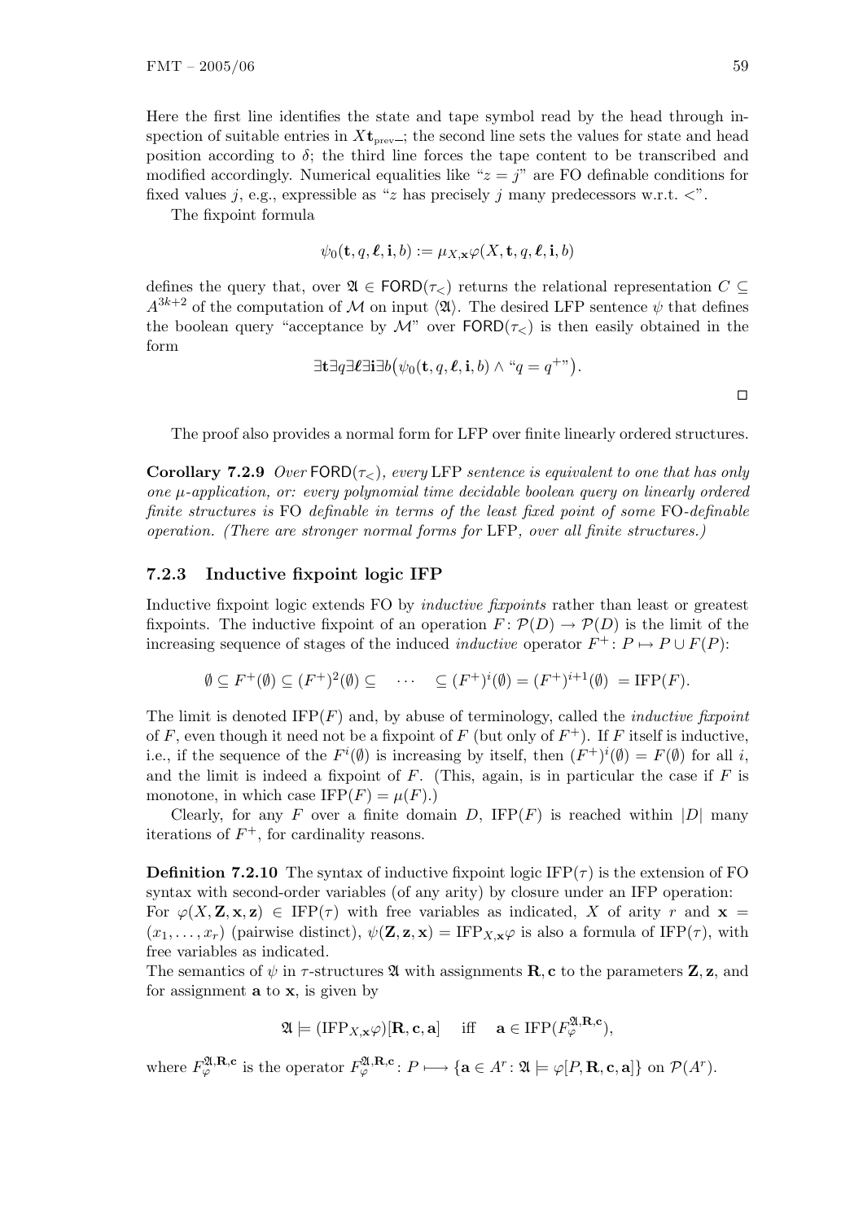Here the first line identifies the state and tape symbol read by the head through inspection of suitable entries in $X\mathbf{t}_{\text{prev}-}$; the second line sets the values for state and head position according to $\delta$; the third line forces the tape content to be transcribed and modified accordingly. Numerical equalities like "$z = j$" are FO definable conditions for fixed values $j$, e.g., expressible as "$z$ has precisely $j$ many predecessors w.r.t. $<$".

The fixpoint formula

$$\psi_0(\mathbf{t}, q, \boldsymbol{\ell}, \mathbf{i}, b) := \mu_{X,\mathbf{x}}\varphi(X, \mathbf{t}, q, \boldsymbol{\ell}, \mathbf{i}, b)$$

defines the query that, over $\mathfrak{A} \in \mathsf{FORD}(\tau_<)$ returns the relational representation $C \subseteq A^{3k+2}$ of the computation of $\mathcal{M}$ on input $\langle \mathfrak{A} \rangle$. The desired LFP sentence $\psi$ that defines the boolean query "acceptance by $\mathcal{M}$" over $\mathsf{FORD}(\tau_<)$ is then easily obtained in the form

$$\exists \mathbf{t} \exists q \exists \boldsymbol{\ell} \exists \mathbf{i} \exists b \big( \psi_0(\mathbf{t}, q, \boldsymbol{\ell}, b) \wedge \text{“} q = q^+ \text{”} \big).$$

$\square$

The proof also provides a normal form for LFP over finite linearly ordered structures.

**Corollary 7.2.9** *Over* $\mathsf{FORD}(\tau_<)$*, every* LFP *sentence is equivalent to one that has only one $\mu$-application, or: every polynomial time decidable boolean query on linearly ordered finite structures is* FO *definable in terms of the least fixed point of some* FO*-definable operation. (There are stronger normal forms for* LFP*, over all finite structures.)*

### 7.2.3 Inductive fixpoint logic IFP

Inductive fixpoint logic extends FO by *inductive fixpoints* rather than least or greatest fixpoints. The inductive fixpoint of an operation $F \colon \mathcal{P}(D) \to \mathcal{P}(D)$ is the limit of the increasing sequence of stages of the induced *inductive* operator $F^+ \colon P \mapsto P \cup F(P)$:

$$\emptyset \subseteq F^+(\emptyset) \subseteq (F^+)^2(\emptyset) \subseteq \quad \cdots \quad \subseteq (F^+)^i(\emptyset) = (F^+)^{i+1}(\emptyset) \ = \mathrm{IFP}(F).$$

The limit is denoted $\mathrm{IFP}(F)$ and, by abuse of terminology, called the *inductive fixpoint* of $F$, even though it need not be a fixpoint of $F$ (but only of $F^+$). If $F$ itself is inductive, i.e., if the sequence of the $F^i(\emptyset)$ is increasing by itself, then $(F^+)^i(\emptyset) = F(\emptyset)$ for all $i$, and the limit is indeed a fixpoint of $F$. (This, again, is in particular the case if $F$ is monotone, in which case $\mathrm{IFP}(F) = \mu(F)$.)

Clearly, for any $F$ over a finite domain $D$, $\mathrm{IFP}(F)$ is reached within $|D|$ many iterations of $F^+$, for cardinality reasons.

**Definition 7.2.10** The syntax of inductive fixpoint logic $\mathrm{IFP}(\tau)$ is the extension of FO syntax with second-order variables (of any arity) by closure under an IFP operation:
For $\varphi(X, \mathbf{Z}, \mathbf{x}, \mathbf{z}) \in \mathrm{IFP}(\tau)$ with free variables as indicated, $X$ of arity $r$ and $\mathbf{x} = (x_1, \ldots, x_r)$ (pairwise distinct), $\psi(\mathbf{Z}, \mathbf{z}, \mathbf{x}) = \mathrm{IFP}_{X,\mathbf{x}}\varphi$ is also a formula of $\mathrm{IFP}(\tau)$, with free variables as indicated.
The semantics of $\psi$ in $\tau$-structures $\mathfrak{A}$ with assignments $\mathbf{R}, \mathbf{c}$ to the parameters $\mathbf{Z}, \mathbf{z}$, and for assignment $\mathbf{a}$ to $\mathbf{x}$, is given by

$$\mathfrak{A} \models (\mathrm{IFP}_{X,\mathbf{x}}\varphi)[\mathbf{R}, \mathbf{c}, \mathbf{a}] \quad \text{ iff } \quad \mathbf{a} \in \mathrm{IFP}(F_\varphi^{\mathfrak{A},\mathbf{R},\mathbf{c}}),$$

where $F_\varphi^{\mathfrak{A},\mathbf{R},\mathbf{c}}$ is the operator $F_\varphi^{\mathfrak{A},\mathbf{R},\mathbf{c}} \colon P \longmapsto \{\mathbf{a} \in A^r \colon \mathfrak{A} \models \varphi[P, \mathbf{R}, \mathbf{c}, \mathbf{a}]\}$ on $\mathcal{P}(A^r)$.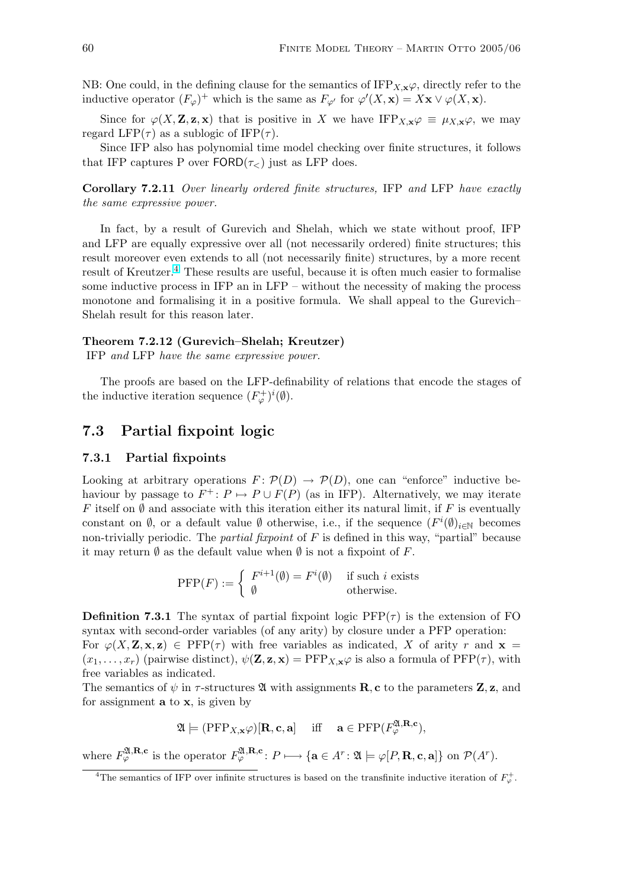NB: One could, in the defining clause for the semantics of $\mathrm{IFP}_{X,\mathbf{x}}\varphi$, directly refer to the inductive operator $(F_\varphi)^+$ which is the same as $F_{\varphi'}$ for $\varphi'(X,\mathbf{x}) = X\mathbf{x} \vee \varphi(X,\mathbf{x})$.

Since for $\varphi(X,\mathbf{Z},\mathbf{z},\mathbf{x})$ that is positive in $X$ we have $\mathrm{IFP}_{X,\mathbf{x}}\varphi \equiv \mu_{X,\mathbf{x}}\varphi$, we may regard $\mathrm{LFP}(\tau)$ as a sublogic of $\mathrm{IFP}(\tau)$.

Since IFP also has polynomial time model checking over finite structures, it follows that IFP captures P over $\mathsf{FORD}(\tau_<)$ just as LFP does.

**Corollary 7.2.11** *Over linearly ordered finite structures,* IFP *and* LFP *have exactly the same expressive power.*

In fact, by a result of Gurevich and Shelah, which we state without proof, IFP and LFP are equally expressive over all (not necessarily ordered) finite structures; this result moreover even extends to all (not necessarily finite) structures, by a more recent result of Kreutzer.[4] These results are useful, because it is often much easier to formalise some inductive process in IFP an in LFP – without the necessity of making the process monotone and formalising it in a positive formula. We shall appeal to the Gurevich–Shelah result for this reason later.

**Theorem 7.2.12 (Gurevich–Shelah; Kreutzer)**
IFP *and* LFP *have the same expressive power.*

The proofs are based on the LFP-definability of relations that encode the stages of the inductive iteration sequence $(F_\varphi^+)^i(\emptyset)$.

## 7.3 Partial fixpoint logic

### 7.3.1 Partial fixpoints

Looking at arbitrary operations $F\colon \mathcal{P}(D) \to \mathcal{P}(D)$, one can "enforce" inductive behaviour by passage to $F^+\colon P \mapsto P \cup F(P)$ (as in IFP). Alternatively, we may iterate $F$ itself on $\emptyset$ and associate with this iteration either its natural limit, if $F$ is eventually constant on $\emptyset$, or a default value $\emptyset$ otherwise, i.e., if the sequence $(F^i(\emptyset))_{i\in\mathbb{N}}$ becomes non-trivially periodic. The *partial fixpoint* of $F$ is defined in this way, "partial" because it may return $\emptyset$ as the default value when $\emptyset$ is not a fixpoint of $F$.

$$\mathrm{PFP}(F) := \begin{cases} F^{i+1}(\emptyset) = F^i(\emptyset) & \text{if such } i \text{ exists} \\ \emptyset & \text{otherwise.} \end{cases}$$

**Definition 7.3.1** The syntax of partial fixpoint logic $\mathrm{PFP}(\tau)$ is the extension of FO syntax with second-order variables (of any arity) by closure under a PFP operation:
For $\varphi(X,\mathbf{Z},\mathbf{x},\mathbf{z}) \in \mathrm{PFP}(\tau)$ with free variables as indicated, $X$ of arity $r$ and $\mathbf{x} = (x_1,\dots,x_r)$ (pairwise distinct), $\psi(\mathbf{Z},\mathbf{z},\mathbf{x}) = \mathrm{PFP}_{X,\mathbf{x}}\varphi$ is also a formula of $\mathrm{PFP}(\tau)$, with free variables as indicated.
The semantics of $\psi$ in $\tau$-structures $\mathfrak{A}$ with assignments $\mathbf{R},\mathbf{c}$ to the parameters $\mathbf{Z},\mathbf{z}$, and for assignment $\mathbf{a}$ to $\mathbf{x}$, is given by

$$\mathfrak{A} \models (\mathrm{PFP}_{X,\mathbf{x}}\varphi)[\mathbf{R},\mathbf{c},\mathbf{a}] \quad \text{iff} \quad \mathbf{a} \in \mathrm{PFP}(F_\varphi^{\mathfrak{A},\mathbf{R},\mathbf{c}}),$$

where $F_\varphi^{\mathfrak{A},\mathbf{R},\mathbf{c}}$ is the operator $F_\varphi^{\mathfrak{A},\mathbf{R},\mathbf{c}}\colon P \longmapsto \{\mathbf{a} \in A^r \colon \mathfrak{A} \models \varphi[P,\mathbf{R},\mathbf{c},\mathbf{a}]\}$ on $\mathcal{P}(A^r)$.

[4] The semantics of IFP over infinite structures is based on the transfinite inductive iteration of $F_\varphi^+$.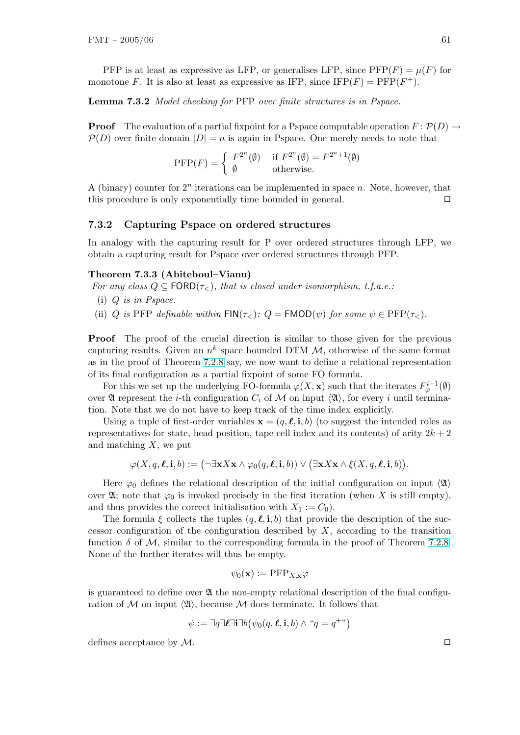PFP is at least as expressive as LFP, or generalises LFP, since $\mathrm{PFP}(F) = \mu(F)$ for monotone $F$. It is also at least as expressive as IFP, since $\mathrm{IFP}(F) = \mathrm{PFP}(F^+)$.

**Lemma 7.3.2** *Model checking for* PFP *over finite structures is in Pspace.*

**Proof** The evaluation of a partial fixpoint for a Pspace computable operation $F \colon \mathcal{P}(D) \rightarrow \mathcal{P}(D)$ over finite domain $|D| = n$ is again in Pspace. One merely needs to note that

$$\mathrm{PFP}(F) = \begin{cases} F^{2^n}(\emptyset) & \text{if } F^{2^n}(\emptyset) = F^{2^n+1}(\emptyset) \\ \emptyset & \text{otherwise.} \end{cases}$$

A (binary) counter for $2^n$ iterations can be implemented in space $n$. Note, however, that this procedure is only exponentially time bounded in general. $\square$

### 7.3.2 Capturing Pspace on ordered structures

In analogy with the capturing result for P over ordered structures through LFP, we obtain a capturing result for Pspace over ordered structures through PFP.

**Theorem 7.3.3 (Abiteboul–Vianu)**
*For any class $Q \subseteq \mathsf{FORD}(\tau_<)$, that is closed under isomorphism, t.f.a.e.:*

(i) *$Q$ is in Pspace.*

(ii) *$Q$ is* PFP *definable within $\mathsf{FIN}(\tau_<)$: $Q = \mathsf{FMOD}(\psi)$ for some $\psi \in \mathrm{PFP}(\tau_<)$.*

**Proof** The proof of the crucial direction is similar to those given for the previous capturing results. Given an $n^k$ space bounded DTM $\mathcal{M}$, otherwise of the same format as in the proof of Theorem 7.2.8 say, we now want to define a relational representation of its final configuration as a partial fixpoint of some FO formula.

For this we set up the underlying FO-formula $\varphi(X, \mathbf{x})$ such that the iterates $F_\varphi^{i+1}(\emptyset)$ over $\mathfrak{A}$ represent the $i$-th configuration $C_i$ of $\mathcal{M}$ on input $\langle\mathfrak{A}\rangle$, for every $i$ until termination. Note that we do not have to keep track of the time index explicitly.

Using a tuple of first-order variables $\mathbf{x} = (q, \boldsymbol{\ell}, \mathbf{i}, b)$ (to suggest the intended roles as representatives for state, head position, tape cell index and its contents) of arity $2k + 2$ and matching $X$, we put

$$\varphi(X, q, \boldsymbol{\ell}, \mathbf{i}, b) := \big(\neg\exists\mathbf{x}X\mathbf{x} \wedge \varphi_0(q, \boldsymbol{\ell}, \mathbf{i}, b)\big) \vee \big(\exists\mathbf{x}X\mathbf{x} \wedge \xi(X, q, \boldsymbol{\ell}, \mathbf{i}, b)\big).$$

Here $\varphi_0$ defines the relational description of the initial configuration on input $\langle\mathfrak{A}\rangle$ over $\mathfrak{A}$; note that $\varphi_0$ is invoked precisely in the first iteration (when $X$ is still empty), and thus provides the correct initialisation with $X_1 := C_0$).

The formula $\xi$ collects the tuples $(q, \boldsymbol{\ell}, \mathbf{i}, b)$ that provide the description of the successor configuration of the configuration described by $X$, according to the transition function $\delta$ of $\mathcal{M}$, similar to the corresponding formula in the proof of Theorem 7.2.8. None of the further iterates will thus be empty.

$$\psi_0(\mathbf{x}) := \mathrm{PFP}_{X,\mathbf{x}}\varphi$$

is guaranteed to define over $\mathfrak{A}$ the non-empty relational description of the final configuration of $\mathcal{M}$ on input $\langle\mathfrak{A}\rangle$, because $\mathcal{M}$ does terminate. It follows that

$$\psi := \exists q \exists \boldsymbol{\ell} \exists \mathbf{i} \exists b \big(\psi_0(q, \boldsymbol{\ell}, \mathbf{i}, b) \wedge \text{“}q = q^+\text{”}\big)$$

defines acceptance by $\mathcal{M}$. $\square$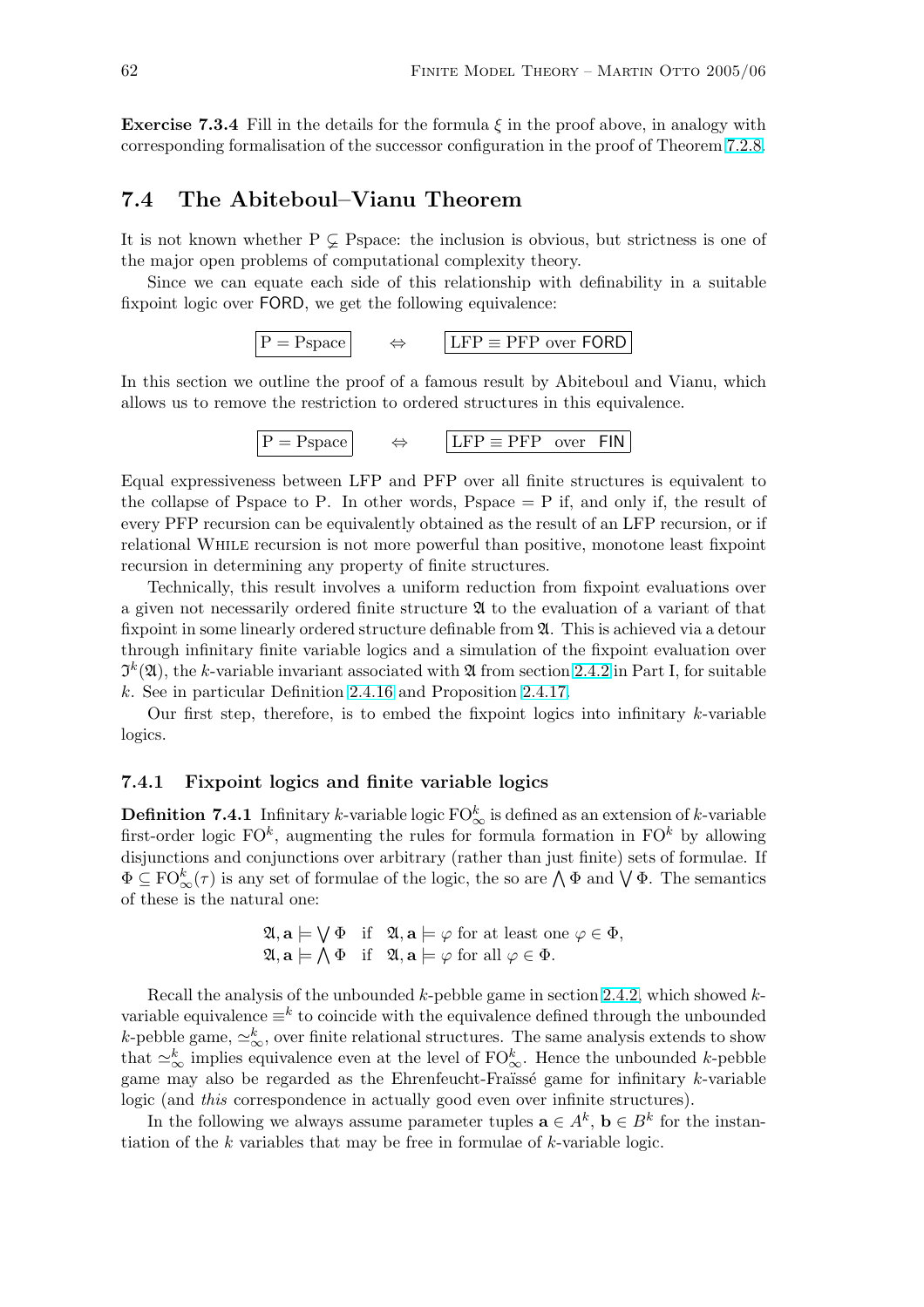**Exercise 7.3.4** Fill in the details for the formula $\xi$ in the proof above, in analogy with corresponding formalisation of the successor configuration in the proof of Theorem 7.2.8.

## 7.4 The Abiteboul–Vianu Theorem

It is not known whether P $\subsetneq$ Pspace: the inclusion is obvious, but strictness is one of the major open problems of computational complexity theory.

Since we can equate each side of this relationship with definability in a suitable fixpoint logic over FORD, we get the following equivalence:

$$\boxed{\mathrm{P} = \mathrm{Pspace}} \quad \Leftrightarrow \quad \boxed{\mathrm{LFP} \equiv \mathrm{PFP} \text{ over } \mathsf{FORD}}$$

In this section we outline the proof of a famous result by Abiteboul and Vianu, which allows us to remove the restriction to ordered structures in this equivalence.

$$\boxed{\mathrm{P} = \mathrm{Pspace}} \quad \Leftrightarrow \quad \boxed{\mathrm{LFP} \equiv \mathrm{PFP} \text{ over } \mathsf{FIN}}$$

Equal expressiveness between LFP and PFP over all finite structures is equivalent to the collapse of Pspace to P. In other words, Pspace = P if, and only if, the result of every PFP recursion can be equivalently obtained as the result of an LFP recursion, or if relational While recursion is not more powerful than positive, monotone least fixpoint recursion in determining any property of finite structures.

Technically, this result involves a uniform reduction from fixpoint evaluations over a given not necessarily ordered finite structure $\mathfrak{A}$ to the evaluation of a variant of that fixpoint in some linearly ordered structure definable from $\mathfrak{A}$. This is achieved via a detour through infinitary finite variable logics and a simulation of the fixpoint evaluation over $\mathfrak{I}^k(\mathfrak{A})$, the $k$-variable invariant associated with $\mathfrak{A}$ from section 2.4.2 in Part I, for suitable $k$. See in particular Definition 2.4.16 and Proposition 2.4.17.

Our first step, therefore, is to embed the fixpoint logics into infinitary $k$-variable logics.

### 7.4.1 Fixpoint logics and finite variable logics

**Definition 7.4.1** Infinitary $k$-variable logic $\mathrm{FO}^k_\infty$ is defined as an extension of $k$-variable first-order logic $\mathrm{FO}^k$, augmenting the rules for formula formation in $\mathrm{FO}^k$ by allowing disjunctions and conjunctions over arbitrary (rather than just finite) sets of formulae. If $\Phi \subseteq \mathrm{FO}^k_\infty(\tau)$ is any set of formulae of the logic, the so are $\bigwedge \Phi$ and $\bigvee \Phi$. The semantics of these is the natural one:

$$\begin{array}{lll} \mathfrak{A}, \mathbf{a} \models \bigvee \Phi & \text{if} & \mathfrak{A}, \mathbf{a} \models \varphi \text{ for at least one } \varphi \in \Phi, \\ \mathfrak{A}, \mathbf{a} \models \bigwedge \Phi & \text{if} & \mathfrak{A}, \mathbf{a} \models \varphi \text{ for all } \varphi \in \Phi. \end{array}$$

Recall the analysis of the unbounded $k$-pebble game in section 2.4.2, which showed $k$-variable equivalence $\equiv^k$ to coincide with the equivalence defined through the unbounded $k$-pebble game, $\simeq^k_\infty$, over finite relational structures. The same analysis extends to show that $\simeq^k_\infty$ implies equivalence even at the level of $\mathrm{FO}^k_\infty$. Hence the unbounded $k$-pebble game may also be regarded as the Ehrenfeucht-Fraïssé game for infinitary $k$-variable logic (and *this* correspondence in actually good even over infinite structures).

In the following we always assume parameter tuples $\mathbf{a} \in A^k$, $\mathbf{b} \in B^k$ for the instantiation of the $k$ variables that may be free in formulae of $k$-variable logic.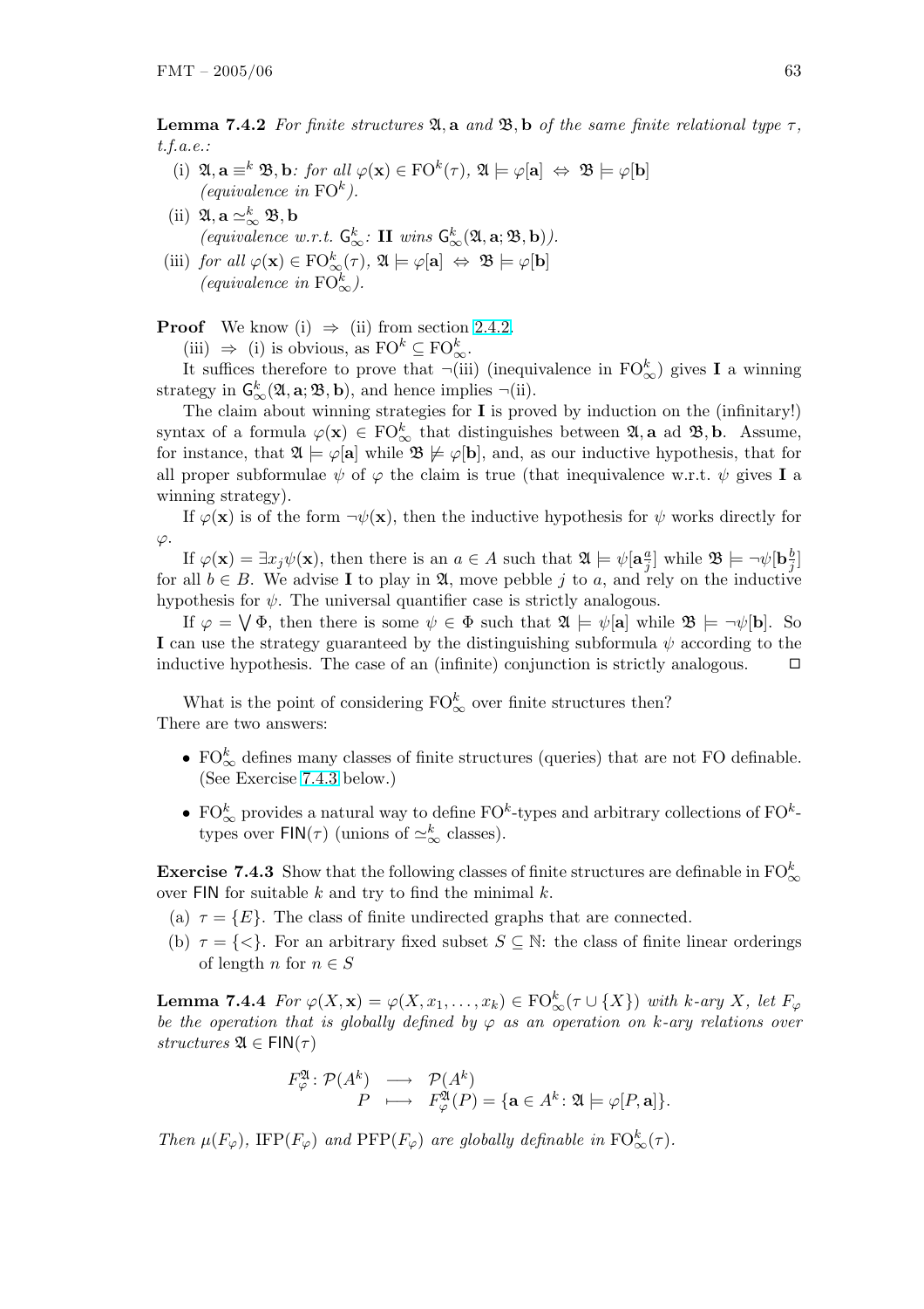**Lemma 7.4.2** *For finite structures $\mathfrak{A}, \mathbf{a}$ and $\mathfrak{B}, \mathbf{b}$ of the same finite relational type $\tau$, t.f.a.e.:*

(i) $\mathfrak{A}, \mathbf{a} \equiv^k \mathfrak{B}, \mathbf{b}$*: for all $\varphi(\mathbf{x}) \in \mathrm{FO}^k(\tau)$, $\mathfrak{A} \models \varphi[\mathbf{a}] \Leftrightarrow \mathfrak{B} \models \varphi[\mathbf{b}]$ (equivalence in $\mathrm{FO}^k$).*

(ii) $\mathfrak{A}, \mathbf{a} \simeq^k_\infty \mathfrak{B}, \mathbf{b}$ *(equivalence w.r.t. $\mathsf{G}^k_\infty$: **II** wins $\mathsf{G}^k_\infty(\mathfrak{A}, \mathbf{a}; \mathfrak{B}, \mathbf{b})$).*

(iii) *for all $\varphi(\mathbf{x}) \in \mathrm{FO}^k_\infty(\tau)$, $\mathfrak{A} \models \varphi[\mathbf{a}] \Leftrightarrow \mathfrak{B} \models \varphi[\mathbf{b}]$ (equivalence in $\mathrm{FO}^k_\infty$).*

**Proof** We know (i) $\Rightarrow$ (ii) from section 2.4.2.

(iii) $\Rightarrow$ (i) is obvious, as $\mathrm{FO}^k \subseteq \mathrm{FO}^k_\infty$.

It suffices therefore to prove that $\neg$(iii) (inequivalence in $\mathrm{FO}^k_\infty$) gives **I** a winning strategy in $\mathsf{G}^k_\infty(\mathfrak{A}, \mathbf{a}; \mathfrak{B}, \mathbf{b})$, and hence implies $\neg$(ii).

The claim about winning strategies for **I** is proved by induction on the (infinitary!) syntax of a formula $\varphi(\mathbf{x}) \in \mathrm{FO}^k_\infty$ that distinguishes between $\mathfrak{A}, \mathbf{a}$ ad $\mathfrak{B}, \mathbf{b}$. Assume, for instance, that $\mathfrak{A} \models \varphi[\mathbf{a}]$ while $\mathfrak{B} \not\models \varphi[\mathbf{b}]$, and, as our inductive hypothesis, that for all proper subformulae $\psi$ of $\varphi$ the claim is true (that inequivalence w.r.t. $\psi$ gives **I** a winning strategy).

If $\varphi(\mathbf{x})$ is of the form $\neg\psi(\mathbf{x})$, then the inductive hypothesis for $\psi$ works directly for $\varphi$.

If $\varphi(\mathbf{x}) = \exists x_j \psi(\mathbf{x})$, then there is an $a \in A$ such that $\mathfrak{A} \models \psi[\mathbf{a}\frac{a}{j}]$ while $\mathfrak{B} \models \neg\psi[\mathbf{b}\frac{b}{j}]$ for all $b \in B$. We advise **I** to play in $\mathfrak{A}$, move pebble $j$ to $a$, and rely on the inductive hypothesis for $\psi$. The universal quantifier case is strictly analogous.

If $\varphi = \bigvee \Phi$, then there is some $\psi \in \Phi$ such that $\mathfrak{A} \models \psi[\mathbf{a}]$ while $\mathfrak{B} \models \neg\psi[\mathbf{b}]$. So **I** can use the strategy guaranteed by the distinguishing subformula $\psi$ according to the inductive hypothesis. The case of an (infinite) conjunction is strictly analogous. $\square$

What is the point of considering $\mathrm{FO}^k_\infty$ over finite structures then?
There are two answers:

- $\mathrm{FO}^k_\infty$ defines many classes of finite structures (queries) that are not FO definable. (See Exercise 7.4.3 below.)
- $\mathrm{FO}^k_\infty$ provides a natural way to define $\mathrm{FO}^k$-types and arbitrary collections of $\mathrm{FO}^k$-types over $\mathsf{FIN}(\tau)$ (unions of $\simeq^k_\infty$ classes).

**Exercise 7.4.3** Show that the following classes of finite structures are definable in $\mathrm{FO}^k_\infty$ over $\mathsf{FIN}$ for suitable $k$ and try to find the minimal $k$.

(a) $\tau = \{E\}$. The class of finite undirected graphs that are connected.

(b) $\tau = \{<\}$. For an arbitrary fixed subset $S \subseteq \mathbb{N}$: the class of finite linear orderings of length $n$ for $n \in S$

**Lemma 7.4.4** *For $\varphi(X, \mathbf{x}) = \varphi(X, x_1, \ldots, x_k) \in \mathrm{FO}^k_\infty(\tau \cup \{X\})$ with $k$-ary $X$, let $F_\varphi$ be the operation that is globally defined by $\varphi$ as an operation on $k$-ary relations over structures $\mathfrak{A} \in \mathsf{FIN}(\tau)$*

$$
\begin{array}{rccl}
F^{\mathfrak{A}}_\varphi \colon & \mathcal{P}(A^k) & \longrightarrow & \mathcal{P}(A^k) \\
& P & \longmapsto & F^{\mathfrak{A}}_\varphi(P) = \{\mathbf{a} \in A^k \colon \mathfrak{A} \models \varphi[P, \mathbf{a}]\}.
\end{array}
$$

*Then $\mu(F_\varphi)$, $\mathrm{IFP}(F_\varphi)$ and $\mathrm{PFP}(F_\varphi)$ are globally definable in $\mathrm{FO}^k_\infty(\tau)$.*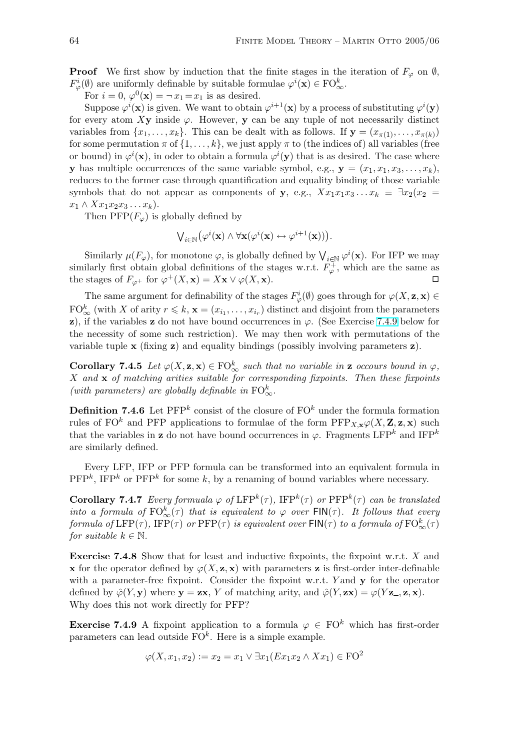**Proof** We first show by induction that the finite stages in the iteration of $F_\varphi$ on $\emptyset$, $F^i_\varphi(\emptyset)$ are uniformly definable by suitable formulae $\varphi^i(\mathbf{x}) \in \mathrm{FO}^k_\infty$.

For $i = 0$, $\varphi^0(\mathbf{x}) = \neg x_1 = x_1$ is as desired.

Suppose $\varphi^i(\mathbf{x})$ is given. We want to obtain $\varphi^{i+1}(\mathbf{x})$ by a process of substituting $\varphi^i(\mathbf{y})$ for every atom $X\mathbf{y}$ inside $\varphi$. However, $\mathbf{y}$ can be any tuple of not necessarily distinct variables from $\{x_1, \ldots, x_k\}$. This can be dealt with as follows. If $\mathbf{y} = (x_{\pi(1)}, \ldots, x_{\pi(k)})$ for some permutation $\pi$ of $\{1, \ldots, k\}$, we just apply $\pi$ to (the indices of) all variables (free or bound) in $\varphi^i(\mathbf{x})$, in oder to obtain a formula $\varphi^i(\mathbf{y})$ that is as desired. The case where $\mathbf{y}$ has multiple occurrences of the same variable symbol, e.g., $\mathbf{y} = (x_1, x_1, x_3, \ldots, x_k)$, reduces to the former case through quantification and equality binding of those variable symbols that do not appear as components of $\mathbf{y}$, e.g., $Xx_1x_1x_3\ldots x_k \equiv \exists x_2(x_2 = x_1 \wedge Xx_1x_2x_3\ldots x_k)$.

Then $\mathrm{PFP}(F_\varphi)$ is globally defined by

$$\bigvee_{i\in\mathbb{N}}\big(\varphi^i(\mathbf{x}) \wedge \forall\mathbf{x}(\varphi^i(\mathbf{x}) \leftrightarrow \varphi^{i+1}(\mathbf{x}))\big).$$

Similarly $\mu(F_\varphi)$, for monotone $\varphi$, is globally defined by $\bigvee_{i\in\mathbb{N}}\varphi^i(\mathbf{x})$. For IFP we may similarly first obtain global definitions of the stages w.r.t. $F^+_\varphi$, which are the same as the stages of $F_{\varphi^+}$ for $\varphi^+(X, \mathbf{x}) = X\mathbf{x} \vee \varphi(X, \mathbf{x})$. □

The same argument for definability of the stages $F^i_\varphi(\emptyset)$ goes through for $\varphi(X, \mathbf{z}, \mathbf{x}) \in \mathrm{FO}^k_\infty$ (with $X$ of arity $r \leqslant k$, $\mathbf{x} = (x_{i_1}, \ldots, x_{i_r})$ distinct and disjoint from the parameters $\mathbf{z}$), if the variables $\mathbf{z}$ do not have bound occurrences in $\varphi$. (See Exercise 7.4.9 below for the necessity of some such restriction). We may then work with permutations of the variable tuple $\mathbf{x}$ (fixing $\mathbf{z}$) and equality bindings (possibly involving parameters $\mathbf{z}$).

**Corollary 7.4.5** *Let $\varphi(X, \mathbf{z}, \mathbf{x}) \in \mathrm{FO}^k_\infty$ such that no variable in $\mathbf{z}$ occours bound in $\varphi$, $X$ and $\mathbf{x}$ of matching arities suitable for corresponding fixpoints. Then these fixpoints (with parameters) are globally definable in $\mathrm{FO}^k_\infty$.*

**Definition 7.4.6** Let $\mathrm{PFP}^k$ consist of the closure of $\mathrm{FO}^k$ under the formula formation rules of $\mathrm{FO}^k$ and PFP applications to formulae of the form $\mathrm{PFP}_{X,\mathbf{x}}\varphi(X, \mathbf{Z}, \mathbf{z}, \mathbf{x})$ such that the variables in $\mathbf{z}$ do not have bound occurrences in $\varphi$. Fragments $\mathrm{LFP}^k$ and $\mathrm{IFP}^k$ are similarly defined.

Every LFP, IFP or PFP formula can be transformed into an equivalent formula in $\mathrm{PFP}^k$, $\mathrm{IFP}^k$ or $\mathrm{PFP}^k$ for some $k$, by a renaming of bound variables where necessary.

**Corollary 7.4.7** *Every formuala $\varphi$ of $\mathrm{LFP}^k(\tau)$, $\mathrm{IFP}^k(\tau)$ or $\mathrm{PFP}^k(\tau)$ can be translated into a formula of $\mathrm{FO}^k_\infty(\tau)$ that is equivalent to $\varphi$ over $\mathsf{FIN}(\tau)$. It follows that every formula of $\mathrm{LFP}(\tau)$, $\mathrm{IFP}(\tau)$ or $\mathrm{PFP}(\tau)$ is equivalent over $\mathsf{FIN}(\tau)$ to a formula of $\mathrm{FO}^k_\infty(\tau)$ for suitable $k \in \mathbb{N}$.*

**Exercise 7.4.8** Show that for least and inductive fixpoints, the fixpoint w.r.t. $X$ and $\mathbf{x}$ for the operator defined by $\varphi(X, \mathbf{z}, \mathbf{x})$ with parameters $\mathbf{z}$ is first-order inter-definable with a parameter-free fixpoint. Consider the fixpoint w.r.t. $Y$and $\mathbf{y}$ for the operator defined by $\hat{\varphi}(Y, \mathbf{y})$ where $\mathbf{y} = \mathbf{z}\mathbf{x}$, $Y$ of matching arity, and $\hat{\varphi}(Y, \mathbf{z}\mathbf{x}) = \varphi(Y\mathbf{z}\_, \mathbf{z}, \mathbf{x})$. Why does this not work directly for PFP?

**Exercise 7.4.9** A fixpoint application to a formula $\varphi \in \mathrm{FO}^k$ which has first-order parameters can lead outside $\mathrm{FO}^k$. Here is a simple example.

$$\varphi(X, x_1, x_2) := x_2 = x_1 \vee \exists x_1(Ex_1x_2 \wedge Xx_1) \in \mathrm{FO}^2$$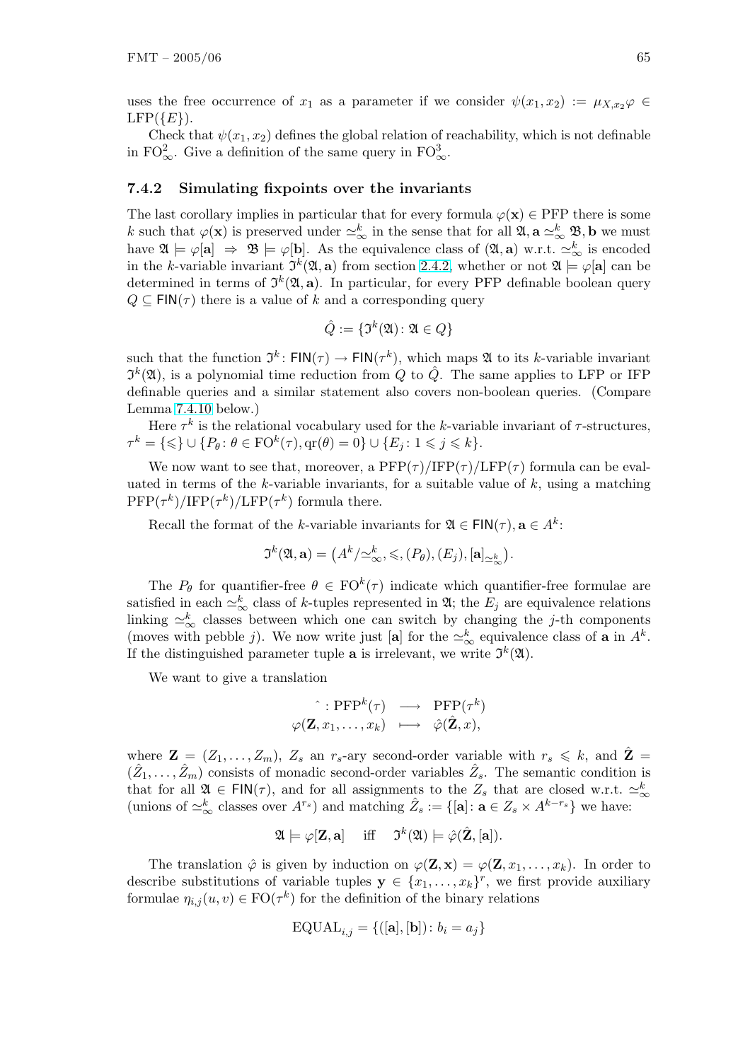uses the free occurrence of $x_1$ as a parameter if we consider $\psi(x_1, x_2) := \mu_{X,x_2}\varphi \in \mathrm{LFP}(\{E\})$.

Check that $\psi(x_1, x_2)$ defines the global relation of reachability, which is not definable in $\mathrm{FO}^2_\infty$. Give a definition of the same query in $\mathrm{FO}^3_\infty$.

### 7.4.2 Simulating fixpoints over the invariants

The last corollary implies in particular that for every formula $\varphi(\mathbf{x}) \in \mathrm{PFP}$ there is some $k$ such that $\varphi(\mathbf{x})$ is preserved under $\simeq^k_\infty$ in the sense that for all $\mathfrak{A}, \mathbf{a} \simeq^k_\infty \mathfrak{B}, \mathbf{b}$ we must have $\mathfrak{A} \models \varphi[\mathbf{a}] \Rightarrow \mathfrak{B} \models \varphi[\mathbf{b}]$. As the equivalence class of $(\mathfrak{A}, \mathbf{a})$ w.r.t. $\simeq^k_\infty$ is encoded in the $k$-variable invariant $\mathfrak{I}^k(\mathfrak{A}, \mathbf{a})$ from section 2.4.2, whether or not $\mathfrak{A} \models \varphi[\mathbf{a}]$ can be determined in terms of $\mathfrak{I}^k(\mathfrak{A}, \mathbf{a})$. In particular, for every PFP definable boolean query $Q \subseteq \mathsf{FIN}(\tau)$ there is a value of $k$ and a corresponding query

$$\hat{Q} := \{\mathfrak{I}^k(\mathfrak{A}) \colon \mathfrak{A} \in Q\}$$

such that the function $\mathfrak{I}^k \colon \mathsf{FIN}(\tau) \to \mathsf{FIN}(\tau^k)$, which maps $\mathfrak{A}$ to its $k$-variable invariant $\mathfrak{I}^k(\mathfrak{A})$, is a polynomial time reduction from $Q$ to $\hat{Q}$. The same applies to LFP or IFP definable queries and a similar statement also covers non-boolean queries. (Compare Lemma 7.4.10 below.)

Here $\tau^k$ is the relational vocabulary used for the $k$-variable invariant of $\tau$-structures, $\tau^k = \{\leqslant\} \cup \{P_\theta \colon \theta \in \mathrm{FO}^k(\tau), \mathrm{qr}(\theta) = 0\} \cup \{E_j \colon 1 \leqslant j \leqslant k\}$.

We now want to see that, moreover, a $\mathrm{PFP}(\tau)/\mathrm{IFP}(\tau)/\mathrm{LFP}(\tau)$ formula can be evaluated in terms of the $k$-variable invariants, for a suitable value of $k$, using a matching $\mathrm{PFP}(\tau^k)/\mathrm{IFP}(\tau^k)/\mathrm{LFP}(\tau^k)$ formula there.

Recall the format of the $k$-variable invariants for $\mathfrak{A} \in \mathsf{FIN}(\tau), \mathbf{a} \in A^k$:

$$\mathfrak{I}^k(\mathfrak{A}, \mathbf{a}) = \big(A^k/{\simeq^k_\infty}, \leqslant, (P_\theta), (E_j), [\mathbf{a}]_{\simeq^k_\infty}\big).$$

The $P_\theta$ for quantifier-free $\theta \in \mathrm{FO}^k(\tau)$ indicate which quantifier-free formulae are satisfied in each $\simeq^k_\infty$ class of $k$-tuples represented in $\mathfrak{A}$; the $E_j$ are equivalence relations linking $\simeq^k_\infty$ classes between which one can switch by changing the $j$-th components (moves with pebble $j$). We now write just $[\mathbf{a}]$ for the $\simeq^k_\infty$ equivalence class of $\mathbf{a}$ in $A^k$. If the distinguished parameter tuple $\mathbf{a}$ is irrelevant, we write $\mathfrak{I}^k(\mathfrak{A})$.

We want to give a translation

$$\begin{array}{rcl} \hat{} : \mathrm{PFP}^k(\tau) & \longrightarrow & \mathrm{PFP}(\tau^k) \\ \varphi(\mathbf{Z}, x_1, \ldots, x_k) & \longmapsto & \hat{\varphi}(\hat{\mathbf{Z}}, x), \end{array}$$

where $\mathbf{Z} = (Z_1, \ldots, Z_m)$, $Z_s$ an $r_s$-ary second-order variable with $r_s \leqslant k$, and $\hat{\mathbf{Z}} = (\hat{Z}_1, \ldots, \hat{Z}_m)$ consists of monadic second-order variables $\hat{Z}_s$. The semantic condition is that for all $\mathfrak{A} \in \mathsf{FIN}(\tau)$, and for all assignments to the $Z_s$ that are closed w.r.t. $\simeq^k_\infty$ (unions of $\simeq^k_\infty$ classes over $A^{r_s}$) and matching $\hat{Z}_s := \{[\mathbf{a}] \colon \mathbf{a} \in Z_s \times A^{k - r_s}\}$ we have:

$$\mathfrak{A} \models \varphi[\mathbf{Z}, \mathbf{a}] \quad \text{iff} \quad \mathfrak{I}^k(\mathfrak{A}) \models \hat{\varphi}(\hat{\mathbf{Z}}, [\mathbf{a}]).$$

The translation $\hat{\varphi}$ is given by induction on $\varphi(\mathbf{Z}, \mathbf{x}) = \varphi(\mathbf{Z}, x_1, \ldots, x_k)$. In order to describe substitutions of variable tuples $\mathbf{y} \in \{x_1, \ldots, x_k\}^r$, we first provide auxiliary formulae $\eta_{i,j}(u, v) \in \mathrm{FO}(\tau^k)$ for the definition of the binary relations

$$\mathrm{EQUAL}_{i,j} = \{([\mathbf{a}], [\mathbf{b}]) \colon b_i = a_j\}$$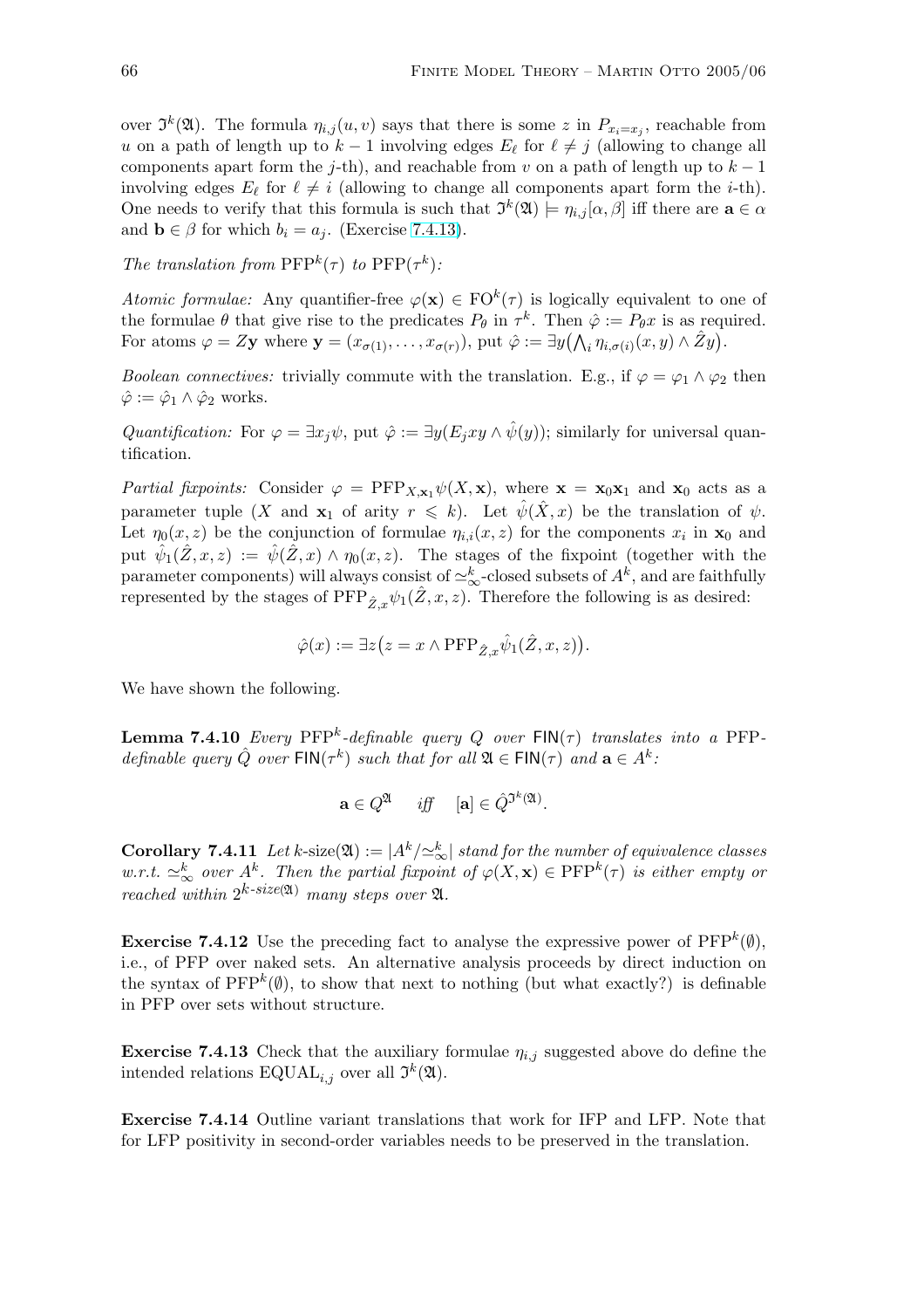over $\mathfrak{I}^k(\mathfrak{A})$. The formula $\eta_{i,j}(u,v)$ says that there is some $z$ in $P_{x_i=x_j}$, reachable from $u$ on a path of length up to $k-1$ involving edges $E_\ell$ for $\ell \neq j$ (allowing to change all components apart form the $j$-th), and reachable from $v$ on a path of length up to $k-1$ involving edges $E_\ell$ for $\ell \neq i$ (allowing to change all components apart form the $i$-th). One needs to verify that this formula is such that $\mathfrak{I}^k(\mathfrak{A}) \models \eta_{i,j}[\alpha, \beta]$ iff there are $\mathbf{a} \in \alpha$ and $\mathbf{b} \in \beta$ for which $b_i = a_j$. (Exercise 7.4.13).

*The translation from* $\mathrm{PFP}^k(\tau)$ *to* $\mathrm{PFP}(\tau^k)$*:*

*Atomic formulae:* Any quantifier-free $\varphi(\mathbf{x}) \in \mathrm{FO}^k(\tau)$ is logically equivalent to one of the formulae $\theta$ that give rise to the predicates $P_\theta$ in $\tau^k$. Then $\hat{\varphi} := P_\theta x$ is as required. For atoms $\varphi = Z\mathbf{y}$ where $\mathbf{y} = (x_{\sigma(1)}, \ldots, x_{\sigma(r)})$, put $\hat{\varphi} := \exists y\big(\bigwedge_i \eta_{i,\sigma(i)}(x,y) \wedge \hat{Z}y\big)$.

*Boolean connectives:* trivially commute with the translation. E.g., if $\varphi = \varphi_1 \wedge \varphi_2$ then $\hat{\varphi} := \hat{\varphi}_1 \wedge \hat{\varphi}_2$ works.

*Quantification:* For $\varphi = \exists x_j \psi$, put $\hat{\varphi} := \exists y(E_j xy \wedge \hat{\psi}(y))$; similarly for universal quantification.

*Partial fixpoints:* Consider $\varphi = \mathrm{PFP}_{X,\mathbf{x}_1} \psi(X, \mathbf{x})$, where $\mathbf{x} = \mathbf{x}_0\mathbf{x}_1$ and $\mathbf{x}_0$ acts as a parameter tuple ($X$ and $\mathbf{x}_1$ of arity $r \leqslant k$). Let $\hat{\psi}(\hat{X}, x)$ be the translation of $\psi$. Let $\eta_0(x,z)$ be the conjunction of formulae $\eta_{i,i}(x,z)$ for the components $x_i$ in $\mathbf{x}_0$ and put $\hat{\psi}_1(\hat{Z}, x, z) := \hat{\psi}(\hat{Z}, x) \wedge \eta_0(x,z)$. The stages of the fixpoint (together with the parameter components) will always consist of $\simeq^k_\infty$-closed subsets of $A^k$, and are faithfully represented by the stages of $\mathrm{PFP}_{\hat{Z},x}\hat{\psi}_1(\hat{Z}, x, z)$. Therefore the following is as desired:

$$\hat{\varphi}(x) := \exists z\big(z = x \wedge \mathrm{PFP}_{\hat{Z},x}\hat{\psi}_1(\hat{Z}, x, z)\big).$$

We have shown the following.

**Lemma 7.4.10** *Every* $\mathrm{PFP}^k$*-definable query* $Q$ *over* $\mathsf{FIN}(\tau)$ *translates into a* PFP*-definable query* $\hat{Q}$ *over* $\mathsf{FIN}(\tau^k)$ *such that for all* $\mathfrak{A} \in \mathsf{FIN}(\tau)$ *and* $\mathbf{a} \in A^k$*:*

$$\mathbf{a} \in Q^{\mathfrak{A}} \quad \textit{iff} \quad [\mathbf{a}] \in \hat{Q}^{\mathfrak{I}^k(\mathfrak{A})}.$$

**Corollary 7.4.11** *Let* $k\text{-size}(\mathfrak{A}) := |A^k/{\simeq^k_\infty}|$ *stand for the number of equivalence classes w.r.t.* $\simeq^k_\infty$ *over* $A^k$*. Then the partial fixpoint of* $\varphi(X, \mathbf{x}) \in \mathrm{PFP}^k(\tau)$ *is either empty or reached within* $2^{k\text{-size}(\mathfrak{A})}$ *many steps over* $\mathfrak{A}$*.*

**Exercise 7.4.12** Use the preceding fact to analyse the expressive power of $\mathrm{PFP}^k(\emptyset)$, i.e., of PFP over naked sets. An alternative analysis proceeds by direct induction on the syntax of $\mathrm{PFP}^k(\emptyset)$, to show that next to nothing (but what exactly?) is definable in PFP over sets without structure.

**Exercise 7.4.13** Check that the auxiliary formulae $\eta_{i,j}$ suggested above do define the intended relations $\mathrm{EQUAL}_{i,j}$ over all $\mathfrak{I}^k(\mathfrak{A})$.

**Exercise 7.4.14** Outline variant translations that work for IFP and LFP. Note that for LFP positivity in second-order variables needs to be preserved in the translation.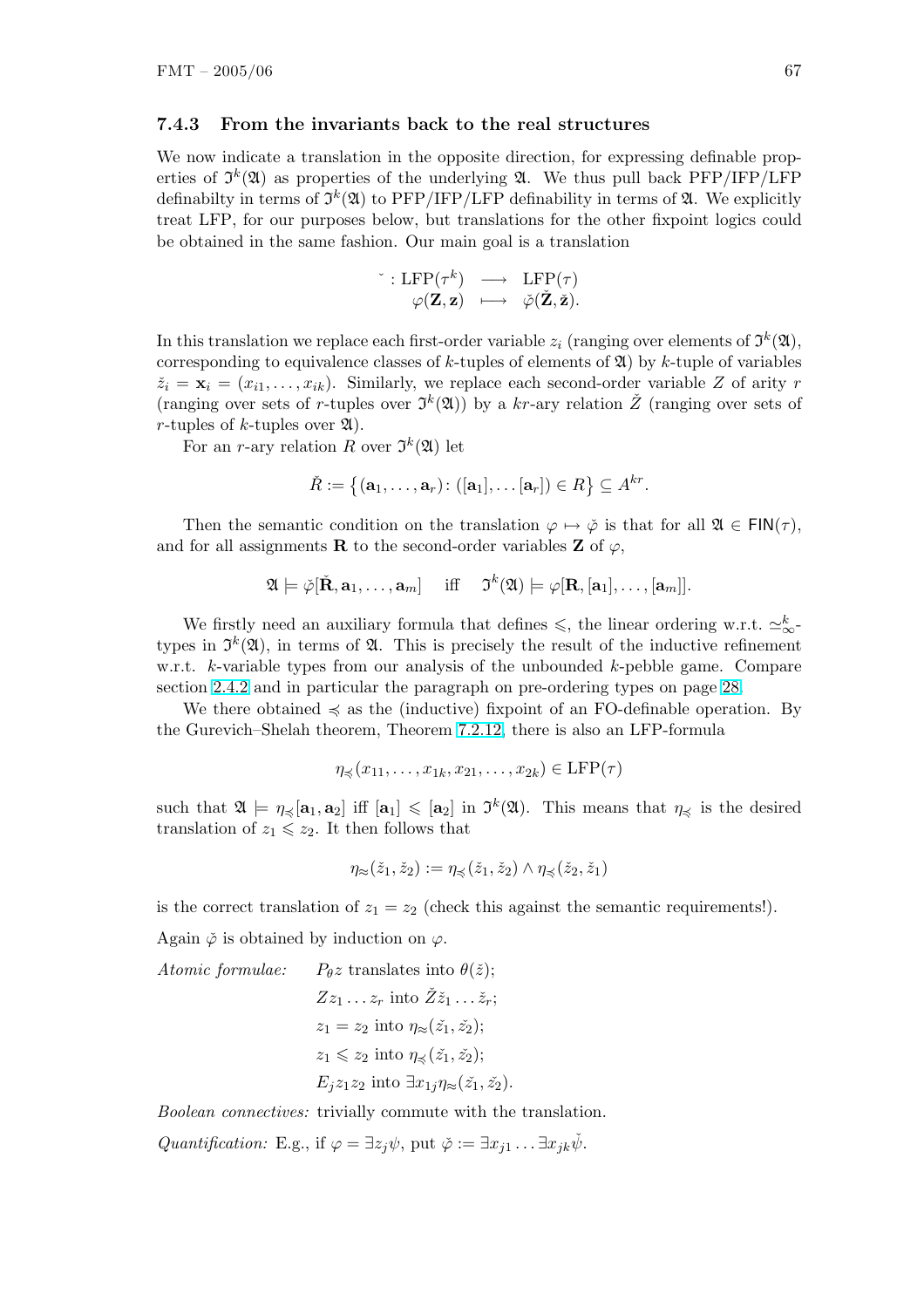### 7.4.3 From the invariants back to the real structures

We now indicate a translation in the opposite direction, for expressing definable properties of $\mathfrak{I}^k(\mathfrak{A})$ as properties of the underlying $\mathfrak{A}$. We thus pull back PFP/IFP/LFP definabilty in terms of $\mathfrak{I}^k(\mathfrak{A})$ to PFP/IFP/LFP definability in terms of $\mathfrak{A}$. We explicitly treat LFP, for our purposes below, but translations for the other fixpoint logics could be obtained in the same fashion. Our main goal is a translation

$$\begin{array}{rccc} \check{} : & \mathrm{LFP}(\tau^k) & \longrightarrow & \mathrm{LFP}(\tau) \\ & \varphi(\mathbf{Z}, \mathbf{z}) & \longmapsto & \check{\varphi}(\check{\mathbf{Z}}, \check{\mathbf{z}}). \end{array}$$

In this translation we replace each first-order variable $z_i$ (ranging over elements of $\mathfrak{I}^k(\mathfrak{A})$, corresponding to equivalence classes of $k$-tuples of elements of $\mathfrak{A}$) by $k$-tuple of variables $\check{z}_i = \mathbf{x}_i = (x_{i1}, \ldots, x_{ik})$. Similarly, we replace each second-order variable $Z$ of arity $r$ (ranging over sets of $r$-tuples over $\mathfrak{I}^k(\mathfrak{A})$) by a $kr$-ary relation $\check{Z}$ (ranging over sets of $r$-tuples of $k$-tuples over $\mathfrak{A}$).

For an $r$-ary relation $R$ over $\mathfrak{I}^k(\mathfrak{A})$ let

$$\check{R} := \big\{ (\mathbf{a}_1, \ldots, \mathbf{a}_r) \colon ([\mathbf{a}_1], \ldots [\mathbf{a}_r]) \in R \big\} \subseteq A^{kr}.$$

Then the semantic condition on the translation $\varphi \mapsto \check{\varphi}$ is that for all $\mathfrak{A} \in \mathsf{FIN}(\tau)$, and for all assignments $\mathbf{R}$ to the second-order variables $\mathbf{Z}$ of $\varphi$,

$$\mathfrak{A} \models \check{\varphi}[\check{\mathbf{R}}, \mathbf{a}_1, \ldots, \mathbf{a}_m] \quad \text{iff} \quad \mathfrak{I}^k(\mathfrak{A}) \models \varphi[\mathbf{R}, [\mathbf{a}_1], \ldots, [\mathbf{a}_m]].$$

We firstly need an auxiliary formula that defines $\leqslant$, the linear ordering w.r.t. $\simeq^k_\infty$-types in $\mathfrak{I}^k(\mathfrak{A})$, in terms of $\mathfrak{A}$. This is precisely the result of the inductive refinement w.r.t. $k$-variable types from our analysis of the unbounded $k$-pebble game. Compare section 2.4.2 and in particular the paragraph on pre-ordering types on page 28.

We there obtained $\preccurlyeq$ as the (inductive) fixpoint of an FO-definable operation. By the Gurevich–Shelah theorem, Theorem 7.2.12, there is also an LFP-formula

$$\eta_{\preccurlyeq}(x_{11}, \ldots, x_{1k}, x_{21}, \ldots, x_{2k}) \in \mathrm{LFP}(\tau)$$

such that $\mathfrak{A} \models \eta_{\preccurlyeq}[\mathbf{a}_1, \mathbf{a}_2]$ iff $[\mathbf{a}_1] \leqslant [\mathbf{a}_2]$ in $\mathfrak{I}^k(\mathfrak{A})$. This means that $\eta_{\preccurlyeq}$ is the desired translation of $z_1 \leqslant z_2$. It then follows that

$$\eta_{\approx}(\check{z}_1, \check{z}_2) := \eta_{\preccurlyeq}(\check{z}_1, \check{z}_2) \wedge \eta_{\preccurlyeq}(\check{z}_2, \check{z}_1)$$

is the correct translation of $z_1 = z_2$ (check this against the semantic requirements!).

Again $\check{\varphi}$ is obtained by induction on $\varphi$.

*Atomic formulae:* $P_\theta z$ translates into $\theta(\check{z})$;

$Z z_1 \ldots z_r$ into $\check{Z} \check{z}_1 \ldots \check{z}_r$;

$z_1 = z_2$ into $\eta_{\approx}(\check{z_1}, \check{z_2})$;

$z_1 \leqslant z_2$ into $\eta_{\preccurlyeq}(\check{z_1}, \check{z_2})$;

$E_j z_1 z_2$ into $\exists x_{1j} \eta_{\approx}(\check{z_1}, \check{z_2})$.

*Boolean connectives:* trivially commute with the translation.

*Quantification:* E.g., if $\varphi = \exists z_j \psi$, put $\check{\varphi} := \exists x_{j1} \ldots \exists x_{jk} \check{\psi}$.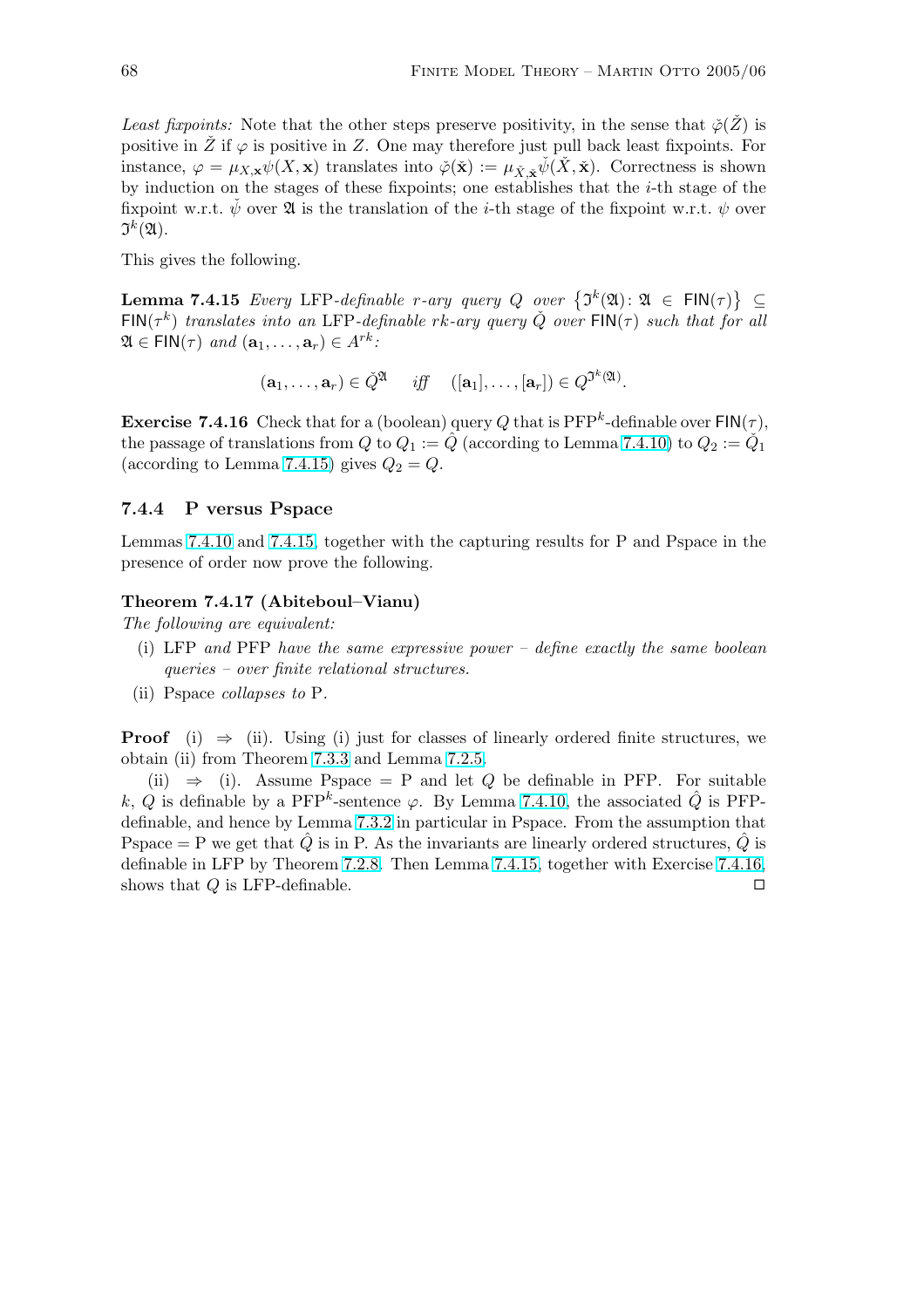*Least fixpoints:* Note that the other steps preserve positivity, in the sense that $\check{\varphi}(\check{Z})$ is positive in $\check{Z}$ if $\varphi$ is positive in $Z$. One may therefore just pull back least fixpoints. For instance, $\varphi = \mu_{X,\mathbf{x}}\psi(X,\mathbf{x})$ translates into $\check{\varphi}(\check{\mathbf{x}}) := \mu_{\check{X},\check{\mathbf{x}}}\check{\psi}(\check{X},\check{\mathbf{x}})$. Correctness is shown by induction on the stages of these fixpoints; one establishes that the $i$-th stage of the fixpoint w.r.t. $\check{\psi}$ over $\mathfrak{A}$ is the translation of the $i$-th stage of the fixpoint w.r.t. $\psi$ over $\mathfrak{I}^k(\mathfrak{A})$.

This gives the following.

**Lemma 7.4.15** *Every* LFP*-definable $r$-ary query $Q$ over $\{\mathfrak{I}^k(\mathfrak{A})\colon \mathfrak{A} \in \mathsf{FIN}(\tau)\} \subseteq \mathsf{FIN}(\tau^k)$ translates into an* LFP*-definable $rk$-ary query $\check{Q}$ over $\mathsf{FIN}(\tau)$ such that for all $\mathfrak{A} \in \mathsf{FIN}(\tau)$ and $(\mathbf{a}_1, \ldots, \mathbf{a}_r) \in A^{rk}$:*

$$(\mathbf{a}_1, \ldots, \mathbf{a}_r) \in \check{Q}^{\mathfrak{A}} \quad \textit{iff} \quad ([\mathbf{a}_1], \ldots, [\mathbf{a}_r]) \in Q^{\mathfrak{I}^k(\mathfrak{A})}.$$

**Exercise 7.4.16** Check that for a (boolean) query $Q$ that is $\mathrm{PFP}^k$-definable over $\mathsf{FIN}(\tau)$, the passage of translations from $Q$ to $Q_1 := \hat{Q}$ (according to Lemma 7.4.10) to $Q_2 := \check{Q}_1$ (according to Lemma 7.4.15) gives $Q_2 = Q$.

### 7.4.4 P versus Pspace

Lemmas 7.4.10 and 7.4.15, together with the capturing results for P and Pspace in the presence of order now prove the following.

**Theorem 7.4.17 (Abiteboul–Vianu)**
*The following are equivalent:*

(i) LFP *and* PFP *have the same expressive power – define exactly the same boolean queries – over finite relational structures.*

(ii) Pspace *collapses to* P.

**Proof** (i) $\Rightarrow$ (ii). Using (i) just for classes of linearly ordered finite structures, we obtain (ii) from Theorem 7.3.3 and Lemma 7.2.5.

(ii) $\Rightarrow$ (i). Assume Pspace = P and let $Q$ be definable in PFP. For suitable $k$, $Q$ is definable by a $\mathrm{PFP}^k$-sentence $\varphi$. By Lemma 7.4.10, the associated $\hat{Q}$ is PFP-definable, and hence by Lemma 7.3.2 in particular in Pspace. From the assumption that Pspace = P we get that $\hat{Q}$ is in P. As the invariants are linearly ordered structures, $\hat{Q}$ is definable in LFP by Theorem 7.2.8. Then Lemma 7.4.15, together with Exercise 7.4.16, shows that $Q$ is LFP-definable. $\Box$